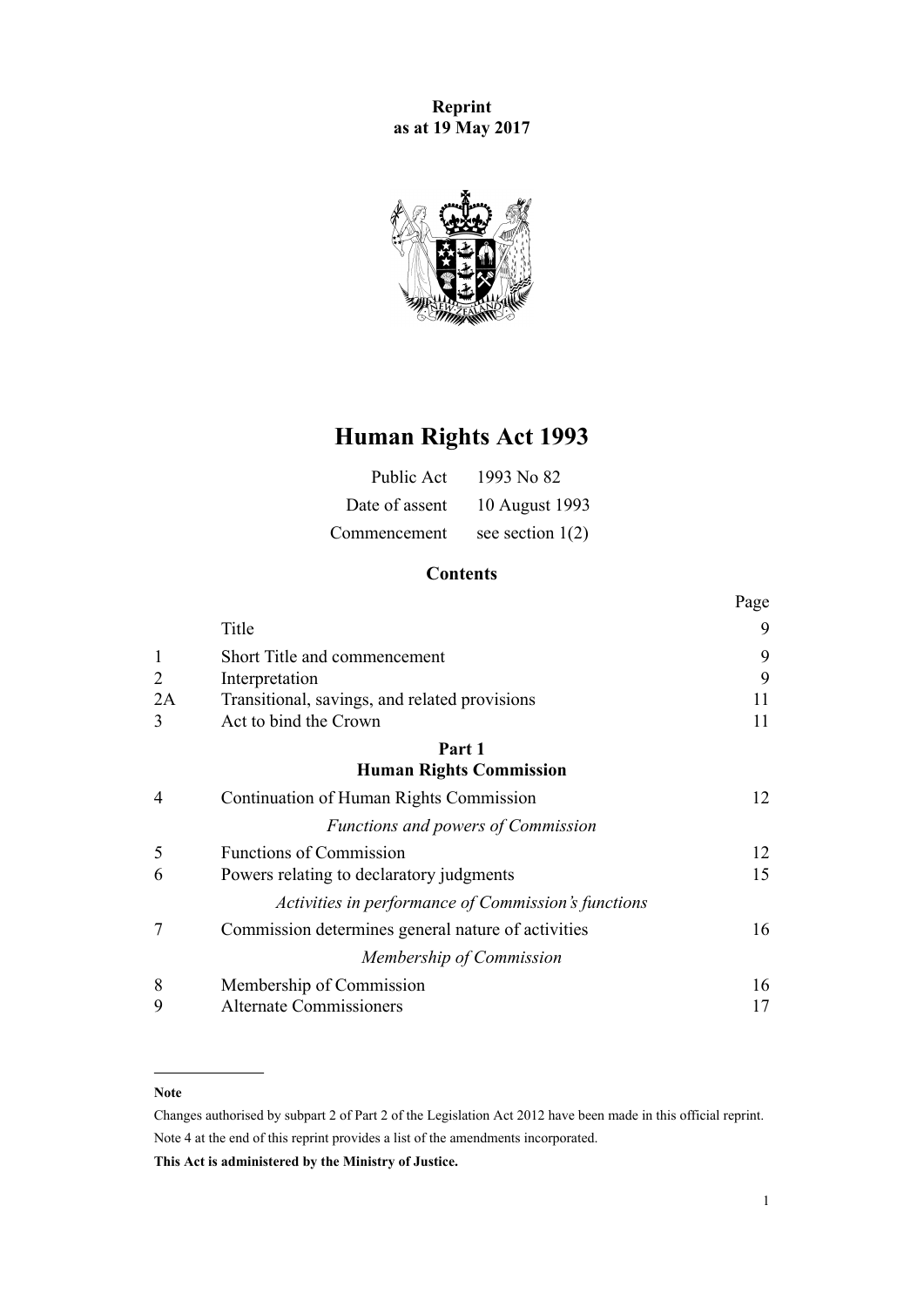**Reprint**
**as at 19 May 2017**

# Human Rights Act 1993

| | |
|---|---|
| Public Act | 1993 No 82 |
| Date of assent | 10 August 1993 |
| Commencement | see section 1(2) |

## Contents

| | | Page |
|---|---|---|
| | Title | 9 |
| 1 | Short Title and commencement | 9 |
| 2 | Interpretation | 9 |
| 2A | Transitional, savings, and related provisions | 11 |
| 3 | Act to bind the Crown | 11 |
| | **Part 1** **Human Rights Commission** | |
| 4 | Continuation of Human Rights Commission | 12 |
| | *Functions and powers of Commission* | |
| 5 | Functions of Commission | 12 |
| 6 | Powers relating to declaratory judgments | 15 |
| | *Activities in performance of Commission's functions* | |
| 7 | Commission determines general nature of activities | 16 |
| | *Membership of Commission* | |
| 8 | Membership of Commission | 16 |
| 9 | Alternate Commissioners | 17 |

---

**Note**

Changes authorised by subpart 2 of Part 2 of the Legislation Act 2012 have been made in this official reprint.

Note 4 at the end of this reprint provides a list of the amendments incorporated.

**This Act is administered by the Ministry of Justice.**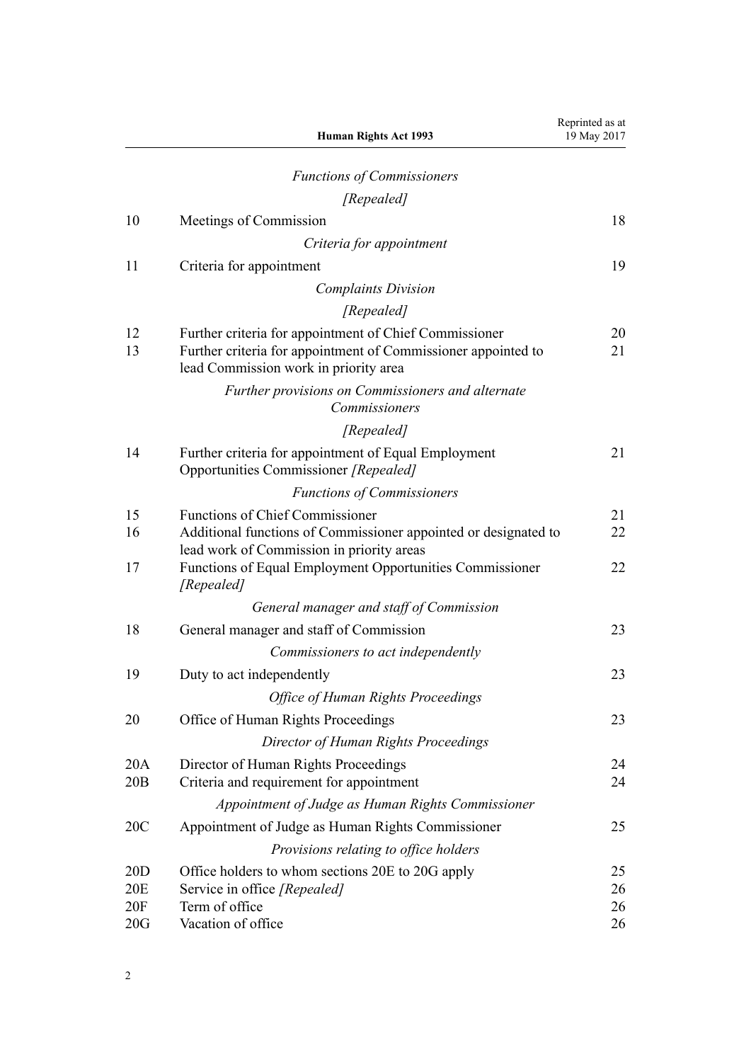*Functions of Commissioners*

*[Repealed]*

| | | |
|---|---|---|
| 10 | Meetings of Commission | 18 |
| | *Criteria for appointment* | |
| 11 | Criteria for appointment | 19 |
| | *Complaints Division* | |
| | *[Repealed]* | |
| 12 | Further criteria for appointment of Chief Commissioner | 20 |
| 13 | Further criteria for appointment of Commissioner appointed to lead Commission work in priority area | 21 |
| | *Further provisions on Commissioners and alternate Commissioners* | |
| | *[Repealed]* | |
| 14 | Further criteria for appointment of Equal Employment Opportunities Commissioner *[Repealed]* | 21 |
| | *Functions of Commissioners* | |
| 15 | Functions of Chief Commissioner | 21 |
| 16 | Additional functions of Commissioner appointed or designated to lead work of Commission in priority areas | 22 |
| 17 | Functions of Equal Employment Opportunities Commissioner *[Repealed]* | 22 |
| | *General manager and staff of Commission* | |
| 18 | General manager and staff of Commission | 23 |
| | *Commissioners to act independently* | |
| 19 | Duty to act independently | 23 |
| | *Office of Human Rights Proceedings* | |
| 20 | Office of Human Rights Proceedings | 23 |
| | *Director of Human Rights Proceedings* | |
| 20A | Director of Human Rights Proceedings | 24 |
| 20B | Criteria and requirement for appointment | 24 |
| | *Appointment of Judge as Human Rights Commissioner* | |
| 20C | Appointment of Judge as Human Rights Commissioner | 25 |
| | *Provisions relating to office holders* | |
| 20D | Office holders to whom sections 20E to 20G apply | 25 |
| 20E | Service in office *[Repealed]* | 26 |
| 20F | Term of office | 26 |
| 20G | Vacation of office | 26 |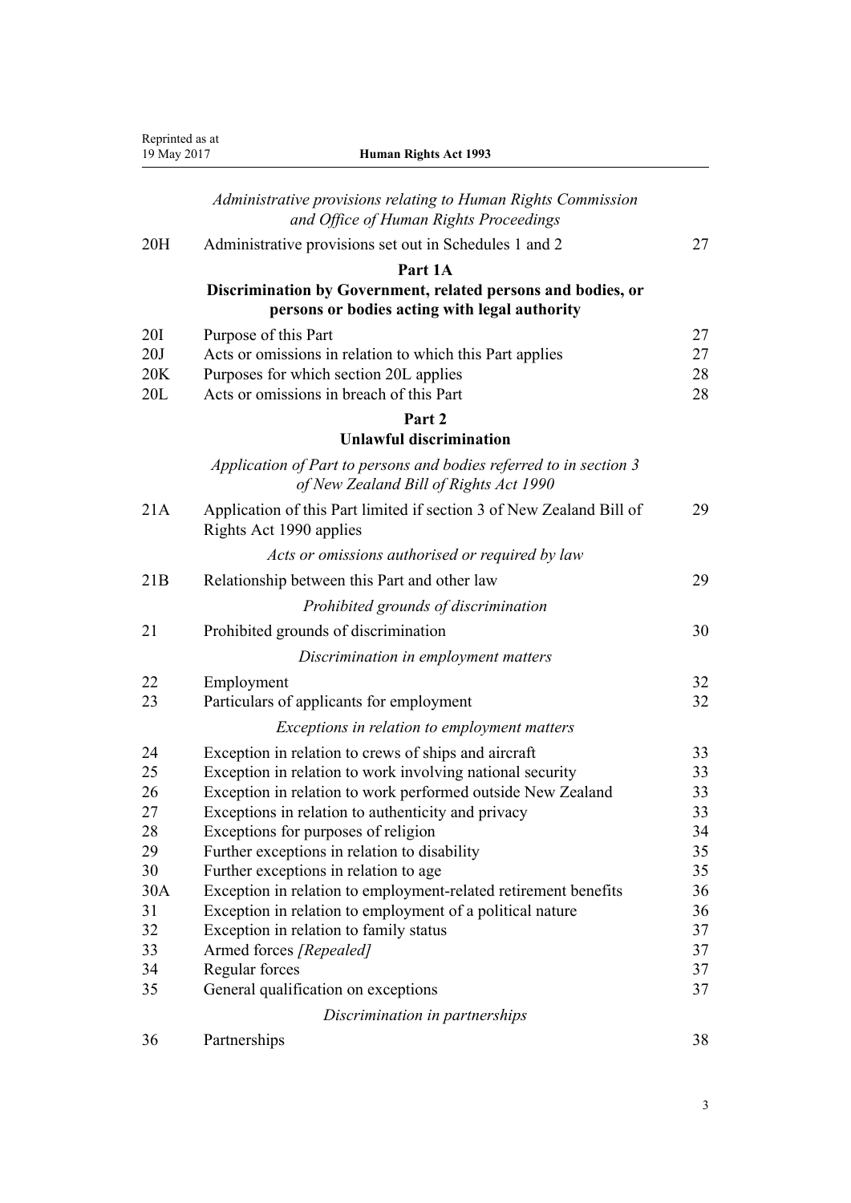*Administrative provisions relating to Human Rights Commission and Office of Human Rights Proceedings*

| | | |
|---|---|---|
| 20H | Administrative provisions set out in Schedules 1 and 2 | 27 |

**Part 1A**
**Discrimination by Government, related persons and bodies, or persons or bodies acting with legal authority**

| | | |
|---|---|---|
| 20I | Purpose of this Part | 27 |
| 20J | Acts or omissions in relation to which this Part applies | 27 |
| 20K | Purposes for which section 20L applies | 28 |
| 20L | Acts or omissions in breach of this Part | 28 |

**Part 2**
**Unlawful discrimination**

*Application of Part to persons and bodies referred to in section 3 of New Zealand Bill of Rights Act 1990*

| | | |
|---|---|---|
| 21A | Application of this Part limited if section 3 of New Zealand Bill of Rights Act 1990 applies | 29 |

*Acts or omissions authorised or required by law*

| | | |
|---|---|---|
| 21B | Relationship between this Part and other law | 29 |

*Prohibited grounds of discrimination*

| | | |
|---|---|---|
| 21 | Prohibited grounds of discrimination | 30 |

*Discrimination in employment matters*

| | | |
|---|---|---|
| 22 | Employment | 32 |
| 23 | Particulars of applicants for employment | 32 |

*Exceptions in relation to employment matters*

| | | |
|---|---|---|
| 24 | Exception in relation to crews of ships and aircraft | 33 |
| 25 | Exception in relation to work involving national security | 33 |
| 26 | Exception in relation to work performed outside New Zealand | 33 |
| 27 | Exceptions in relation to authenticity and privacy | 33 |
| 28 | Exceptions for purposes of religion | 34 |
| 29 | Further exceptions in relation to disability | 35 |
| 30 | Further exceptions in relation to age | 35 |
| 30A | Exception in relation to employment-related retirement benefits | 36 |
| 31 | Exception in relation to employment of a political nature | 36 |
| 32 | Exception in relation to family status | 37 |
| 33 | Armed forces *[Repealed]* | 37 |
| 34 | Regular forces | 37 |
| 35 | General qualification on exceptions | 37 |

*Discrimination in partnerships*

| | | |
|---|---|---|
| 36 | Partnerships | 38 |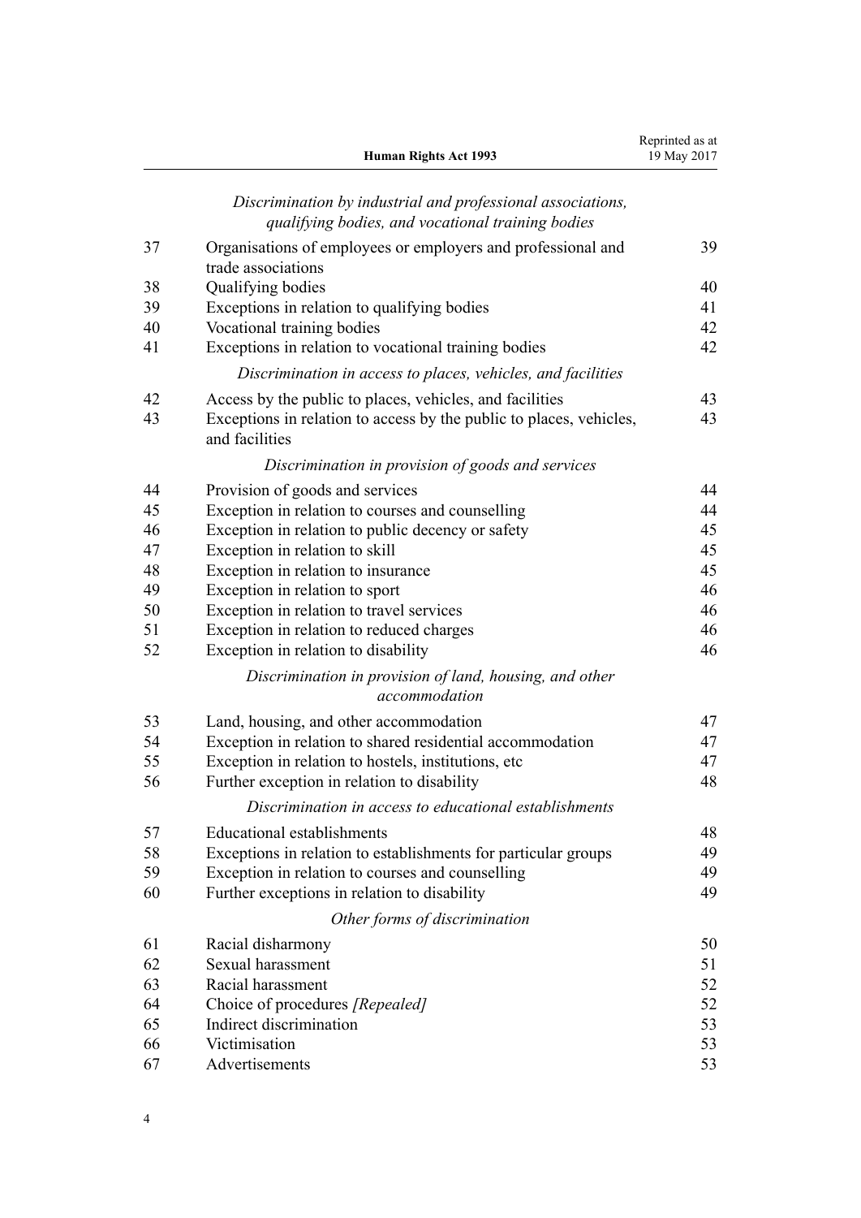*Discrimination by industrial and professional associations, qualifying bodies, and vocational training bodies*

| | | |
|---|---|---|
| 37 | Organisations of employees or employers and professional and trade associations | 39 |
| 38 | Qualifying bodies | 40 |
| 39 | Exceptions in relation to qualifying bodies | 41 |
| 40 | Vocational training bodies | 42 |
| 41 | Exceptions in relation to vocational training bodies | 42 |

*Discrimination in access to places, vehicles, and facilities*

| | | |
|---|---|---|
| 42 | Access by the public to places, vehicles, and facilities | 43 |
| 43 | Exceptions in relation to access by the public to places, vehicles, and facilities | 43 |

*Discrimination in provision of goods and services*

| | | |
|---|---|---|
| 44 | Provision of goods and services | 44 |
| 45 | Exception in relation to courses and counselling | 44 |
| 46 | Exception in relation to public decency or safety | 45 |
| 47 | Exception in relation to skill | 45 |
| 48 | Exception in relation to insurance | 45 |
| 49 | Exception in relation to sport | 46 |
| 50 | Exception in relation to travel services | 46 |
| 51 | Exception in relation to reduced charges | 46 |
| 52 | Exception in relation to disability | 46 |

*Discrimination in provision of land, housing, and other accommodation*

| | | |
|---|---|---|
| 53 | Land, housing, and other accommodation | 47 |
| 54 | Exception in relation to shared residential accommodation | 47 |
| 55 | Exception in relation to hostels, institutions, etc | 47 |
| 56 | Further exception in relation to disability | 48 |

*Discrimination in access to educational establishments*

| | | |
|---|---|---|
| 57 | Educational establishments | 48 |
| 58 | Exceptions in relation to establishments for particular groups | 49 |
| 59 | Exception in relation to courses and counselling | 49 |
| 60 | Further exceptions in relation to disability | 49 |

*Other forms of discrimination*

| | | |
|---|---|---|
| 61 | Racial disharmony | 50 |
| 62 | Sexual harassment | 51 |
| 63 | Racial harassment | 52 |
| 64 | Choice of procedures *[Repealed]* | 52 |
| 65 | Indirect discrimination | 53 |
| 66 | Victimisation | 53 |
| 67 | Advertisements | 53 |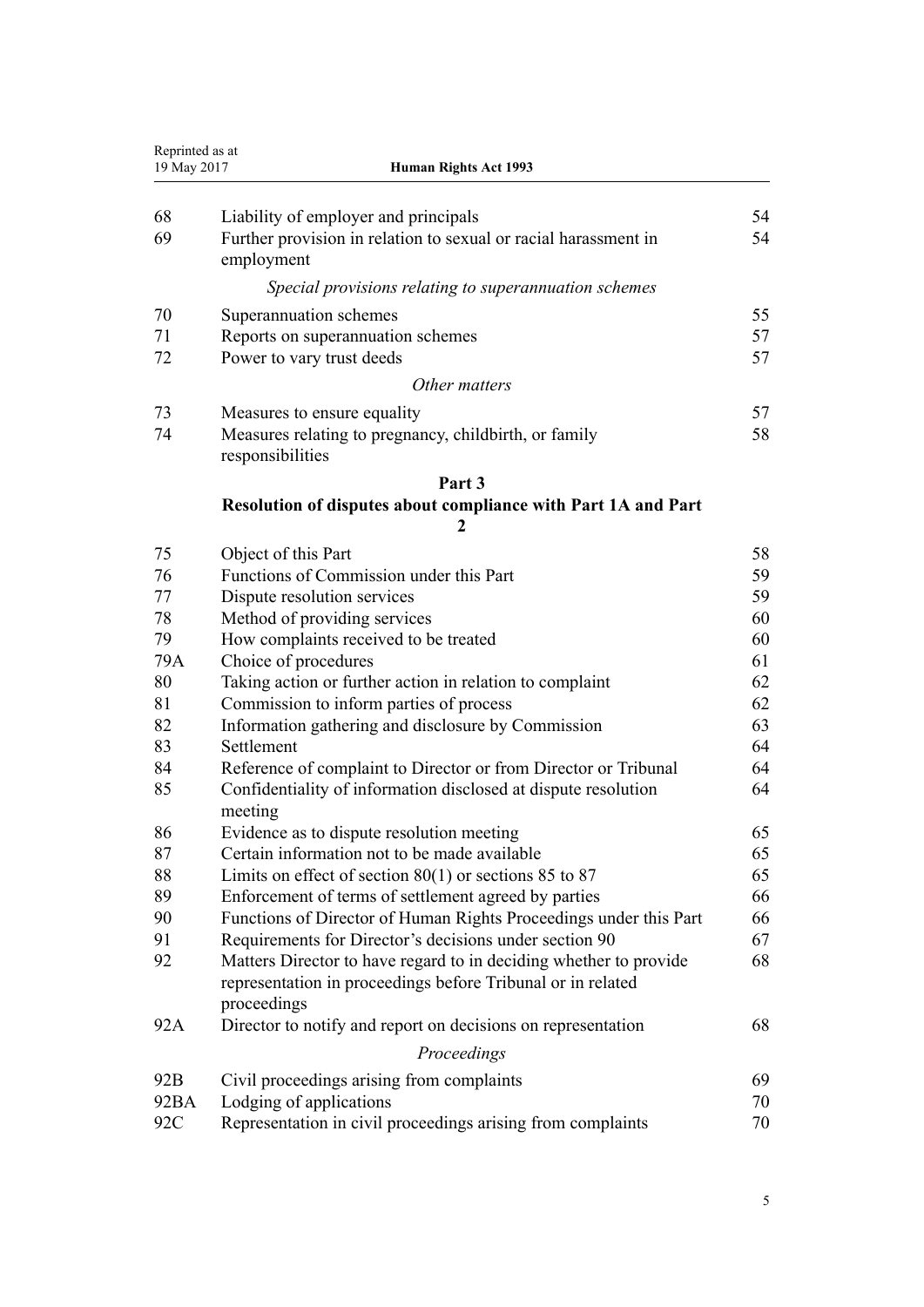| | | |
|---|---|---|
| 68 | Liability of employer and principals | 54 |
| 69 | Further provision in relation to sexual or racial harassment in employment | 54 |
| | *Special provisions relating to superannuation schemes* | |
| 70 | Superannuation schemes | 55 |
| 71 | Reports on superannuation schemes | 57 |
| 72 | Power to vary trust deeds | 57 |
| | *Other matters* | |
| 73 | Measures to ensure equality | 57 |
| 74 | Measures relating to pregnancy, childbirth, or family responsibilities | 58 |

**Part 3**

**Resolution of disputes about compliance with Part 1A and Part 2**

| | | |
|---|---|---|
| 75 | Object of this Part | 58 |
| 76 | Functions of Commission under this Part | 59 |
| 77 | Dispute resolution services | 59 |
| 78 | Method of providing services | 60 |
| 79 | How complaints received to be treated | 60 |
| 79A | Choice of procedures | 61 |
| 80 | Taking action or further action in relation to complaint | 62 |
| 81 | Commission to inform parties of process | 62 |
| 82 | Information gathering and disclosure by Commission | 63 |
| 83 | Settlement | 64 |
| 84 | Reference of complaint to Director or from Director or Tribunal | 64 |
| 85 | Confidentiality of information disclosed at dispute resolution meeting | 64 |
| 86 | Evidence as to dispute resolution meeting | 65 |
| 87 | Certain information not to be made available | 65 |
| 88 | Limits on effect of section 80(1) or sections 85 to 87 | 65 |
| 89 | Enforcement of terms of settlement agreed by parties | 66 |
| 90 | Functions of Director of Human Rights Proceedings under this Part | 66 |
| 91 | Requirements for Director's decisions under section 90 | 67 |
| 92 | Matters Director to have regard to in deciding whether to provide representation in proceedings before Tribunal or in related proceedings | 68 |
| 92A | Director to notify and report on decisions on representation | 68 |
| | *Proceedings* | |
| 92B | Civil proceedings arising from complaints | 69 |
| 92BA | Lodging of applications | 70 |
| 92C | Representation in civil proceedings arising from complaints | 70 |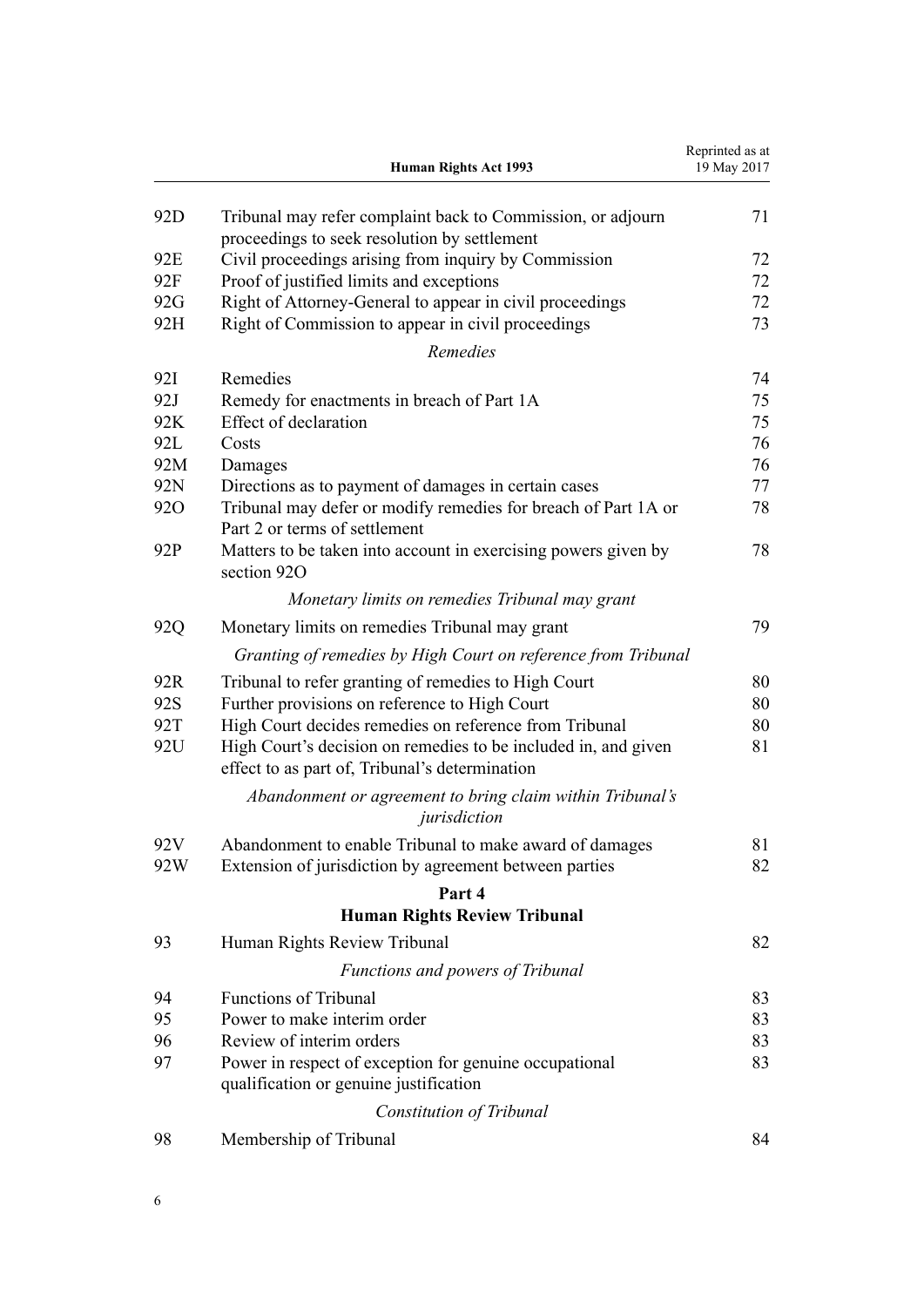| | | |
|---|---|---|
| 92D | Tribunal may refer complaint back to Commission, or adjourn proceedings to seek resolution by settlement | 71 |
| 92E | Civil proceedings arising from inquiry by Commission | 72 |
| 92F | Proof of justified limits and exceptions | 72 |
| 92G | Right of Attorney-General to appear in civil proceedings | 72 |
| 92H | Right of Commission to appear in civil proceedings | 73 |
| | *Remedies* | |
| 92I | Remedies | 74 |
| 92J | Remedy for enactments in breach of Part 1A | 75 |
| 92K | Effect of declaration | 75 |
| 92L | Costs | 76 |
| 92M | Damages | 76 |
| 92N | Directions as to payment of damages in certain cases | 77 |
| 92O | Tribunal may defer or modify remedies for breach of Part 1A or Part 2 or terms of settlement | 78 |
| 92P | Matters to be taken into account in exercising powers given by section 92O | 78 |
| | *Monetary limits on remedies Tribunal may grant* | |
| 92Q | Monetary limits on remedies Tribunal may grant | 79 |
| | *Granting of remedies by High Court on reference from Tribunal* | |
| 92R | Tribunal to refer granting of remedies to High Court | 80 |
| 92S | Further provisions on reference to High Court | 80 |
| 92T | High Court decides remedies on reference from Tribunal | 80 |
| 92U | High Court's decision on remedies to be included in, and given effect to as part of, Tribunal's determination | 81 |
| | *Abandonment or agreement to bring claim within Tribunal's jurisdiction* | |
| 92V | Abandonment to enable Tribunal to make award of damages | 81 |
| 92W | Extension of jurisdiction by agreement between parties | 82 |
| | **Part 4** **Human Rights Review Tribunal** | |
| 93 | Human Rights Review Tribunal | 82 |
| | *Functions and powers of Tribunal* | |
| 94 | Functions of Tribunal | 83 |
| 95 | Power to make interim order | 83 |
| 96 | Review of interim orders | 83 |
| 97 | Power in respect of exception for genuine occupational qualification or genuine justification | 83 |
| | *Constitution of Tribunal* | |
| 98 | Membership of Tribunal | 84 |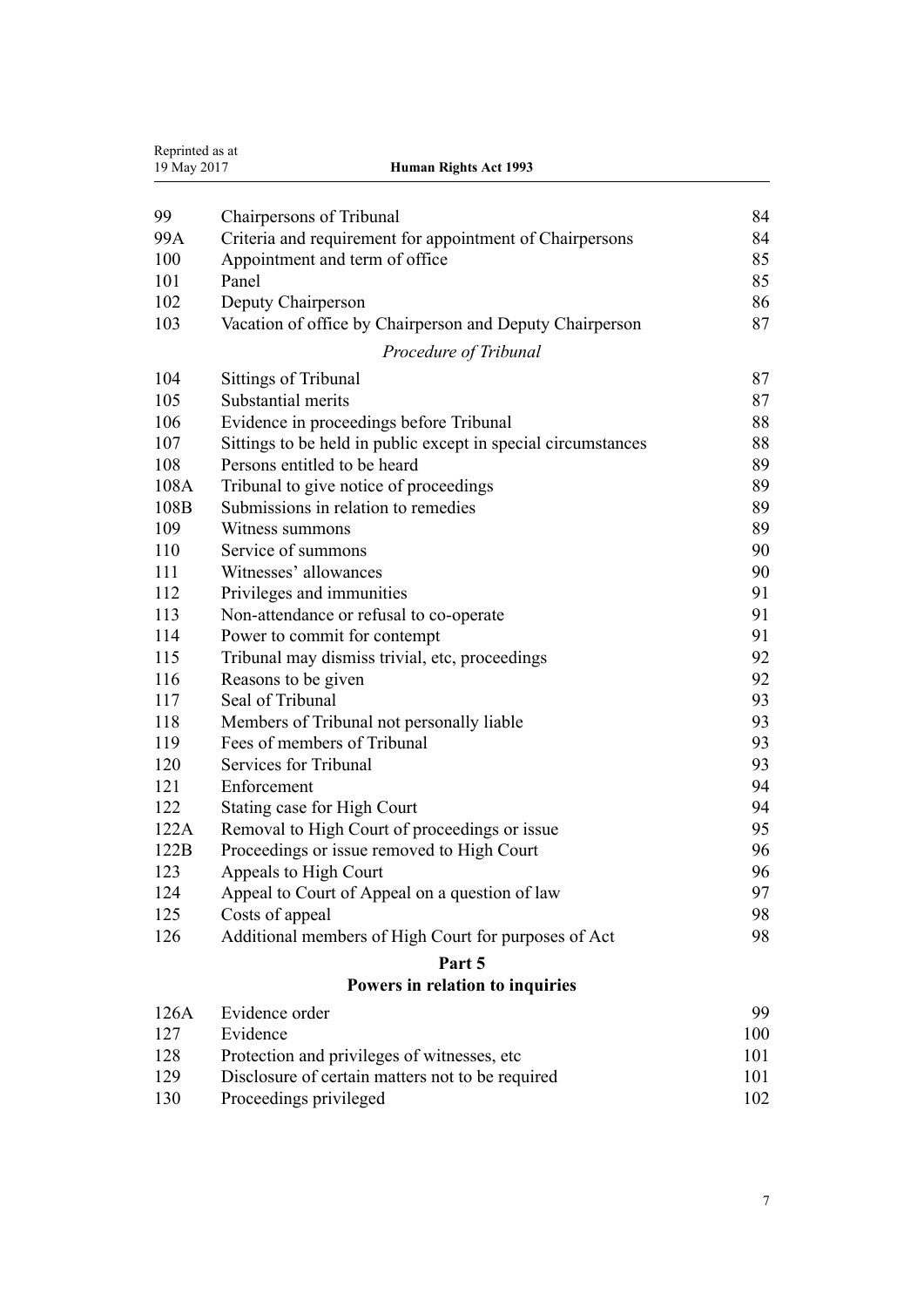| | | |
|---|---|---|
| 99 | Chairpersons of Tribunal | 84 |
| 99A | Criteria and requirement for appointment of Chairpersons | 84 |
| 100 | Appointment and term of office | 85 |
| 101 | Panel | 85 |
| 102 | Deputy Chairperson | 86 |
| 103 | Vacation of office by Chairperson and Deputy Chairperson | 87 |

*Procedure of Tribunal*

| | | |
|---|---|---|
| 104 | Sittings of Tribunal | 87 |
| 105 | Substantial merits | 87 |
| 106 | Evidence in proceedings before Tribunal | 88 |
| 107 | Sittings to be held in public except in special circumstances | 88 |
| 108 | Persons entitled to be heard | 89 |
| 108A | Tribunal to give notice of proceedings | 89 |
| 108B | Submissions in relation to remedies | 89 |
| 109 | Witness summons | 89 |
| 110 | Service of summons | 90 |
| 111 | Witnesses' allowances | 90 |
| 112 | Privileges and immunities | 91 |
| 113 | Non-attendance or refusal to co-operate | 91 |
| 114 | Power to commit for contempt | 91 |
| 115 | Tribunal may dismiss trivial, etc, proceedings | 92 |
| 116 | Reasons to be given | 92 |
| 117 | Seal of Tribunal | 93 |
| 118 | Members of Tribunal not personally liable | 93 |
| 119 | Fees of members of Tribunal | 93 |
| 120 | Services for Tribunal | 93 |
| 121 | Enforcement | 94 |
| 122 | Stating case for High Court | 94 |
| 122A | Removal to High Court of proceedings or issue | 95 |
| 122B | Proceedings or issue removed to High Court | 96 |
| 123 | Appeals to High Court | 96 |
| 124 | Appeal to Court of Appeal on a question of law | 97 |
| 125 | Costs of appeal | 98 |
| 126 | Additional members of High Court for purposes of Act | 98 |

**Part 5**

**Powers in relation to inquiries**

| | | |
|---|---|---|
| 126A | Evidence order | 99 |
| 127 | Evidence | 100 |
| 128 | Protection and privileges of witnesses, etc | 101 |
| 129 | Disclosure of certain matters not to be required | 101 |
| 130 | Proceedings privileged | 102 |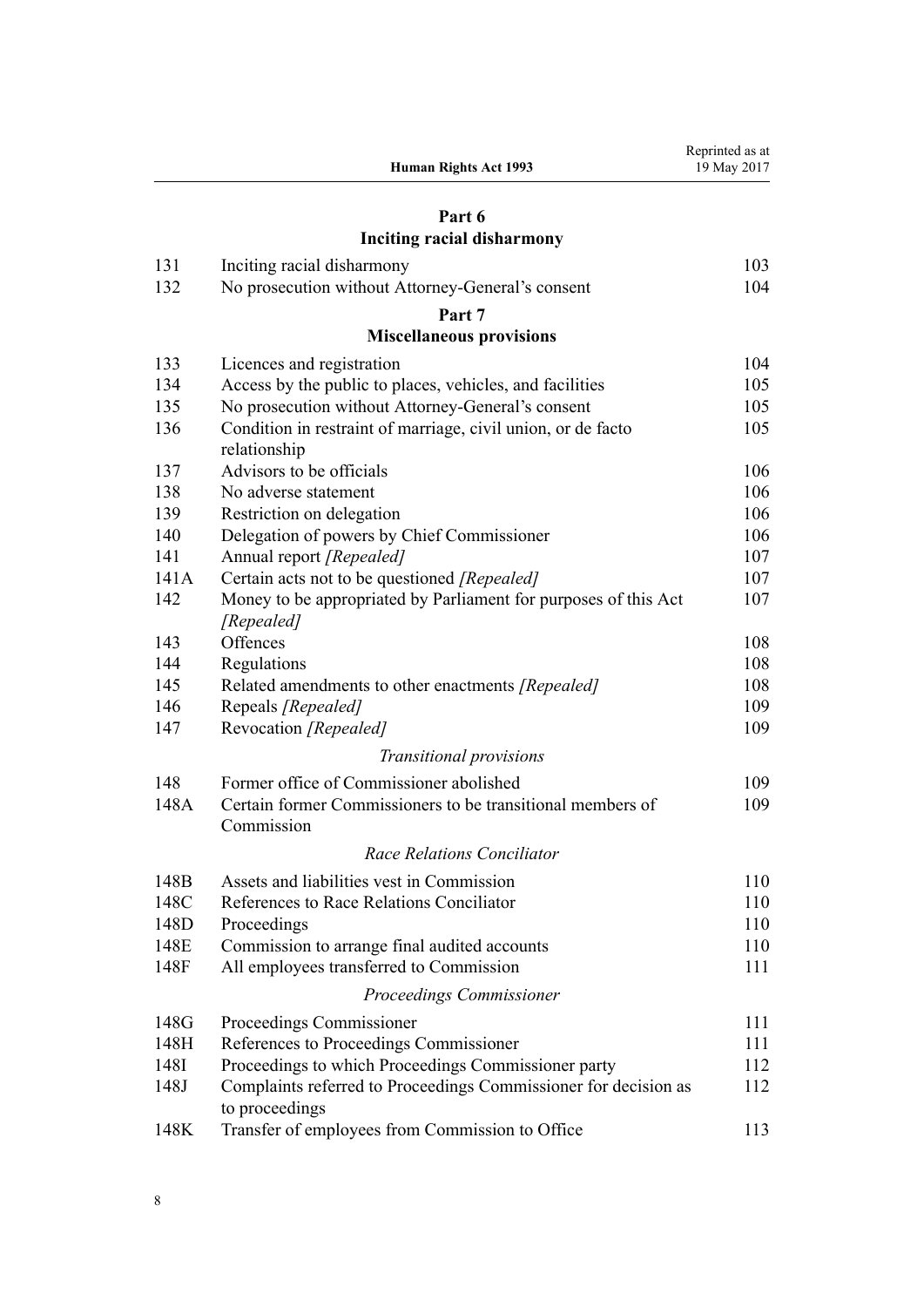## Part 6
## Inciting racial disharmony

| | | |
|---|---|---|
| 131 | Inciting racial disharmony | 103 |
| 132 | No prosecution without Attorney-General's consent | 104 |

## Part 7
## Miscellaneous provisions

| | | |
|---|---|---|
| 133 | Licences and registration | 104 |
| 134 | Access by the public to places, vehicles, and facilities | 105 |
| 135 | No prosecution without Attorney-General's consent | 105 |
| 136 | Condition in restraint of marriage, civil union, or de facto relationship | 105 |
| 137 | Advisors to be officials | 106 |
| 138 | No adverse statement | 106 |
| 139 | Restriction on delegation | 106 |
| 140 | Delegation of powers by Chief Commissioner | 106 |
| 141 | Annual report *[Repealed]* | 107 |
| 141A | Certain acts not to be questioned *[Repealed]* | 107 |
| 142 | Money to be appropriated by Parliament for purposes of this Act *[Repealed]* | 107 |
| 143 | Offences | 108 |
| 144 | Regulations | 108 |
| 145 | Related amendments to other enactments *[Repealed]* | 108 |
| 146 | Repeals *[Repealed]* | 109 |
| 147 | Revocation *[Repealed]* | 109 |

*Transitional provisions*

| | | |
|---|---|---|
| 148 | Former office of Commissioner abolished | 109 |
| 148A | Certain former Commissioners to be transitional members of Commission | 109 |

*Race Relations Conciliator*

| | | |
|---|---|---|
| 148B | Assets and liabilities vest in Commission | 110 |
| 148C | References to Race Relations Conciliator | 110 |
| 148D | Proceedings | 110 |
| 148E | Commission to arrange final audited accounts | 110 |
| 148F | All employees transferred to Commission | 111 |

*Proceedings Commissioner*

| | | |
|---|---|---|
| 148G | Proceedings Commissioner | 111 |
| 148H | References to Proceedings Commissioner | 111 |
| 148I | Proceedings to which Proceedings Commissioner party | 112 |
| 148J | Complaints referred to Proceedings Commissioner for decision as to proceedings | 112 |
| 148K | Transfer of employees from Commission to Office | 113 |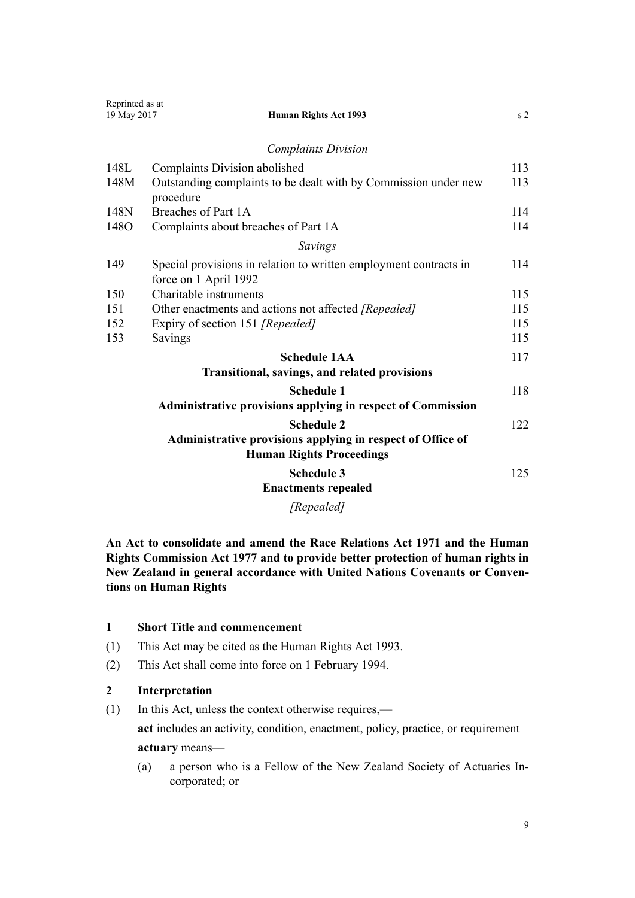*Complaints Division*

| | | |
|---|---|---|
| 148L | Complaints Division abolished | 113 |
| 148M | Outstanding complaints to be dealt with by Commission under new procedure | 113 |
| 148N | Breaches of Part 1A | 114 |
| 148O | Complaints about breaches of Part 1A | 114 |

*Savings*

| | | |
|---|---|---|
| 149 | Special provisions in relation to written employment contracts in force on 1 April 1992 | 114 |
| 150 | Charitable instruments | 115 |
| 151 | Other enactments and actions not affected *[Repealed]* | 115 |
| 152 | Expiry of section 151 *[Repealed]* | 115 |
| 153 | Savings | 115 |

**Schedule 1AA** — 117
**Transitional, savings, and related provisions**

**Schedule 1** — 118
**Administrative provisions applying in respect of Commission**

**Schedule 2** — 122
**Administrative provisions applying in respect of Office of Human Rights Proceedings**

**Schedule 3** — 125
**Enactments repealed**

*[Repealed]*

**An Act to consolidate and amend the Race Relations Act 1971 and the Human Rights Commission Act 1977 and to provide better protection of human rights in New Zealand in general accordance with United Nations Covenants or Conventions on Human Rights**

### 1 Short Title and commencement

(1) This Act may be cited as the Human Rights Act 1993.

(2) This Act shall come into force on 1 February 1994.

### 2 Interpretation

(1) In this Act, unless the context otherwise requires,—

**act** includes an activity, condition, enactment, policy, practice, or requirement

**actuary** means—

(a) a person who is a Fellow of the New Zealand Society of Actuaries Incorporated; or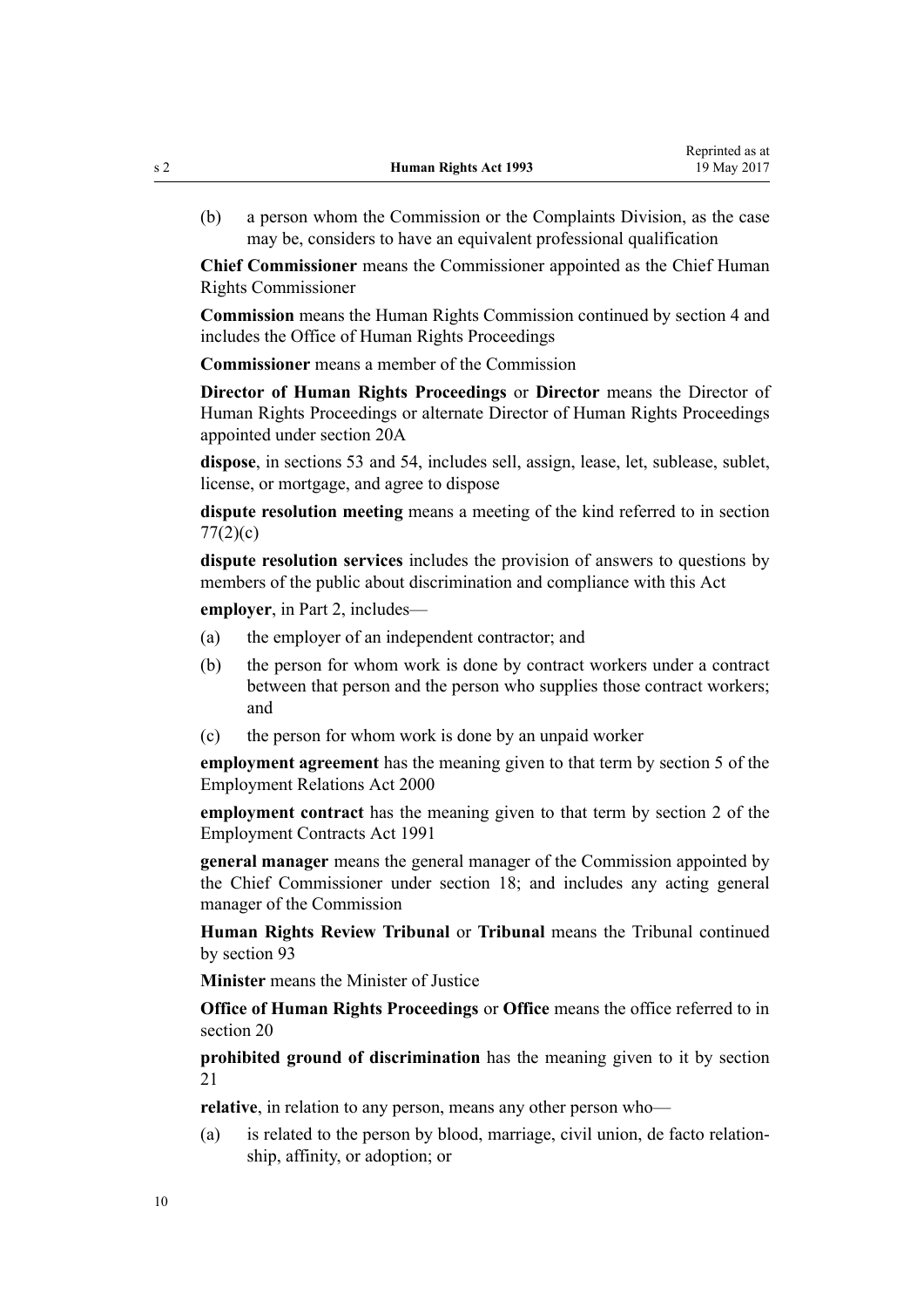(b) a person whom the Commission or the Complaints Division, as the case may be, considers to have an equivalent professional qualification

**Chief Commissioner** means the Commissioner appointed as the Chief Human Rights Commissioner

**Commission** means the Human Rights Commission continued by section 4 and includes the Office of Human Rights Proceedings

**Commissioner** means a member of the Commission

**Director of Human Rights Proceedings** or **Director** means the Director of Human Rights Proceedings or alternate Director of Human Rights Proceedings appointed under section 20A

**dispose**, in sections 53 and 54, includes sell, assign, lease, let, sublease, sublet, license, or mortgage, and agree to dispose

**dispute resolution meeting** means a meeting of the kind referred to in section 77(2)(c)

**dispute resolution services** includes the provision of answers to questions by members of the public about discrimination and compliance with this Act

**employer**, in Part 2, includes—

(a) the employer of an independent contractor; and

(b) the person for whom work is done by contract workers under a contract between that person and the person who supplies those contract workers; and

(c) the person for whom work is done by an unpaid worker

**employment agreement** has the meaning given to that term by section 5 of the Employment Relations Act 2000

**employment contract** has the meaning given to that term by section 2 of the Employment Contracts Act 1991

**general manager** means the general manager of the Commission appointed by the Chief Commissioner under section 18; and includes any acting general manager of the Commission

**Human Rights Review Tribunal** or **Tribunal** means the Tribunal continued by section 93

**Minister** means the Minister of Justice

**Office of Human Rights Proceedings** or **Office** means the office referred to in section 20

**prohibited ground of discrimination** has the meaning given to it by section 21

**relative**, in relation to any person, means any other person who—

(a) is related to the person by blood, marriage, civil union, de facto relationship, affinity, or adoption; or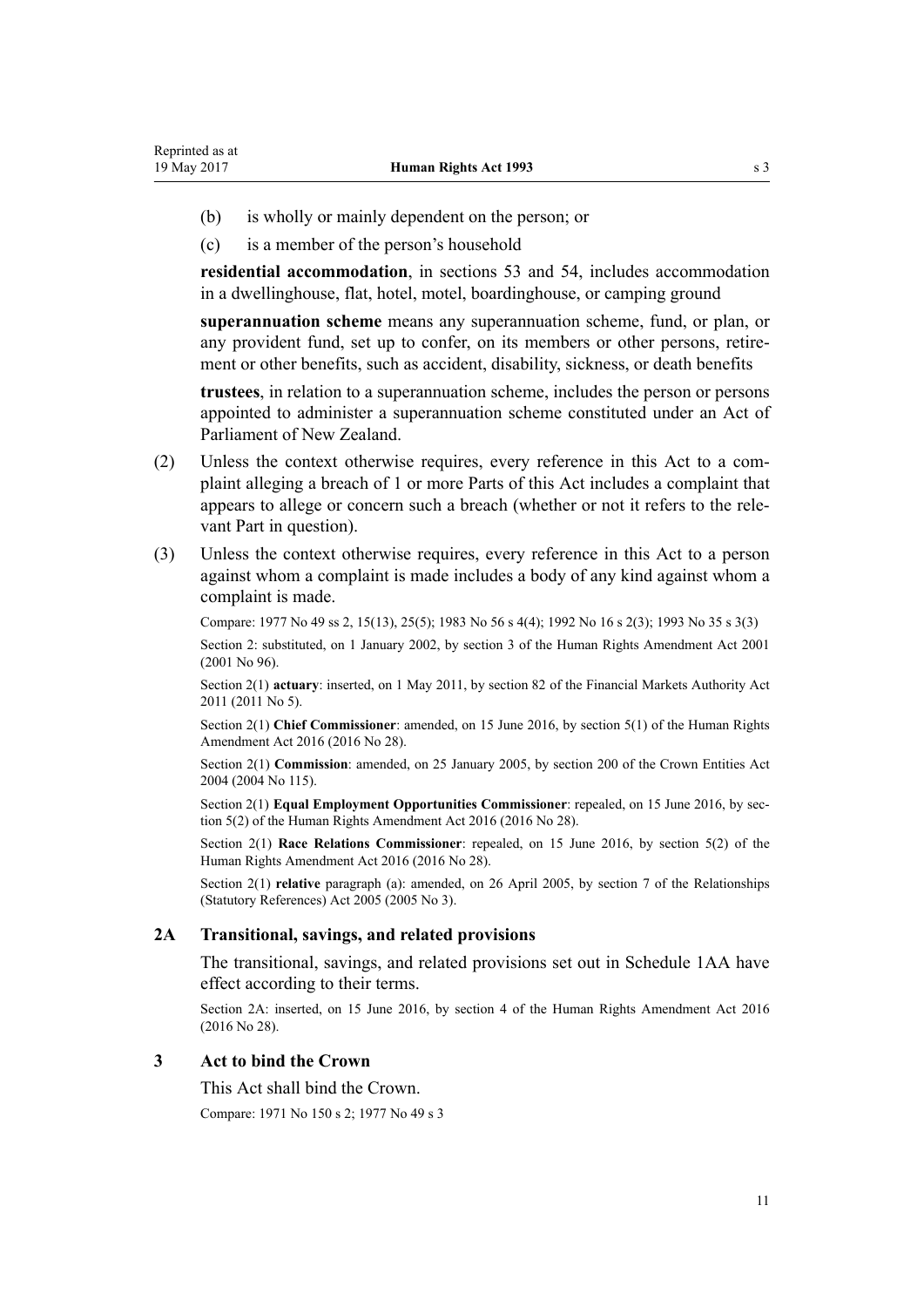(b) is wholly or mainly dependent on the person; or

(c) is a member of the person's household

**residential accommodation**, in sections 53 and 54, includes accommodation in a dwellinghouse, flat, hotel, motel, boardinghouse, or camping ground

**superannuation scheme** means any superannuation scheme, fund, or plan, or any provident fund, set up to confer, on its members or other persons, retirement or other benefits, such as accident, disability, sickness, or death benefits

**trustees**, in relation to a superannuation scheme, includes the person or persons appointed to administer a superannuation scheme constituted under an Act of Parliament of New Zealand.

(2) Unless the context otherwise requires, every reference in this Act to a complaint alleging a breach of 1 or more Parts of this Act includes a complaint that appears to allege or concern such a breach (whether or not it refers to the relevant Part in question).

(3) Unless the context otherwise requires, every reference in this Act to a person against whom a complaint is made includes a body of any kind against whom a complaint is made.

Compare: 1977 No 49 ss 2, 15(13), 25(5); 1983 No 56 s 4(4); 1992 No 16 s 2(3); 1993 No 35 s 3(3)

Section 2: substituted, on 1 January 2002, by section 3 of the Human Rights Amendment Act 2001 (2001 No 96).

Section 2(1) **actuary**: inserted, on 1 May 2011, by section 82 of the Financial Markets Authority Act 2011 (2011 No 5).

Section 2(1) **Chief Commissioner**: amended, on 15 June 2016, by section 5(1) of the Human Rights Amendment Act 2016 (2016 No 28).

Section 2(1) **Commission**: amended, on 25 January 2005, by section 200 of the Crown Entities Act 2004 (2004 No 115).

Section 2(1) **Equal Employment Opportunities Commissioner**: repealed, on 15 June 2016, by section 5(2) of the Human Rights Amendment Act 2016 (2016 No 28).

Section 2(1) **Race Relations Commissioner**: repealed, on 15 June 2016, by section 5(2) of the Human Rights Amendment Act 2016 (2016 No 28).

Section 2(1) **relative** paragraph (a): amended, on 26 April 2005, by section 7 of the Relationships (Statutory References) Act 2005 (2005 No 3).

### 2A Transitional, savings, and related provisions

The transitional, savings, and related provisions set out in Schedule 1AA have effect according to their terms.

Section 2A: inserted, on 15 June 2016, by section 4 of the Human Rights Amendment Act 2016 (2016 No 28).

### 3 Act to bind the Crown

This Act shall bind the Crown.

Compare: 1971 No 150 s 2; 1977 No 49 s 3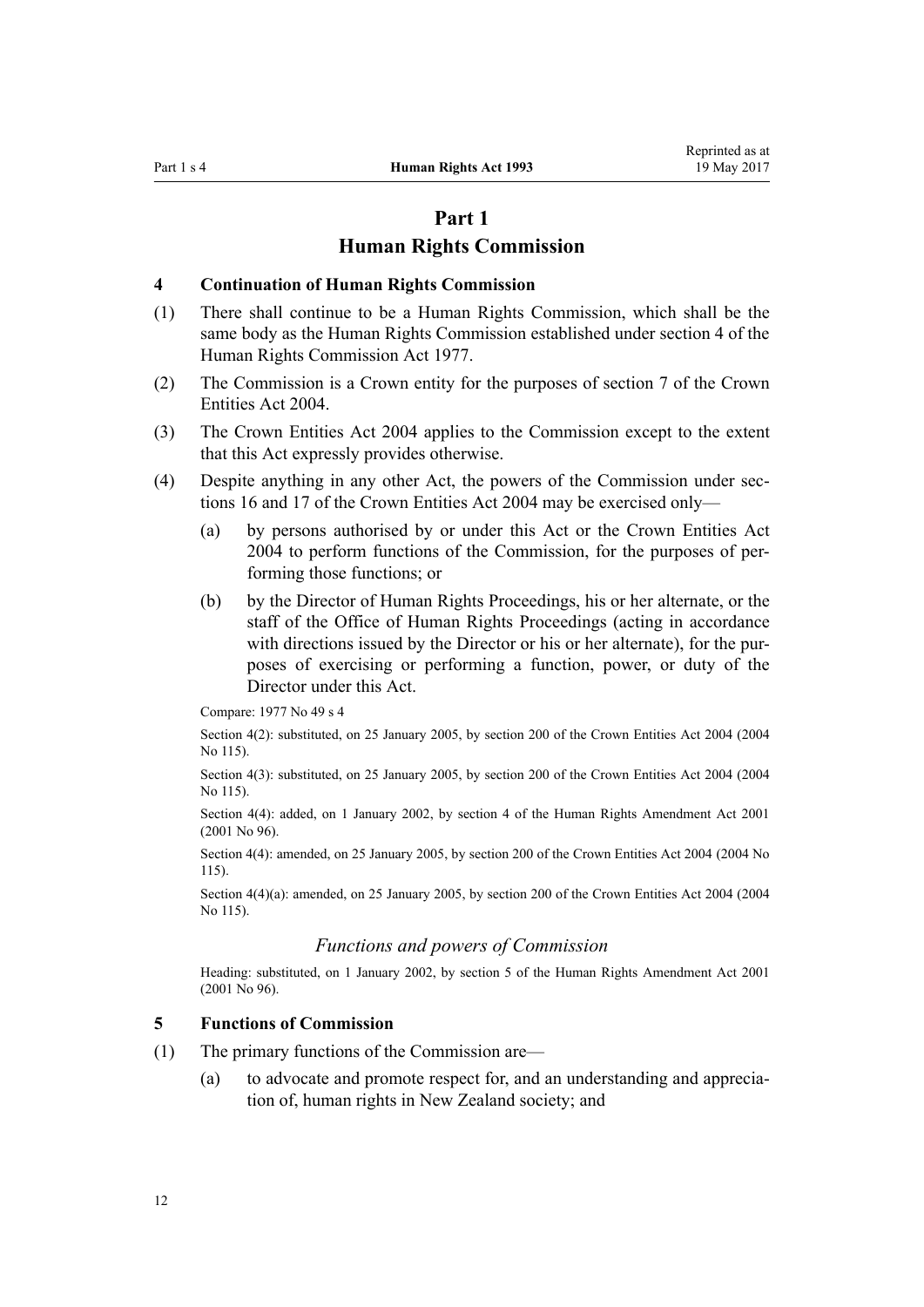# Part 1
# Human Rights Commission

### 4 Continuation of Human Rights Commission

(1) There shall continue to be a Human Rights Commission, which shall be the same body as the Human Rights Commission established under section 4 of the Human Rights Commission Act 1977.

(2) The Commission is a Crown entity for the purposes of section 7 of the Crown Entities Act 2004.

(3) The Crown Entities Act 2004 applies to the Commission except to the extent that this Act expressly provides otherwise.

(4) Despite anything in any other Act, the powers of the Commission under sections 16 and 17 of the Crown Entities Act 2004 may be exercised only—

- (a) by persons authorised by or under this Act or the Crown Entities Act 2004 to perform functions of the Commission, for the purposes of performing those functions; or
- (b) by the Director of Human Rights Proceedings, his or her alternate, or the staff of the Office of Human Rights Proceedings (acting in accordance with directions issued by the Director or his or her alternate), for the purposes of exercising or performing a function, power, or duty of the Director under this Act.

Compare: 1977 No 49 s 4

Section 4(2): substituted, on 25 January 2005, by section 200 of the Crown Entities Act 2004 (2004 No 115).

Section 4(3): substituted, on 25 January 2005, by section 200 of the Crown Entities Act 2004 (2004 No 115).

Section 4(4): added, on 1 January 2002, by section 4 of the Human Rights Amendment Act 2001 (2001 No 96).

Section 4(4): amended, on 25 January 2005, by section 200 of the Crown Entities Act 2004 (2004 No 115).

Section 4(4)(a): amended, on 25 January 2005, by section 200 of the Crown Entities Act 2004 (2004 No 115).

*Functions and powers of Commission*

Heading: substituted, on 1 January 2002, by section 5 of the Human Rights Amendment Act 2001 (2001 No 96).

### 5 Functions of Commission

(1) The primary functions of the Commission are—

- (a) to advocate and promote respect for, and an understanding and appreciation of, human rights in New Zealand society; and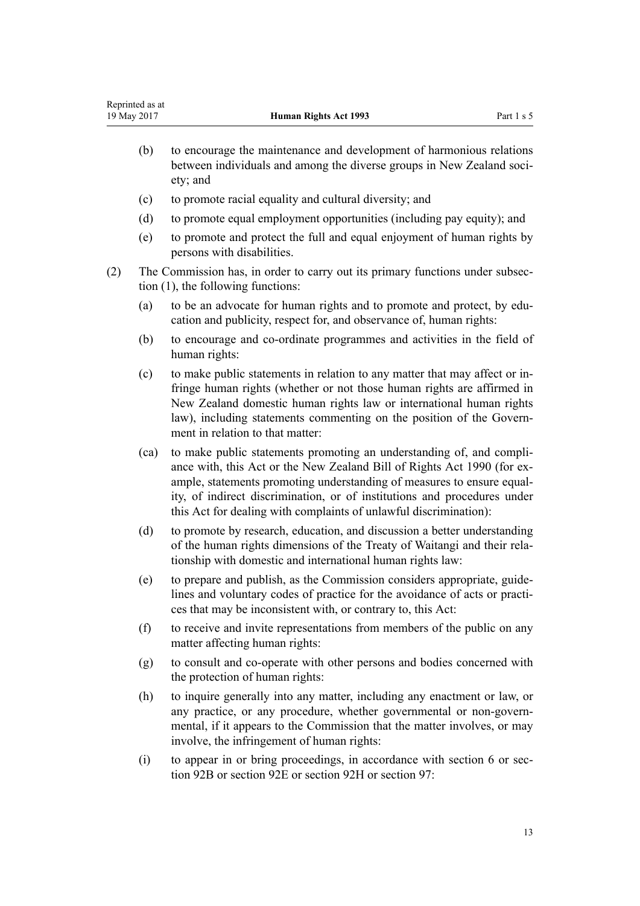(b) to encourage the maintenance and development of harmonious relations between individuals and among the diverse groups in New Zealand society; and

(c) to promote racial equality and cultural diversity; and

(d) to promote equal employment opportunities (including pay equity); and

(e) to promote and protect the full and equal enjoyment of human rights by persons with disabilities.

(2) The Commission has, in order to carry out its primary functions under subsection (1), the following functions:

(a) to be an advocate for human rights and to promote and protect, by education and publicity, respect for, and observance of, human rights:

(b) to encourage and co-ordinate programmes and activities in the field of human rights:

(c) to make public statements in relation to any matter that may affect or infringe human rights (whether or not those human rights are affirmed in New Zealand domestic human rights law or international human rights law), including statements commenting on the position of the Government in relation to that matter:

(ca) to make public statements promoting an understanding of, and compliance with, this Act or the New Zealand Bill of Rights Act 1990 (for example, statements promoting understanding of measures to ensure equality, of indirect discrimination, or of institutions and procedures under this Act for dealing with complaints of unlawful discrimination):

(d) to promote by research, education, and discussion a better understanding of the human rights dimensions of the Treaty of Waitangi and their relationship with domestic and international human rights law:

(e) to prepare and publish, as the Commission considers appropriate, guidelines and voluntary codes of practice for the avoidance of acts or practices that may be inconsistent with, or contrary to, this Act:

(f) to receive and invite representations from members of the public on any matter affecting human rights:

(g) to consult and co-operate with other persons and bodies concerned with the protection of human rights:

(h) to inquire generally into any matter, including any enactment or law, or any practice, or any procedure, whether governmental or non-governmental, if it appears to the Commission that the matter involves, or may involve, the infringement of human rights:

(i) to appear in or bring proceedings, in accordance with section 6 or section 92B or section 92E or section 92H or section 97: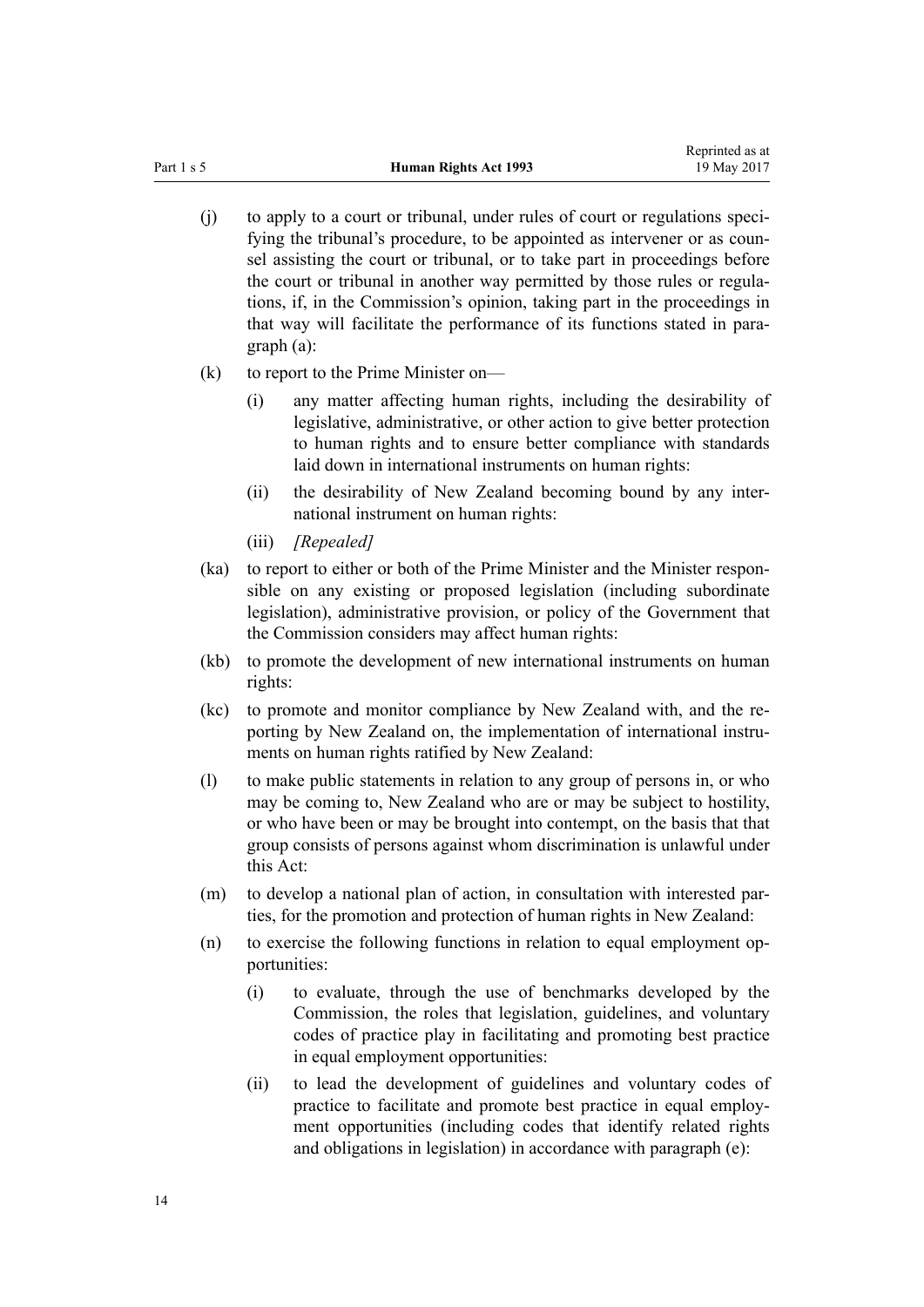(j) to apply to a court or tribunal, under rules of court or regulations specifying the tribunal's procedure, to be appointed as intervener or as counsel assisting the court or tribunal, or to take part in proceedings before the court or tribunal in another way permitted by those rules or regulations, if, in the Commission's opinion, taking part in the proceedings in that way will facilitate the performance of its functions stated in paragraph (a):

(k) to report to the Prime Minister on—

  (i) any matter affecting human rights, including the desirability of legislative, administrative, or other action to give better protection to human rights and to ensure better compliance with standards laid down in international instruments on human rights:

  (ii) the desirability of New Zealand becoming bound by any international instrument on human rights:

  (iii) *[Repealed]*

(ka) to report to either or both of the Prime Minister and the Minister responsible on any existing or proposed legislation (including subordinate legislation), administrative provision, or policy of the Government that the Commission considers may affect human rights:

(kb) to promote the development of new international instruments on human rights:

(kc) to promote and monitor compliance by New Zealand with, and the reporting by New Zealand on, the implementation of international instruments on human rights ratified by New Zealand:

(l) to make public statements in relation to any group of persons in, or who may be coming to, New Zealand who are or may be subject to hostility, or who have been or may be brought into contempt, on the basis that that group consists of persons against whom discrimination is unlawful under this Act:

(m) to develop a national plan of action, in consultation with interested parties, for the promotion and protection of human rights in New Zealand:

(n) to exercise the following functions in relation to equal employment opportunities:

  (i) to evaluate, through the use of benchmarks developed by the Commission, the roles that legislation, guidelines, and voluntary codes of practice play in facilitating and promoting best practice in equal employment opportunities:

  (ii) to lead the development of guidelines and voluntary codes of practice to facilitate and promote best practice in equal employment opportunities (including codes that identify related rights and obligations in legislation) in accordance with paragraph (e):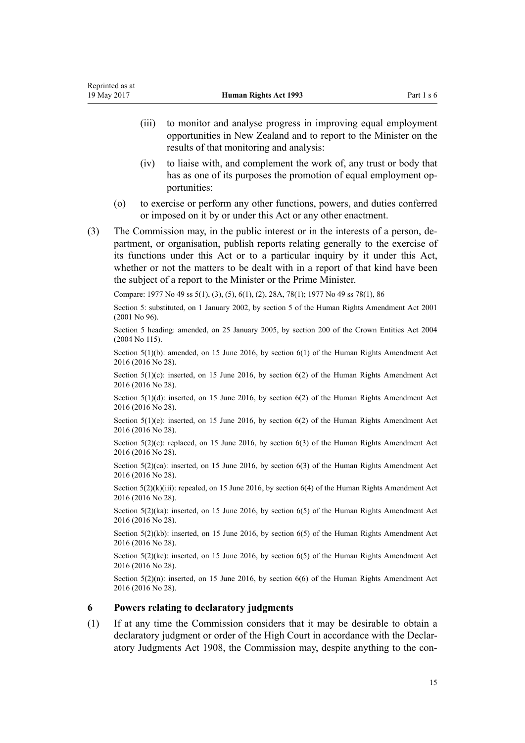(iii) to monitor and analyse progress in improving equal employment opportunities in New Zealand and to report to the Minister on the results of that monitoring and analysis:

(iv) to liaise with, and complement the work of, any trust or body that has as one of its purposes the promotion of equal employment opportunities:

(o) to exercise or perform any other functions, powers, and duties conferred or imposed on it by or under this Act or any other enactment.

(3) The Commission may, in the public interest or in the interests of a person, department, or organisation, publish reports relating generally to the exercise of its functions under this Act or to a particular inquiry by it under this Act, whether or not the matters to be dealt with in a report of that kind have been the subject of a report to the Minister or the Prime Minister.

Compare: 1977 No 49 ss 5(1), (3), (5), 6(1), (2), 28A, 78(1); 1977 No 49 ss 78(1), 86

Section 5: substituted, on 1 January 2002, by section 5 of the Human Rights Amendment Act 2001 (2001 No 96).

Section 5 heading: amended, on 25 January 2005, by section 200 of the Crown Entities Act 2004 (2004 No 115).

Section 5(1)(b): amended, on 15 June 2016, by section 6(1) of the Human Rights Amendment Act 2016 (2016 No 28).

Section 5(1)(c): inserted, on 15 June 2016, by section 6(2) of the Human Rights Amendment Act 2016 (2016 No 28).

Section 5(1)(d): inserted, on 15 June 2016, by section 6(2) of the Human Rights Amendment Act 2016 (2016 No 28).

Section 5(1)(e): inserted, on 15 June 2016, by section 6(2) of the Human Rights Amendment Act 2016 (2016 No 28).

Section 5(2)(c): replaced, on 15 June 2016, by section 6(3) of the Human Rights Amendment Act 2016 (2016 No 28).

Section 5(2)(ca): inserted, on 15 June 2016, by section 6(3) of the Human Rights Amendment Act 2016 (2016 No 28).

Section 5(2)(k)(iii): repealed, on 15 June 2016, by section 6(4) of the Human Rights Amendment Act 2016 (2016 No 28).

Section 5(2)(ka): inserted, on 15 June 2016, by section 6(5) of the Human Rights Amendment Act 2016 (2016 No 28).

Section 5(2)(kb): inserted, on 15 June 2016, by section 6(5) of the Human Rights Amendment Act 2016 (2016 No 28).

Section 5(2)(kc): inserted, on 15 June 2016, by section 6(5) of the Human Rights Amendment Act 2016 (2016 No 28).

Section 5(2)(n): inserted, on 15 June 2016, by section 6(6) of the Human Rights Amendment Act 2016 (2016 No 28).

### 6 Powers relating to declaratory judgments

(1) If at any time the Commission considers that it may be desirable to obtain a declaratory judgment or order of the High Court in accordance with the Declaratory Judgments Act 1908, the Commission may, despite anything to the con-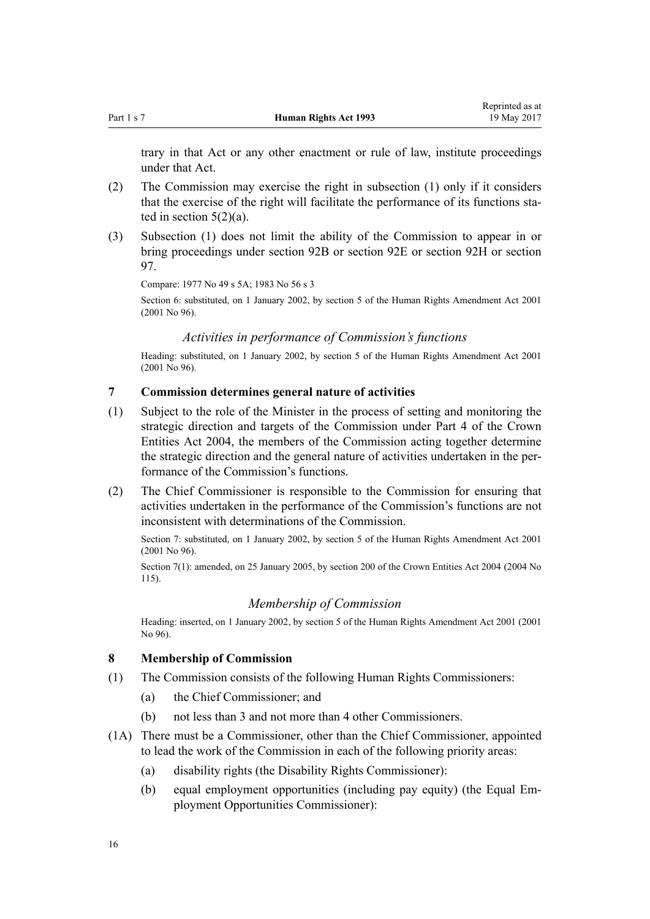trary in that Act or any other enactment or rule of law, institute proceedings under that Act.

(2) The Commission may exercise the right in subsection (1) only if it considers that the exercise of the right will facilitate the performance of its functions stated in section 5(2)(a).

(3) Subsection (1) does not limit the ability of the Commission to appear in or bring proceedings under section 92B or section 92E or section 92H or section 97.

Compare: 1977 No 49 s 5A; 1983 No 56 s 3

Section 6: substituted, on 1 January 2002, by section 5 of the Human Rights Amendment Act 2001 (2001 No 96).

### *Activities in performance of Commission's functions*

Heading: substituted, on 1 January 2002, by section 5 of the Human Rights Amendment Act 2001 (2001 No 96).

## 7 Commission determines general nature of activities

(1) Subject to the role of the Minister in the process of setting and monitoring the strategic direction and targets of the Commission under Part 4 of the Crown Entities Act 2004, the members of the Commission acting together determine the strategic direction and the general nature of activities undertaken in the performance of the Commission's functions.

(2) The Chief Commissioner is responsible to the Commission for ensuring that activities undertaken in the performance of the Commission's functions are not inconsistent with determinations of the Commission.

Section 7: substituted, on 1 January 2002, by section 5 of the Human Rights Amendment Act 2001 (2001 No 96).

Section 7(1): amended, on 25 January 2005, by section 200 of the Crown Entities Act 2004 (2004 No 115).

### *Membership of Commission*

Heading: inserted, on 1 January 2002, by section 5 of the Human Rights Amendment Act 2001 (2001 No 96).

## 8 Membership of Commission

(1) The Commission consists of the following Human Rights Commissioners:

  (a) the Chief Commissioner; and

  (b) not less than 3 and not more than 4 other Commissioners.

(1A) There must be a Commissioner, other than the Chief Commissioner, appointed to lead the work of the Commission in each of the following priority areas:

  (a) disability rights (the Disability Rights Commissioner):

  (b) equal employment opportunities (including pay equity) (the Equal Employment Opportunities Commissioner):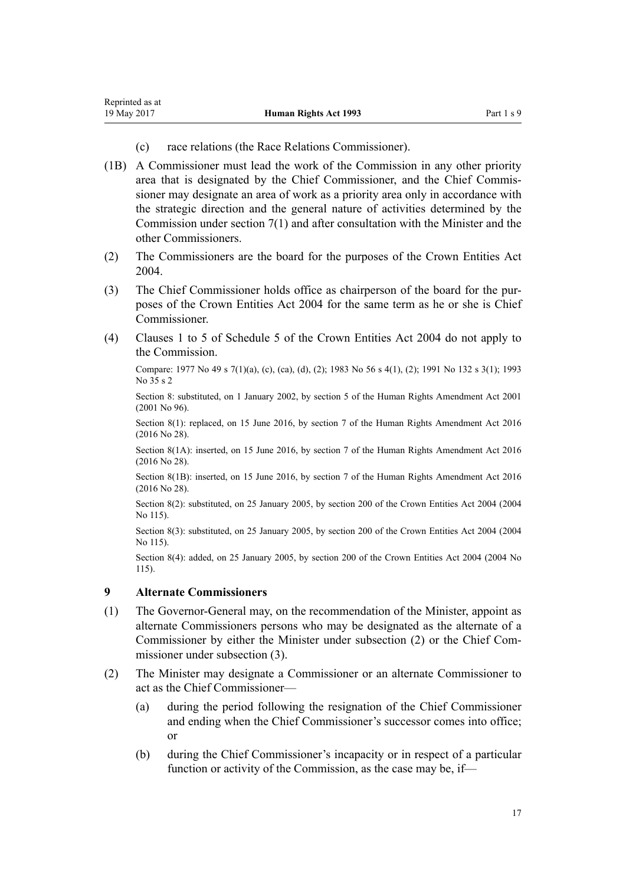(c) race relations (the Race Relations Commissioner).

(1B) A Commissioner must lead the work of the Commission in any other priority area that is designated by the Chief Commissioner, and the Chief Commissioner may designate an area of work as a priority area only in accordance with the strategic direction and the general nature of activities determined by the Commission under section 7(1) and after consultation with the Minister and the other Commissioners.

(2) The Commissioners are the board for the purposes of the Crown Entities Act 2004.

(3) The Chief Commissioner holds office as chairperson of the board for the purposes of the Crown Entities Act 2004 for the same term as he or she is Chief Commissioner.

(4) Clauses 1 to 5 of Schedule 5 of the Crown Entities Act 2004 do not apply to the Commission.

Compare: 1977 No 49 s 7(1)(a), (c), (ca), (d), (2); 1983 No 56 s 4(1), (2); 1991 No 132 s 3(1); 1993 No 35 s 2

Section 8: substituted, on 1 January 2002, by section 5 of the Human Rights Amendment Act 2001 (2001 No 96).

Section 8(1): replaced, on 15 June 2016, by section 7 of the Human Rights Amendment Act 2016 (2016 No 28).

Section 8(1A): inserted, on 15 June 2016, by section 7 of the Human Rights Amendment Act 2016 (2016 No 28).

Section 8(1B): inserted, on 15 June 2016, by section 7 of the Human Rights Amendment Act 2016 (2016 No 28).

Section 8(2): substituted, on 25 January 2005, by section 200 of the Crown Entities Act 2004 (2004 No 115).

Section 8(3): substituted, on 25 January 2005, by section 200 of the Crown Entities Act 2004 (2004 No 115).

Section 8(4): added, on 25 January 2005, by section 200 of the Crown Entities Act 2004 (2004 No 115).

### 9 Alternate Commissioners

(1) The Governor-General may, on the recommendation of the Minister, appoint as alternate Commissioners persons who may be designated as the alternate of a Commissioner by either the Minister under subsection (2) or the Chief Commissioner under subsection (3).

(2) The Minister may designate a Commissioner or an alternate Commissioner to act as the Chief Commissioner—

(a) during the period following the resignation of the Chief Commissioner and ending when the Chief Commissioner's successor comes into office; or

(b) during the Chief Commissioner's incapacity or in respect of a particular function or activity of the Commission, as the case may be, if—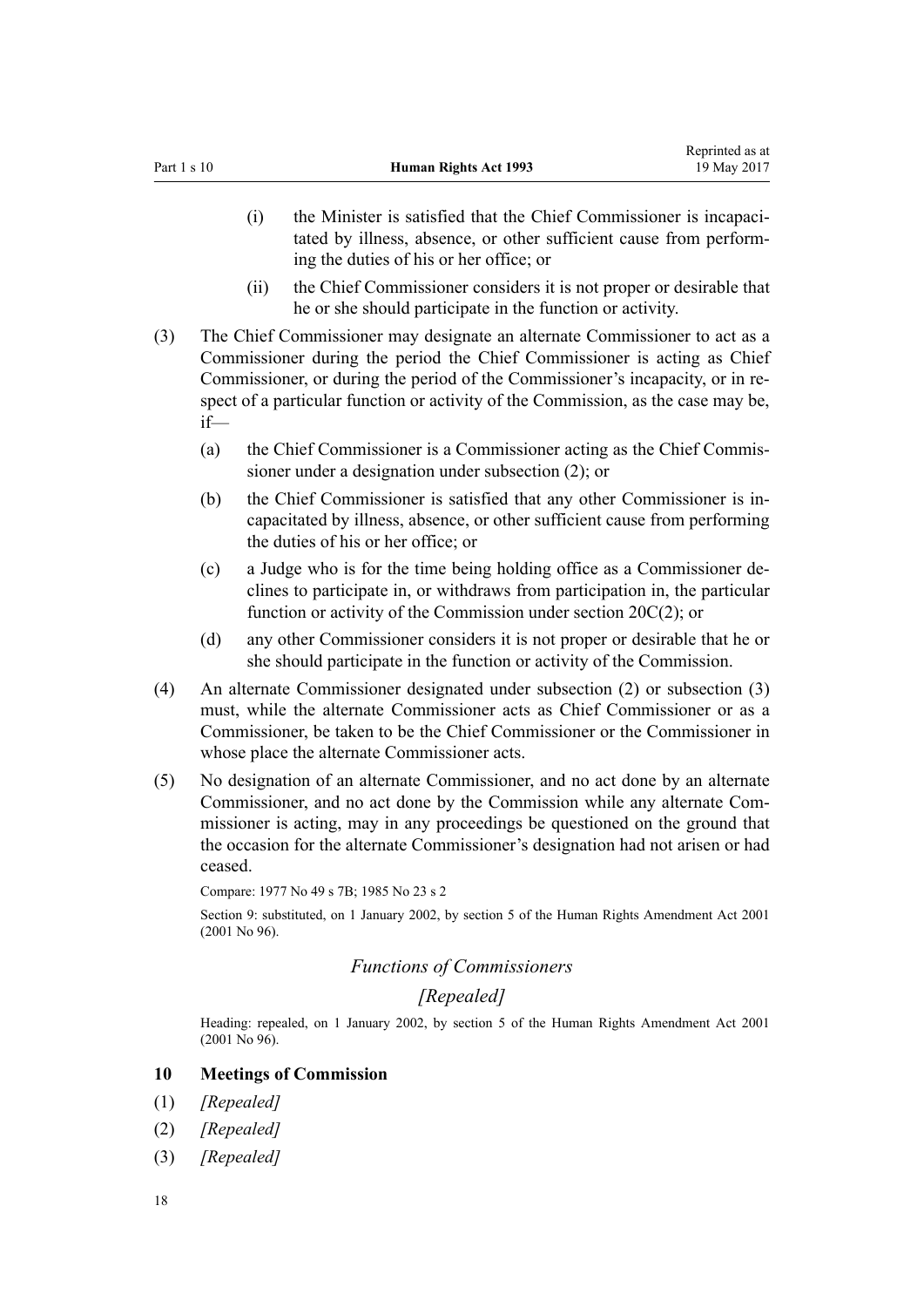(i) the Minister is satisfied that the Chief Commissioner is incapacitated by illness, absence, or other sufficient cause from performing the duties of his or her office; or

(ii) the Chief Commissioner considers it is not proper or desirable that he or she should participate in the function or activity.

(3) The Chief Commissioner may designate an alternate Commissioner to act as a Commissioner during the period the Chief Commissioner is acting as Chief Commissioner, or during the period of the Commissioner's incapacity, or in respect of a particular function or activity of the Commission, as the case may be, if—

(a) the Chief Commissioner is a Commissioner acting as the Chief Commissioner under a designation under subsection (2); or

(b) the Chief Commissioner is satisfied that any other Commissioner is incapacitated by illness, absence, or other sufficient cause from performing the duties of his or her office; or

(c) a Judge who is for the time being holding office as a Commissioner declines to participate in, or withdraws from participation in, the particular function or activity of the Commission under section 20C(2); or

(d) any other Commissioner considers it is not proper or desirable that he or she should participate in the function or activity of the Commission.

(4) An alternate Commissioner designated under subsection (2) or subsection (3) must, while the alternate Commissioner acts as Chief Commissioner or as a Commissioner, be taken to be the Chief Commissioner or the Commissioner in whose place the alternate Commissioner acts.

(5) No designation of an alternate Commissioner, and no act done by an alternate Commissioner, and no act done by the Commission while any alternate Commissioner is acting, may in any proceedings be questioned on the ground that the occasion for the alternate Commissioner's designation had not arisen or had ceased.

Compare: 1977 No 49 s 7B; 1985 No 23 s 2

Section 9: substituted, on 1 January 2002, by section 5 of the Human Rights Amendment Act 2001 (2001 No 96).

### *Functions of Commissioners*

### *[Repealed]*

Heading: repealed, on 1 January 2002, by section 5 of the Human Rights Amendment Act 2001 (2001 No 96).

### 10 Meetings of Commission

(1) *[Repealed]*

(2) *[Repealed]*

(3) *[Repealed]*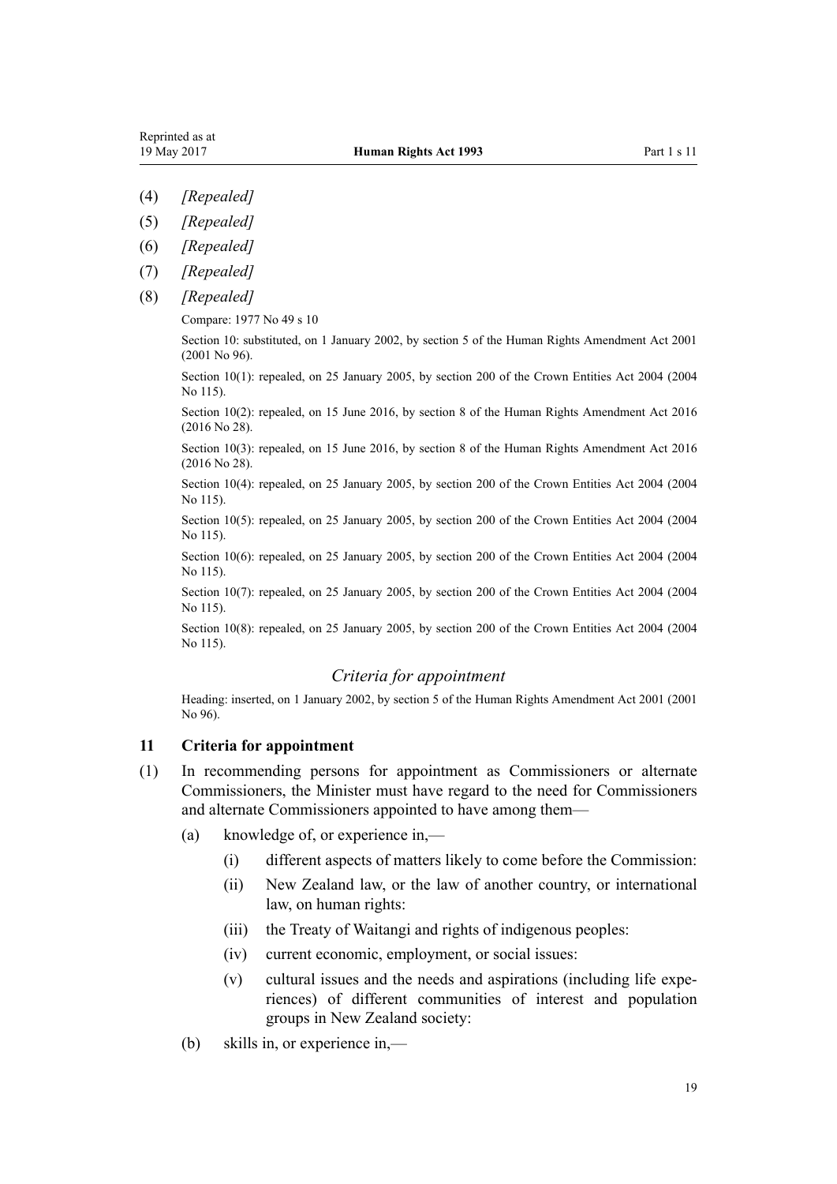(4) *[Repealed]*

(5) *[Repealed]*

(6) *[Repealed]*

(7) *[Repealed]*

(8) *[Repealed]*

Compare: 1977 No 49 s 10

Section 10: substituted, on 1 January 2002, by section 5 of the Human Rights Amendment Act 2001 (2001 No 96).

Section 10(1): repealed, on 25 January 2005, by section 200 of the Crown Entities Act 2004 (2004 No 115).

Section 10(2): repealed, on 15 June 2016, by section 8 of the Human Rights Amendment Act 2016 (2016 No 28).

Section 10(3): repealed, on 15 June 2016, by section 8 of the Human Rights Amendment Act 2016 (2016 No 28).

Section 10(4): repealed, on 25 January 2005, by section 200 of the Crown Entities Act 2004 (2004 No 115).

Section 10(5): repealed, on 25 January 2005, by section 200 of the Crown Entities Act 2004 (2004 No 115).

Section 10(6): repealed, on 25 January 2005, by section 200 of the Crown Entities Act 2004 (2004 No 115).

Section 10(7): repealed, on 25 January 2005, by section 200 of the Crown Entities Act 2004 (2004 No 115).

Section 10(8): repealed, on 25 January 2005, by section 200 of the Crown Entities Act 2004 (2004 No 115).

### *Criteria for appointment*

Heading: inserted, on 1 January 2002, by section 5 of the Human Rights Amendment Act 2001 (2001 No 96).

### 11 Criteria for appointment

(1) In recommending persons for appointment as Commissioners or alternate Commissioners, the Minister must have regard to the need for Commissioners and alternate Commissioners appointed to have among them—

- (a) knowledge of, or experience in,—
  - (i) different aspects of matters likely to come before the Commission:
  - (ii) New Zealand law, or the law of another country, or international law, on human rights:
  - (iii) the Treaty of Waitangi and rights of indigenous peoples:
  - (iv) current economic, employment, or social issues:
  - (v) cultural issues and the needs and aspirations (including life experiences) of different communities of interest and population groups in New Zealand society:
- (b) skills in, or experience in,—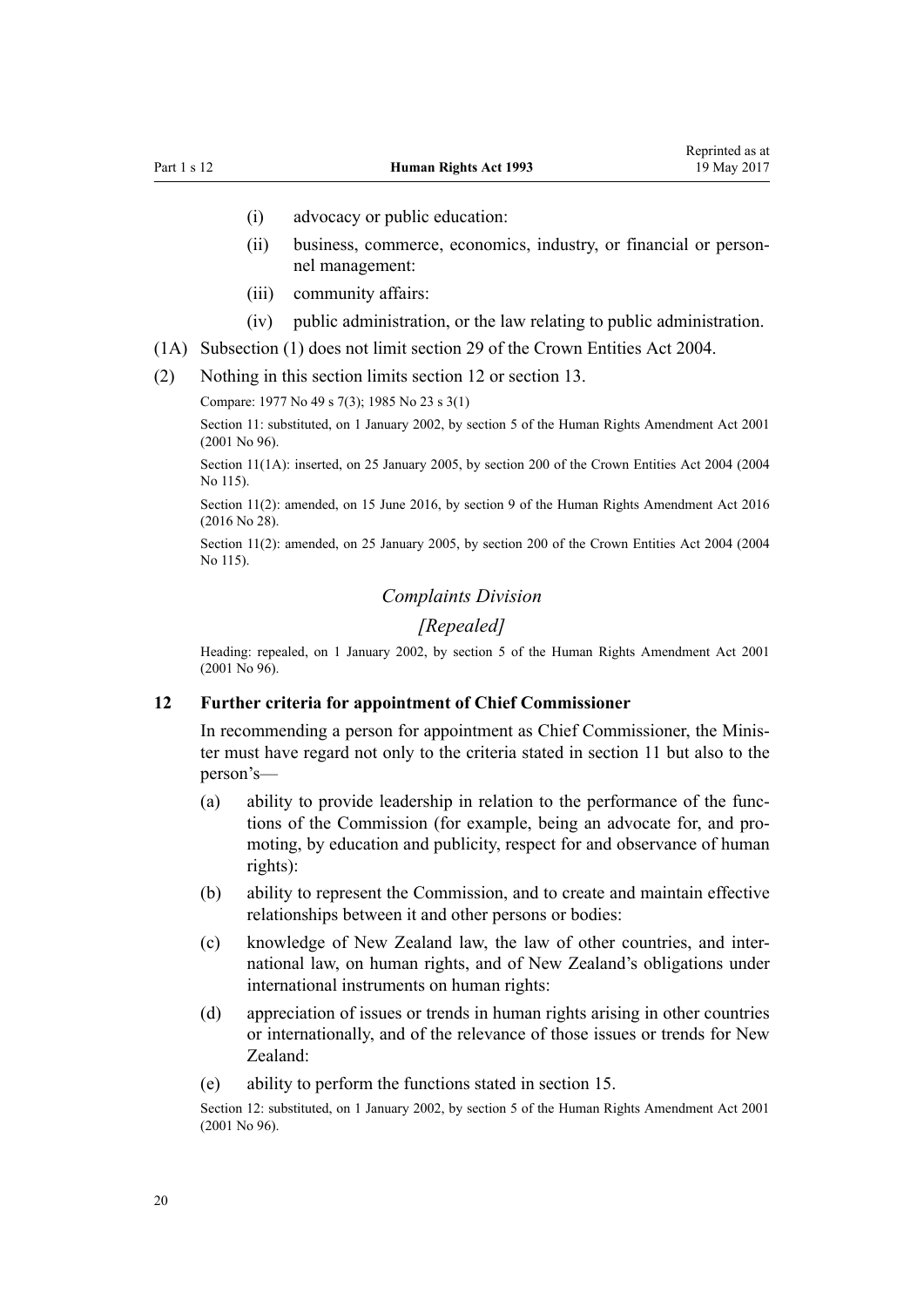- (i) advocacy or public education:
- (ii) business, commerce, economics, industry, or financial or personnel management:
- (iii) community affairs:
- (iv) public administration, or the law relating to public administration.

(1A) Subsection (1) does not limit section 29 of the Crown Entities Act 2004.

(2) Nothing in this section limits section 12 or section 13.

Compare: 1977 No 49 s 7(3); 1985 No 23 s 3(1)

Section 11: substituted, on 1 January 2002, by section 5 of the Human Rights Amendment Act 2001 (2001 No 96).

Section 11(1A): inserted, on 25 January 2005, by section 200 of the Crown Entities Act 2004 (2004 No 115).

Section 11(2): amended, on 15 June 2016, by section 9 of the Human Rights Amendment Act 2016 (2016 No 28).

Section 11(2): amended, on 25 January 2005, by section 200 of the Crown Entities Act 2004 (2004 No 115).

*Complaints Division*

*[Repealed]*

Heading: repealed, on 1 January 2002, by section 5 of the Human Rights Amendment Act 2001 (2001 No 96).

### 12 Further criteria for appointment of Chief Commissioner

In recommending a person for appointment as Chief Commissioner, the Minister must have regard not only to the criteria stated in section 11 but also to the person's—

- (a) ability to provide leadership in relation to the performance of the functions of the Commission (for example, being an advocate for, and promoting, by education and publicity, respect for and observance of human rights):
- (b) ability to represent the Commission, and to create and maintain effective relationships between it and other persons or bodies:
- (c) knowledge of New Zealand law, the law of other countries, and international law, on human rights, and of New Zealand's obligations under international instruments on human rights:
- (d) appreciation of issues or trends in human rights arising in other countries or internationally, and of the relevance of those issues or trends for New Zealand:
- (e) ability to perform the functions stated in section 15.

Section 12: substituted, on 1 January 2002, by section 5 of the Human Rights Amendment Act 2001 (2001 No 96).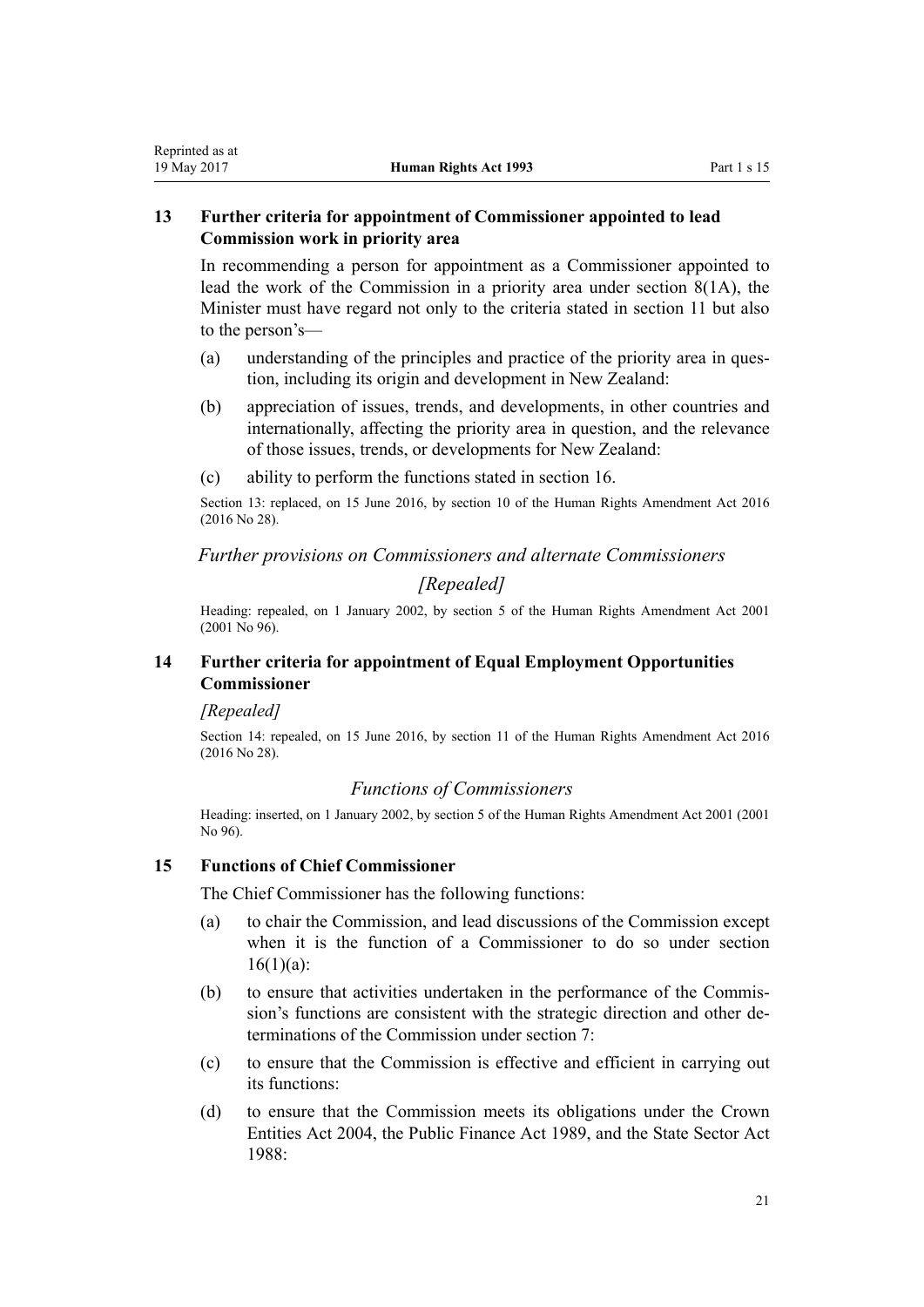### 13 Further criteria for appointment of Commissioner appointed to lead Commission work in priority area

In recommending a person for appointment as a Commissioner appointed to lead the work of the Commission in a priority area under section 8(1A), the Minister must have regard not only to the criteria stated in section 11 but also to the person's—

(a) understanding of the principles and practice of the priority area in question, including its origin and development in New Zealand:

(b) appreciation of issues, trends, and developments, in other countries and internationally, affecting the priority area in question, and the relevance of those issues, trends, or developments for New Zealand:

(c) ability to perform the functions stated in section 16.

Section 13: replaced, on 15 June 2016, by section 10 of the Human Rights Amendment Act 2016 (2016 No 28).

*Further provisions on Commissioners and alternate Commissioners*

*[Repealed]*

Heading: repealed, on 1 January 2002, by section 5 of the Human Rights Amendment Act 2001 (2001 No 96).

### 14 Further criteria for appointment of Equal Employment Opportunities Commissioner

*[Repealed]*

Section 14: repealed, on 15 June 2016, by section 11 of the Human Rights Amendment Act 2016 (2016 No 28).

*Functions of Commissioners*

Heading: inserted, on 1 January 2002, by section 5 of the Human Rights Amendment Act 2001 (2001 No 96).

### 15 Functions of Chief Commissioner

The Chief Commissioner has the following functions:

(a) to chair the Commission, and lead discussions of the Commission except when it is the function of a Commissioner to do so under section 16(1)(a):

(b) to ensure that activities undertaken in the performance of the Commission's functions are consistent with the strategic direction and other determinations of the Commission under section 7:

(c) to ensure that the Commission is effective and efficient in carrying out its functions:

(d) to ensure that the Commission meets its obligations under the Crown Entities Act 2004, the Public Finance Act 1989, and the State Sector Act 1988: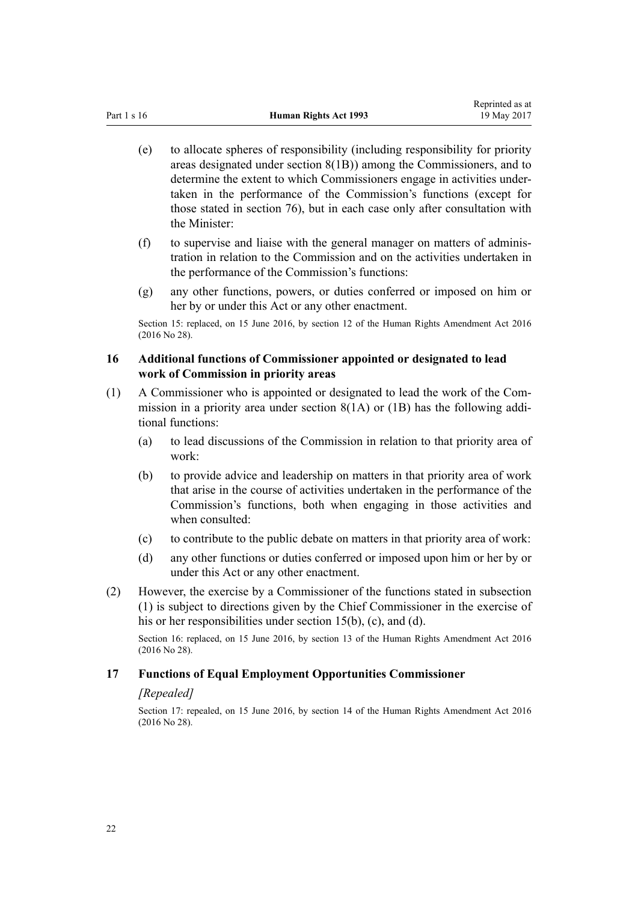(e) to allocate spheres of responsibility (including responsibility for priority areas designated under section 8(1B)) among the Commissioners, and to determine the extent to which Commissioners engage in activities undertaken in the performance of the Commission's functions (except for those stated in section 76), but in each case only after consultation with the Minister:

(f) to supervise and liaise with the general manager on matters of administration in relation to the Commission and on the activities undertaken in the performance of the Commission's functions:

(g) any other functions, powers, or duties conferred or imposed on him or her by or under this Act or any other enactment.

Section 15: replaced, on 15 June 2016, by section 12 of the Human Rights Amendment Act 2016 (2016 No 28).

### 16 Additional functions of Commissioner appointed or designated to lead work of Commission in priority areas

(1) A Commissioner who is appointed or designated to lead the work of the Commission in a priority area under section 8(1A) or (1B) has the following additional functions:

(a) to lead discussions of the Commission in relation to that priority area of work:

(b) to provide advice and leadership on matters in that priority area of work that arise in the course of activities undertaken in the performance of the Commission's functions, both when engaging in those activities and when consulted:

(c) to contribute to the public debate on matters in that priority area of work:

(d) any other functions or duties conferred or imposed upon him or her by or under this Act or any other enactment.

(2) However, the exercise by a Commissioner of the functions stated in subsection (1) is subject to directions given by the Chief Commissioner in the exercise of his or her responsibilities under section 15(b), (c), and (d).

Section 16: replaced, on 15 June 2016, by section 13 of the Human Rights Amendment Act 2016 (2016 No 28).

### 17 Functions of Equal Employment Opportunities Commissioner

*[Repealed]*

Section 17: repealed, on 15 June 2016, by section 14 of the Human Rights Amendment Act 2016 (2016 No 28).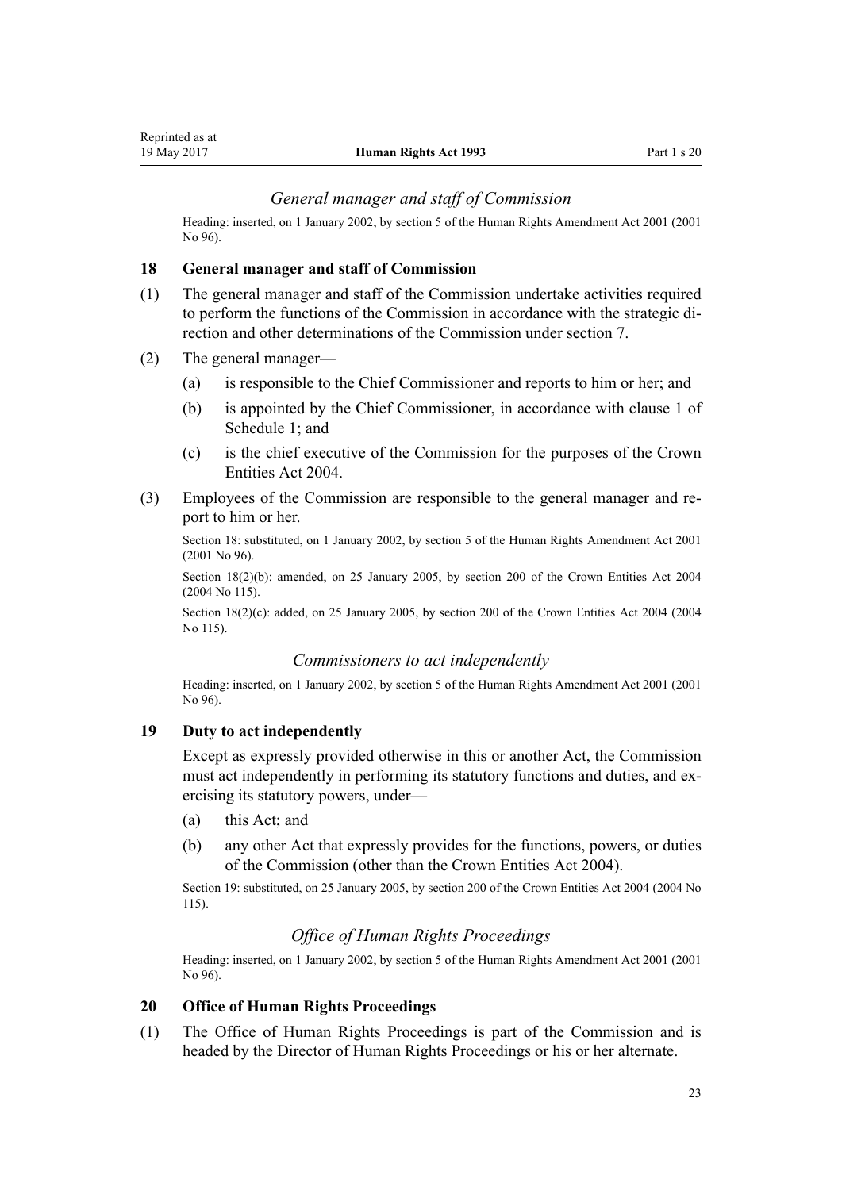### *General manager and staff of Commission*

Heading: inserted, on 1 January 2002, by section 5 of the Human Rights Amendment Act 2001 (2001 No 96).

#### 18 General manager and staff of Commission

(1) The general manager and staff of the Commission undertake activities required to perform the functions of the Commission in accordance with the strategic direction and other determinations of the Commission under section 7.

(2) The general manager—

(a) is responsible to the Chief Commissioner and reports to him or her; and

(b) is appointed by the Chief Commissioner, in accordance with clause 1 of Schedule 1; and

(c) is the chief executive of the Commission for the purposes of the Crown Entities Act 2004.

(3) Employees of the Commission are responsible to the general manager and report to him or her.

Section 18: substituted, on 1 January 2002, by section 5 of the Human Rights Amendment Act 2001 (2001 No 96).

Section 18(2)(b): amended, on 25 January 2005, by section 200 of the Crown Entities Act 2004 (2004 No 115).

Section 18(2)(c): added, on 25 January 2005, by section 200 of the Crown Entities Act 2004 (2004 No 115).

### *Commissioners to act independently*

Heading: inserted, on 1 January 2002, by section 5 of the Human Rights Amendment Act 2001 (2001 No 96).

#### 19 Duty to act independently

Except as expressly provided otherwise in this or another Act, the Commission must act independently in performing its statutory functions and duties, and exercising its statutory powers, under—

(a) this Act; and

(b) any other Act that expressly provides for the functions, powers, or duties of the Commission (other than the Crown Entities Act 2004).

Section 19: substituted, on 25 January 2005, by section 200 of the Crown Entities Act 2004 (2004 No 115).

### *Office of Human Rights Proceedings*

Heading: inserted, on 1 January 2002, by section 5 of the Human Rights Amendment Act 2001 (2001 No 96).

#### 20 Office of Human Rights Proceedings

(1) The Office of Human Rights Proceedings is part of the Commission and is headed by the Director of Human Rights Proceedings or his or her alternate.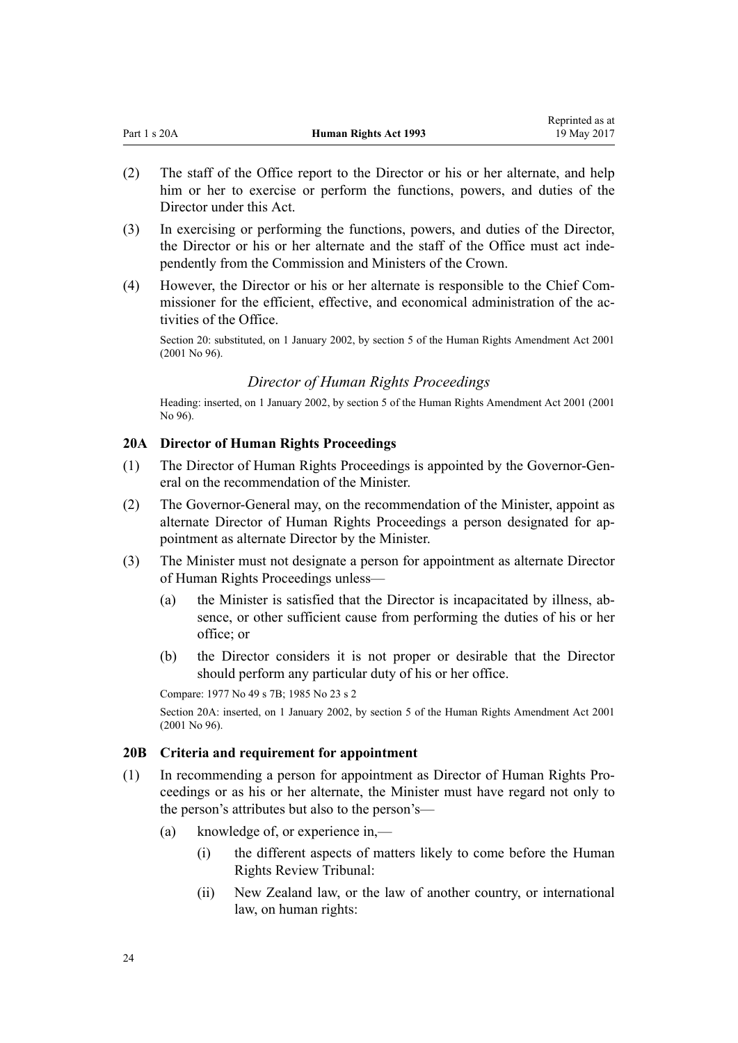(2) The staff of the Office report to the Director or his or her alternate, and help him or her to exercise or perform the functions, powers, and duties of the Director under this Act.

(3) In exercising or performing the functions, powers, and duties of the Director, the Director or his or her alternate and the staff of the Office must act independently from the Commission and Ministers of the Crown.

(4) However, the Director or his or her alternate is responsible to the Chief Commissioner for the efficient, effective, and economical administration of the activities of the Office.

Section 20: substituted, on 1 January 2002, by section 5 of the Human Rights Amendment Act 2001 (2001 No 96).

### *Director of Human Rights Proceedings*

Heading: inserted, on 1 January 2002, by section 5 of the Human Rights Amendment Act 2001 (2001 No 96).

### 20A Director of Human Rights Proceedings

(1) The Director of Human Rights Proceedings is appointed by the Governor-General on the recommendation of the Minister.

(2) The Governor-General may, on the recommendation of the Minister, appoint as alternate Director of Human Rights Proceedings a person designated for appointment as alternate Director by the Minister.

(3) The Minister must not designate a person for appointment as alternate Director of Human Rights Proceedings unless—

- (a) the Minister is satisfied that the Director is incapacitated by illness, absence, or other sufficient cause from performing the duties of his or her office; or
- (b) the Director considers it is not proper or desirable that the Director should perform any particular duty of his or her office.

Compare: 1977 No 49 s 7B; 1985 No 23 s 2

Section 20A: inserted, on 1 January 2002, by section 5 of the Human Rights Amendment Act 2001 (2001 No 96).

### 20B Criteria and requirement for appointment

(1) In recommending a person for appointment as Director of Human Rights Proceedings or as his or her alternate, the Minister must have regard not only to the person's attributes but also to the person's—

- (a) knowledge of, or experience in,—
  - (i) the different aspects of matters likely to come before the Human Rights Review Tribunal:
  - (ii) New Zealand law, or the law of another country, or international law, on human rights: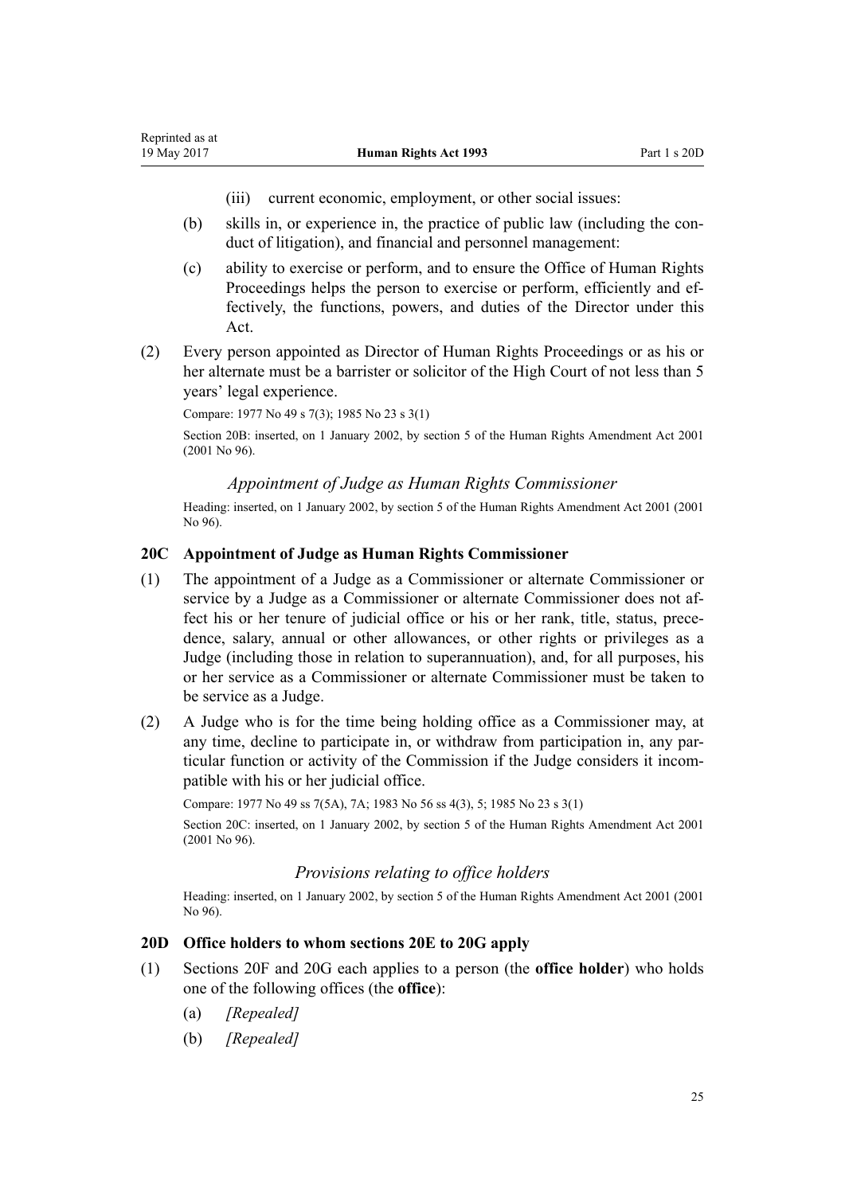(iii) current economic, employment, or other social issues:

(b) skills in, or experience in, the practice of public law (including the conduct of litigation), and financial and personnel management:

(c) ability to exercise or perform, and to ensure the Office of Human Rights Proceedings helps the person to exercise or perform, efficiently and effectively, the functions, powers, and duties of the Director under this Act.

(2) Every person appointed as Director of Human Rights Proceedings or as his or her alternate must be a barrister or solicitor of the High Court of not less than 5 years' legal experience.

Compare: 1977 No 49 s 7(3); 1985 No 23 s 3(1)

Section 20B: inserted, on 1 January 2002, by section 5 of the Human Rights Amendment Act 2001 (2001 No 96).

*Appointment of Judge as Human Rights Commissioner*

Heading: inserted, on 1 January 2002, by section 5 of the Human Rights Amendment Act 2001 (2001 No 96).

### 20C Appointment of Judge as Human Rights Commissioner

(1) The appointment of a Judge as a Commissioner or alternate Commissioner or service by a Judge as a Commissioner or alternate Commissioner does not affect his or her tenure of judicial office or his or her rank, title, status, precedence, salary, annual or other allowances, or other rights or privileges as a Judge (including those in relation to superannuation), and, for all purposes, his or her service as a Commissioner or alternate Commissioner must be taken to be service as a Judge.

(2) A Judge who is for the time being holding office as a Commissioner may, at any time, decline to participate in, or withdraw from participation in, any particular function or activity of the Commission if the Judge considers it incompatible with his or her judicial office.

Compare: 1977 No 49 ss 7(5A), 7A; 1983 No 56 ss 4(3), 5; 1985 No 23 s 3(1)

Section 20C: inserted, on 1 January 2002, by section 5 of the Human Rights Amendment Act 2001 (2001 No 96).

*Provisions relating to office holders*

Heading: inserted, on 1 January 2002, by section 5 of the Human Rights Amendment Act 2001 (2001 No 96).

### 20D Office holders to whom sections 20E to 20G apply

(1) Sections 20F and 20G each applies to a person (the **office holder**) who holds one of the following offices (the **office**):

(a) *[Repealed]*

(b) *[Repealed]*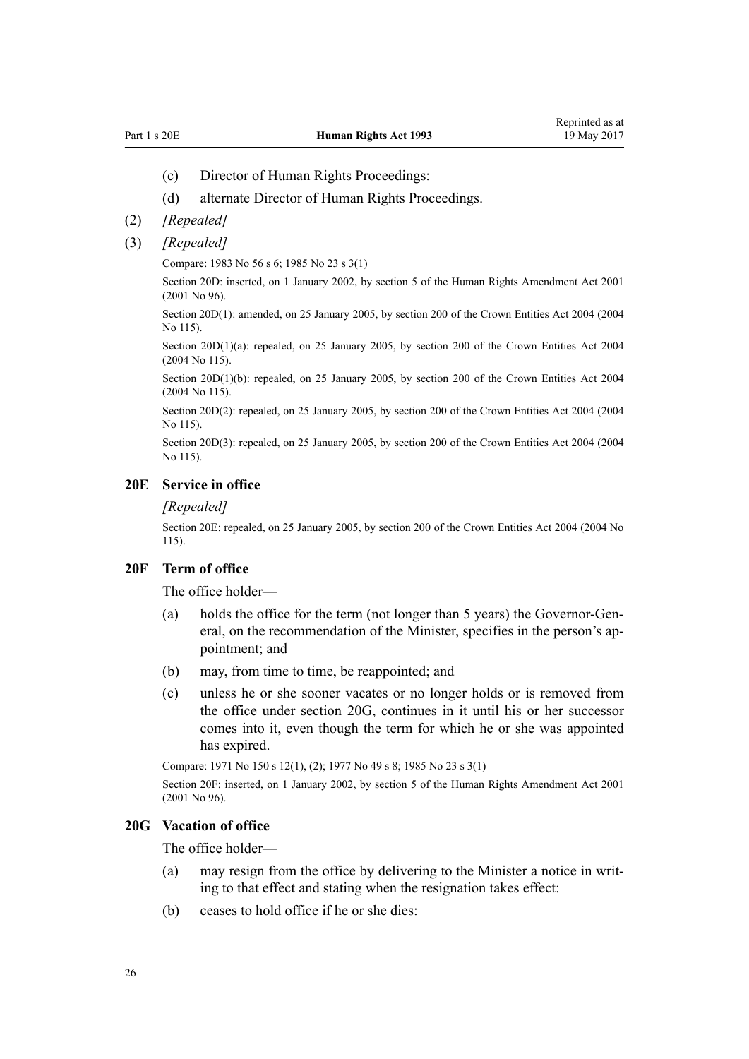(c) Director of Human Rights Proceedings:

(d) alternate Director of Human Rights Proceedings.

(2) *[Repealed]*

(3) *[Repealed]*

Compare: 1983 No 56 s 6; 1985 No 23 s 3(1)

Section 20D: inserted, on 1 January 2002, by section 5 of the Human Rights Amendment Act 2001 (2001 No 96).

Section 20D(1): amended, on 25 January 2005, by section 200 of the Crown Entities Act 2004 (2004 No 115).

Section 20D(1)(a): repealed, on 25 January 2005, by section 200 of the Crown Entities Act 2004 (2004 No 115).

Section 20D(1)(b): repealed, on 25 January 2005, by section 200 of the Crown Entities Act 2004 (2004 No 115).

Section 20D(2): repealed, on 25 January 2005, by section 200 of the Crown Entities Act 2004 (2004 No 115).

Section 20D(3): repealed, on 25 January 2005, by section 200 of the Crown Entities Act 2004 (2004 No 115).

### 20E Service in office

*[Repealed]*

Section 20E: repealed, on 25 January 2005, by section 200 of the Crown Entities Act 2004 (2004 No 115).

### 20F Term of office

The office holder—

(a) holds the office for the term (not longer than 5 years) the Governor-General, on the recommendation of the Minister, specifies in the person's appointment; and

(b) may, from time to time, be reappointed; and

(c) unless he or she sooner vacates or no longer holds or is removed from the office under section 20G, continues in it until his or her successor comes into it, even though the term for which he or she was appointed has expired.

Compare: 1971 No 150 s 12(1), (2); 1977 No 49 s 8; 1985 No 23 s 3(1)

Section 20F: inserted, on 1 January 2002, by section 5 of the Human Rights Amendment Act 2001 (2001 No 96).

### 20G Vacation of office

The office holder—

(a) may resign from the office by delivering to the Minister a notice in writing to that effect and stating when the resignation takes effect:

(b) ceases to hold office if he or she dies: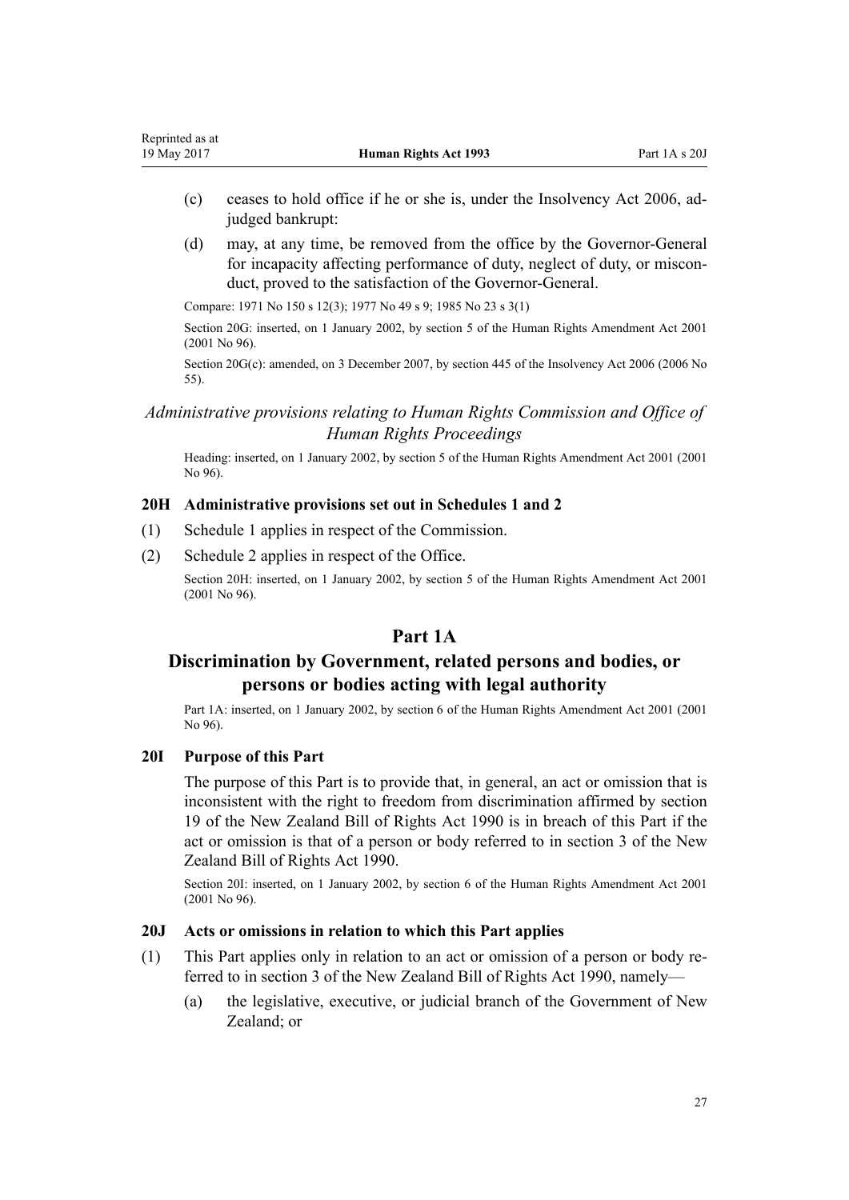(c) ceases to hold office if he or she is, under the Insolvency Act 2006, adjudged bankrupt:

(d) may, at any time, be removed from the office by the Governor-General for incapacity affecting performance of duty, neglect of duty, or misconduct, proved to the satisfaction of the Governor-General.

Compare: 1971 No 150 s 12(3); 1977 No 49 s 9; 1985 No 23 s 3(1)

Section 20G: inserted, on 1 January 2002, by section 5 of the Human Rights Amendment Act 2001 (2001 No 96).

Section 20G(c): amended, on 3 December 2007, by section 445 of the Insolvency Act 2006 (2006 No 55).

*Administrative provisions relating to Human Rights Commission and Office of Human Rights Proceedings*

Heading: inserted, on 1 January 2002, by section 5 of the Human Rights Amendment Act 2001 (2001 No 96).

### 20H Administrative provisions set out in Schedules 1 and 2

(1) Schedule 1 applies in respect of the Commission.

(2) Schedule 2 applies in respect of the Office.

Section 20H: inserted, on 1 January 2002, by section 5 of the Human Rights Amendment Act 2001 (2001 No 96).

## Part 1A

## Discrimination by Government, related persons and bodies, or persons or bodies acting with legal authority

Part 1A: inserted, on 1 January 2002, by section 6 of the Human Rights Amendment Act 2001 (2001 No 96).

### 20I Purpose of this Part

The purpose of this Part is to provide that, in general, an act or omission that is inconsistent with the right to freedom from discrimination affirmed by section 19 of the New Zealand Bill of Rights Act 1990 is in breach of this Part if the act or omission is that of a person or body referred to in section 3 of the New Zealand Bill of Rights Act 1990.

Section 20I: inserted, on 1 January 2002, by section 6 of the Human Rights Amendment Act 2001 (2001 No 96).

### 20J Acts or omissions in relation to which this Part applies

(1) This Part applies only in relation to an act or omission of a person or body referred to in section 3 of the New Zealand Bill of Rights Act 1990, namely—

(a) the legislative, executive, or judicial branch of the Government of New Zealand; or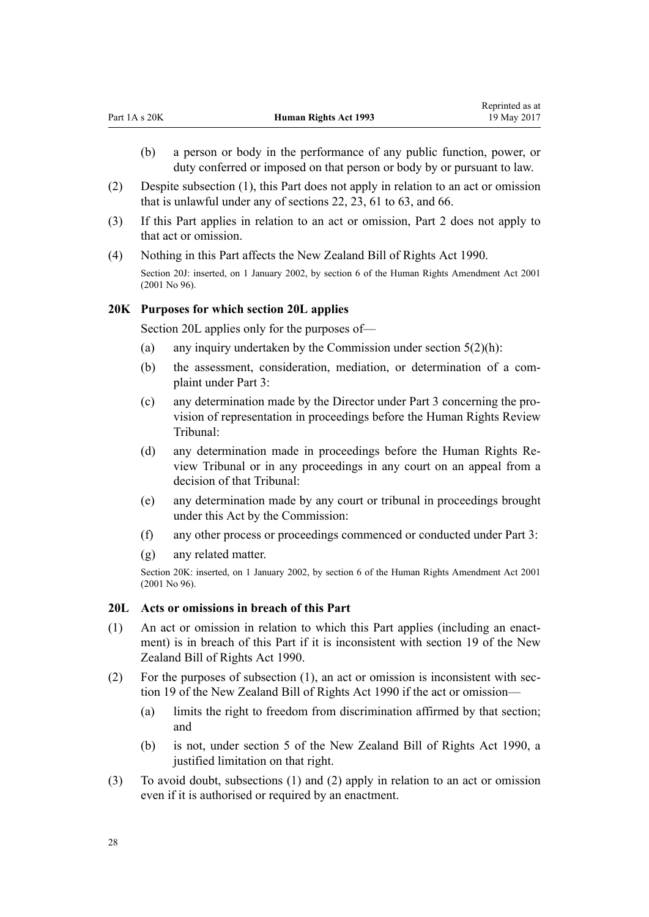(b) a person or body in the performance of any public function, power, or duty conferred or imposed on that person or body by or pursuant to law.

(2) Despite subsection (1), this Part does not apply in relation to an act or omission that is unlawful under any of sections 22, 23, 61 to 63, and 66.

(3) If this Part applies in relation to an act or omission, Part 2 does not apply to that act or omission.

(4) Nothing in this Part affects the New Zealand Bill of Rights Act 1990.

Section 20J: inserted, on 1 January 2002, by section 6 of the Human Rights Amendment Act 2001 (2001 No 96).

### 20K Purposes for which section 20L applies

Section 20L applies only for the purposes of—

(a) any inquiry undertaken by the Commission under section 5(2)(h):

(b) the assessment, consideration, mediation, or determination of a complaint under Part 3:

(c) any determination made by the Director under Part 3 concerning the provision of representation in proceedings before the Human Rights Review Tribunal:

(d) any determination made in proceedings before the Human Rights Review Tribunal or in any proceedings in any court on an appeal from a decision of that Tribunal:

(e) any determination made by any court or tribunal in proceedings brought under this Act by the Commission:

(f) any other process or proceedings commenced or conducted under Part 3:

(g) any related matter.

Section 20K: inserted, on 1 January 2002, by section 6 of the Human Rights Amendment Act 2001 (2001 No 96).

### 20L Acts or omissions in breach of this Part

(1) An act or omission in relation to which this Part applies (including an enactment) is in breach of this Part if it is inconsistent with section 19 of the New Zealand Bill of Rights Act 1990.

(2) For the purposes of subsection (1), an act or omission is inconsistent with section 19 of the New Zealand Bill of Rights Act 1990 if the act or omission—

(a) limits the right to freedom from discrimination affirmed by that section; and

(b) is not, under section 5 of the New Zealand Bill of Rights Act 1990, a justified limitation on that right.

(3) To avoid doubt, subsections (1) and (2) apply in relation to an act or omission even if it is authorised or required by an enactment.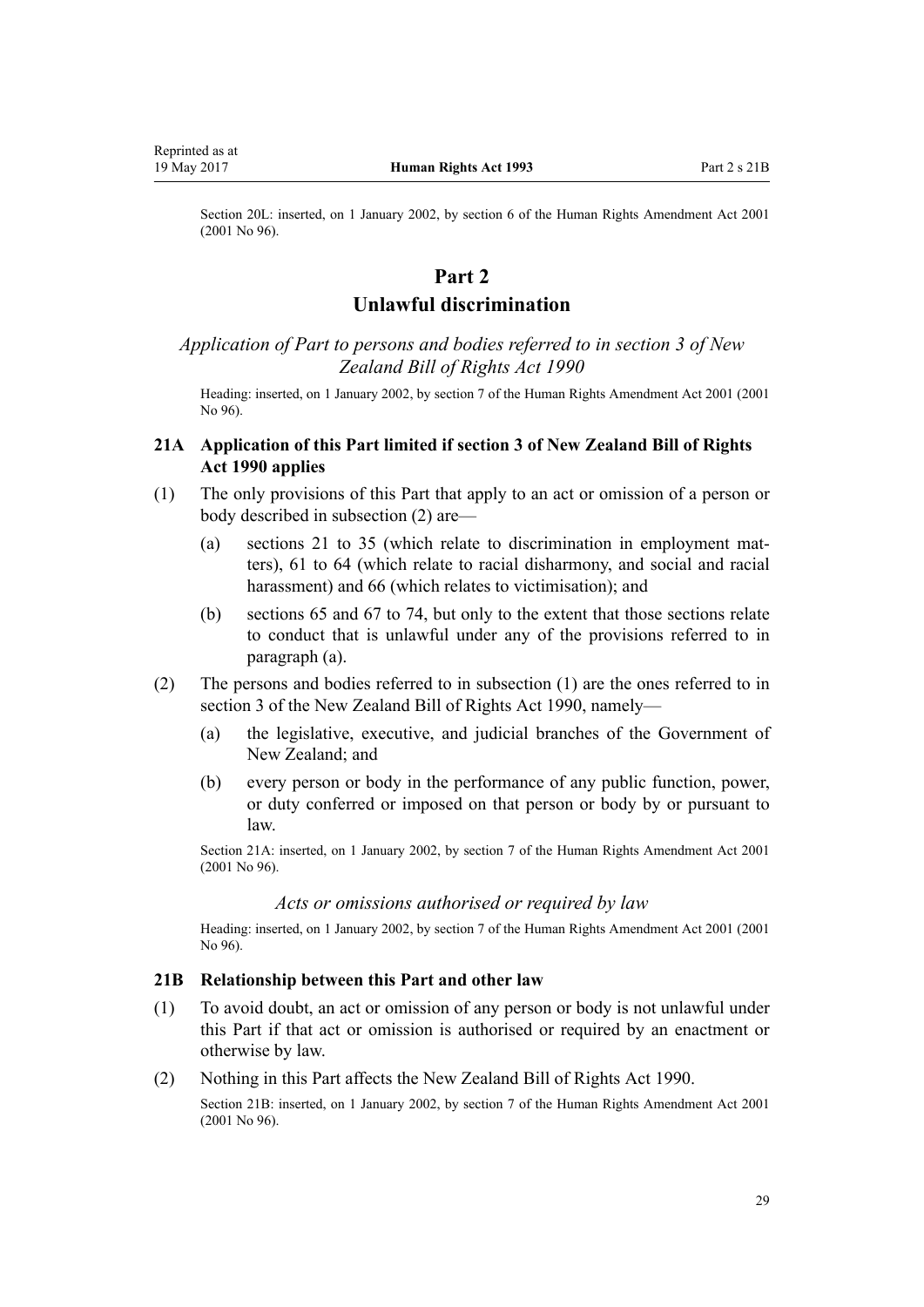Section 20L: inserted, on 1 January 2002, by section 6 of the Human Rights Amendment Act 2001 (2001 No 96).

# Part 2
# Unlawful discrimination

*Application of Part to persons and bodies referred to in section 3 of New Zealand Bill of Rights Act 1990*

Heading: inserted, on 1 January 2002, by section 7 of the Human Rights Amendment Act 2001 (2001 No 96).

### 21A Application of this Part limited if section 3 of New Zealand Bill of Rights Act 1990 applies

(1) The only provisions of this Part that apply to an act or omission of a person or body described in subsection (2) are—

- (a) sections 21 to 35 (which relate to discrimination in employment matters), 61 to 64 (which relate to racial disharmony, and social and racial harassment) and 66 (which relates to victimisation); and
- (b) sections 65 and 67 to 74, but only to the extent that those sections relate to conduct that is unlawful under any of the provisions referred to in paragraph (a).

(2) The persons and bodies referred to in subsection (1) are the ones referred to in section 3 of the New Zealand Bill of Rights Act 1990, namely—

- (a) the legislative, executive, and judicial branches of the Government of New Zealand; and
- (b) every person or body in the performance of any public function, power, or duty conferred or imposed on that person or body by or pursuant to law.

Section 21A: inserted, on 1 January 2002, by section 7 of the Human Rights Amendment Act 2001 (2001 No 96).

*Acts or omissions authorised or required by law*

Heading: inserted, on 1 January 2002, by section 7 of the Human Rights Amendment Act 2001 (2001 No 96).

### 21B Relationship between this Part and other law

(1) To avoid doubt, an act or omission of any person or body is not unlawful under this Part if that act or omission is authorised or required by an enactment or otherwise by law.

(2) Nothing in this Part affects the New Zealand Bill of Rights Act 1990.

Section 21B: inserted, on 1 January 2002, by section 7 of the Human Rights Amendment Act 2001 (2001 No 96).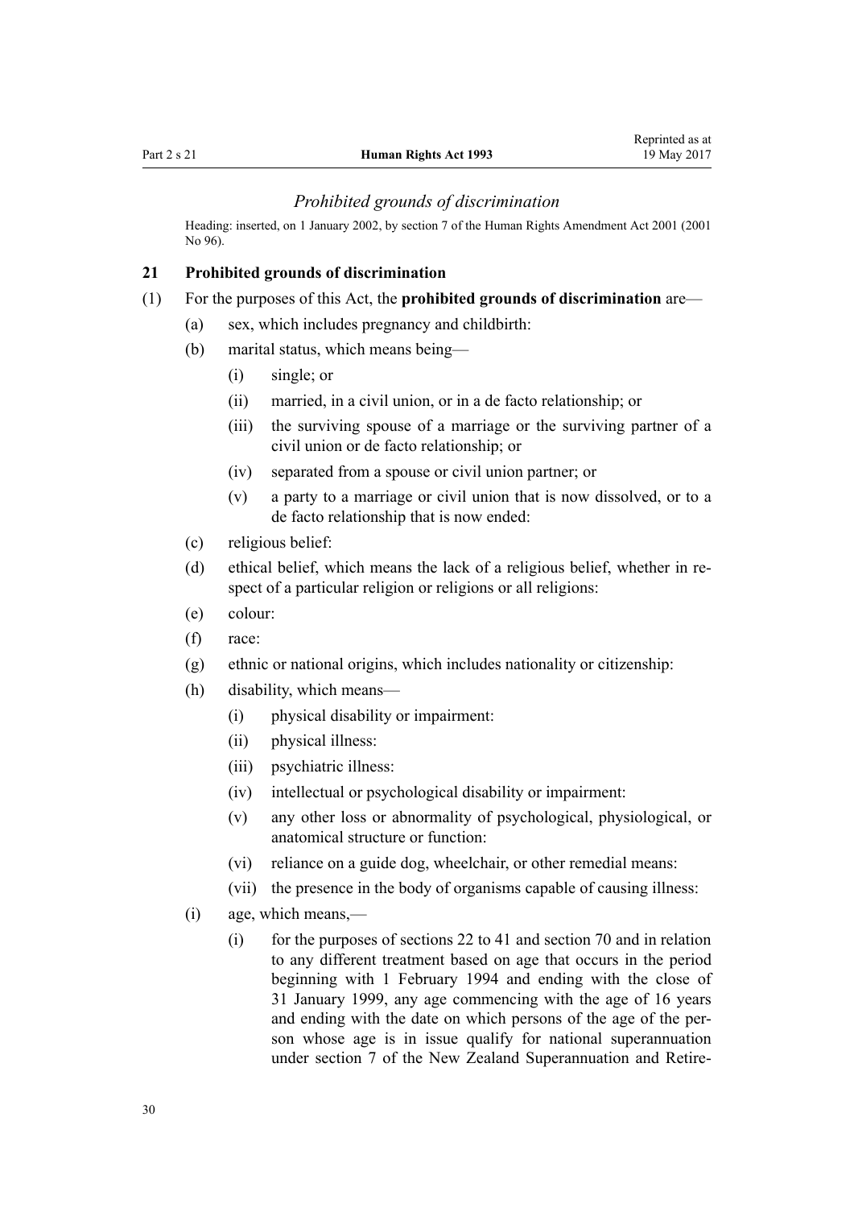### *Prohibited grounds of discrimination*

Heading: inserted, on 1 January 2002, by section 7 of the Human Rights Amendment Act 2001 (2001 No 96).

## 21 Prohibited grounds of discrimination

(1) For the purposes of this Act, the **prohibited grounds of discrimination** are—

(a) sex, which includes pregnancy and childbirth:

(b) marital status, which means being—

(i) single; or

(ii) married, in a civil union, or in a de facto relationship; or

(iii) the surviving spouse of a marriage or the surviving partner of a civil union or de facto relationship; or

(iv) separated from a spouse or civil union partner; or

(v) a party to a marriage or civil union that is now dissolved, or to a de facto relationship that is now ended:

(c) religious belief:

(d) ethical belief, which means the lack of a religious belief, whether in respect of a particular religion or religions or all religions:

(e) colour:

(f) race:

(g) ethnic or national origins, which includes nationality or citizenship:

(h) disability, which means—

(i) physical disability or impairment:

(ii) physical illness:

(iii) psychiatric illness:

(iv) intellectual or psychological disability or impairment:

(v) any other loss or abnormality of psychological, physiological, or anatomical structure or function:

(vi) reliance on a guide dog, wheelchair, or other remedial means:

(vii) the presence in the body of organisms capable of causing illness:

(i) age, which means,—

(i) for the purposes of sections 22 to 41 and section 70 and in relation to any different treatment based on age that occurs in the period beginning with 1 February 1994 and ending with the close of 31 January 1999, any age commencing with the age of 16 years and ending with the date on which persons of the age of the person whose age is in issue qualify for national superannuation under section 7 of the New Zealand Superannuation and Retire-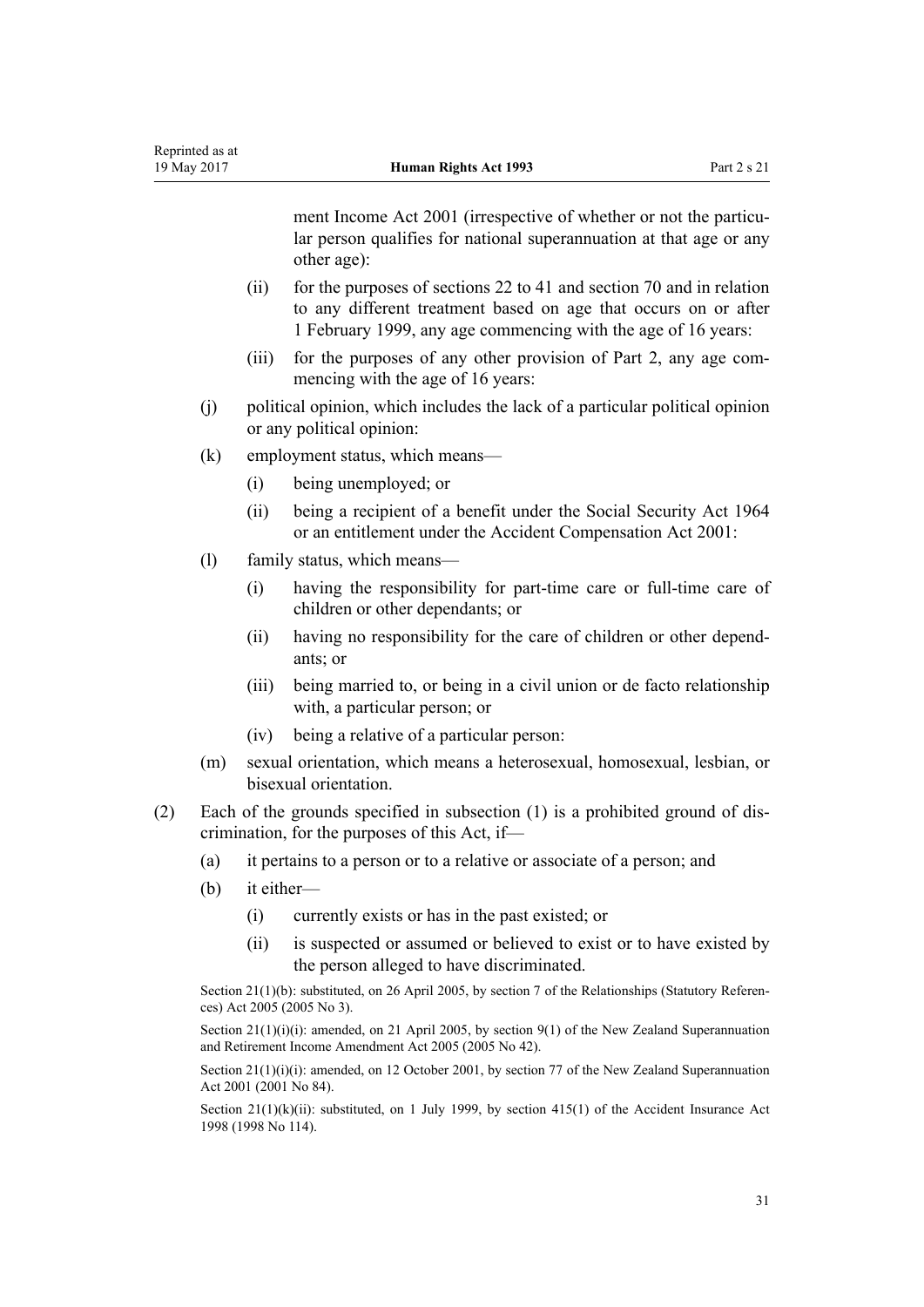ment Income Act 2001 (irrespective of whether or not the particular person qualifies for national superannuation at that age or any other age):

   (ii) for the purposes of sections 22 to 41 and section 70 and in relation to any different treatment based on age that occurs on or after 1 February 1999, any age commencing with the age of 16 years:

   (iii) for the purposes of any other provision of Part 2, any age commencing with the age of 16 years:

(j) political opinion, which includes the lack of a particular political opinion or any political opinion:

(k) employment status, which means—

   (i) being unemployed; or

   (ii) being a recipient of a benefit under the Social Security Act 1964 or an entitlement under the Accident Compensation Act 2001:

(l) family status, which means—

   (i) having the responsibility for part-time care or full-time care of children or other dependants; or

   (ii) having no responsibility for the care of children or other dependants; or

   (iii) being married to, or being in a civil union or de facto relationship with, a particular person; or

   (iv) being a relative of a particular person:

(m) sexual orientation, which means a heterosexual, homosexual, lesbian, or bisexual orientation.

(2) Each of the grounds specified in subsection (1) is a prohibited ground of discrimination, for the purposes of this Act, if—

   (a) it pertains to a person or to a relative or associate of a person; and

   (b) it either—

      (i) currently exists or has in the past existed; or

      (ii) is suspected or assumed or believed to exist or to have existed by the person alleged to have discriminated.

Section 21(1)(b): substituted, on 26 April 2005, by section 7 of the Relationships (Statutory References) Act 2005 (2005 No 3).

Section 21(1)(i)(i): amended, on 21 April 2005, by section 9(1) of the New Zealand Superannuation and Retirement Income Amendment Act 2005 (2005 No 42).

Section 21(1)(i)(i): amended, on 12 October 2001, by section 77 of the New Zealand Superannuation Act 2001 (2001 No 84).

Section 21(1)(k)(ii): substituted, on 1 July 1999, by section 415(1) of the Accident Insurance Act 1998 (1998 No 114).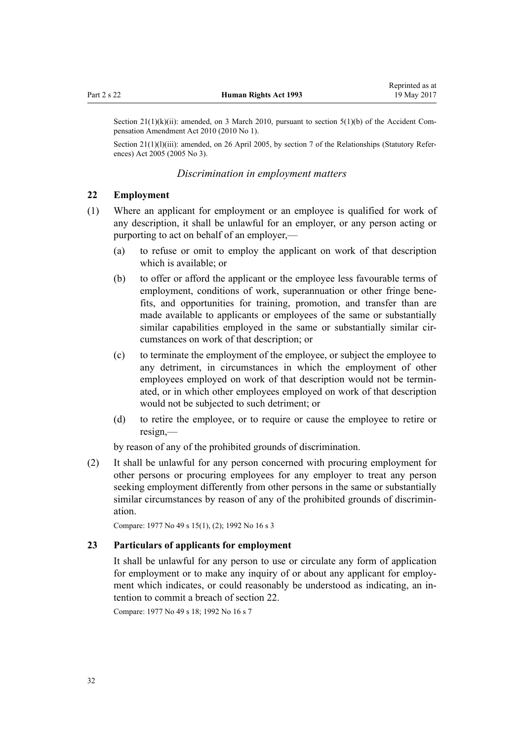Section 21(1)(k)(ii): amended, on 3 March 2010, pursuant to section 5(1)(b) of the Accident Compensation Amendment Act 2010 (2010 No 1).

Section 21(1)(l)(iii): amended, on 26 April 2005, by section 7 of the Relationships (Statutory References) Act 2005 (2005 No 3).

*Discrimination in employment matters*

## 22 Employment

(1) Where an applicant for employment or an employee is qualified for work of any description, it shall be unlawful for an employer, or any person acting or purporting to act on behalf of an employer,—

(a) to refuse or omit to employ the applicant on work of that description which is available; or

(b) to offer or afford the applicant or the employee less favourable terms of employment, conditions of work, superannuation or other fringe benefits, and opportunities for training, promotion, and transfer than are made available to applicants or employees of the same or substantially similar capabilities employed in the same or substantially similar circumstances on work of that description; or

(c) to terminate the employment of the employee, or subject the employee to any detriment, in circumstances in which the employment of other employees employed on work of that description would not be terminated, or in which other employees employed on work of that description would not be subjected to such detriment; or

(d) to retire the employee, or to require or cause the employee to retire or resign,—

by reason of any of the prohibited grounds of discrimination.

(2) It shall be unlawful for any person concerned with procuring employment for other persons or procuring employees for any employer to treat any person seeking employment differently from other persons in the same or substantially similar circumstances by reason of any of the prohibited grounds of discrimination.

Compare: 1977 No 49 s 15(1), (2); 1992 No 16 s 3

## 23 Particulars of applicants for employment

It shall be unlawful for any person to use or circulate any form of application for employment or to make any inquiry of or about any applicant for employment which indicates, or could reasonably be understood as indicating, an intention to commit a breach of section 22.

Compare: 1977 No 49 s 18; 1992 No 16 s 7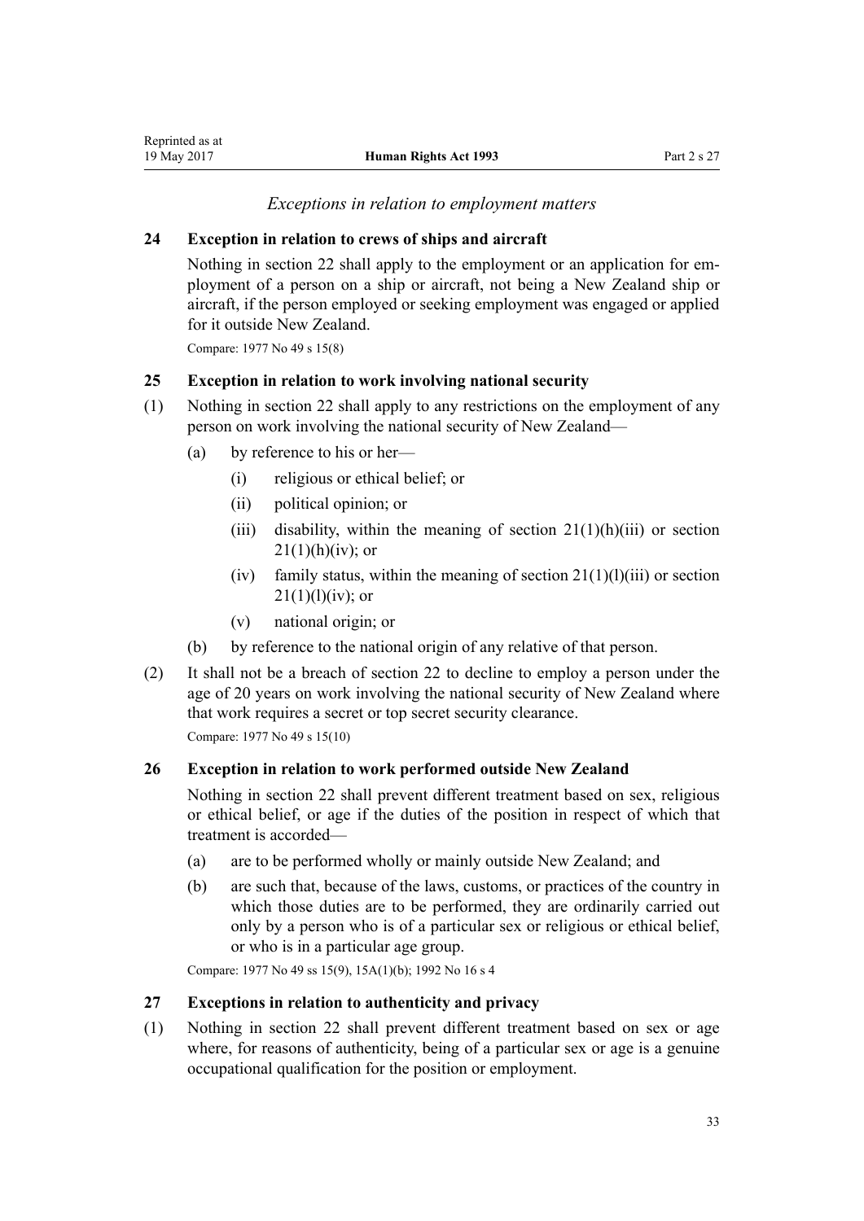*Exceptions in relation to employment matters*

### 24 Exception in relation to crews of ships and aircraft

Nothing in section 22 shall apply to the employment or an application for employment of a person on a ship or aircraft, not being a New Zealand ship or aircraft, if the person employed or seeking employment was engaged or applied for it outside New Zealand.

Compare: 1977 No 49 s 15(8)

### 25 Exception in relation to work involving national security

(1) Nothing in section 22 shall apply to any restrictions on the employment of any person on work involving the national security of New Zealand—

  (a) by reference to his or her—

    (i) religious or ethical belief; or

    (ii) political opinion; or

    (iii) disability, within the meaning of section 21(1)(h)(iii) or section 21(1)(h)(iv); or

    (iv) family status, within the meaning of section 21(1)(l)(iii) or section 21(1)(l)(iv); or

    (v) national origin; or

  (b) by reference to the national origin of any relative of that person.

(2) It shall not be a breach of section 22 to decline to employ a person under the age of 20 years on work involving the national security of New Zealand where that work requires a secret or top secret security clearance.

Compare: 1977 No 49 s 15(10)

### 26 Exception in relation to work performed outside New Zealand

Nothing in section 22 shall prevent different treatment based on sex, religious or ethical belief, or age if the duties of the position in respect of which that treatment is accorded—

  (a) are to be performed wholly or mainly outside New Zealand; and

  (b) are such that, because of the laws, customs, or practices of the country in which those duties are to be performed, they are ordinarily carried out only by a person who is of a particular sex or religious or ethical belief, or who is in a particular age group.

Compare: 1977 No 49 ss 15(9), 15A(1)(b); 1992 No 16 s 4

### 27 Exceptions in relation to authenticity and privacy

(1) Nothing in section 22 shall prevent different treatment based on sex or age where, for reasons of authenticity, being of a particular sex or age is a genuine occupational qualification for the position or employment.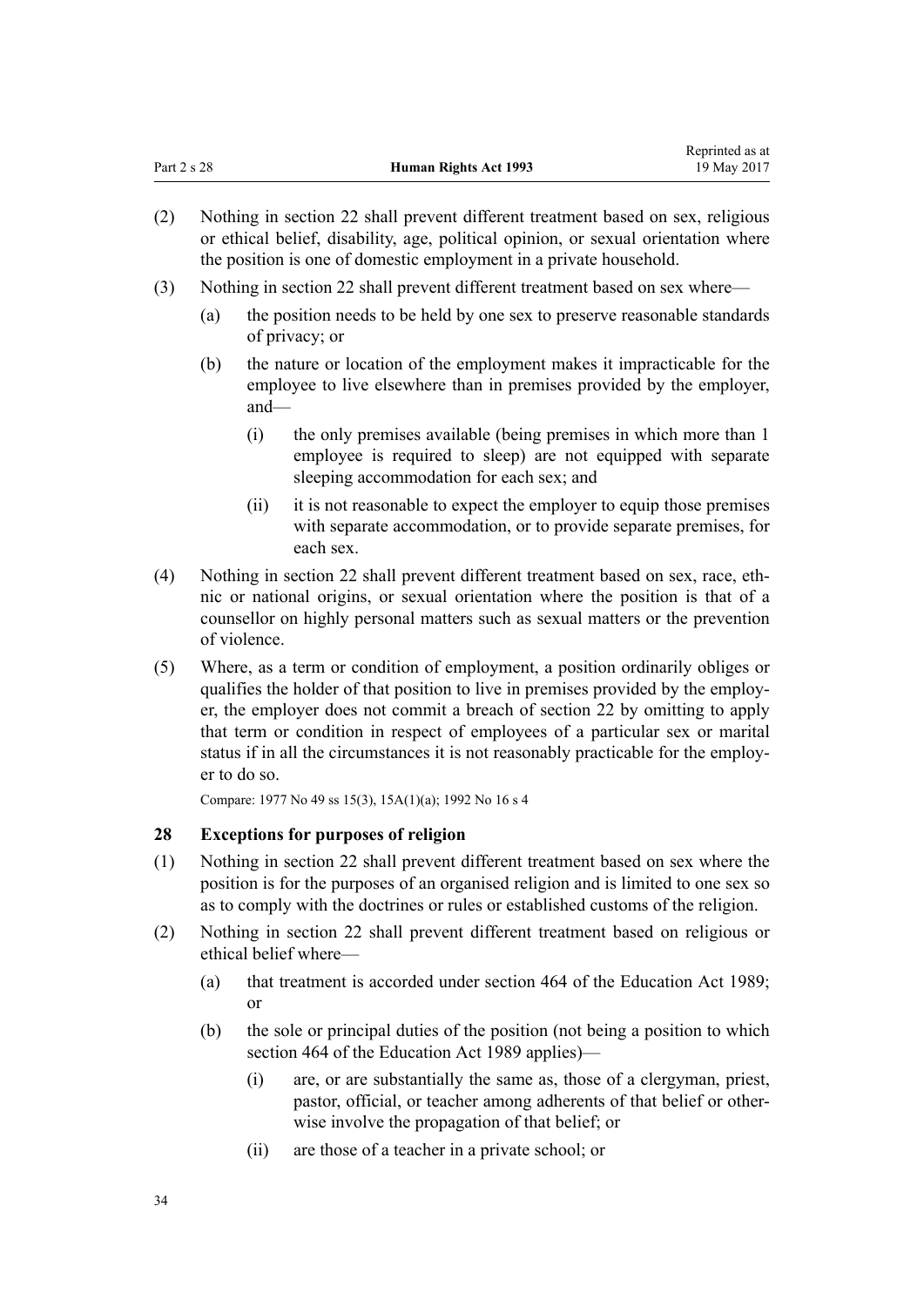(2) Nothing in section 22 shall prevent different treatment based on sex, religious or ethical belief, disability, age, political opinion, or sexual orientation where the position is one of domestic employment in a private household.

(3) Nothing in section 22 shall prevent different treatment based on sex where—

   (a) the position needs to be held by one sex to preserve reasonable standards of privacy; or

   (b) the nature or location of the employment makes it impracticable for the employee to live elsewhere than in premises provided by the employer, and—

      (i) the only premises available (being premises in which more than 1 employee is required to sleep) are not equipped with separate sleeping accommodation for each sex; and

      (ii) it is not reasonable to expect the employer to equip those premises with separate accommodation, or to provide separate premises, for each sex.

(4) Nothing in section 22 shall prevent different treatment based on sex, race, ethnic or national origins, or sexual orientation where the position is that of a counsellor on highly personal matters such as sexual matters or the prevention of violence.

(5) Where, as a term or condition of employment, a position ordinarily obliges or qualifies the holder of that position to live in premises provided by the employer, the employer does not commit a breach of section 22 by omitting to apply that term or condition in respect of employees of a particular sex or marital status if in all the circumstances it is not reasonably practicable for the employer to do so.

Compare: 1977 No 49 ss 15(3), 15A(1)(a); 1992 No 16 s 4

### 28 Exceptions for purposes of religion

(1) Nothing in section 22 shall prevent different treatment based on sex where the position is for the purposes of an organised religion and is limited to one sex so as to comply with the doctrines or rules or established customs of the religion.

(2) Nothing in section 22 shall prevent different treatment based on religious or ethical belief where—

   (a) that treatment is accorded under section 464 of the Education Act 1989; or

   (b) the sole or principal duties of the position (not being a position to which section 464 of the Education Act 1989 applies)—

      (i) are, or are substantially the same as, those of a clergyman, priest, pastor, official, or teacher among adherents of that belief or otherwise involve the propagation of that belief; or

      (ii) are those of a teacher in a private school; or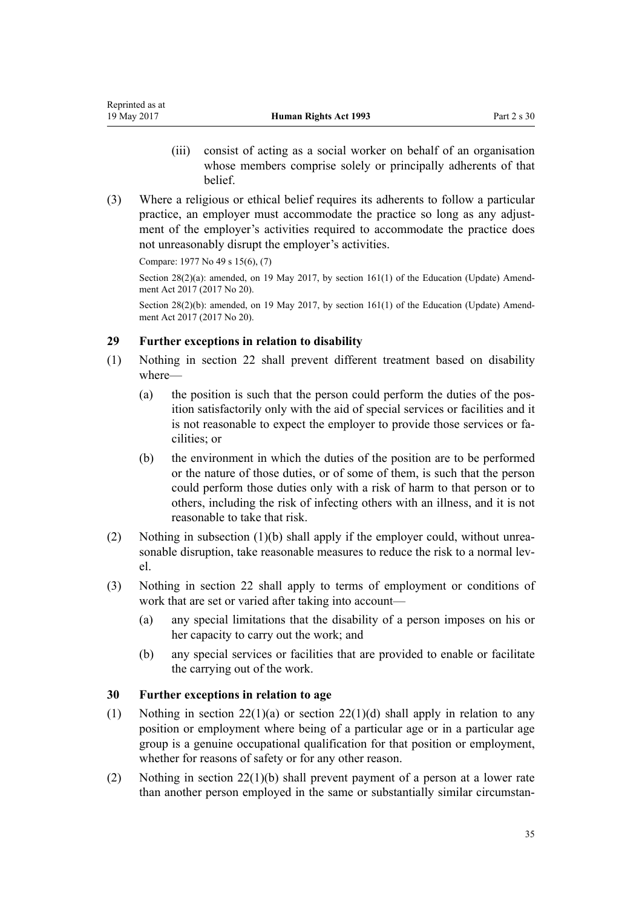(iii) consist of acting as a social worker on behalf of an organisation whose members comprise solely or principally adherents of that belief.

(3) Where a religious or ethical belief requires its adherents to follow a particular practice, an employer must accommodate the practice so long as any adjustment of the employer's activities required to accommodate the practice does not unreasonably disrupt the employer's activities.

Compare: 1977 No 49 s 15(6), (7)

Section 28(2)(a): amended, on 19 May 2017, by section 161(1) of the Education (Update) Amendment Act 2017 (2017 No 20).

Section 28(2)(b): amended, on 19 May 2017, by section 161(1) of the Education (Update) Amendment Act 2017 (2017 No 20).

### 29 Further exceptions in relation to disability

(1) Nothing in section 22 shall prevent different treatment based on disability where—

  (a) the position is such that the person could perform the duties of the position satisfactorily only with the aid of special services or facilities and it is not reasonable to expect the employer to provide those services or facilities; or

  (b) the environment in which the duties of the position are to be performed or the nature of those duties, or of some of them, is such that the person could perform those duties only with a risk of harm to that person or to others, including the risk of infecting others with an illness, and it is not reasonable to take that risk.

(2) Nothing in subsection (1)(b) shall apply if the employer could, without unreasonable disruption, take reasonable measures to reduce the risk to a normal level.

(3) Nothing in section 22 shall apply to terms of employment or conditions of work that are set or varied after taking into account—

  (a) any special limitations that the disability of a person imposes on his or her capacity to carry out the work; and

  (b) any special services or facilities that are provided to enable or facilitate the carrying out of the work.

### 30 Further exceptions in relation to age

(1) Nothing in section 22(1)(a) or section 22(1)(d) shall apply in relation to any position or employment where being of a particular age or in a particular age group is a genuine occupational qualification for that position or employment, whether for reasons of safety or for any other reason.

(2) Nothing in section 22(1)(b) shall prevent payment of a person at a lower rate than another person employed in the same or substantially similar circumstan-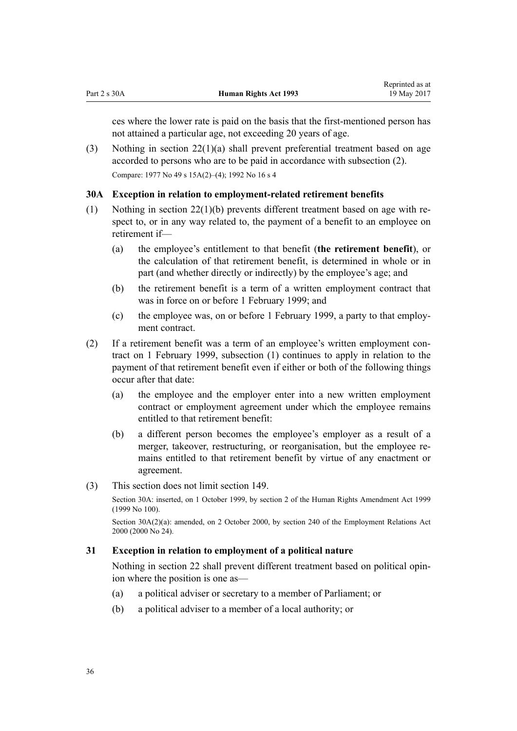ces where the lower rate is paid on the basis that the first-mentioned person has not attained a particular age, not exceeding 20 years of age.

(3) Nothing in section 22(1)(a) shall prevent preferential treatment based on age accorded to persons who are to be paid in accordance with subsection (2).

Compare: 1977 No 49 s 15A(2)–(4); 1992 No 16 s 4

### 30A Exception in relation to employment-related retirement benefits

(1) Nothing in section 22(1)(b) prevents different treatment based on age with respect to, or in any way related to, the payment of a benefit to an employee on retirement if—

(a) the employee's entitlement to that benefit (**the retirement benefit**), or the calculation of that retirement benefit, is determined in whole or in part (and whether directly or indirectly) by the employee's age; and

(b) the retirement benefit is a term of a written employment contract that was in force on or before 1 February 1999; and

(c) the employee was, on or before 1 February 1999, a party to that employment contract.

(2) If a retirement benefit was a term of an employee's written employment contract on 1 February 1999, subsection (1) continues to apply in relation to the payment of that retirement benefit even if either or both of the following things occur after that date:

(a) the employee and the employer enter into a new written employment contract or employment agreement under which the employee remains entitled to that retirement benefit:

(b) a different person becomes the employee's employer as a result of a merger, takeover, restructuring, or reorganisation, but the employee remains entitled to that retirement benefit by virtue of any enactment or agreement.

(3) This section does not limit section 149.

Section 30A: inserted, on 1 October 1999, by section 2 of the Human Rights Amendment Act 1999 (1999 No 100).

Section 30A(2)(a): amended, on 2 October 2000, by section 240 of the Employment Relations Act 2000 (2000 No 24).

### 31 Exception in relation to employment of a political nature

Nothing in section 22 shall prevent different treatment based on political opinion where the position is one as—

(a) a political adviser or secretary to a member of Parliament; or

(b) a political adviser to a member of a local authority; or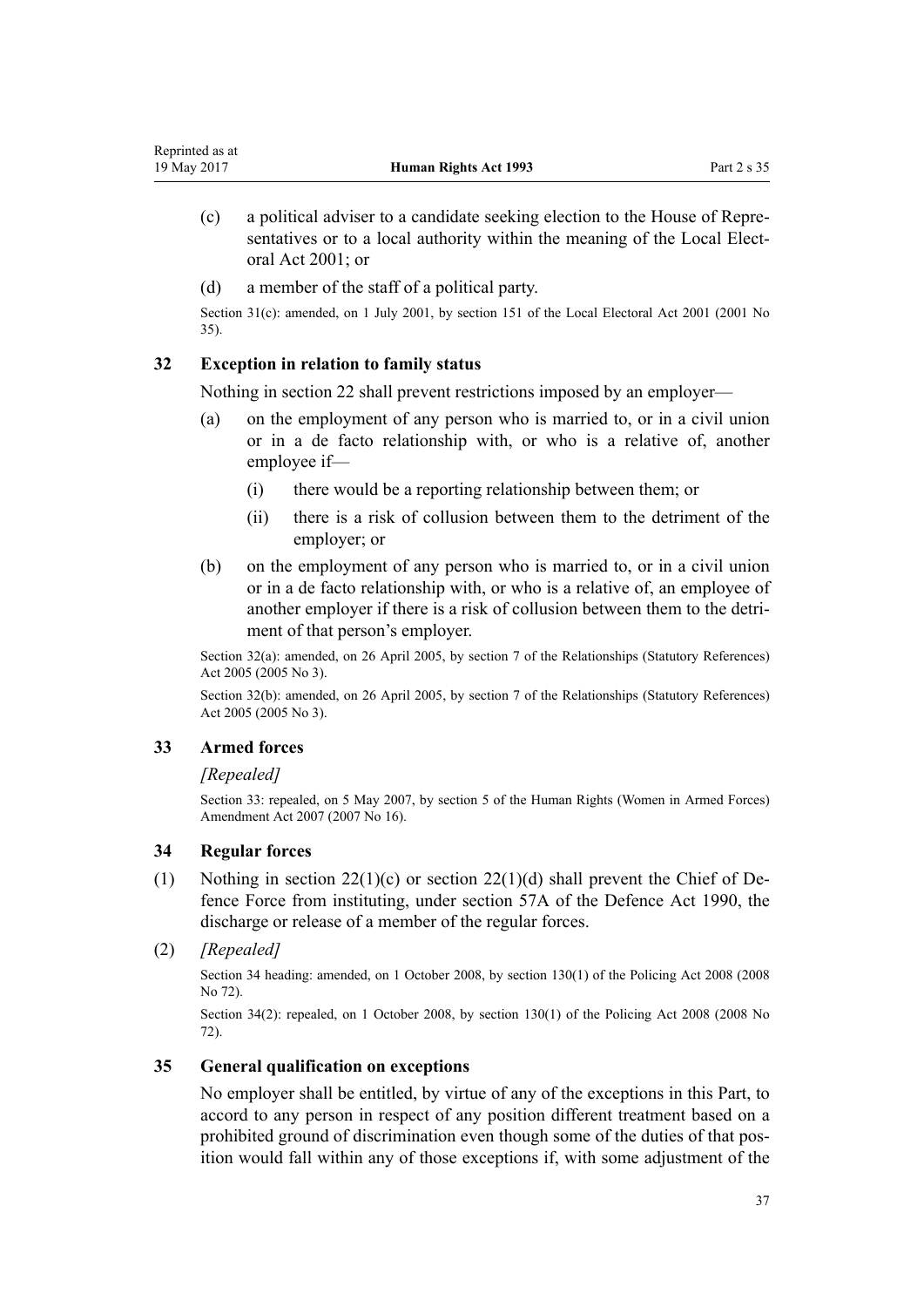(c) a political adviser to a candidate seeking election to the House of Representatives or to a local authority within the meaning of the Local Electoral Act 2001; or

(d) a member of the staff of a political party.

Section 31(c): amended, on 1 July 2001, by section 151 of the Local Electoral Act 2001 (2001 No 35).

### 32 Exception in relation to family status

Nothing in section 22 shall prevent restrictions imposed by an employer—

(a) on the employment of any person who is married to, or in a civil union or in a de facto relationship with, or who is a relative of, another employee if—

  (i) there would be a reporting relationship between them; or

  (ii) there is a risk of collusion between them to the detriment of the employer; or

(b) on the employment of any person who is married to, or in a civil union or in a de facto relationship with, or who is a relative of, an employee of another employer if there is a risk of collusion between them to the detriment of that person's employer.

Section 32(a): amended, on 26 April 2005, by section 7 of the Relationships (Statutory References) Act 2005 (2005 No 3).

Section 32(b): amended, on 26 April 2005, by section 7 of the Relationships (Statutory References) Act 2005 (2005 No 3).

### 33 Armed forces

*[Repealed]*

Section 33: repealed, on 5 May 2007, by section 5 of the Human Rights (Women in Armed Forces) Amendment Act 2007 (2007 No 16).

### 34 Regular forces

(1) Nothing in section 22(1)(c) or section 22(1)(d) shall prevent the Chief of Defence Force from instituting, under section 57A of the Defence Act 1990, the discharge or release of a member of the regular forces.

(2) *[Repealed]*

Section 34 heading: amended, on 1 October 2008, by section 130(1) of the Policing Act 2008 (2008 No 72).

Section 34(2): repealed, on 1 October 2008, by section 130(1) of the Policing Act 2008 (2008 No 72).

### 35 General qualification on exceptions

No employer shall be entitled, by virtue of any of the exceptions in this Part, to accord to any person in respect of any position different treatment based on a prohibited ground of discrimination even though some of the duties of that position would fall within any of those exceptions if, with some adjustment of the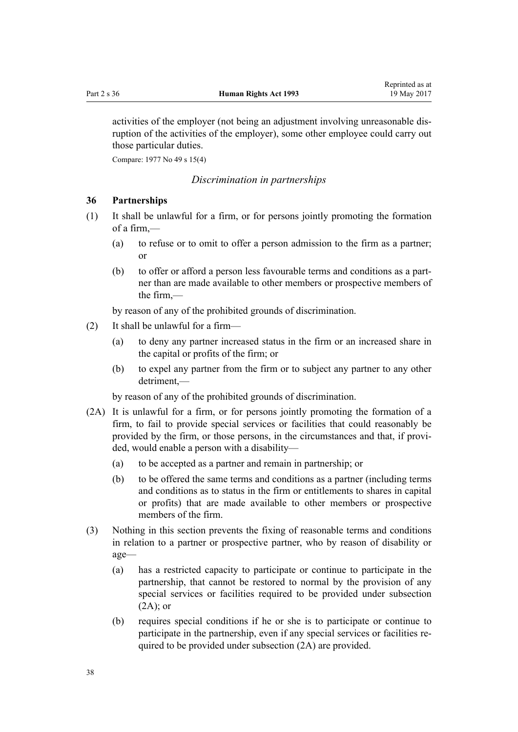activities of the employer (not being an adjustment involving unreasonable disruption of the activities of the employer), some other employee could carry out those particular duties.

Compare: 1977 No 49 s 15(4)

### *Discrimination in partnerships*

### 36 Partnerships

(1) It shall be unlawful for a firm, or for persons jointly promoting the formation of a firm,—

  (a) to refuse or to omit to offer a person admission to the firm as a partner; or

  (b) to offer or afford a person less favourable terms and conditions as a partner than are made available to other members or prospective members of the firm,—

  by reason of any of the prohibited grounds of discrimination.

(2) It shall be unlawful for a firm—

  (a) to deny any partner increased status in the firm or an increased share in the capital or profits of the firm; or

  (b) to expel any partner from the firm or to subject any partner to any other detriment,—

  by reason of any of the prohibited grounds of discrimination.

(2A) It is unlawful for a firm, or for persons jointly promoting the formation of a firm, to fail to provide special services or facilities that could reasonably be provided by the firm, or those persons, in the circumstances and that, if provided, would enable a person with a disability—

  (a) to be accepted as a partner and remain in partnership; or

  (b) to be offered the same terms and conditions as a partner (including terms and conditions as to status in the firm or entitlements to shares in capital or profits) that are made available to other members or prospective members of the firm.

(3) Nothing in this section prevents the fixing of reasonable terms and conditions in relation to a partner or prospective partner, who by reason of disability or age—

  (a) has a restricted capacity to participate or continue to participate in the partnership, that cannot be restored to normal by the provision of any special services or facilities required to be provided under subsection (2A); or

  (b) requires special conditions if he or she is to participate or continue to participate in the partnership, even if any special services or facilities required to be provided under subsection (2A) are provided.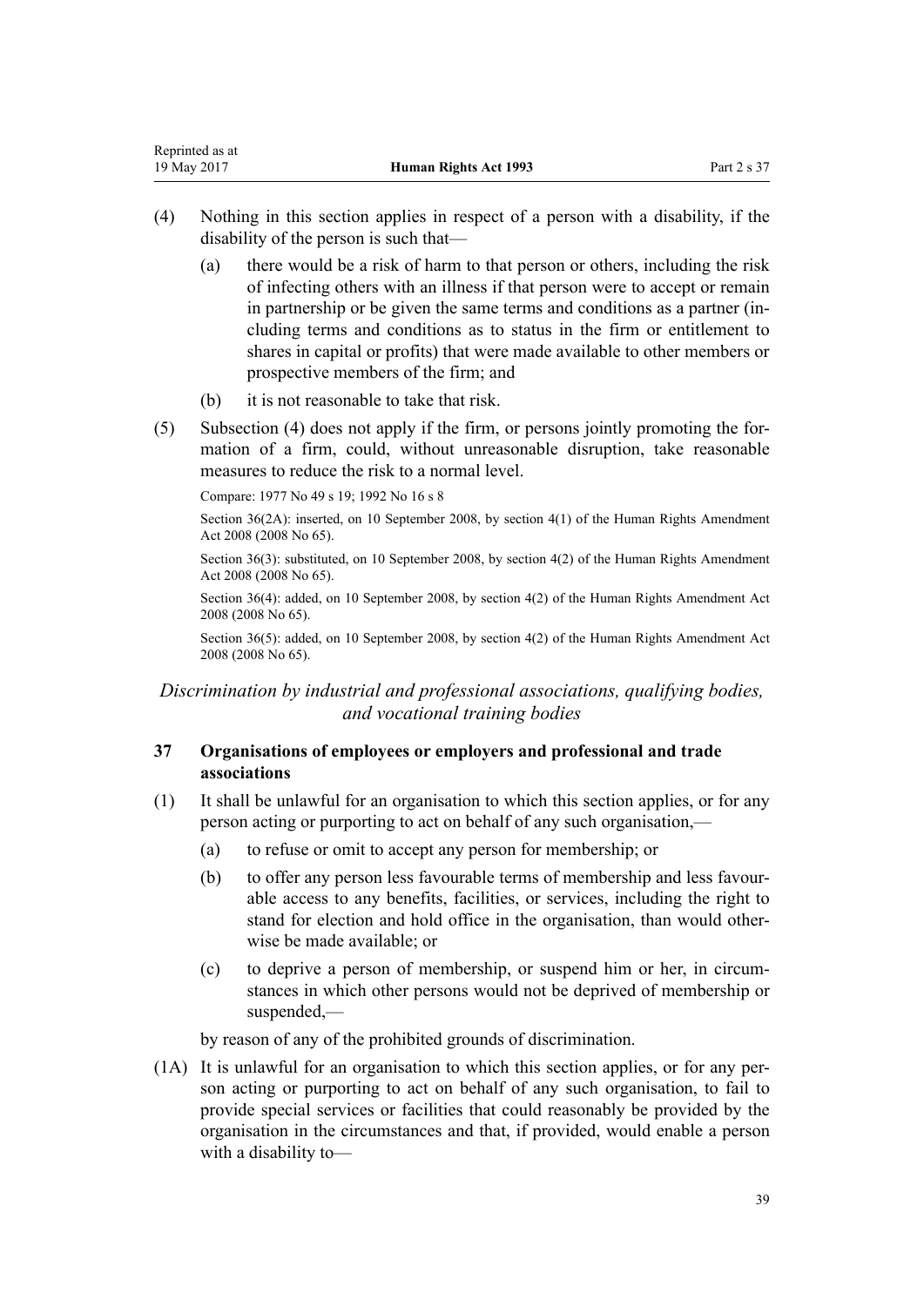(4) Nothing in this section applies in respect of a person with a disability, if the disability of the person is such that—

(a) there would be a risk of harm to that person or others, including the risk of infecting others with an illness if that person were to accept or remain in partnership or be given the same terms and conditions as a partner (including terms and conditions as to status in the firm or entitlement to shares in capital or profits) that were made available to other members or prospective members of the firm; and

(b) it is not reasonable to take that risk.

(5) Subsection (4) does not apply if the firm, or persons jointly promoting the formation of a firm, could, without unreasonable disruption, take reasonable measures to reduce the risk to a normal level.

Compare: 1977 No 49 s 19; 1992 No 16 s 8

Section 36(2A): inserted, on 10 September 2008, by section 4(1) of the Human Rights Amendment Act 2008 (2008 No 65).

Section 36(3): substituted, on 10 September 2008, by section 4(2) of the Human Rights Amendment Act 2008 (2008 No 65).

Section 36(4): added, on 10 September 2008, by section 4(2) of the Human Rights Amendment Act 2008 (2008 No 65).

Section 36(5): added, on 10 September 2008, by section 4(2) of the Human Rights Amendment Act 2008 (2008 No 65).

*Discrimination by industrial and professional associations, qualifying bodies, and vocational training bodies*

### 37 Organisations of employees or employers and professional and trade associations

(1) It shall be unlawful for an organisation to which this section applies, or for any person acting or purporting to act on behalf of any such organisation,—

(a) to refuse or omit to accept any person for membership; or

(b) to offer any person less favourable terms of membership and less favourable access to any benefits, facilities, or services, including the right to stand for election and hold office in the organisation, than would otherwise be made available; or

(c) to deprive a person of membership, or suspend him or her, in circumstances in which other persons would not be deprived of membership or suspended,—

by reason of any of the prohibited grounds of discrimination.

(1A) It is unlawful for an organisation to which this section applies, or for any person acting or purporting to act on behalf of any such organisation, to fail to provide special services or facilities that could reasonably be provided by the organisation in the circumstances and that, if provided, would enable a person with a disability to—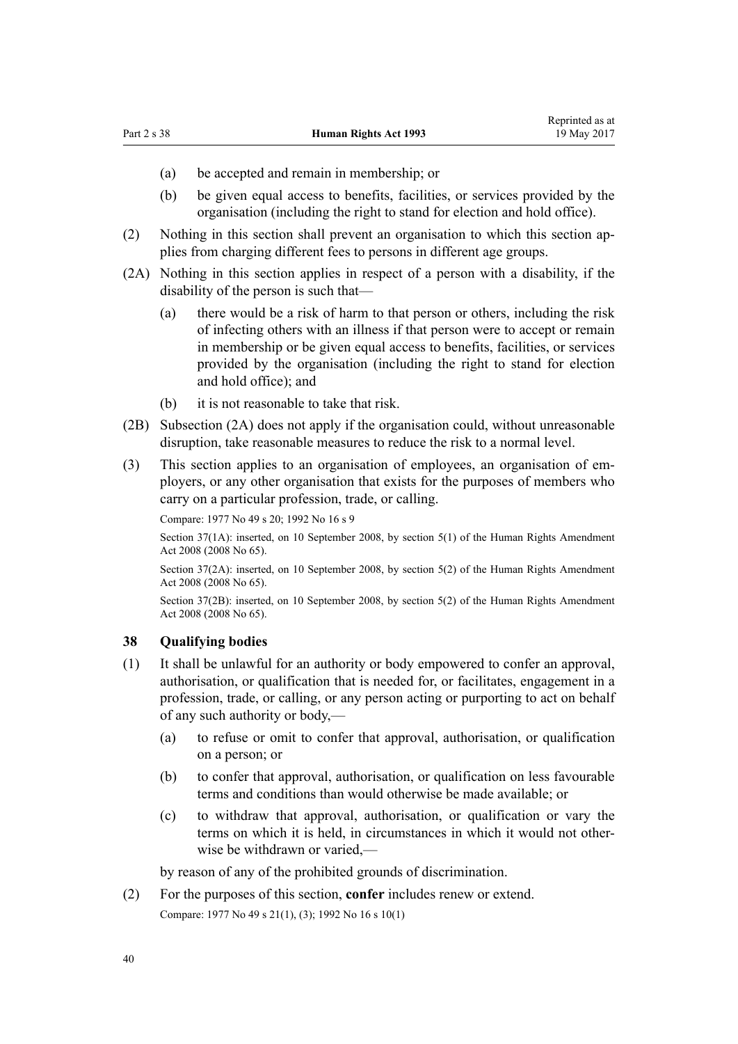(a) be accepted and remain in membership; or

(b) be given equal access to benefits, facilities, or services provided by the organisation (including the right to stand for election and hold office).

(2) Nothing in this section shall prevent an organisation to which this section applies from charging different fees to persons in different age groups.

(2A) Nothing in this section applies in respect of a person with a disability, if the disability of the person is such that—

(a) there would be a risk of harm to that person or others, including the risk of infecting others with an illness if that person were to accept or remain in membership or be given equal access to benefits, facilities, or services provided by the organisation (including the right to stand for election and hold office); and

(b) it is not reasonable to take that risk.

(2B) Subsection (2A) does not apply if the organisation could, without unreasonable disruption, take reasonable measures to reduce the risk to a normal level.

(3) This section applies to an organisation of employees, an organisation of employers, or any other organisation that exists for the purposes of members who carry on a particular profession, trade, or calling.

Compare: 1977 No 49 s 20; 1992 No 16 s 9

Section 37(1A): inserted, on 10 September 2008, by section 5(1) of the Human Rights Amendment Act 2008 (2008 No 65).

Section 37(2A): inserted, on 10 September 2008, by section 5(2) of the Human Rights Amendment Act 2008 (2008 No 65).

Section 37(2B): inserted, on 10 September 2008, by section 5(2) of the Human Rights Amendment Act 2008 (2008 No 65).

### 38 Qualifying bodies

(1) It shall be unlawful for an authority or body empowered to confer an approval, authorisation, or qualification that is needed for, or facilitates, engagement in a profession, trade, or calling, or any person acting or purporting to act on behalf of any such authority or body,—

(a) to refuse or omit to confer that approval, authorisation, or qualification on a person; or

(b) to confer that approval, authorisation, or qualification on less favourable terms and conditions than would otherwise be made available; or

(c) to withdraw that approval, authorisation, or qualification or vary the terms on which it is held, in circumstances in which it would not otherwise be withdrawn or varied,—

by reason of any of the prohibited grounds of discrimination.

(2) For the purposes of this section, **confer** includes renew or extend.

Compare: 1977 No 49 s 21(1), (3); 1992 No 16 s 10(1)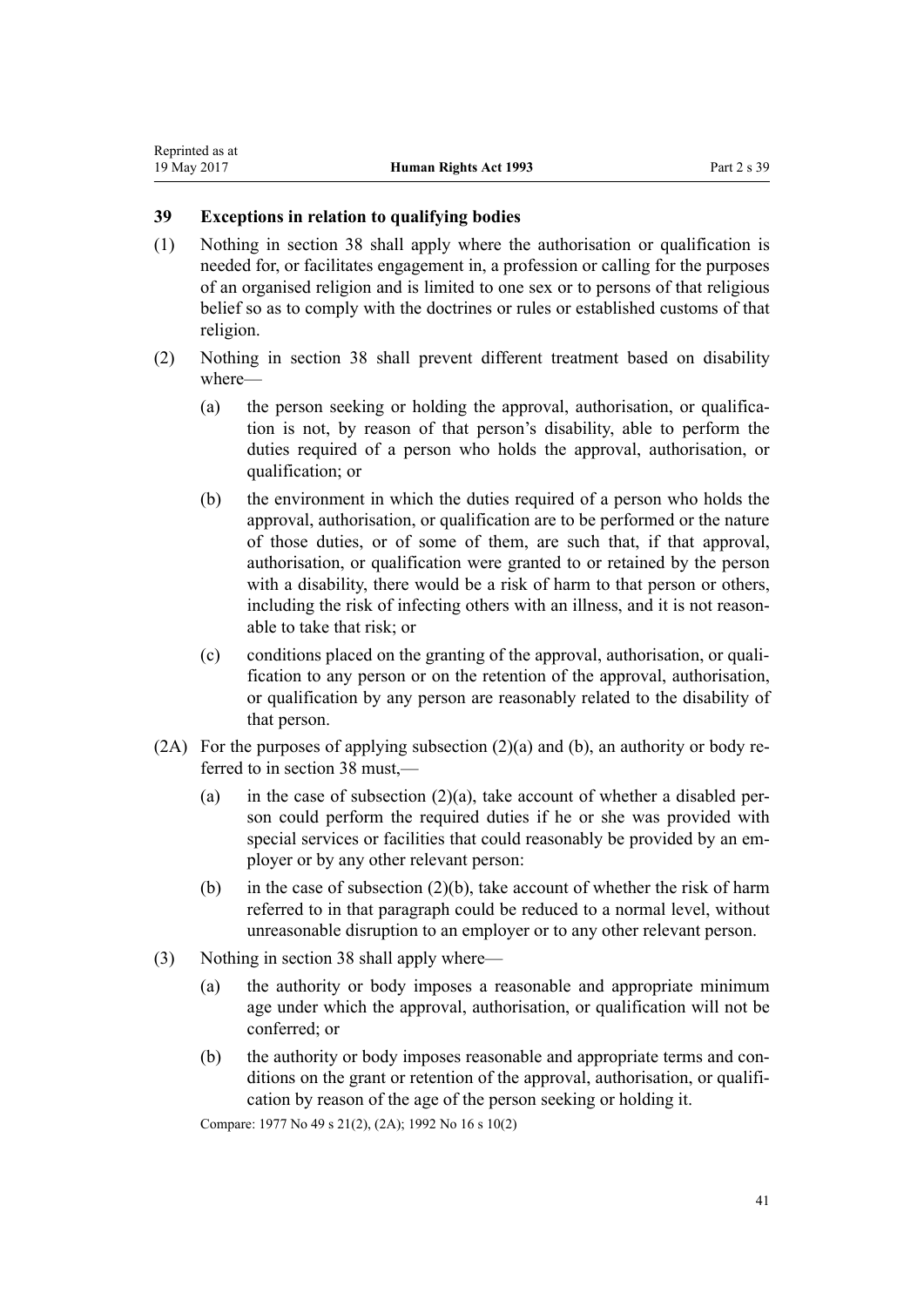## 39 Exceptions in relation to qualifying bodies

(1) Nothing in section 38 shall apply where the authorisation or qualification is needed for, or facilitates engagement in, a profession or calling for the purposes of an organised religion and is limited to one sex or to persons of that religious belief so as to comply with the doctrines or rules or established customs of that religion.

(2) Nothing in section 38 shall prevent different treatment based on disability where—

- (a) the person seeking or holding the approval, authorisation, or qualification is not, by reason of that person's disability, able to perform the duties required of a person who holds the approval, authorisation, or qualification; or
- (b) the environment in which the duties required of a person who holds the approval, authorisation, or qualification are to be performed or the nature of those duties, or of some of them, are such that, if that approval, authorisation, or qualification were granted to or retained by the person with a disability, there would be a risk of harm to that person or others, including the risk of infecting others with an illness, and it is not reasonable to take that risk; or
- (c) conditions placed on the granting of the approval, authorisation, or qualification to any person or on the retention of the approval, authorisation, or qualification by any person are reasonably related to the disability of that person.

(2A) For the purposes of applying subsection (2)(a) and (b), an authority or body referred to in section 38 must,—

- (a) in the case of subsection (2)(a), take account of whether a disabled person could perform the required duties if he or she was provided with special services or facilities that could reasonably be provided by an employer or by any other relevant person:
- (b) in the case of subsection (2)(b), take account of whether the risk of harm referred to in that paragraph could be reduced to a normal level, without unreasonable disruption to an employer or to any other relevant person.

(3) Nothing in section 38 shall apply where—

- (a) the authority or body imposes a reasonable and appropriate minimum age under which the approval, authorisation, or qualification will not be conferred; or
- (b) the authority or body imposes reasonable and appropriate terms and conditions on the grant or retention of the approval, authorisation, or qualification by reason of the age of the person seeking or holding it.

Compare: 1977 No 49 s 21(2), (2A); 1992 No 16 s 10(2)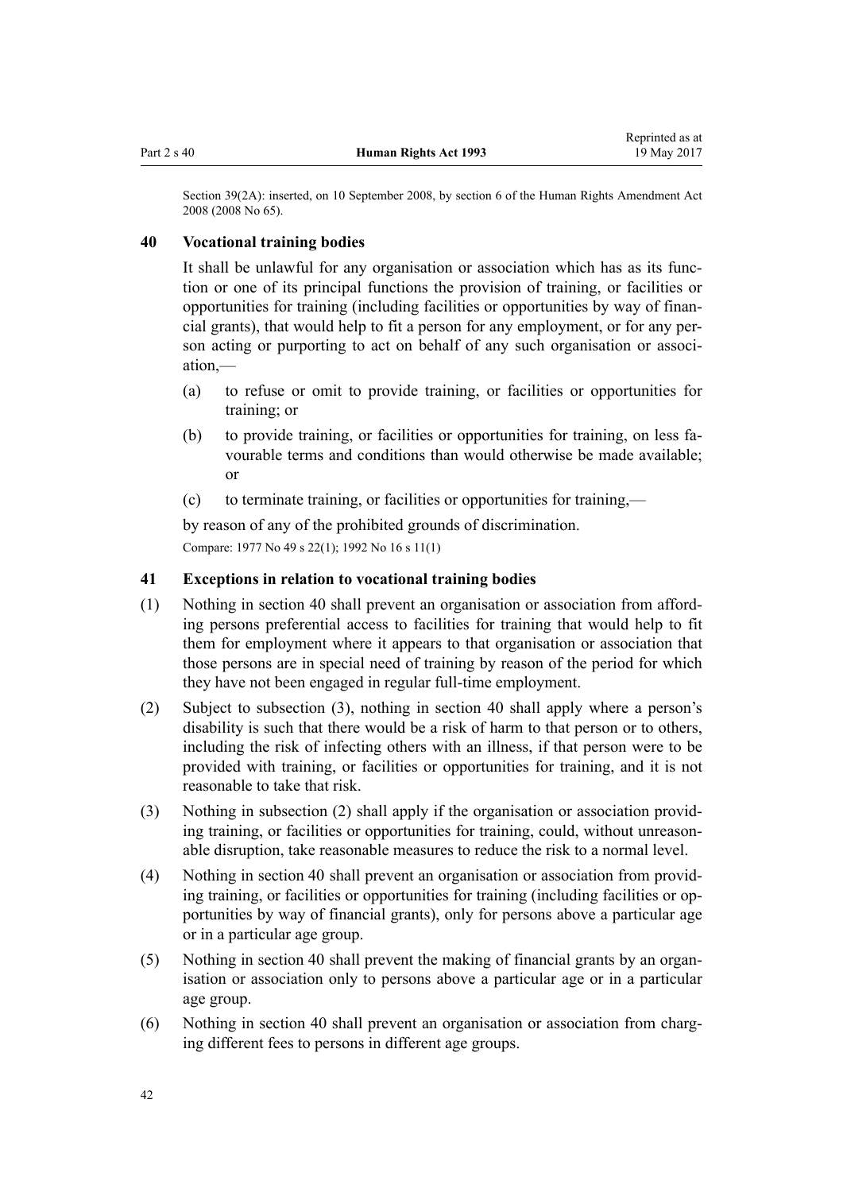Section 39(2A): inserted, on 10 September 2008, by section 6 of the Human Rights Amendment Act 2008 (2008 No 65).

### 40 Vocational training bodies

It shall be unlawful for any organisation or association which has as its function or one of its principal functions the provision of training, or facilities or opportunities for training (including facilities or opportunities by way of financial grants), that would help to fit a person for any employment, or for any person acting or purporting to act on behalf of any such organisation or association,—

(a) to refuse or omit to provide training, or facilities or opportunities for training; or

(b) to provide training, or facilities or opportunities for training, on less favourable terms and conditions than would otherwise be made available; or

(c) to terminate training, or facilities or opportunities for training,—

by reason of any of the prohibited grounds of discrimination.

Compare: 1977 No 49 s 22(1); 1992 No 16 s 11(1)

### 41 Exceptions in relation to vocational training bodies

(1) Nothing in section 40 shall prevent an organisation or association from affording persons preferential access to facilities for training that would help to fit them for employment where it appears to that organisation or association that those persons are in special need of training by reason of the period for which they have not been engaged in regular full-time employment.

(2) Subject to subsection (3), nothing in section 40 shall apply where a person's disability is such that there would be a risk of harm to that person or to others, including the risk of infecting others with an illness, if that person were to be provided with training, or facilities or opportunities for training, and it is not reasonable to take that risk.

(3) Nothing in subsection (2) shall apply if the organisation or association providing training, or facilities or opportunities for training, could, without unreasonable disruption, take reasonable measures to reduce the risk to a normal level.

(4) Nothing in section 40 shall prevent an organisation or association from providing training, or facilities or opportunities for training (including facilities or opportunities by way of financial grants), only for persons above a particular age or in a particular age group.

(5) Nothing in section 40 shall prevent the making of financial grants by an organisation or association only to persons above a particular age or in a particular age group.

(6) Nothing in section 40 shall prevent an organisation or association from charging different fees to persons in different age groups.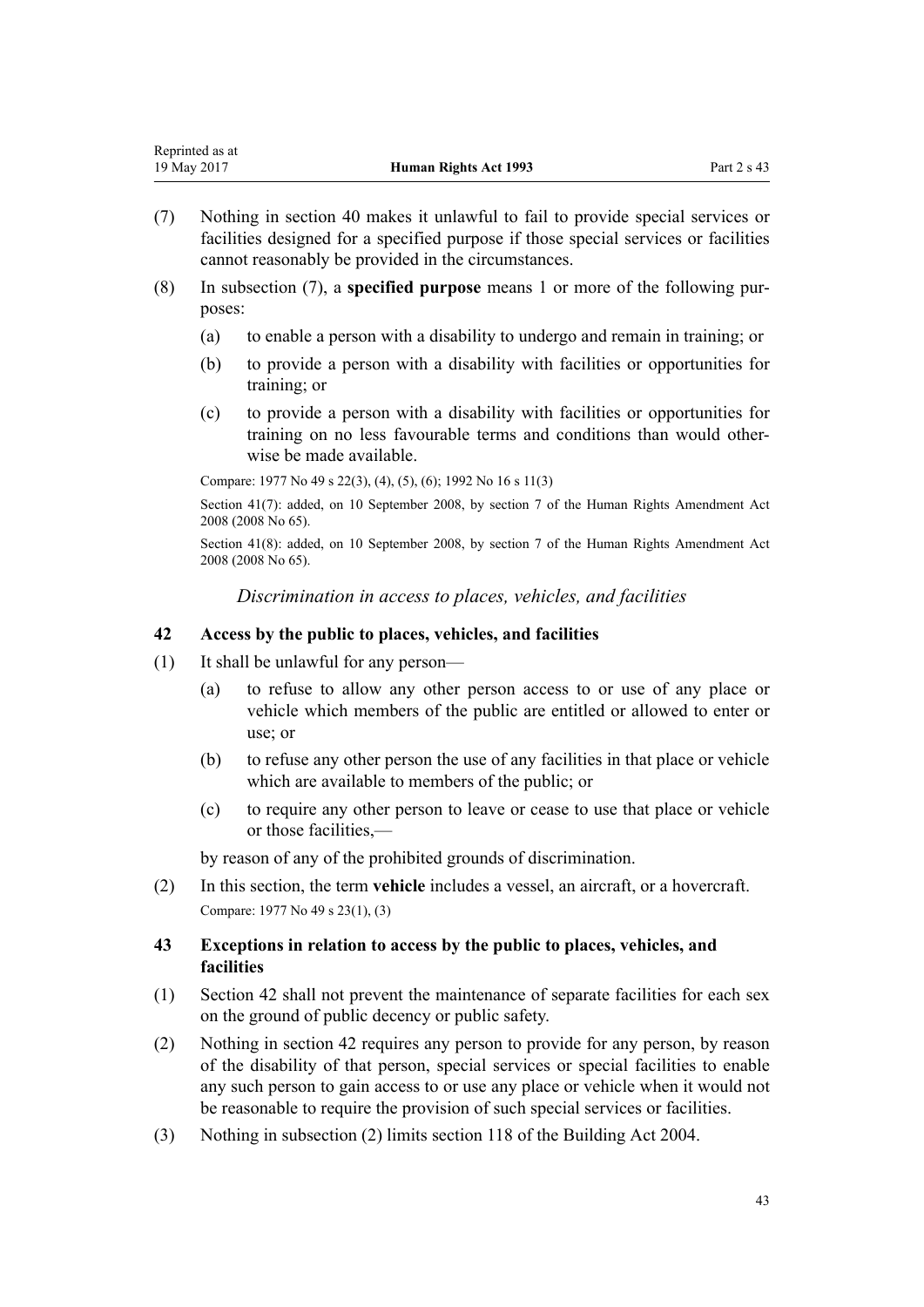(7) Nothing in section 40 makes it unlawful to fail to provide special services or facilities designed for a specified purpose if those special services or facilities cannot reasonably be provided in the circumstances.

(8) In subsection (7), a **specified purpose** means 1 or more of the following purposes:

  (a) to enable a person with a disability to undergo and remain in training; or

  (b) to provide a person with a disability with facilities or opportunities for training; or

  (c) to provide a person with a disability with facilities or opportunities for training on no less favourable terms and conditions than would otherwise be made available.

Compare: 1977 No 49 s 22(3), (4), (5), (6); 1992 No 16 s 11(3)

Section 41(7): added, on 10 September 2008, by section 7 of the Human Rights Amendment Act 2008 (2008 No 65).

Section 41(8): added, on 10 September 2008, by section 7 of the Human Rights Amendment Act 2008 (2008 No 65).

*Discrimination in access to places, vehicles, and facilities*

### 42 Access by the public to places, vehicles, and facilities

(1) It shall be unlawful for any person—

  (a) to refuse to allow any other person access to or use of any place or vehicle which members of the public are entitled or allowed to enter or use; or

  (b) to refuse any other person the use of any facilities in that place or vehicle which are available to members of the public; or

  (c) to require any other person to leave or cease to use that place or vehicle or those facilities,—

by reason of any of the prohibited grounds of discrimination.

(2) In this section, the term **vehicle** includes a vessel, an aircraft, or a hovercraft.

Compare: 1977 No 49 s 23(1), (3)

### 43 Exceptions in relation to access by the public to places, vehicles, and facilities

(1) Section 42 shall not prevent the maintenance of separate facilities for each sex on the ground of public decency or public safety.

(2) Nothing in section 42 requires any person to provide for any person, by reason of the disability of that person, special services or special facilities to enable any such person to gain access to or use any place or vehicle when it would not be reasonable to require the provision of such special services or facilities.

(3) Nothing in subsection (2) limits section 118 of the Building Act 2004.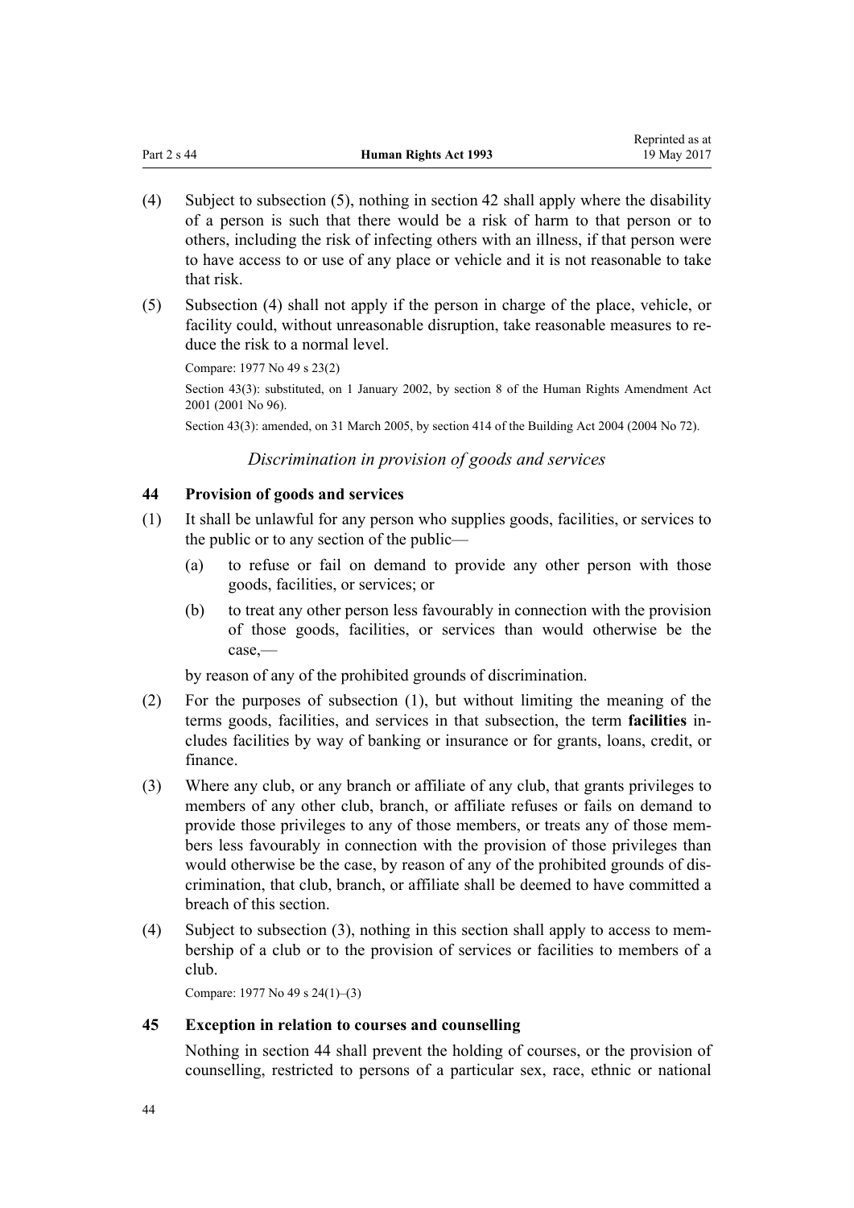(4) Subject to subsection (5), nothing in section 42 shall apply where the disability of a person is such that there would be a risk of harm to that person or to others, including the risk of infecting others with an illness, if that person were to have access to or use of any place or vehicle and it is not reasonable to take that risk.

(5) Subsection (4) shall not apply if the person in charge of the place, vehicle, or facility could, without unreasonable disruption, take reasonable measures to reduce the risk to a normal level.

Compare: 1977 No 49 s 23(2)

Section 43(3): substituted, on 1 January 2002, by section 8 of the Human Rights Amendment Act 2001 (2001 No 96).

Section 43(3): amended, on 31 March 2005, by section 414 of the Building Act 2004 (2004 No 72).

*Discrimination in provision of goods and services*

### 44 Provision of goods and services

(1) It shall be unlawful for any person who supplies goods, facilities, or services to the public or to any section of the public—

(a) to refuse or fail on demand to provide any other person with those goods, facilities, or services; or

(b) to treat any other person less favourably in connection with the provision of those goods, facilities, or services than would otherwise be the case,—

by reason of any of the prohibited grounds of discrimination.

(2) For the purposes of subsection (1), but without limiting the meaning of the terms goods, facilities, and services in that subsection, the term **facilities** includes facilities by way of banking or insurance or for grants, loans, credit, or finance.

(3) Where any club, or any branch or affiliate of any club, that grants privileges to members of any other club, branch, or affiliate refuses or fails on demand to provide those privileges to any of those members, or treats any of those members less favourably in connection with the provision of those privileges than would otherwise be the case, by reason of any of the prohibited grounds of discrimination, that club, branch, or affiliate shall be deemed to have committed a breach of this section.

(4) Subject to subsection (3), nothing in this section shall apply to access to membership of a club or to the provision of services or facilities to members of a club.

Compare: 1977 No 49 s 24(1)–(3)

### 45 Exception in relation to courses and counselling

Nothing in section 44 shall prevent the holding of courses, or the provision of counselling, restricted to persons of a particular sex, race, ethnic or national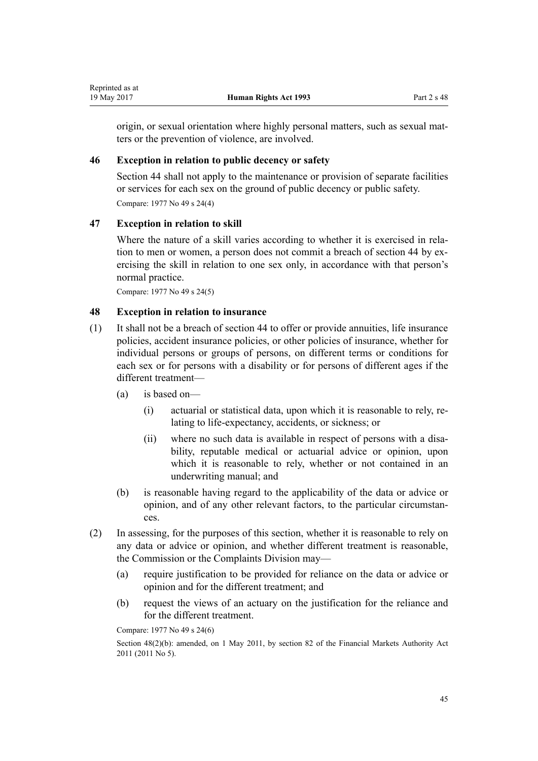origin, or sexual orientation where highly personal matters, such as sexual matters or the prevention of violence, are involved.

### 46 Exception in relation to public decency or safety

Section 44 shall not apply to the maintenance or provision of separate facilities or services for each sex on the ground of public decency or public safety.

Compare: 1977 No 49 s 24(4)

### 47 Exception in relation to skill

Where the nature of a skill varies according to whether it is exercised in relation to men or women, a person does not commit a breach of section 44 by exercising the skill in relation to one sex only, in accordance with that person's normal practice.

Compare: 1977 No 49 s 24(5)

### 48 Exception in relation to insurance

(1) It shall not be a breach of section 44 to offer or provide annuities, life insurance policies, accident insurance policies, or other policies of insurance, whether for individual persons or groups of persons, on different terms or conditions for each sex or for persons with a disability or for persons of different ages if the different treatment—

- (a) is based on—
  - (i) actuarial or statistical data, upon which it is reasonable to rely, relating to life-expectancy, accidents, or sickness; or
  - (ii) where no such data is available in respect of persons with a disability, reputable medical or actuarial advice or opinion, upon which it is reasonable to rely, whether or not contained in an underwriting manual; and
- (b) is reasonable having regard to the applicability of the data or advice or opinion, and of any other relevant factors, to the particular circumstances.

(2) In assessing, for the purposes of this section, whether it is reasonable to rely on any data or advice or opinion, and whether different treatment is reasonable, the Commission or the Complaints Division may—

- (a) require justification to be provided for reliance on the data or advice or opinion and for the different treatment; and
- (b) request the views of an actuary on the justification for the reliance and for the different treatment.

Compare: 1977 No 49 s 24(6)

Section 48(2)(b): amended, on 1 May 2011, by section 82 of the Financial Markets Authority Act 2011 (2011 No 5).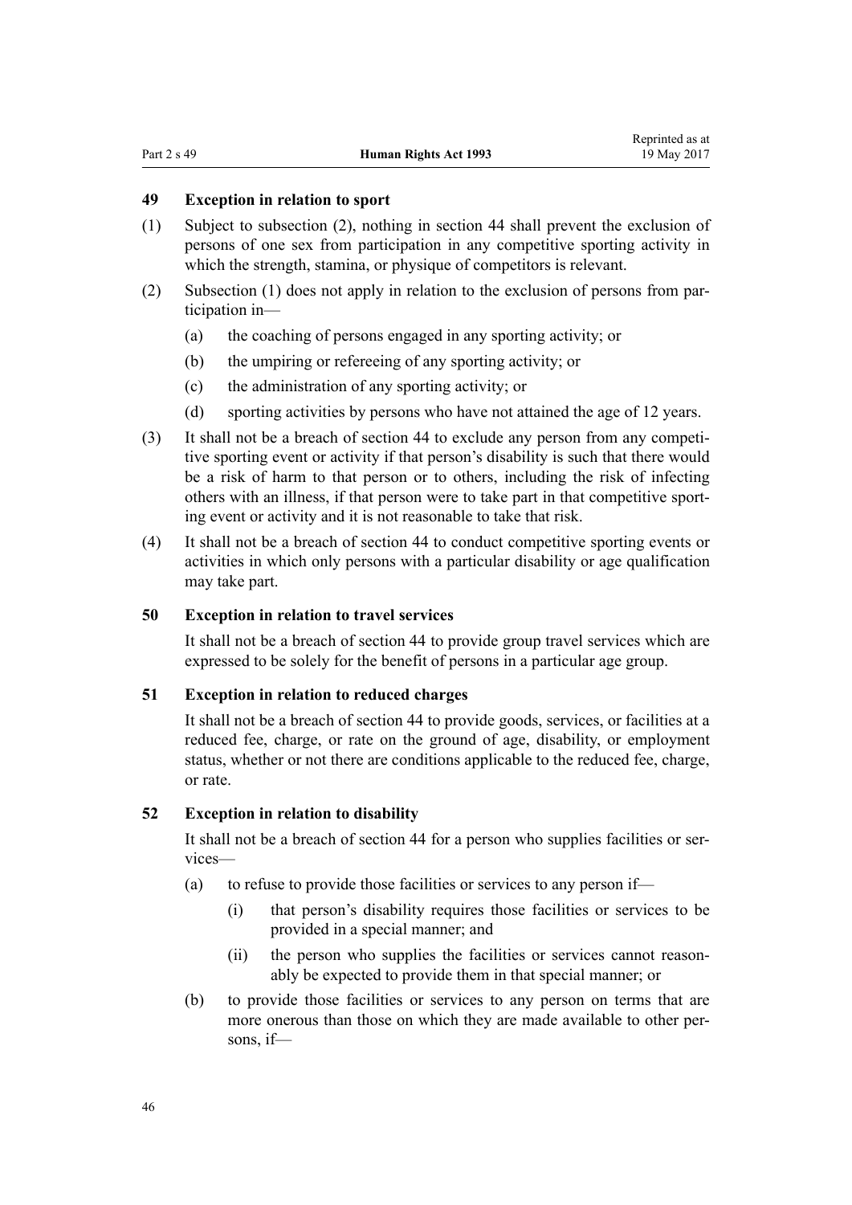### 49 Exception in relation to sport

(1) Subject to subsection (2), nothing in section 44 shall prevent the exclusion of persons of one sex from participation in any competitive sporting activity in which the strength, stamina, or physique of competitors is relevant.

(2) Subsection (1) does not apply in relation to the exclusion of persons from participation in—

(a) the coaching of persons engaged in any sporting activity; or

(b) the umpiring or refereeing of any sporting activity; or

(c) the administration of any sporting activity; or

(d) sporting activities by persons who have not attained the age of 12 years.

(3) It shall not be a breach of section 44 to exclude any person from any competitive sporting event or activity if that person's disability is such that there would be a risk of harm to that person or to others, including the risk of infecting others with an illness, if that person were to take part in that competitive sporting event or activity and it is not reasonable to take that risk.

(4) It shall not be a breach of section 44 to conduct competitive sporting events or activities in which only persons with a particular disability or age qualification may take part.

### 50 Exception in relation to travel services

It shall not be a breach of section 44 to provide group travel services which are expressed to be solely for the benefit of persons in a particular age group.

### 51 Exception in relation to reduced charges

It shall not be a breach of section 44 to provide goods, services, or facilities at a reduced fee, charge, or rate on the ground of age, disability, or employment status, whether or not there are conditions applicable to the reduced fee, charge, or rate.

### 52 Exception in relation to disability

It shall not be a breach of section 44 for a person who supplies facilities or services—

(a) to refuse to provide those facilities or services to any person if—

(i) that person's disability requires those facilities or services to be provided in a special manner; and

(ii) the person who supplies the facilities or services cannot reasonably be expected to provide them in that special manner; or

(b) to provide those facilities or services to any person on terms that are more onerous than those on which they are made available to other persons, if—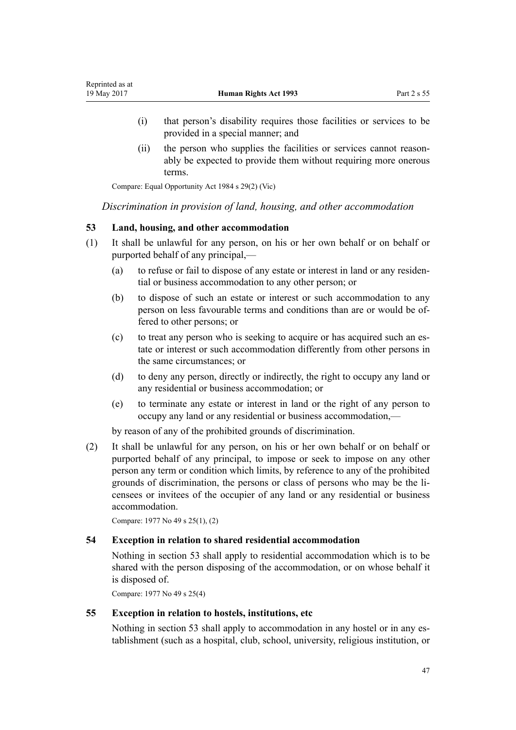(i) that person's disability requires those facilities or services to be provided in a special manner; and

(ii) the person who supplies the facilities or services cannot reasonably be expected to provide them without requiring more onerous terms.

Compare: Equal Opportunity Act 1984 s 29(2) (Vic)

*Discrimination in provision of land, housing, and other accommodation*

### 53 Land, housing, and other accommodation

(1) It shall be unlawful for any person, on his or her own behalf or on behalf or purported behalf of any principal,—

(a) to refuse or fail to dispose of any estate or interest in land or any residential or business accommodation to any other person; or

(b) to dispose of such an estate or interest or such accommodation to any person on less favourable terms and conditions than are or would be offered to other persons; or

(c) to treat any person who is seeking to acquire or has acquired such an estate or interest or such accommodation differently from other persons in the same circumstances; or

(d) to deny any person, directly or indirectly, the right to occupy any land or any residential or business accommodation; or

(e) to terminate any estate or interest in land or the right of any person to occupy any land or any residential or business accommodation,—

by reason of any of the prohibited grounds of discrimination.

(2) It shall be unlawful for any person, on his or her own behalf or on behalf or purported behalf of any principal, to impose or seek to impose on any other person any term or condition which limits, by reference to any of the prohibited grounds of discrimination, the persons or class of persons who may be the licensees or invitees of the occupier of any land or any residential or business accommodation.

Compare: 1977 No 49 s 25(1), (2)

### 54 Exception in relation to shared residential accommodation

Nothing in section 53 shall apply to residential accommodation which is to be shared with the person disposing of the accommodation, or on whose behalf it is disposed of.

Compare: 1977 No 49 s 25(4)

### 55 Exception in relation to hostels, institutions, etc

Nothing in section 53 shall apply to accommodation in any hostel or in any establishment (such as a hospital, club, school, university, religious institution, or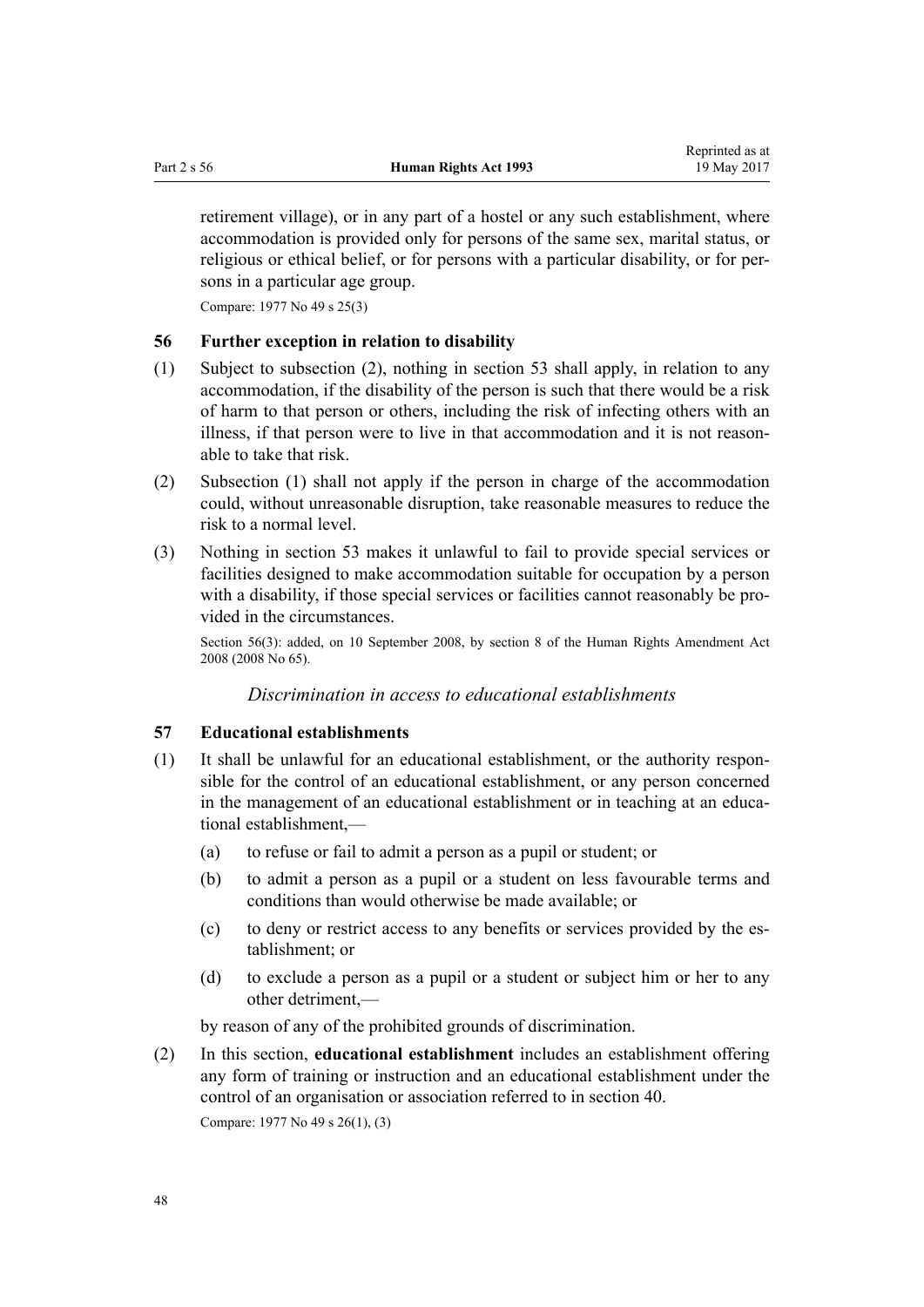retirement village), or in any part of a hostel or any such establishment, where accommodation is provided only for persons of the same sex, marital status, or religious or ethical belief, or for persons with a particular disability, or for persons in a particular age group.

Compare: 1977 No 49 s 25(3)

### 56 Further exception in relation to disability

(1) Subject to subsection (2), nothing in section 53 shall apply, in relation to any accommodation, if the disability of the person is such that there would be a risk of harm to that person or others, including the risk of infecting others with an illness, if that person were to live in that accommodation and it is not reasonable to take that risk.

(2) Subsection (1) shall not apply if the person in charge of the accommodation could, without unreasonable disruption, take reasonable measures to reduce the risk to a normal level.

(3) Nothing in section 53 makes it unlawful to fail to provide special services or facilities designed to make accommodation suitable for occupation by a person with a disability, if those special services or facilities cannot reasonably be provided in the circumstances.

Section 56(3): added, on 10 September 2008, by section 8 of the Human Rights Amendment Act 2008 (2008 No 65).

*Discrimination in access to educational establishments*

### 57 Educational establishments

(1) It shall be unlawful for an educational establishment, or the authority responsible for the control of an educational establishment, or any person concerned in the management of an educational establishment or in teaching at an educational establishment,—

(a) to refuse or fail to admit a person as a pupil or student; or

(b) to admit a person as a pupil or a student on less favourable terms and conditions than would otherwise be made available; or

(c) to deny or restrict access to any benefits or services provided by the establishment; or

(d) to exclude a person as a pupil or a student or subject him or her to any other detriment,—

by reason of any of the prohibited grounds of discrimination.

(2) In this section, **educational establishment** includes an establishment offering any form of training or instruction and an educational establishment under the control of an organisation or association referred to in section 40.

Compare: 1977 No 49 s 26(1), (3)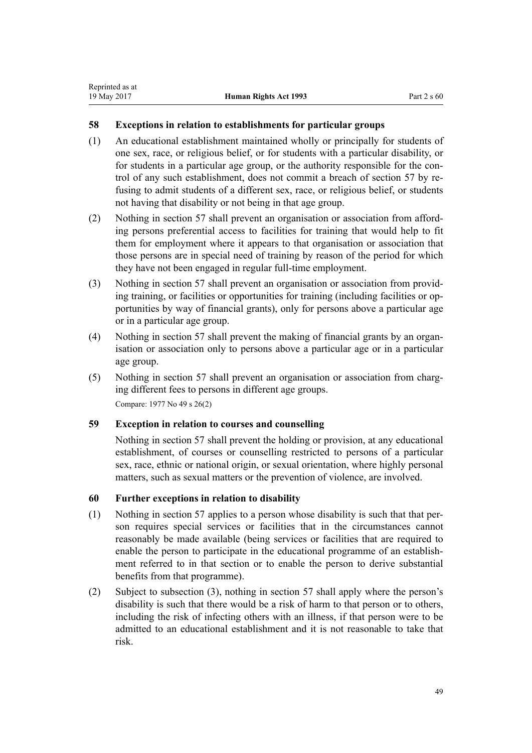### 58 Exceptions in relation to establishments for particular groups

(1) An educational establishment maintained wholly or principally for students of one sex, race, or religious belief, or for students with a particular disability, or for students in a particular age group, or the authority responsible for the control of any such establishment, does not commit a breach of section 57 by refusing to admit students of a different sex, race, or religious belief, or students not having that disability or not being in that age group.

(2) Nothing in section 57 shall prevent an organisation or association from affording persons preferential access to facilities for training that would help to fit them for employment where it appears to that organisation or association that those persons are in special need of training by reason of the period for which they have not been engaged in regular full-time employment.

(3) Nothing in section 57 shall prevent an organisation or association from providing training, or facilities or opportunities for training (including facilities or opportunities by way of financial grants), only for persons above a particular age or in a particular age group.

(4) Nothing in section 57 shall prevent the making of financial grants by an organisation or association only to persons above a particular age or in a particular age group.

(5) Nothing in section 57 shall prevent an organisation or association from charging different fees to persons in different age groups.

Compare: 1977 No 49 s 26(2)

### 59 Exception in relation to courses and counselling

Nothing in section 57 shall prevent the holding or provision, at any educational establishment, of courses or counselling restricted to persons of a particular sex, race, ethnic or national origin, or sexual orientation, where highly personal matters, such as sexual matters or the prevention of violence, are involved.

### 60 Further exceptions in relation to disability

(1) Nothing in section 57 applies to a person whose disability is such that that person requires special services or facilities that in the circumstances cannot reasonably be made available (being services or facilities that are required to enable the person to participate in the educational programme of an establishment referred to in that section or to enable the person to derive substantial benefits from that programme).

(2) Subject to subsection (3), nothing in section 57 shall apply where the person's disability is such that there would be a risk of harm to that person or to others, including the risk of infecting others with an illness, if that person were to be admitted to an educational establishment and it is not reasonable to take that risk.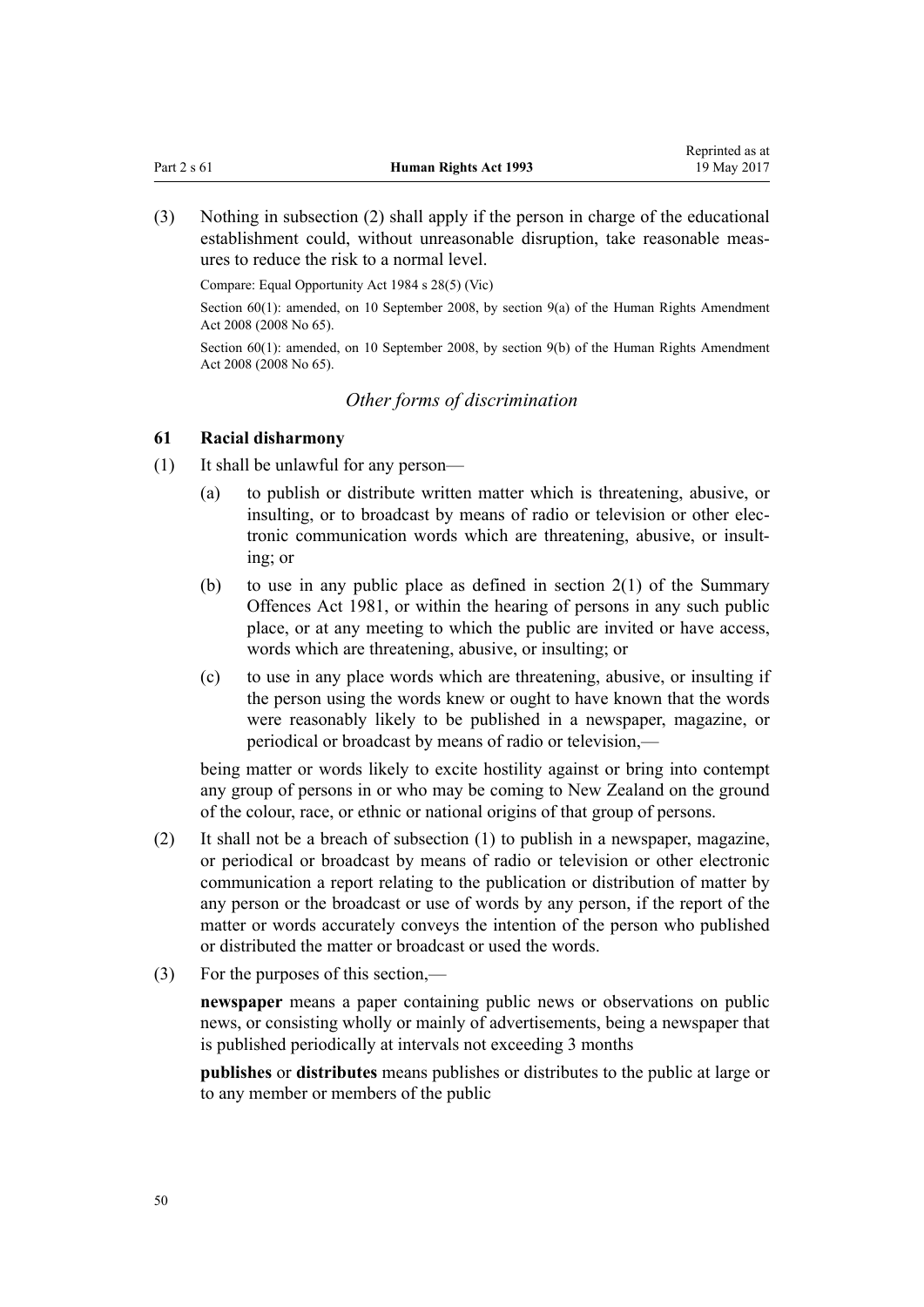(3) Nothing in subsection (2) shall apply if the person in charge of the educational establishment could, without unreasonable disruption, take reasonable measures to reduce the risk to a normal level.

Compare: Equal Opportunity Act 1984 s 28(5) (Vic)

Section 60(1): amended, on 10 September 2008, by section 9(a) of the Human Rights Amendment Act 2008 (2008 No 65).

Section 60(1): amended, on 10 September 2008, by section 9(b) of the Human Rights Amendment Act 2008 (2008 No 65).

*Other forms of discrimination*

### 61 Racial disharmony

(1) It shall be unlawful for any person—

(a) to publish or distribute written matter which is threatening, abusive, or insulting, or to broadcast by means of radio or television or other electronic communication words which are threatening, abusive, or insulting; or

(b) to use in any public place as defined in section 2(1) of the Summary Offences Act 1981, or within the hearing of persons in any such public place, or at any meeting to which the public are invited or have access, words which are threatening, abusive, or insulting; or

(c) to use in any place words which are threatening, abusive, or insulting if the person using the words knew or ought to have known that the words were reasonably likely to be published in a newspaper, magazine, or periodical or broadcast by means of radio or television,—

being matter or words likely to excite hostility against or bring into contempt any group of persons in or who may be coming to New Zealand on the ground of the colour, race, or ethnic or national origins of that group of persons.

(2) It shall not be a breach of subsection (1) to publish in a newspaper, magazine, or periodical or broadcast by means of radio or television or other electronic communication a report relating to the publication or distribution of matter by any person or the broadcast or use of words by any person, if the report of the matter or words accurately conveys the intention of the person who published or distributed the matter or broadcast or used the words.

(3) For the purposes of this section,—

**newspaper** means a paper containing public news or observations on public news, or consisting wholly or mainly of advertisements, being a newspaper that is published periodically at intervals not exceeding 3 months

**publishes** or **distributes** means publishes or distributes to the public at large or to any member or members of the public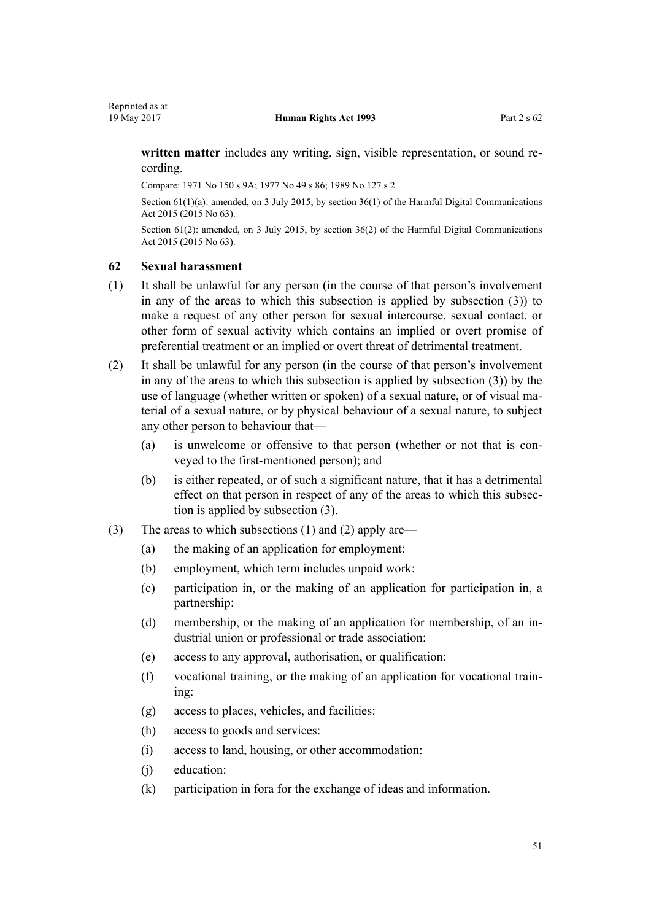**written matter** includes any writing, sign, visible representation, or sound recording.

Compare: 1971 No 150 s 9A; 1977 No 49 s 86; 1989 No 127 s 2

Section 61(1)(a): amended, on 3 July 2015, by section 36(1) of the Harmful Digital Communications Act 2015 (2015 No 63).

Section 61(2): amended, on 3 July 2015, by section 36(2) of the Harmful Digital Communications Act 2015 (2015 No 63).

### 62 Sexual harassment

(1) It shall be unlawful for any person (in the course of that person's involvement in any of the areas to which this subsection is applied by subsection (3)) to make a request of any other person for sexual intercourse, sexual contact, or other form of sexual activity which contains an implied or overt promise of preferential treatment or an implied or overt threat of detrimental treatment.

(2) It shall be unlawful for any person (in the course of that person's involvement in any of the areas to which this subsection is applied by subsection (3)) by the use of language (whether written or spoken) of a sexual nature, or of visual material of a sexual nature, or by physical behaviour of a sexual nature, to subject any other person to behaviour that—

- (a) is unwelcome or offensive to that person (whether or not that is conveyed to the first-mentioned person); and
- (b) is either repeated, or of such a significant nature, that it has a detrimental effect on that person in respect of any of the areas to which this subsection is applied by subsection (3).

(3) The areas to which subsections (1) and (2) apply are—

- (a) the making of an application for employment:
- (b) employment, which term includes unpaid work:
- (c) participation in, or the making of an application for participation in, a partnership:
- (d) membership, or the making of an application for membership, of an industrial union or professional or trade association:
- (e) access to any approval, authorisation, or qualification:
- (f) vocational training, or the making of an application for vocational training:
- (g) access to places, vehicles, and facilities:
- (h) access to goods and services:
- (i) access to land, housing, or other accommodation:
- (j) education:
- (k) participation in fora for the exchange of ideas and information.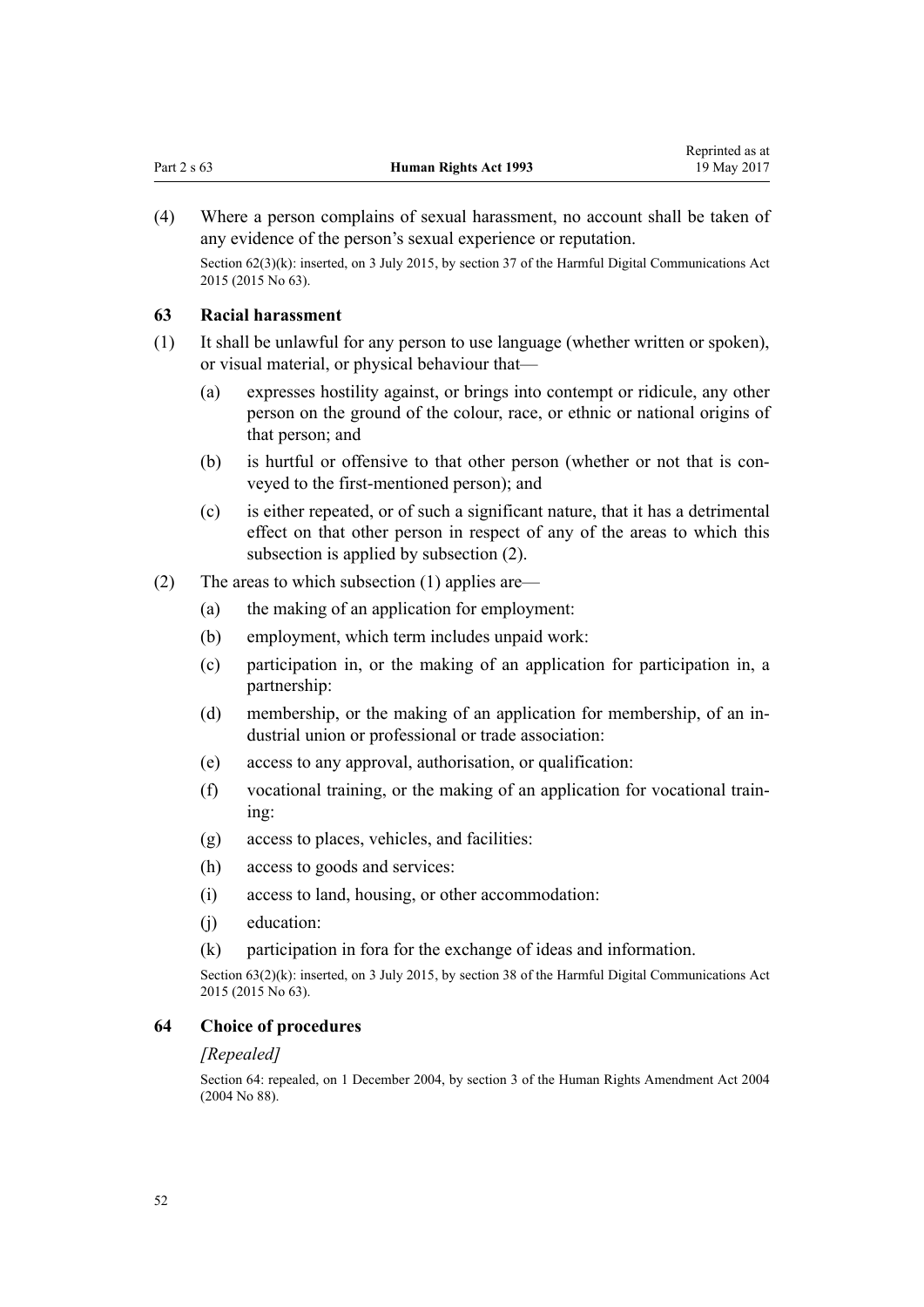(4) Where a person complains of sexual harassment, no account shall be taken of any evidence of the person's sexual experience or reputation.

Section 62(3)(k): inserted, on 3 July 2015, by section 37 of the Harmful Digital Communications Act 2015 (2015 No 63).

### 63 Racial harassment

(1) It shall be unlawful for any person to use language (whether written or spoken), or visual material, or physical behaviour that—

- (a) expresses hostility against, or brings into contempt or ridicule, any other person on the ground of the colour, race, or ethnic or national origins of that person; and
- (b) is hurtful or offensive to that other person (whether or not that is conveyed to the first-mentioned person); and
- (c) is either repeated, or of such a significant nature, that it has a detrimental effect on that other person in respect of any of the areas to which this subsection is applied by subsection (2).

(2) The areas to which subsection (1) applies are—

- (a) the making of an application for employment:
- (b) employment, which term includes unpaid work:
- (c) participation in, or the making of an application for participation in, a partnership:
- (d) membership, or the making of an application for membership, of an industrial union or professional or trade association:
- (e) access to any approval, authorisation, or qualification:
- (f) vocational training, or the making of an application for vocational training:
- (g) access to places, vehicles, and facilities:
- (h) access to goods and services:
- (i) access to land, housing, or other accommodation:
- (j) education:
- (k) participation in fora for the exchange of ideas and information.

Section 63(2)(k): inserted, on 3 July 2015, by section 38 of the Harmful Digital Communications Act 2015 (2015 No 63).

### 64 Choice of procedures

*[Repealed]*

Section 64: repealed, on 1 December 2004, by section 3 of the Human Rights Amendment Act 2004 (2004 No 88).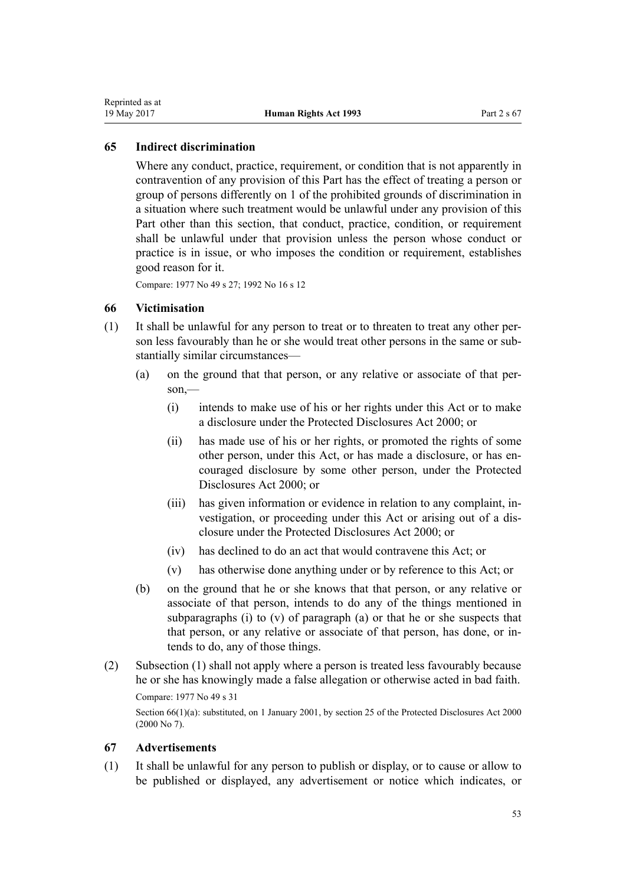## 65 Indirect discrimination

Where any conduct, practice, requirement, or condition that is not apparently in contravention of any provision of this Part has the effect of treating a person or group of persons differently on 1 of the prohibited grounds of discrimination in a situation where such treatment would be unlawful under any provision of this Part other than this section, that conduct, practice, condition, or requirement shall be unlawful under that provision unless the person whose conduct or practice is in issue, or who imposes the condition or requirement, establishes good reason for it.

Compare: 1977 No 49 s 27; 1992 No 16 s 12

## 66 Victimisation

(1) It shall be unlawful for any person to treat or to threaten to treat any other person less favourably than he or she would treat other persons in the same or substantially similar circumstances—

- (a) on the ground that that person, or any relative or associate of that person,—
  - (i) intends to make use of his or her rights under this Act or to make a disclosure under the Protected Disclosures Act 2000; or
  - (ii) has made use of his or her rights, or promoted the rights of some other person, under this Act, or has made a disclosure, or has encouraged disclosure by some other person, under the Protected Disclosures Act 2000; or
  - (iii) has given information or evidence in relation to any complaint, investigation, or proceeding under this Act or arising out of a disclosure under the Protected Disclosures Act 2000; or
  - (iv) has declined to do an act that would contravene this Act; or
  - (v) has otherwise done anything under or by reference to this Act; or
- (b) on the ground that he or she knows that that person, or any relative or associate of that person, intends to do any of the things mentioned in subparagraphs (i) to (v) of paragraph (a) or that he or she suspects that that person, or any relative or associate of that person, has done, or intends to do, any of those things.

(2) Subsection (1) shall not apply where a person is treated less favourably because he or she has knowingly made a false allegation or otherwise acted in bad faith.

Compare: 1977 No 49 s 31

Section 66(1)(a): substituted, on 1 January 2001, by section 25 of the Protected Disclosures Act 2000 (2000 No 7).

## 67 Advertisements

(1) It shall be unlawful for any person to publish or display, or to cause or allow to be published or displayed, any advertisement or notice which indicates, or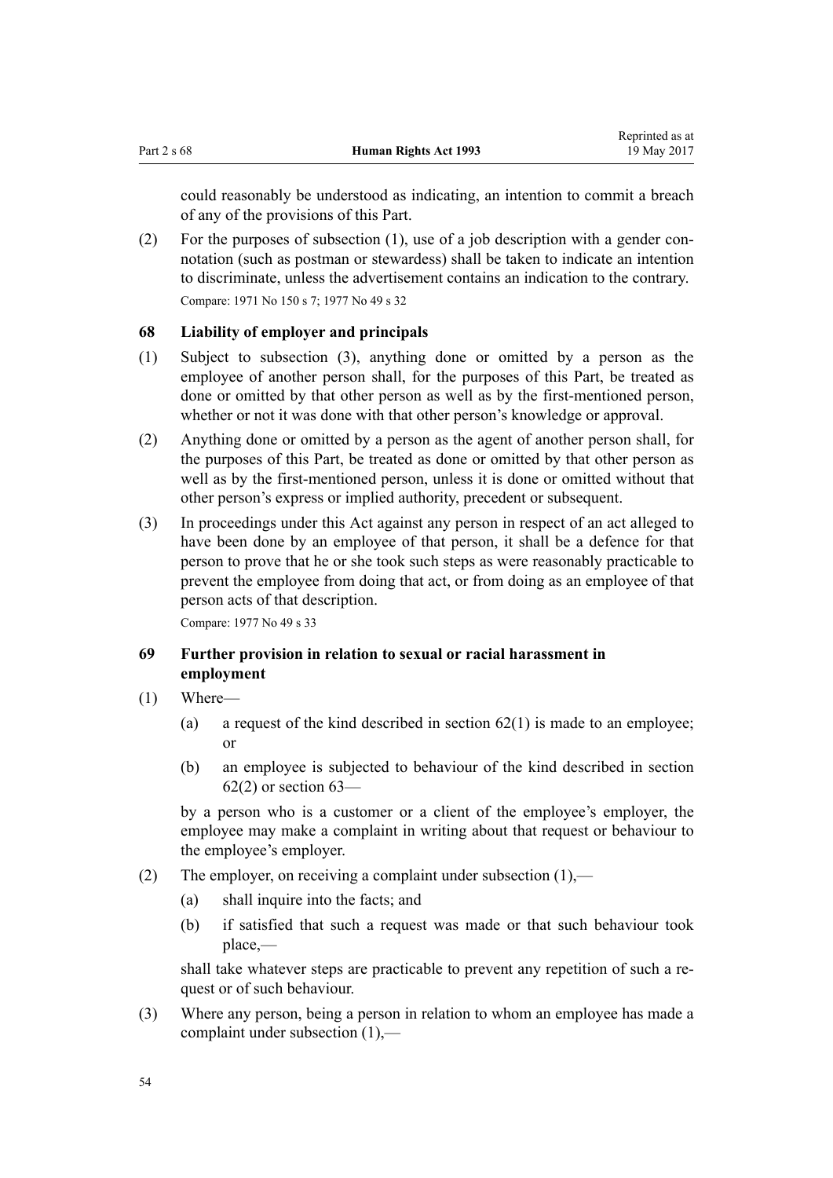could reasonably be understood as indicating, an intention to commit a breach of any of the provisions of this Part.

(2) For the purposes of subsection (1), use of a job description with a gender connotation (such as postman or stewardess) shall be taken to indicate an intention to discriminate, unless the advertisement contains an indication to the contrary.

Compare: 1971 No 150 s 7; 1977 No 49 s 32

### 68 Liability of employer and principals

(1) Subject to subsection (3), anything done or omitted by a person as the employee of another person shall, for the purposes of this Part, be treated as done or omitted by that other person as well as by the first-mentioned person, whether or not it was done with that other person's knowledge or approval.

(2) Anything done or omitted by a person as the agent of another person shall, for the purposes of this Part, be treated as done or omitted by that other person as well as by the first-mentioned person, unless it is done or omitted without that other person's express or implied authority, precedent or subsequent.

(3) In proceedings under this Act against any person in respect of an act alleged to have been done by an employee of that person, it shall be a defence for that person to prove that he or she took such steps as were reasonably practicable to prevent the employee from doing that act, or from doing as an employee of that person acts of that description.

Compare: 1977 No 49 s 33

### 69 Further provision in relation to sexual or racial harassment in employment

(1) Where—

(a) a request of the kind described in section 62(1) is made to an employee; or

(b) an employee is subjected to behaviour of the kind described in section 62(2) or section 63—

by a person who is a customer or a client of the employee's employer, the employee may make a complaint in writing about that request or behaviour to the employee's employer.

(2) The employer, on receiving a complaint under subsection (1),—

(a) shall inquire into the facts; and

(b) if satisfied that such a request was made or that such behaviour took place,—

shall take whatever steps are practicable to prevent any repetition of such a request or of such behaviour.

(3) Where any person, being a person in relation to whom an employee has made a complaint under subsection (1),—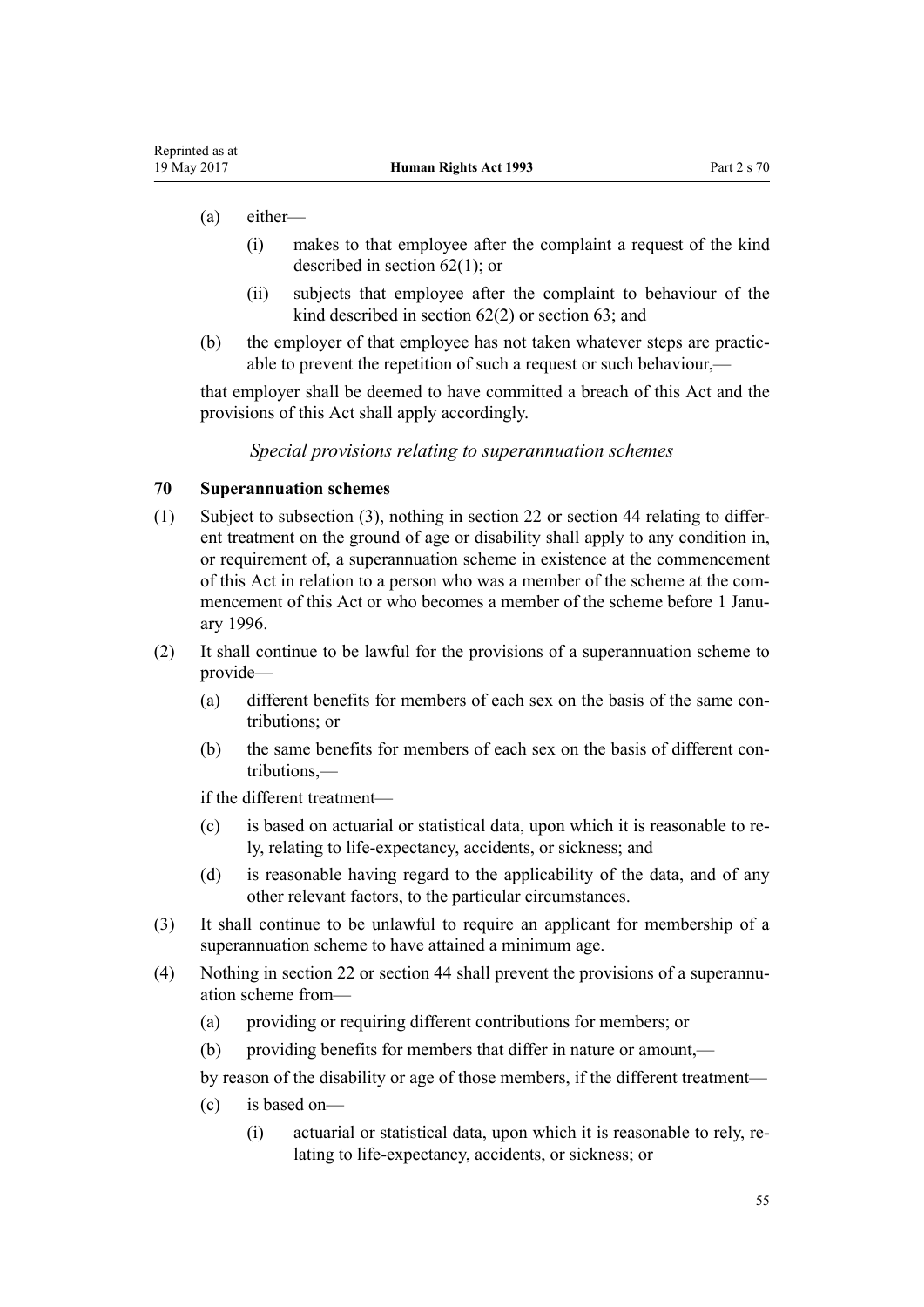(a) either—

   (i) makes to that employee after the complaint a request of the kind described in section 62(1); or

   (ii) subjects that employee after the complaint to behaviour of the kind described in section 62(2) or section 63; and

(b) the employer of that employee has not taken whatever steps are practicable to prevent the repetition of such a request or such behaviour,—

that employer shall be deemed to have committed a breach of this Act and the provisions of this Act shall apply accordingly.

*Special provisions relating to superannuation schemes*

### 70 Superannuation schemes

(1) Subject to subsection (3), nothing in section 22 or section 44 relating to different treatment on the ground of age or disability shall apply to any condition in, or requirement of, a superannuation scheme in existence at the commencement of this Act in relation to a person who was a member of the scheme at the commencement of this Act or who becomes a member of the scheme before 1 January 1996.

(2) It shall continue to be lawful for the provisions of a superannuation scheme to provide—

   (a) different benefits for members of each sex on the basis of the same contributions; or

   (b) the same benefits for members of each sex on the basis of different contributions,—

   if the different treatment—

   (c) is based on actuarial or statistical data, upon which it is reasonable to rely, relating to life-expectancy, accidents, or sickness; and

   (d) is reasonable having regard to the applicability of the data, and of any other relevant factors, to the particular circumstances.

(3) It shall continue to be unlawful to require an applicant for membership of a superannuation scheme to have attained a minimum age.

(4) Nothing in section 22 or section 44 shall prevent the provisions of a superannuation scheme from—

   (a) providing or requiring different contributions for members; or

   (b) providing benefits for members that differ in nature or amount,—

   by reason of the disability or age of those members, if the different treatment—

   (c) is based on—

      (i) actuarial or statistical data, upon which it is reasonable to rely, relating to life-expectancy, accidents, or sickness; or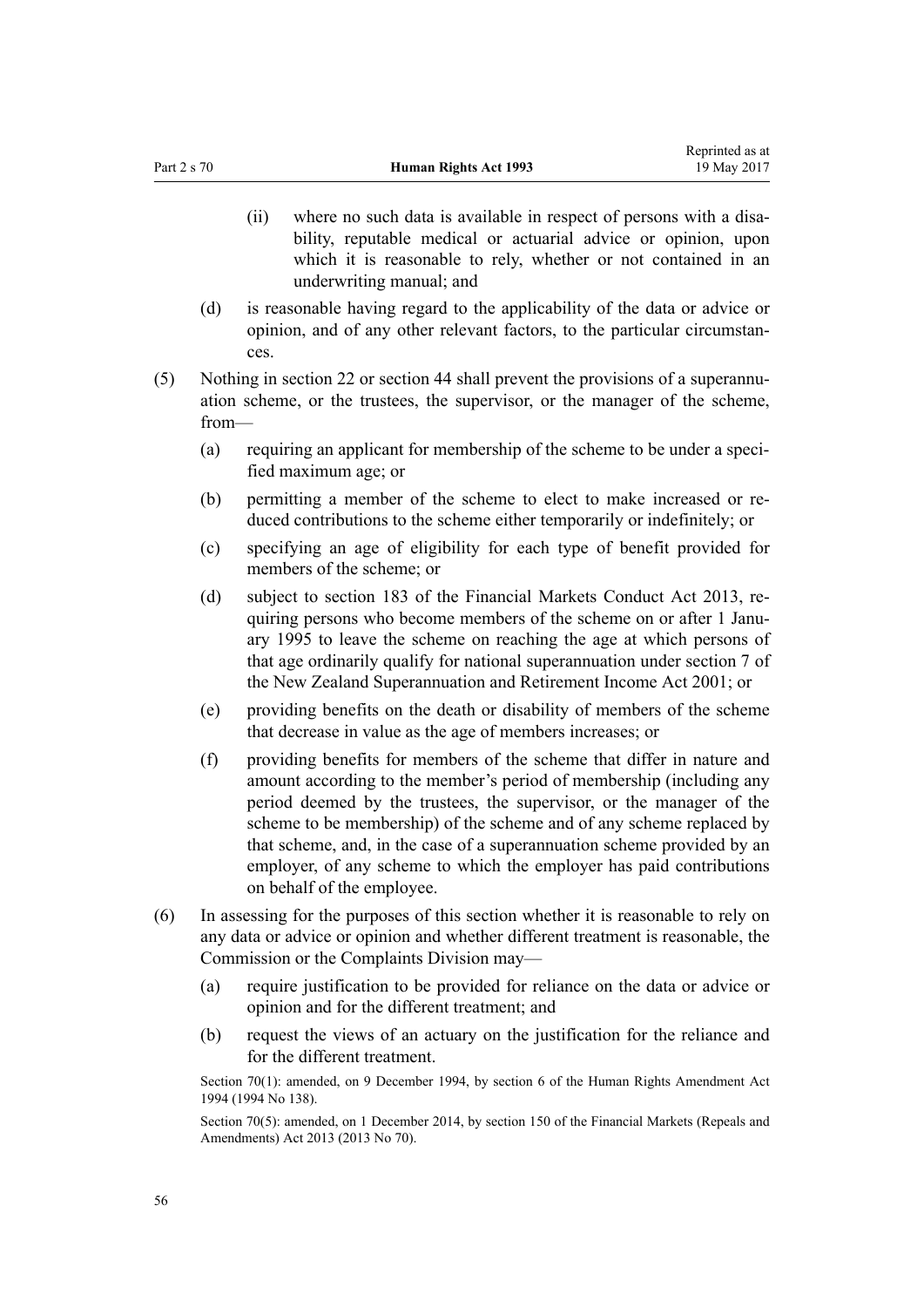(ii) where no such data is available in respect of persons with a disability, reputable medical or actuarial advice or opinion, upon which it is reasonable to rely, whether or not contained in an underwriting manual; and

(d) is reasonable having regard to the applicability of the data or advice or opinion, and of any other relevant factors, to the particular circumstances.

(5) Nothing in section 22 or section 44 shall prevent the provisions of a superannuation scheme, or the trustees, the supervisor, or the manager of the scheme, from—

(a) requiring an applicant for membership of the scheme to be under a specified maximum age; or

(b) permitting a member of the scheme to elect to make increased or reduced contributions to the scheme either temporarily or indefinitely; or

(c) specifying an age of eligibility for each type of benefit provided for members of the scheme; or

(d) subject to section 183 of the Financial Markets Conduct Act 2013, requiring persons who become members of the scheme on or after 1 January 1995 to leave the scheme on reaching the age at which persons of that age ordinarily qualify for national superannuation under section 7 of the New Zealand Superannuation and Retirement Income Act 2001; or

(e) providing benefits on the death or disability of members of the scheme that decrease in value as the age of members increases; or

(f) providing benefits for members of the scheme that differ in nature and amount according to the member's period of membership (including any period deemed by the trustees, the supervisor, or the manager of the scheme to be membership) of the scheme and of any scheme replaced by that scheme, and, in the case of a superannuation scheme provided by an employer, of any scheme to which the employer has paid contributions on behalf of the employee.

(6) In assessing for the purposes of this section whether it is reasonable to rely on any data or advice or opinion and whether different treatment is reasonable, the Commission or the Complaints Division may—

(a) require justification to be provided for reliance on the data or advice or opinion and for the different treatment; and

(b) request the views of an actuary on the justification for the reliance and for the different treatment.

Section 70(1): amended, on 9 December 1994, by section 6 of the Human Rights Amendment Act 1994 (1994 No 138).

Section 70(5): amended, on 1 December 2014, by section 150 of the Financial Markets (Repeals and Amendments) Act 2013 (2013 No 70).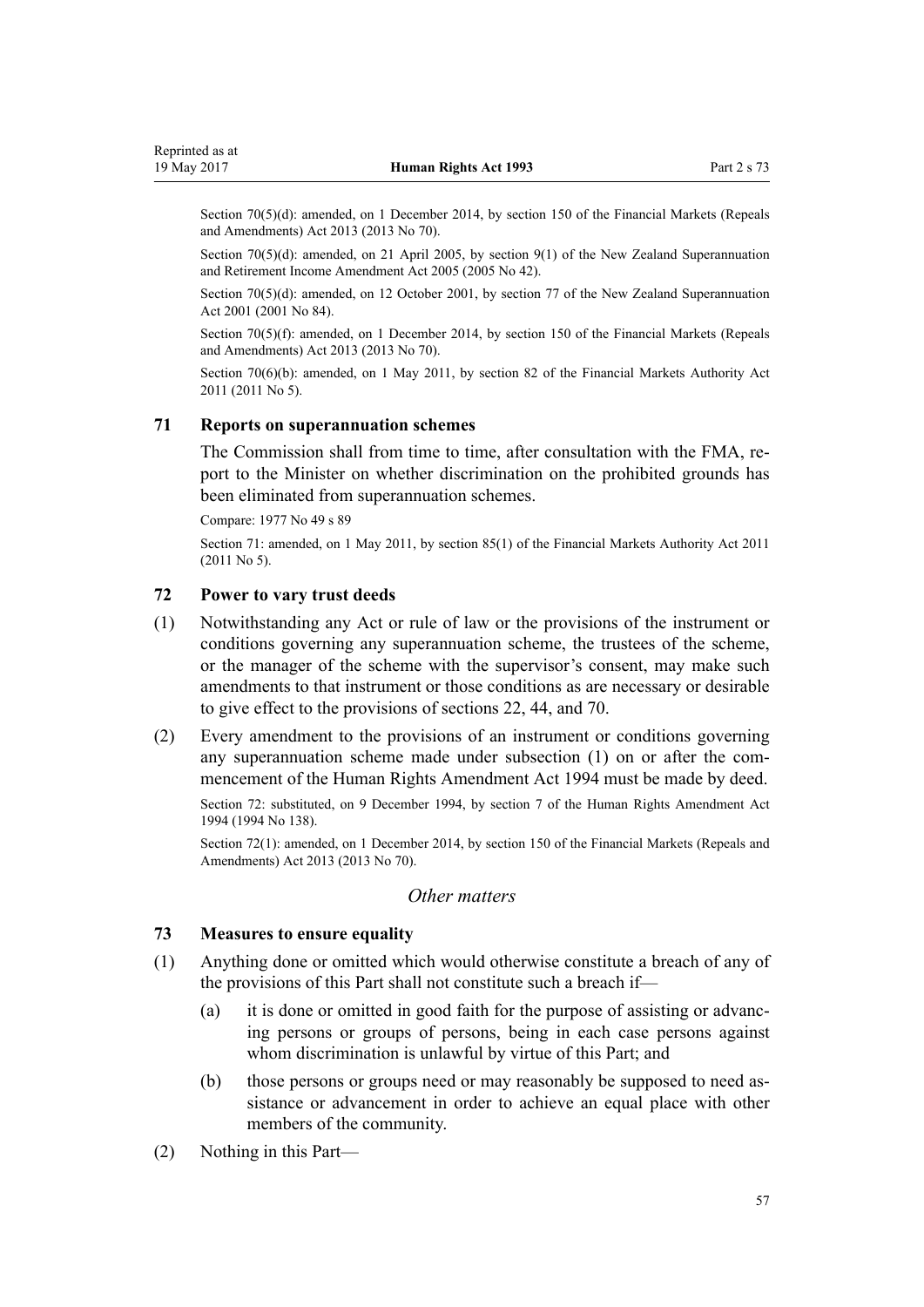Section 70(5)(d): amended, on 1 December 2014, by section 150 of the Financial Markets (Repeals and Amendments) Act 2013 (2013 No 70).

Section 70(5)(d): amended, on 21 April 2005, by section 9(1) of the New Zealand Superannuation and Retirement Income Amendment Act 2005 (2005 No 42).

Section 70(5)(d): amended, on 12 October 2001, by section 77 of the New Zealand Superannuation Act 2001 (2001 No 84).

Section 70(5)(f): amended, on 1 December 2014, by section 150 of the Financial Markets (Repeals and Amendments) Act 2013 (2013 No 70).

Section 70(6)(b): amended, on 1 May 2011, by section 82 of the Financial Markets Authority Act 2011 (2011 No 5).

### 71 Reports on superannuation schemes

The Commission shall from time to time, after consultation with the FMA, report to the Minister on whether discrimination on the prohibited grounds has been eliminated from superannuation schemes.

Compare: 1977 No 49 s 89

Section 71: amended, on 1 May 2011, by section 85(1) of the Financial Markets Authority Act 2011 (2011 No 5).

### 72 Power to vary trust deeds

(1) Notwithstanding any Act or rule of law or the provisions of the instrument or conditions governing any superannuation scheme, the trustees of the scheme, or the manager of the scheme with the supervisor's consent, may make such amendments to that instrument or those conditions as are necessary or desirable to give effect to the provisions of sections 22, 44, and 70.

(2) Every amendment to the provisions of an instrument or conditions governing any superannuation scheme made under subsection (1) on or after the commencement of the Human Rights Amendment Act 1994 must be made by deed.

Section 72: substituted, on 9 December 1994, by section 7 of the Human Rights Amendment Act 1994 (1994 No 138).

Section 72(1): amended, on 1 December 2014, by section 150 of the Financial Markets (Repeals and Amendments) Act 2013 (2013 No 70).

*Other matters*

### 73 Measures to ensure equality

(1) Anything done or omitted which would otherwise constitute a breach of any of the provisions of this Part shall not constitute such a breach if—

   (a) it is done or omitted in good faith for the purpose of assisting or advancing persons or groups of persons, being in each case persons against whom discrimination is unlawful by virtue of this Part; and

   (b) those persons or groups need or may reasonably be supposed to need assistance or advancement in order to achieve an equal place with other members of the community.

(2) Nothing in this Part—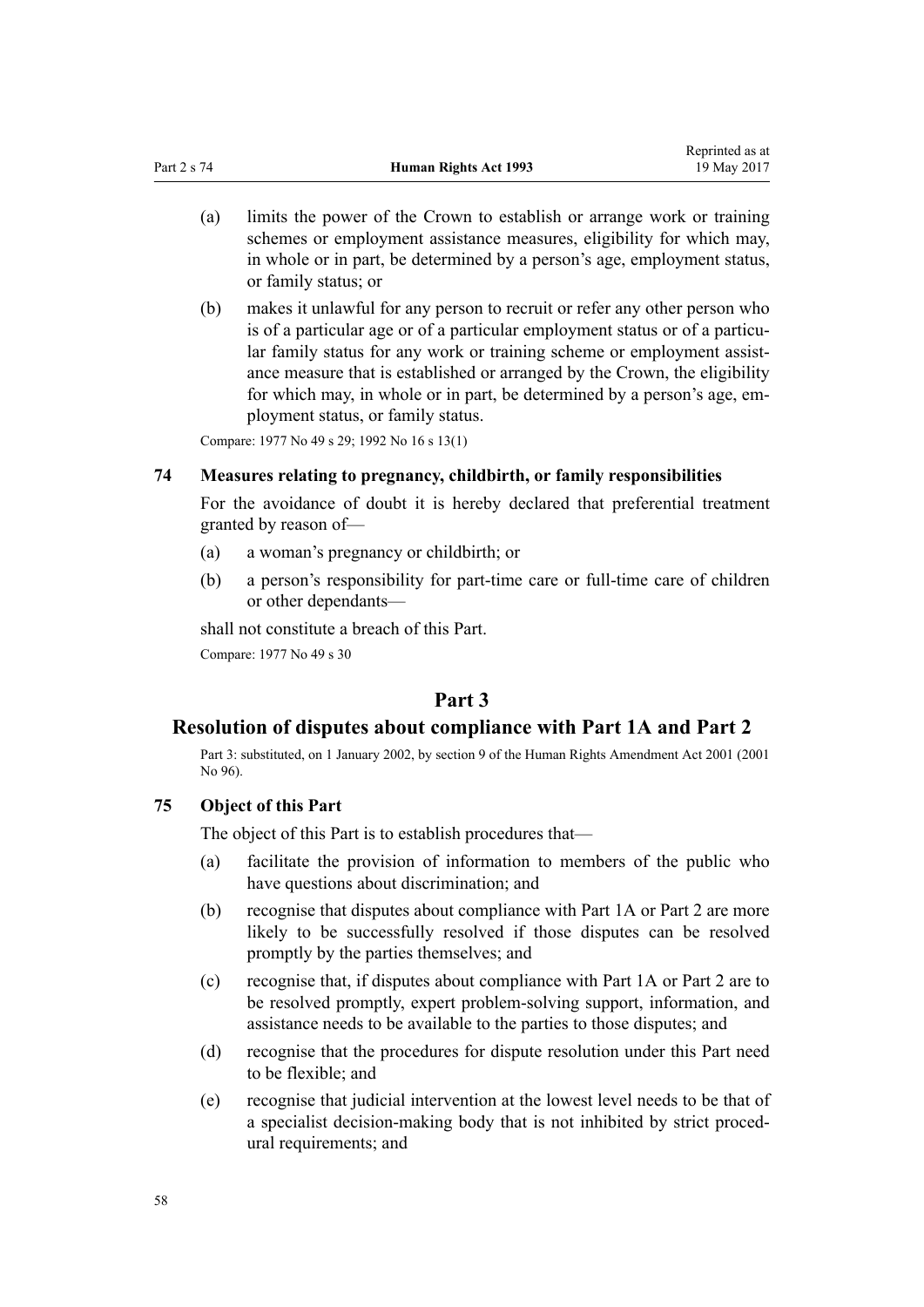(a) limits the power of the Crown to establish or arrange work or training schemes or employment assistance measures, eligibility for which may, in whole or in part, be determined by a person's age, employment status, or family status; or

(b) makes it unlawful for any person to recruit or refer any other person who is of a particular age or of a particular employment status or of a particular family status for any work or training scheme or employment assistance measure that is established or arranged by the Crown, the eligibility for which may, in whole or in part, be determined by a person's age, employment status, or family status.

Compare: 1977 No 49 s 29; 1992 No 16 s 13(1)

### 74 Measures relating to pregnancy, childbirth, or family responsibilities

For the avoidance of doubt it is hereby declared that preferential treatment granted by reason of—

(a) a woman's pregnancy or childbirth; or

(b) a person's responsibility for part-time care or full-time care of children or other dependants—

shall not constitute a breach of this Part.

Compare: 1977 No 49 s 30

## Part 3

## Resolution of disputes about compliance with Part 1A and Part 2

Part 3: substituted, on 1 January 2002, by section 9 of the Human Rights Amendment Act 2001 (2001 No 96).

### 75 Object of this Part

The object of this Part is to establish procedures that—

(a) facilitate the provision of information to members of the public who have questions about discrimination; and

(b) recognise that disputes about compliance with Part 1A or Part 2 are more likely to be successfully resolved if those disputes can be resolved promptly by the parties themselves; and

(c) recognise that, if disputes about compliance with Part 1A or Part 2 are to be resolved promptly, expert problem-solving support, information, and assistance needs to be available to the parties to those disputes; and

(d) recognise that the procedures for dispute resolution under this Part need to be flexible; and

(e) recognise that judicial intervention at the lowest level needs to be that of a specialist decision-making body that is not inhibited by strict procedural requirements; and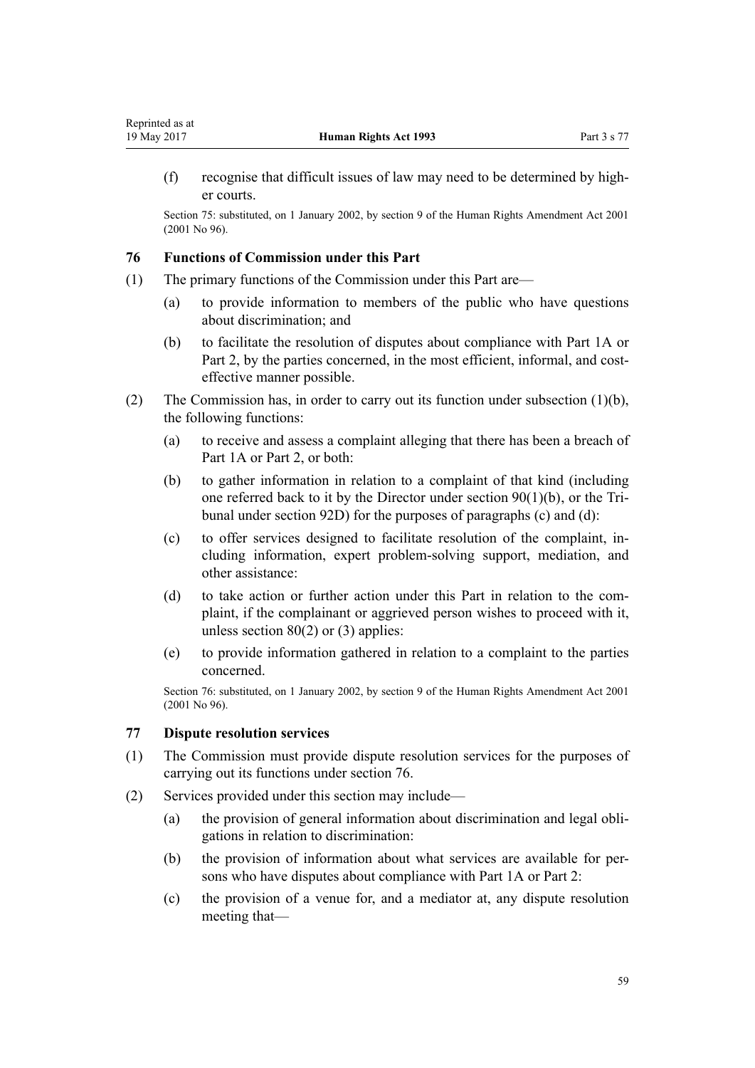(f) recognise that difficult issues of law may need to be determined by higher courts.

Section 75: substituted, on 1 January 2002, by section 9 of the Human Rights Amendment Act 2001 (2001 No 96).

### 76 Functions of Commission under this Part

(1) The primary functions of the Commission under this Part are—

(a) to provide information to members of the public who have questions about discrimination; and

(b) to facilitate the resolution of disputes about compliance with Part 1A or Part 2, by the parties concerned, in the most efficient, informal, and cost-effective manner possible.

(2) The Commission has, in order to carry out its function under subsection (1)(b), the following functions:

(a) to receive and assess a complaint alleging that there has been a breach of Part 1A or Part 2, or both:

(b) to gather information in relation to a complaint of that kind (including one referred back to it by the Director under section 90(1)(b), or the Tribunal under section 92D) for the purposes of paragraphs (c) and (d):

(c) to offer services designed to facilitate resolution of the complaint, including information, expert problem-solving support, mediation, and other assistance:

(d) to take action or further action under this Part in relation to the complaint, if the complainant or aggrieved person wishes to proceed with it, unless section 80(2) or (3) applies:

(e) to provide information gathered in relation to a complaint to the parties concerned.

Section 76: substituted, on 1 January 2002, by section 9 of the Human Rights Amendment Act 2001 (2001 No 96).

### 77 Dispute resolution services

(1) The Commission must provide dispute resolution services for the purposes of carrying out its functions under section 76.

(2) Services provided under this section may include—

(a) the provision of general information about discrimination and legal obligations in relation to discrimination:

(b) the provision of information about what services are available for persons who have disputes about compliance with Part 1A or Part 2:

(c) the provision of a venue for, and a mediator at, any dispute resolution meeting that—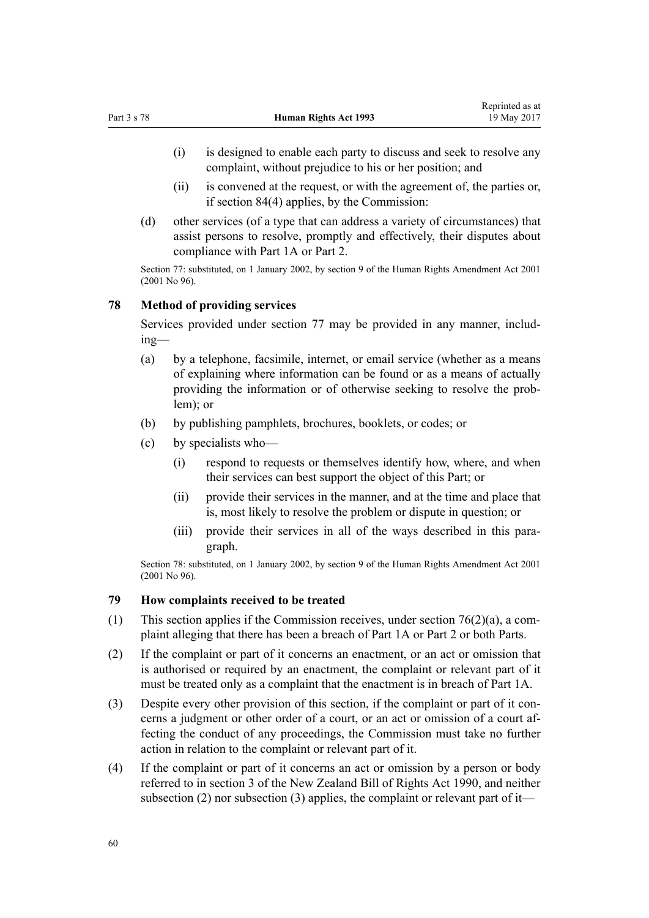(i) is designed to enable each party to discuss and seek to resolve any complaint, without prejudice to his or her position; and

(ii) is convened at the request, or with the agreement of, the parties or, if section 84(4) applies, by the Commission:

(d) other services (of a type that can address a variety of circumstances) that assist persons to resolve, promptly and effectively, their disputes about compliance with Part 1A or Part 2.

Section 77: substituted, on 1 January 2002, by section 9 of the Human Rights Amendment Act 2001 (2001 No 96).

### 78 Method of providing services

Services provided under section 77 may be provided in any manner, including—

(a) by a telephone, facsimile, internet, or email service (whether as a means of explaining where information can be found or as a means of actually providing the information or of otherwise seeking to resolve the problem); or

(b) by publishing pamphlets, brochures, booklets, or codes; or

(c) by specialists who—

(i) respond to requests or themselves identify how, where, and when their services can best support the object of this Part; or

(ii) provide their services in the manner, and at the time and place that is, most likely to resolve the problem or dispute in question; or

(iii) provide their services in all of the ways described in this paragraph.

Section 78: substituted, on 1 January 2002, by section 9 of the Human Rights Amendment Act 2001 (2001 No 96).

### 79 How complaints received to be treated

(1) This section applies if the Commission receives, under section 76(2)(a), a complaint alleging that there has been a breach of Part 1A or Part 2 or both Parts.

(2) If the complaint or part of it concerns an enactment, or an act or omission that is authorised or required by an enactment, the complaint or relevant part of it must be treated only as a complaint that the enactment is in breach of Part 1A.

(3) Despite every other provision of this section, if the complaint or part of it concerns a judgment or other order of a court, or an act or omission of a court affecting the conduct of any proceedings, the Commission must take no further action in relation to the complaint or relevant part of it.

(4) If the complaint or part of it concerns an act or omission by a person or body referred to in section 3 of the New Zealand Bill of Rights Act 1990, and neither subsection (2) nor subsection (3) applies, the complaint or relevant part of it—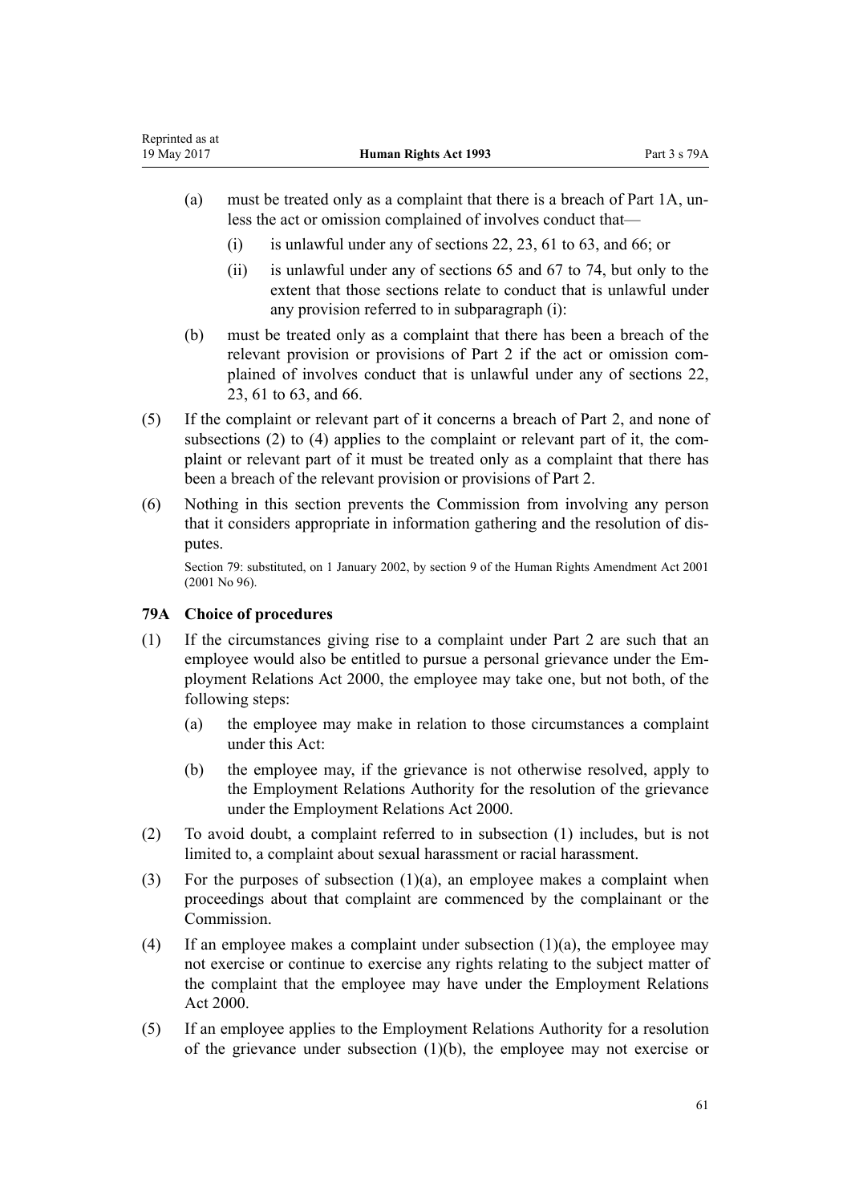(a) must be treated only as a complaint that there is a breach of Part 1A, unless the act or omission complained of involves conduct that—

  (i) is unlawful under any of sections 22, 23, 61 to 63, and 66; or

  (ii) is unlawful under any of sections 65 and 67 to 74, but only to the extent that those sections relate to conduct that is unlawful under any provision referred to in subparagraph (i):

(b) must be treated only as a complaint that there has been a breach of the relevant provision or provisions of Part 2 if the act or omission complained of involves conduct that is unlawful under any of sections 22, 23, 61 to 63, and 66.

(5) If the complaint or relevant part of it concerns a breach of Part 2, and none of subsections (2) to (4) applies to the complaint or relevant part of it, the complaint or relevant part of it must be treated only as a complaint that there has been a breach of the relevant provision or provisions of Part 2.

(6) Nothing in this section prevents the Commission from involving any person that it considers appropriate in information gathering and the resolution of disputes.

Section 79: substituted, on 1 January 2002, by section 9 of the Human Rights Amendment Act 2001 (2001 No 96).

### 79A Choice of procedures

(1) If the circumstances giving rise to a complaint under Part 2 are such that an employee would also be entitled to pursue a personal grievance under the Employment Relations Act 2000, the employee may take one, but not both, of the following steps:

(a) the employee may make in relation to those circumstances a complaint under this Act:

(b) the employee may, if the grievance is not otherwise resolved, apply to the Employment Relations Authority for the resolution of the grievance under the Employment Relations Act 2000.

(2) To avoid doubt, a complaint referred to in subsection (1) includes, but is not limited to, a complaint about sexual harassment or racial harassment.

(3) For the purposes of subsection (1)(a), an employee makes a complaint when proceedings about that complaint are commenced by the complainant or the Commission.

(4) If an employee makes a complaint under subsection (1)(a), the employee may not exercise or continue to exercise any rights relating to the subject matter of the complaint that the employee may have under the Employment Relations Act 2000.

(5) If an employee applies to the Employment Relations Authority for a resolution of the grievance under subsection (1)(b), the employee may not exercise or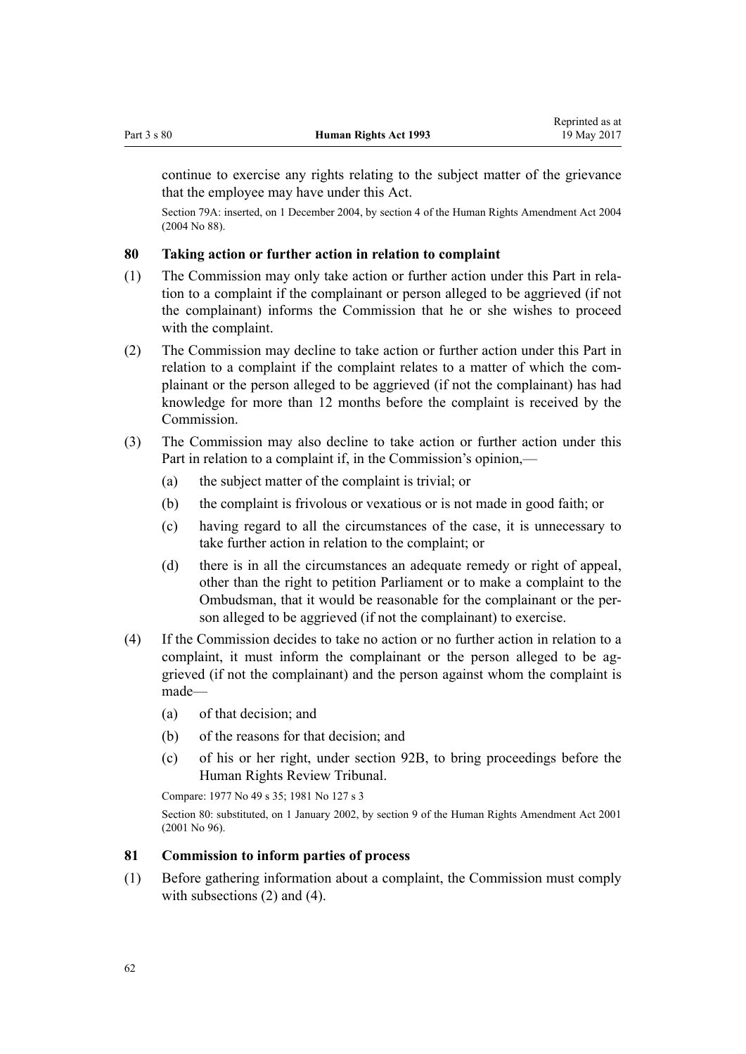continue to exercise any rights relating to the subject matter of the grievance that the employee may have under this Act.

Section 79A: inserted, on 1 December 2004, by section 4 of the Human Rights Amendment Act 2004 (2004 No 88).

### 80 Taking action or further action in relation to complaint

(1) The Commission may only take action or further action under this Part in relation to a complaint if the complainant or person alleged to be aggrieved (if not the complainant) informs the Commission that he or she wishes to proceed with the complaint.

(2) The Commission may decline to take action or further action under this Part in relation to a complaint if the complaint relates to a matter of which the complainant or the person alleged to be aggrieved (if not the complainant) has had knowledge for more than 12 months before the complaint is received by the Commission.

(3) The Commission may also decline to take action or further action under this Part in relation to a complaint if, in the Commission's opinion,—

- (a) the subject matter of the complaint is trivial; or
- (b) the complaint is frivolous or vexatious or is not made in good faith; or
- (c) having regard to all the circumstances of the case, it is unnecessary to take further action in relation to the complaint; or
- (d) there is in all the circumstances an adequate remedy or right of appeal, other than the right to petition Parliament or to make a complaint to the Ombudsman, that it would be reasonable for the complainant or the person alleged to be aggrieved (if not the complainant) to exercise.

(4) If the Commission decides to take no action or no further action in relation to a complaint, it must inform the complainant or the person alleged to be aggrieved (if not the complainant) and the person against whom the complaint is made—

- (a) of that decision; and
- (b) of the reasons for that decision; and
- (c) of his or her right, under section 92B, to bring proceedings before the Human Rights Review Tribunal.

Compare: 1977 No 49 s 35; 1981 No 127 s 3

Section 80: substituted, on 1 January 2002, by section 9 of the Human Rights Amendment Act 2001 (2001 No 96).

### 81 Commission to inform parties of process

(1) Before gathering information about a complaint, the Commission must comply with subsections (2) and (4).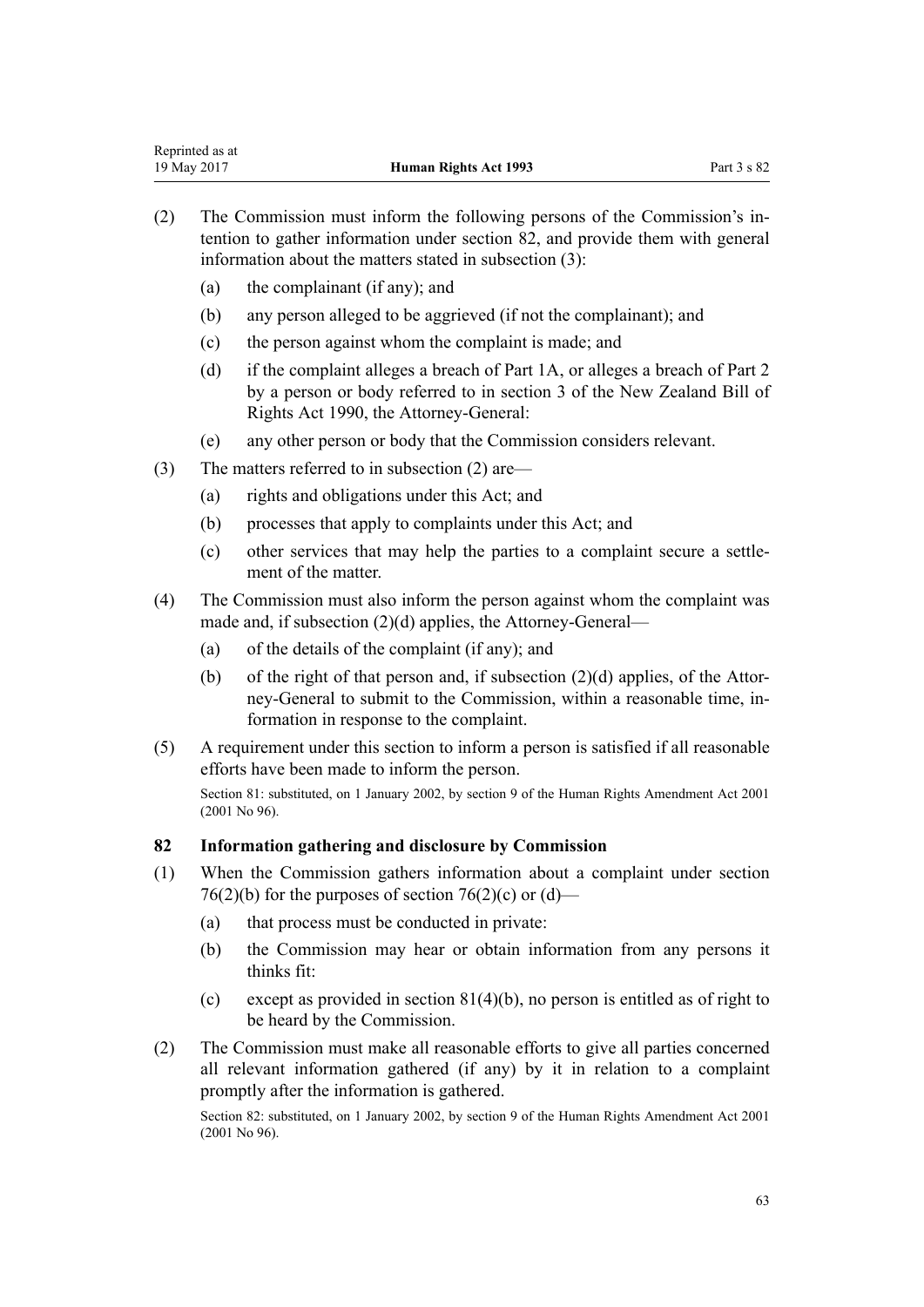(2) The Commission must inform the following persons of the Commission's intention to gather information under section 82, and provide them with general information about the matters stated in subsection (3):

(a) the complainant (if any); and

(b) any person alleged to be aggrieved (if not the complainant); and

(c) the person against whom the complaint is made; and

(d) if the complaint alleges a breach of Part 1A, or alleges a breach of Part 2 by a person or body referred to in section 3 of the New Zealand Bill of Rights Act 1990, the Attorney-General:

(e) any other person or body that the Commission considers relevant.

(3) The matters referred to in subsection (2) are—

(a) rights and obligations under this Act; and

(b) processes that apply to complaints under this Act; and

(c) other services that may help the parties to a complaint secure a settlement of the matter.

(4) The Commission must also inform the person against whom the complaint was made and, if subsection (2)(d) applies, the Attorney-General—

(a) of the details of the complaint (if any); and

(b) of the right of that person and, if subsection (2)(d) applies, of the Attorney-General to submit to the Commission, within a reasonable time, information in response to the complaint.

(5) A requirement under this section to inform a person is satisfied if all reasonable efforts have been made to inform the person.

Section 81: substituted, on 1 January 2002, by section 9 of the Human Rights Amendment Act 2001 (2001 No 96).

### 82 Information gathering and disclosure by Commission

(1) When the Commission gathers information about a complaint under section 76(2)(b) for the purposes of section 76(2)(c) or (d)—

(a) that process must be conducted in private:

(b) the Commission may hear or obtain information from any persons it thinks fit:

(c) except as provided in section 81(4)(b), no person is entitled as of right to be heard by the Commission.

(2) The Commission must make all reasonable efforts to give all parties concerned all relevant information gathered (if any) by it in relation to a complaint promptly after the information is gathered.

Section 82: substituted, on 1 January 2002, by section 9 of the Human Rights Amendment Act 2001 (2001 No 96).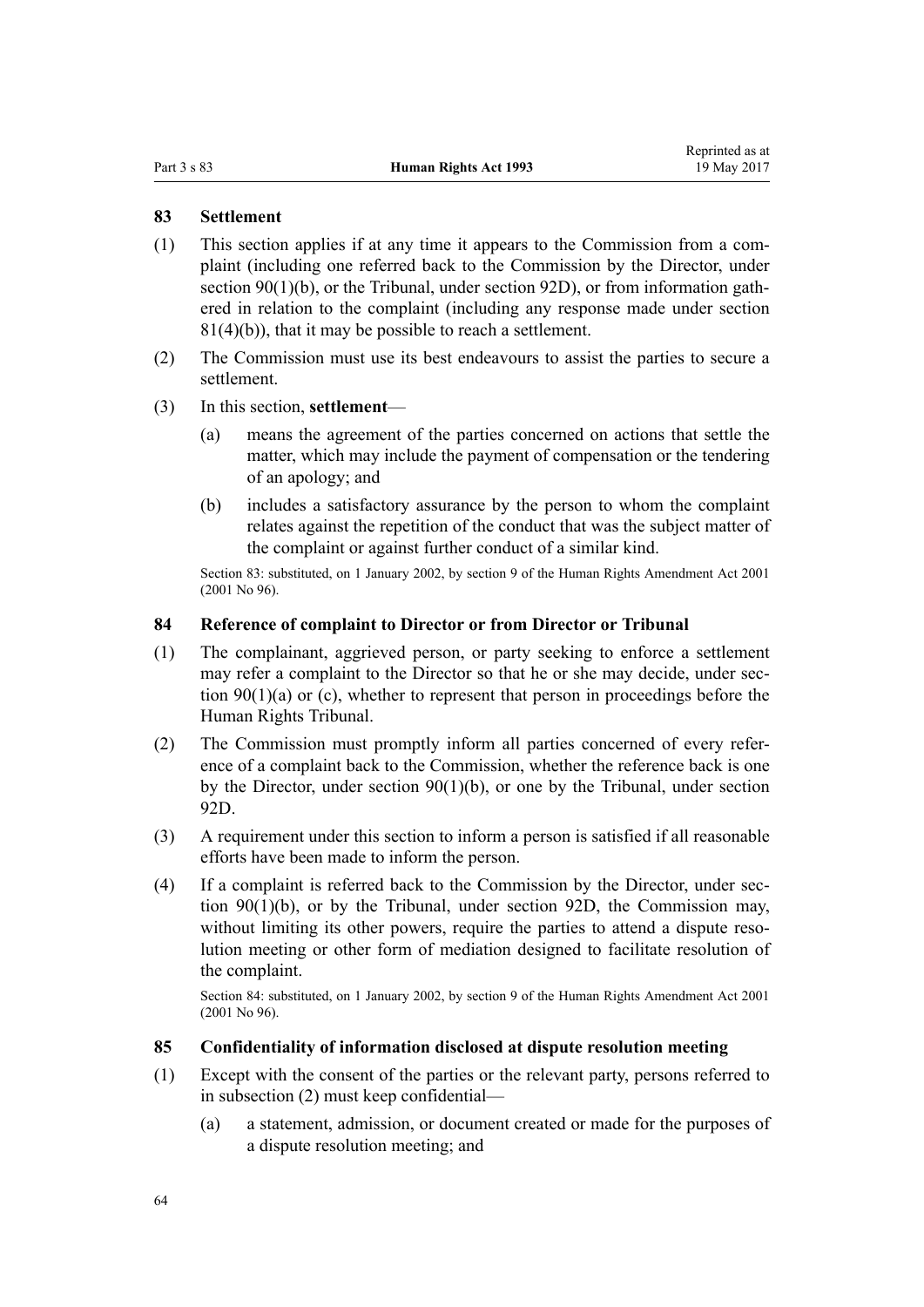### 83 Settlement

(1) This section applies if at any time it appears to the Commission from a complaint (including one referred back to the Commission by the Director, under section 90(1)(b), or the Tribunal, under section 92D), or from information gathered in relation to the complaint (including any response made under section 81(4)(b)), that it may be possible to reach a settlement.

(2) The Commission must use its best endeavours to assist the parties to secure a settlement.

(3) In this section, **settlement**—

(a) means the agreement of the parties concerned on actions that settle the matter, which may include the payment of compensation or the tendering of an apology; and

(b) includes a satisfactory assurance by the person to whom the complaint relates against the repetition of the conduct that was the subject matter of the complaint or against further conduct of a similar kind.

Section 83: substituted, on 1 January 2002, by section 9 of the Human Rights Amendment Act 2001 (2001 No 96).

### 84 Reference of complaint to Director or from Director or Tribunal

(1) The complainant, aggrieved person, or party seeking to enforce a settlement may refer a complaint to the Director so that he or she may decide, under section 90(1)(a) or (c), whether to represent that person in proceedings before the Human Rights Tribunal.

(2) The Commission must promptly inform all parties concerned of every reference of a complaint back to the Commission, whether the reference back is one by the Director, under section 90(1)(b), or one by the Tribunal, under section 92D.

(3) A requirement under this section to inform a person is satisfied if all reasonable efforts have been made to inform the person.

(4) If a complaint is referred back to the Commission by the Director, under section 90(1)(b), or by the Tribunal, under section 92D, the Commission may, without limiting its other powers, require the parties to attend a dispute resolution meeting or other form of mediation designed to facilitate resolution of the complaint.

Section 84: substituted, on 1 January 2002, by section 9 of the Human Rights Amendment Act 2001 (2001 No 96).

### 85 Confidentiality of information disclosed at dispute resolution meeting

(1) Except with the consent of the parties or the relevant party, persons referred to in subsection (2) must keep confidential—

(a) a statement, admission, or document created or made for the purposes of a dispute resolution meeting; and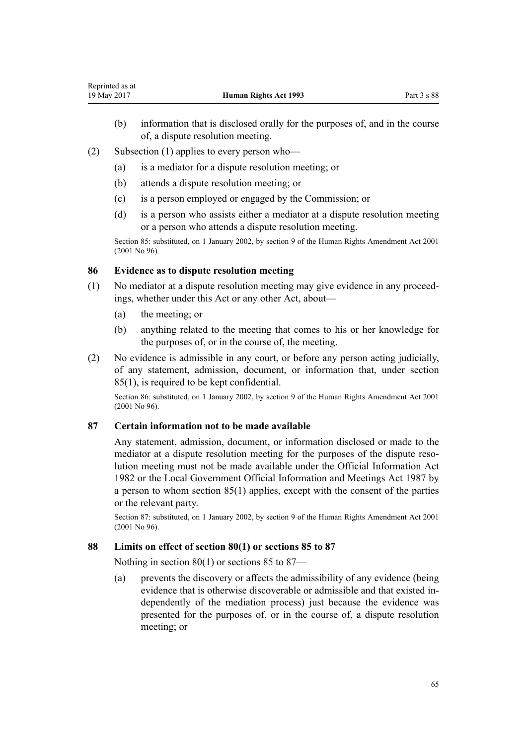(b) information that is disclosed orally for the purposes of, and in the course of, a dispute resolution meeting.

(2) Subsection (1) applies to every person who—

(a) is a mediator for a dispute resolution meeting; or

(b) attends a dispute resolution meeting; or

(c) is a person employed or engaged by the Commission; or

(d) is a person who assists either a mediator at a dispute resolution meeting or a person who attends a dispute resolution meeting.

Section 85: substituted, on 1 January 2002, by section 9 of the Human Rights Amendment Act 2001 (2001 No 96).

### 86 Evidence as to dispute resolution meeting

(1) No mediator at a dispute resolution meeting may give evidence in any proceedings, whether under this Act or any other Act, about—

(a) the meeting; or

(b) anything related to the meeting that comes to his or her knowledge for the purposes of, or in the course of, the meeting.

(2) No evidence is admissible in any court, or before any person acting judicially, of any statement, admission, document, or information that, under section 85(1), is required to be kept confidential.

Section 86: substituted, on 1 January 2002, by section 9 of the Human Rights Amendment Act 2001 (2001 No 96).

### 87 Certain information not to be made available

Any statement, admission, document, or information disclosed or made to the mediator at a dispute resolution meeting for the purposes of the dispute resolution meeting must not be made available under the Official Information Act 1982 or the Local Government Official Information and Meetings Act 1987 by a person to whom section 85(1) applies, except with the consent of the parties or the relevant party.

Section 87: substituted, on 1 January 2002, by section 9 of the Human Rights Amendment Act 2001 (2001 No 96).

### 88 Limits on effect of section 80(1) or sections 85 to 87

Nothing in section 80(1) or sections 85 to 87—

(a) prevents the discovery or affects the admissibility of any evidence (being evidence that is otherwise discoverable or admissible and that existed independently of the mediation process) just because the evidence was presented for the purposes of, or in the course of, a dispute resolution meeting; or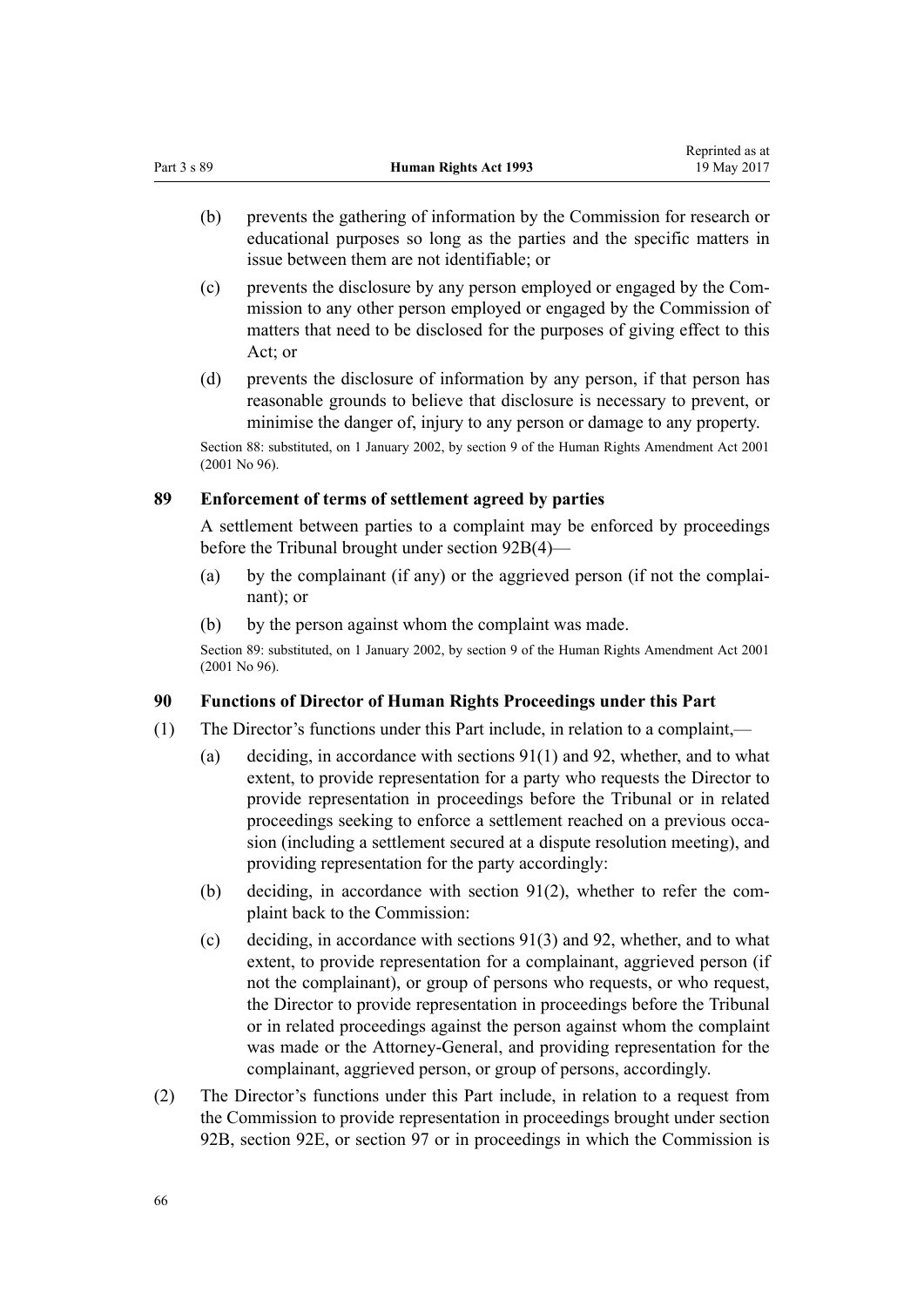(b) prevents the gathering of information by the Commission for research or educational purposes so long as the parties and the specific matters in issue between them are not identifiable; or

(c) prevents the disclosure by any person employed or engaged by the Commission to any other person employed or engaged by the Commission of matters that need to be disclosed for the purposes of giving effect to this Act; or

(d) prevents the disclosure of information by any person, if that person has reasonable grounds to believe that disclosure is necessary to prevent, or minimise the danger of, injury to any person or damage to any property.

Section 88: substituted, on 1 January 2002, by section 9 of the Human Rights Amendment Act 2001 (2001 No 96).

### 89 Enforcement of terms of settlement agreed by parties

A settlement between parties to a complaint may be enforced by proceedings before the Tribunal brought under section 92B(4)—

(a) by the complainant (if any) or the aggrieved person (if not the complainant); or

(b) by the person against whom the complaint was made.

Section 89: substituted, on 1 January 2002, by section 9 of the Human Rights Amendment Act 2001 (2001 No 96).

### 90 Functions of Director of Human Rights Proceedings under this Part

(1) The Director's functions under this Part include, in relation to a complaint,—

(a) deciding, in accordance with sections 91(1) and 92, whether, and to what extent, to provide representation for a party who requests the Director to provide representation in proceedings before the Tribunal or in related proceedings seeking to enforce a settlement reached on a previous occasion (including a settlement secured at a dispute resolution meeting), and providing representation for the party accordingly:

(b) deciding, in accordance with section 91(2), whether to refer the complaint back to the Commission:

(c) deciding, in accordance with sections 91(3) and 92, whether, and to what extent, to provide representation for a complainant, aggrieved person (if not the complainant), or group of persons who requests, or who request, the Director to provide representation in proceedings before the Tribunal or in related proceedings against the person against whom the complaint was made or the Attorney-General, and providing representation for the complainant, aggrieved person, or group of persons, accordingly.

(2) The Director's functions under this Part include, in relation to a request from the Commission to provide representation in proceedings brought under section 92B, section 92E, or section 97 or in proceedings in which the Commission is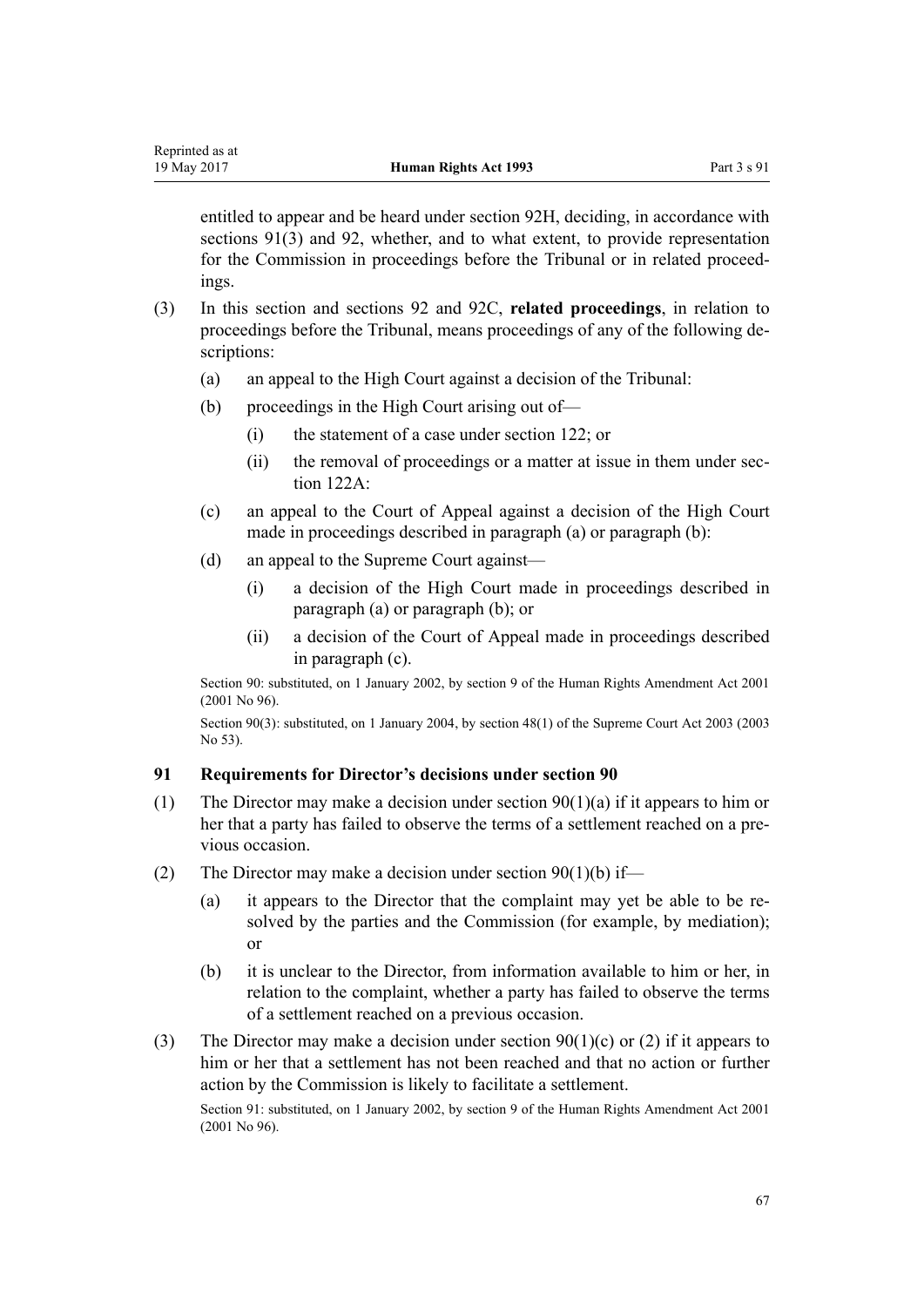entitled to appear and be heard under section 92H, deciding, in accordance with sections 91(3) and 92, whether, and to what extent, to provide representation for the Commission in proceedings before the Tribunal or in related proceedings.

(3) In this section and sections 92 and 92C, **related proceedings**, in relation to proceedings before the Tribunal, means proceedings of any of the following descriptions:

(a) an appeal to the High Court against a decision of the Tribunal:

(b) proceedings in the High Court arising out of—

(i) the statement of a case under section 122; or

(ii) the removal of proceedings or a matter at issue in them under section 122A:

(c) an appeal to the Court of Appeal against a decision of the High Court made in proceedings described in paragraph (a) or paragraph (b):

(d) an appeal to the Supreme Court against—

(i) a decision of the High Court made in proceedings described in paragraph (a) or paragraph (b); or

(ii) a decision of the Court of Appeal made in proceedings described in paragraph (c).

Section 90: substituted, on 1 January 2002, by section 9 of the Human Rights Amendment Act 2001 (2001 No 96).

Section 90(3): substituted, on 1 January 2004, by section 48(1) of the Supreme Court Act 2003 (2003 No 53).

### 91 Requirements for Director's decisions under section 90

(1) The Director may make a decision under section 90(1)(a) if it appears to him or her that a party has failed to observe the terms of a settlement reached on a previous occasion.

(2) The Director may make a decision under section 90(1)(b) if—

(a) it appears to the Director that the complaint may yet be able to be resolved by the parties and the Commission (for example, by mediation); or

(b) it is unclear to the Director, from information available to him or her, in relation to the complaint, whether a party has failed to observe the terms of a settlement reached on a previous occasion.

(3) The Director may make a decision under section 90(1)(c) or (2) if it appears to him or her that a settlement has not been reached and that no action or further action by the Commission is likely to facilitate a settlement.

Section 91: substituted, on 1 January 2002, by section 9 of the Human Rights Amendment Act 2001 (2001 No 96).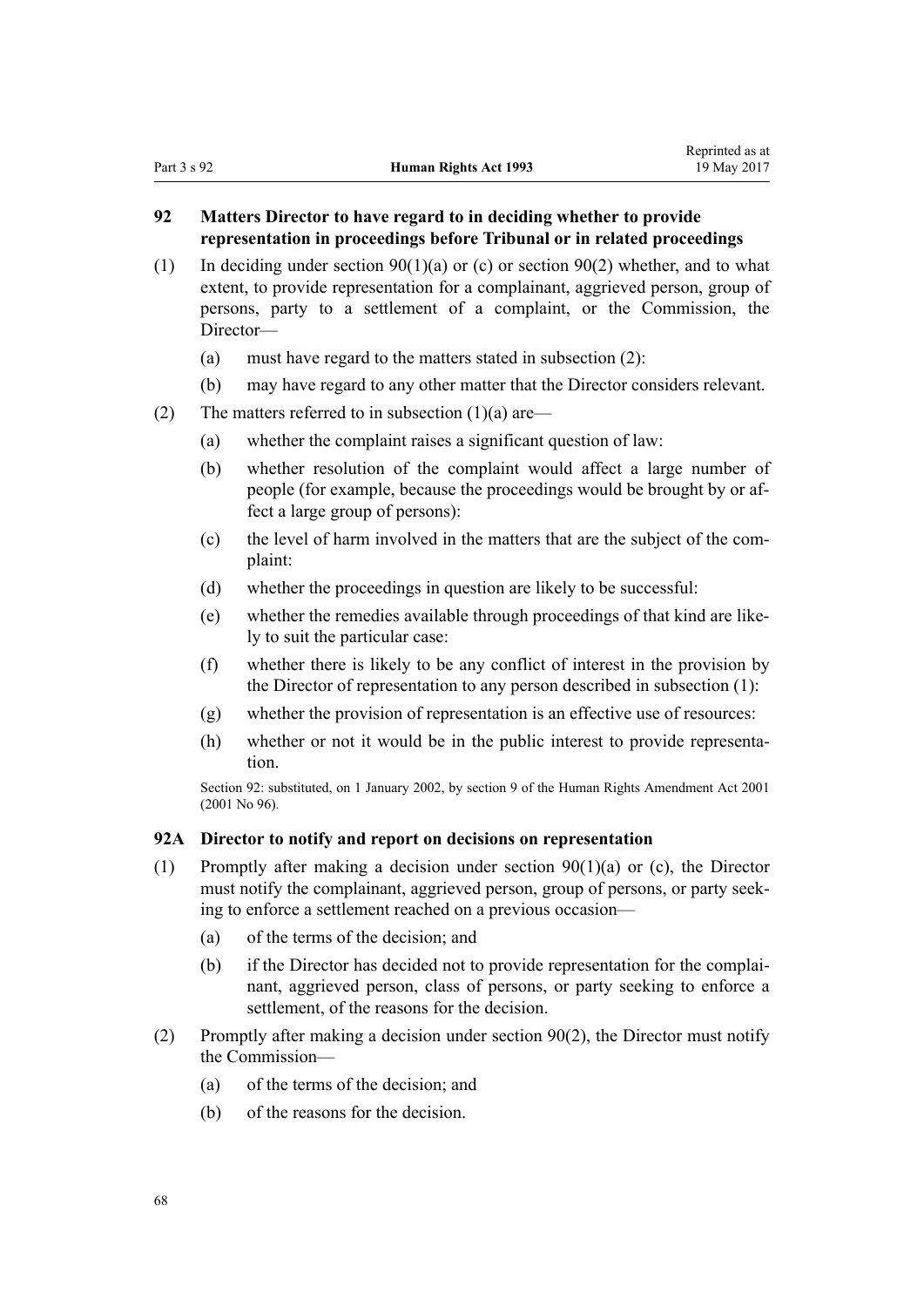### 92 Matters Director to have regard to in deciding whether to provide representation in proceedings before Tribunal or in related proceedings

(1) In deciding under section 90(1)(a) or (c) or section 90(2) whether, and to what extent, to provide representation for a complainant, aggrieved person, group of persons, party to a settlement of a complaint, or the Commission, the Director—

(a) must have regard to the matters stated in subsection (2):

(b) may have regard to any other matter that the Director considers relevant.

(2) The matters referred to in subsection (1)(a) are—

(a) whether the complaint raises a significant question of law:

(b) whether resolution of the complaint would affect a large number of people (for example, because the proceedings would be brought by or affect a large group of persons):

(c) the level of harm involved in the matters that are the subject of the complaint:

(d) whether the proceedings in question are likely to be successful:

(e) whether the remedies available through proceedings of that kind are likely to suit the particular case:

(f) whether there is likely to be any conflict of interest in the provision by the Director of representation to any person described in subsection (1):

(g) whether the provision of representation is an effective use of resources:

(h) whether or not it would be in the public interest to provide representation.

Section 92: substituted, on 1 January 2002, by section 9 of the Human Rights Amendment Act 2001 (2001 No 96).

### 92A Director to notify and report on decisions on representation

(1) Promptly after making a decision under section 90(1)(a) or (c), the Director must notify the complainant, aggrieved person, group of persons, or party seeking to enforce a settlement reached on a previous occasion—

(a) of the terms of the decision; and

(b) if the Director has decided not to provide representation for the complainant, aggrieved person, class of persons, or party seeking to enforce a settlement, of the reasons for the decision.

(2) Promptly after making a decision under section 90(2), the Director must notify the Commission—

(a) of the terms of the decision; and

(b) of the reasons for the decision.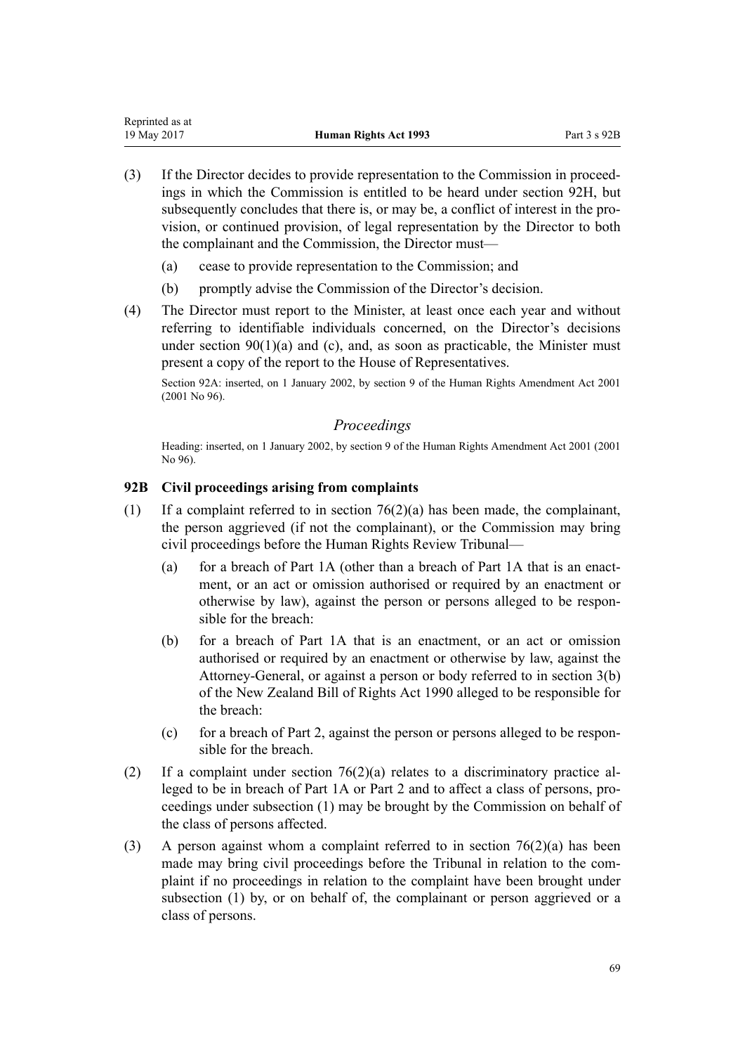(3) If the Director decides to provide representation to the Commission in proceedings in which the Commission is entitled to be heard under section 92H, but subsequently concludes that there is, or may be, a conflict of interest in the provision, or continued provision, of legal representation by the Director to both the complainant and the Commission, the Director must—

(a) cease to provide representation to the Commission; and

(b) promptly advise the Commission of the Director's decision.

(4) The Director must report to the Minister, at least once each year and without referring to identifiable individuals concerned, on the Director's decisions under section 90(1)(a) and (c), and, as soon as practicable, the Minister must present a copy of the report to the House of Representatives.

Section 92A: inserted, on 1 January 2002, by section 9 of the Human Rights Amendment Act 2001 (2001 No 96).

*Proceedings*

Heading: inserted, on 1 January 2002, by section 9 of the Human Rights Amendment Act 2001 (2001 No 96).

### 92B Civil proceedings arising from complaints

(1) If a complaint referred to in section 76(2)(a) has been made, the complainant, the person aggrieved (if not the complainant), or the Commission may bring civil proceedings before the Human Rights Review Tribunal—

(a) for a breach of Part 1A (other than a breach of Part 1A that is an enactment, or an act or omission authorised or required by an enactment or otherwise by law), against the person or persons alleged to be responsible for the breach:

(b) for a breach of Part 1A that is an enactment, or an act or omission authorised or required by an enactment or otherwise by law, against the Attorney-General, or against a person or body referred to in section 3(b) of the New Zealand Bill of Rights Act 1990 alleged to be responsible for the breach:

(c) for a breach of Part 2, against the person or persons alleged to be responsible for the breach.

(2) If a complaint under section 76(2)(a) relates to a discriminatory practice alleged to be in breach of Part 1A or Part 2 and to affect a class of persons, proceedings under subsection (1) may be brought by the Commission on behalf of the class of persons affected.

(3) A person against whom a complaint referred to in section 76(2)(a) has been made may bring civil proceedings before the Tribunal in relation to the complaint if no proceedings in relation to the complaint have been brought under subsection (1) by, or on behalf of, the complainant or person aggrieved or a class of persons.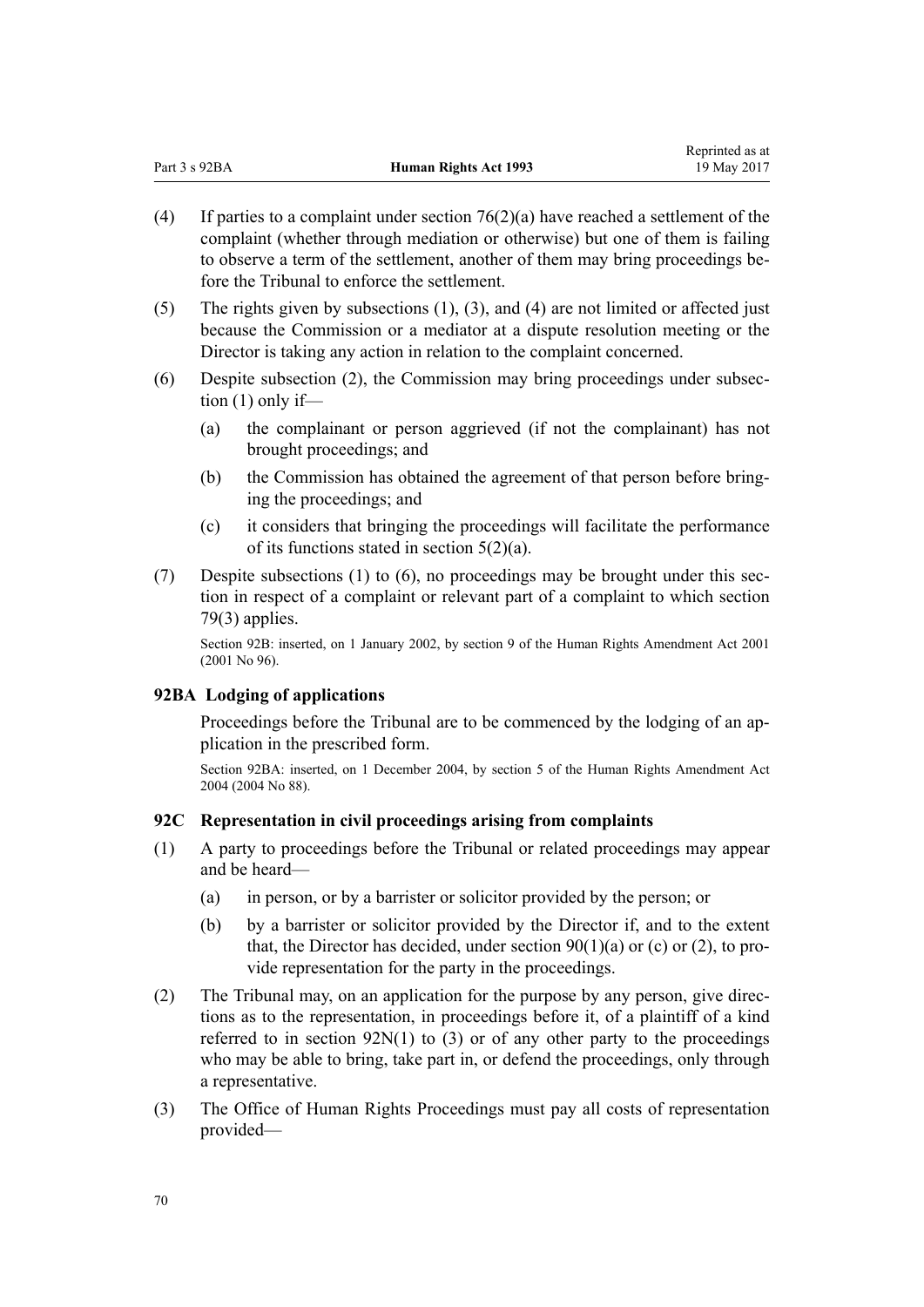(4) If parties to a complaint under section 76(2)(a) have reached a settlement of the complaint (whether through mediation or otherwise) but one of them is failing to observe a term of the settlement, another of them may bring proceedings before the Tribunal to enforce the settlement.

(5) The rights given by subsections (1), (3), and (4) are not limited or affected just because the Commission or a mediator at a dispute resolution meeting or the Director is taking any action in relation to the complaint concerned.

(6) Despite subsection (2), the Commission may bring proceedings under subsection (1) only if—

- (a) the complainant or person aggrieved (if not the complainant) has not brought proceedings; and
- (b) the Commission has obtained the agreement of that person before bringing the proceedings; and
- (c) it considers that bringing the proceedings will facilitate the performance of its functions stated in section 5(2)(a).

(7) Despite subsections (1) to (6), no proceedings may be brought under this section in respect of a complaint or relevant part of a complaint to which section 79(3) applies.

Section 92B: inserted, on 1 January 2002, by section 9 of the Human Rights Amendment Act 2001 (2001 No 96).

### 92BA Lodging of applications

Proceedings before the Tribunal are to be commenced by the lodging of an application in the prescribed form.

Section 92BA: inserted, on 1 December 2004, by section 5 of the Human Rights Amendment Act 2004 (2004 No 88).

### 92C Representation in civil proceedings arising from complaints

(1) A party to proceedings before the Tribunal or related proceedings may appear and be heard—

- (a) in person, or by a barrister or solicitor provided by the person; or
- (b) by a barrister or solicitor provided by the Director if, and to the extent that, the Director has decided, under section 90(1)(a) or (c) or (2), to provide representation for the party in the proceedings.

(2) The Tribunal may, on an application for the purpose by any person, give directions as to the representation, in proceedings before it, of a plaintiff of a kind referred to in section 92N(1) to (3) or of any other party to the proceedings who may be able to bring, take part in, or defend the proceedings, only through a representative.

(3) The Office of Human Rights Proceedings must pay all costs of representation provided—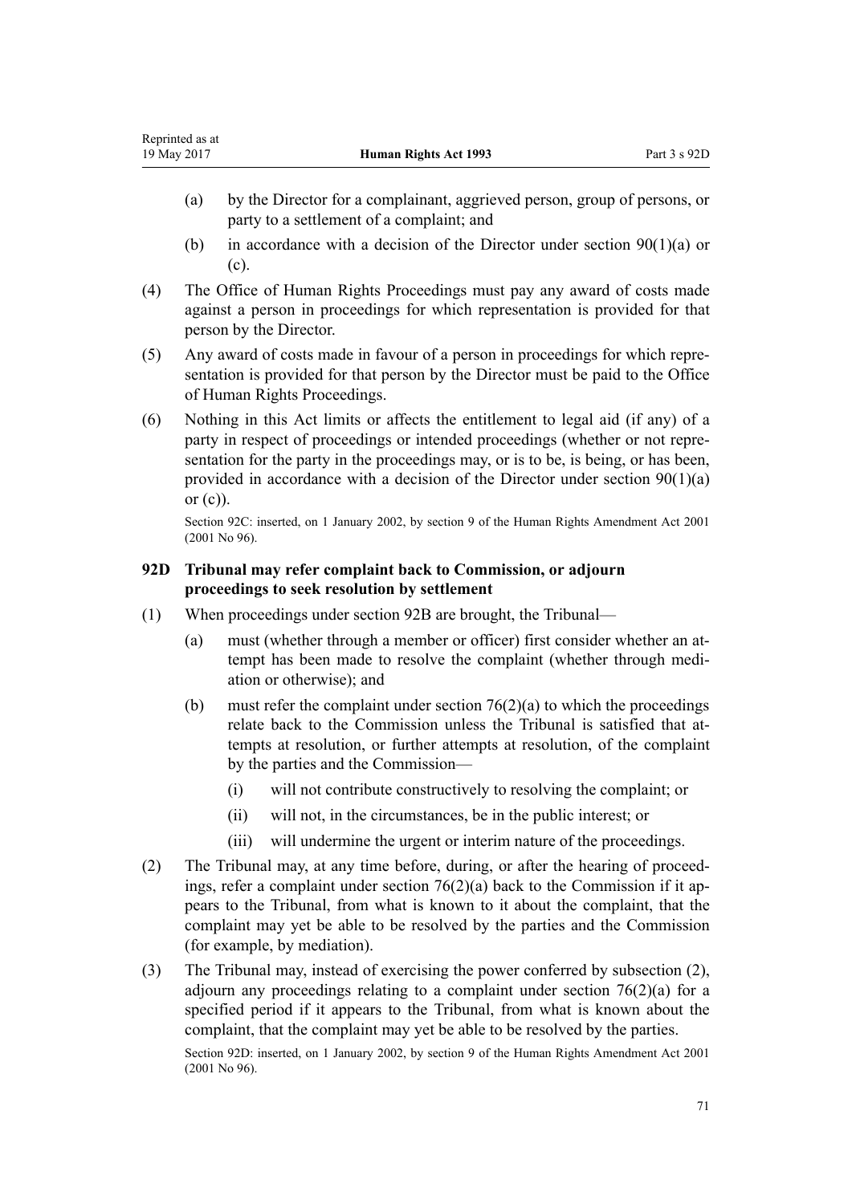(a) by the Director for a complainant, aggrieved person, group of persons, or party to a settlement of a complaint; and

(b) in accordance with a decision of the Director under section 90(1)(a) or (c).

(4) The Office of Human Rights Proceedings must pay any award of costs made against a person in proceedings for which representation is provided for that person by the Director.

(5) Any award of costs made in favour of a person in proceedings for which representation is provided for that person by the Director must be paid to the Office of Human Rights Proceedings.

(6) Nothing in this Act limits or affects the entitlement to legal aid (if any) of a party in respect of proceedings or intended proceedings (whether or not representation for the party in the proceedings may, or is to be, is being, or has been, provided in accordance with a decision of the Director under section 90(1)(a) or (c)).

Section 92C: inserted, on 1 January 2002, by section 9 of the Human Rights Amendment Act 2001 (2001 No 96).

### 92D Tribunal may refer complaint back to Commission, or adjourn proceedings to seek resolution by settlement

(1) When proceedings under section 92B are brought, the Tribunal—

(a) must (whether through a member or officer) first consider whether an attempt has been made to resolve the complaint (whether through mediation or otherwise); and

(b) must refer the complaint under section 76(2)(a) to which the proceedings relate back to the Commission unless the Tribunal is satisfied that attempts at resolution, or further attempts at resolution, of the complaint by the parties and the Commission—

(i) will not contribute constructively to resolving the complaint; or

(ii) will not, in the circumstances, be in the public interest; or

(iii) will undermine the urgent or interim nature of the proceedings.

(2) The Tribunal may, at any time before, during, or after the hearing of proceedings, refer a complaint under section 76(2)(a) back to the Commission if it appears to the Tribunal, from what is known to it about the complaint, that the complaint may yet be able to be resolved by the parties and the Commission (for example, by mediation).

(3) The Tribunal may, instead of exercising the power conferred by subsection (2), adjourn any proceedings relating to a complaint under section 76(2)(a) for a specified period if it appears to the Tribunal, from what is known about the complaint, that the complaint may yet be able to be resolved by the parties.

Section 92D: inserted, on 1 January 2002, by section 9 of the Human Rights Amendment Act 2001 (2001 No 96).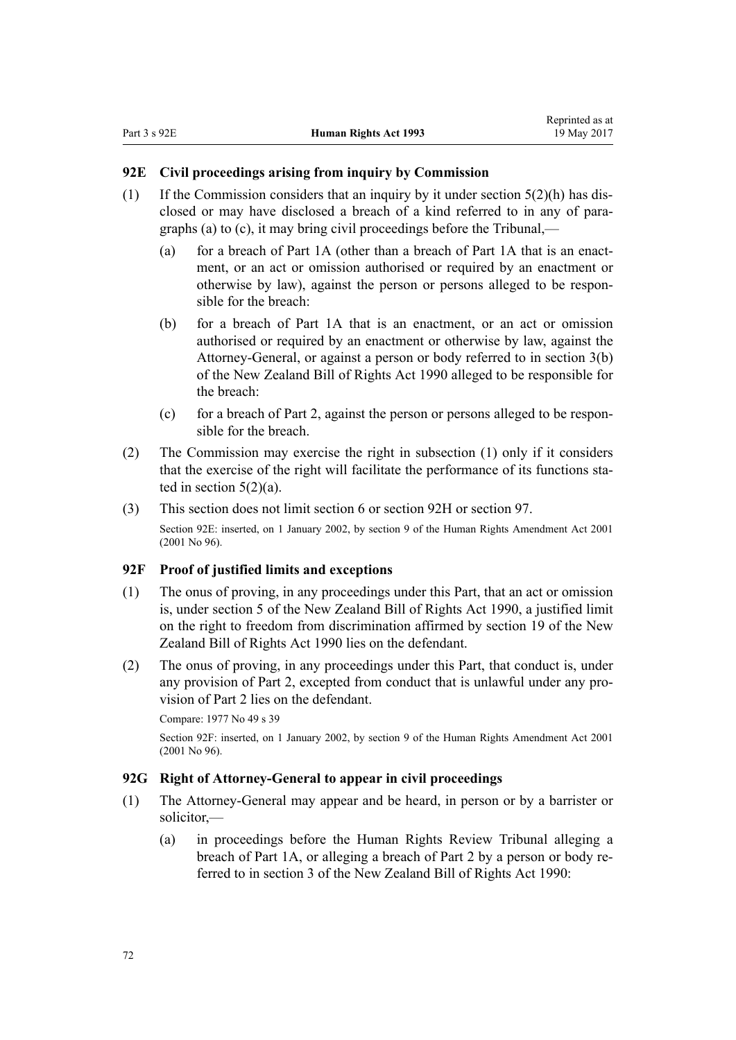### 92E Civil proceedings arising from inquiry by Commission

(1) If the Commission considers that an inquiry by it under section 5(2)(h) has disclosed or may have disclosed a breach of a kind referred to in any of paragraphs (a) to (c), it may bring civil proceedings before the Tribunal,—

  (a) for a breach of Part 1A (other than a breach of Part 1A that is an enactment, or an act or omission authorised or required by an enactment or otherwise by law), against the person or persons alleged to be responsible for the breach:

  (b) for a breach of Part 1A that is an enactment, or an act or omission authorised or required by an enactment or otherwise by law, against the Attorney-General, or against a person or body referred to in section 3(b) of the New Zealand Bill of Rights Act 1990 alleged to be responsible for the breach:

  (c) for a breach of Part 2, against the person or persons alleged to be responsible for the breach.

(2) The Commission may exercise the right in subsection (1) only if it considers that the exercise of the right will facilitate the performance of its functions stated in section 5(2)(a).

(3) This section does not limit section 6 or section 92H or section 97.

Section 92E: inserted, on 1 January 2002, by section 9 of the Human Rights Amendment Act 2001 (2001 No 96).

### 92F Proof of justified limits and exceptions

(1) The onus of proving, in any proceedings under this Part, that an act or omission is, under section 5 of the New Zealand Bill of Rights Act 1990, a justified limit on the right to freedom from discrimination affirmed by section 19 of the New Zealand Bill of Rights Act 1990 lies on the defendant.

(2) The onus of proving, in any proceedings under this Part, that conduct is, under any provision of Part 2, excepted from conduct that is unlawful under any provision of Part 2 lies on the defendant.

Compare: 1977 No 49 s 39

Section 92F: inserted, on 1 January 2002, by section 9 of the Human Rights Amendment Act 2001 (2001 No 96).

### 92G Right of Attorney-General to appear in civil proceedings

(1) The Attorney-General may appear and be heard, in person or by a barrister or solicitor,—

  (a) in proceedings before the Human Rights Review Tribunal alleging a breach of Part 1A, or alleging a breach of Part 2 by a person or body referred to in section 3 of the New Zealand Bill of Rights Act 1990: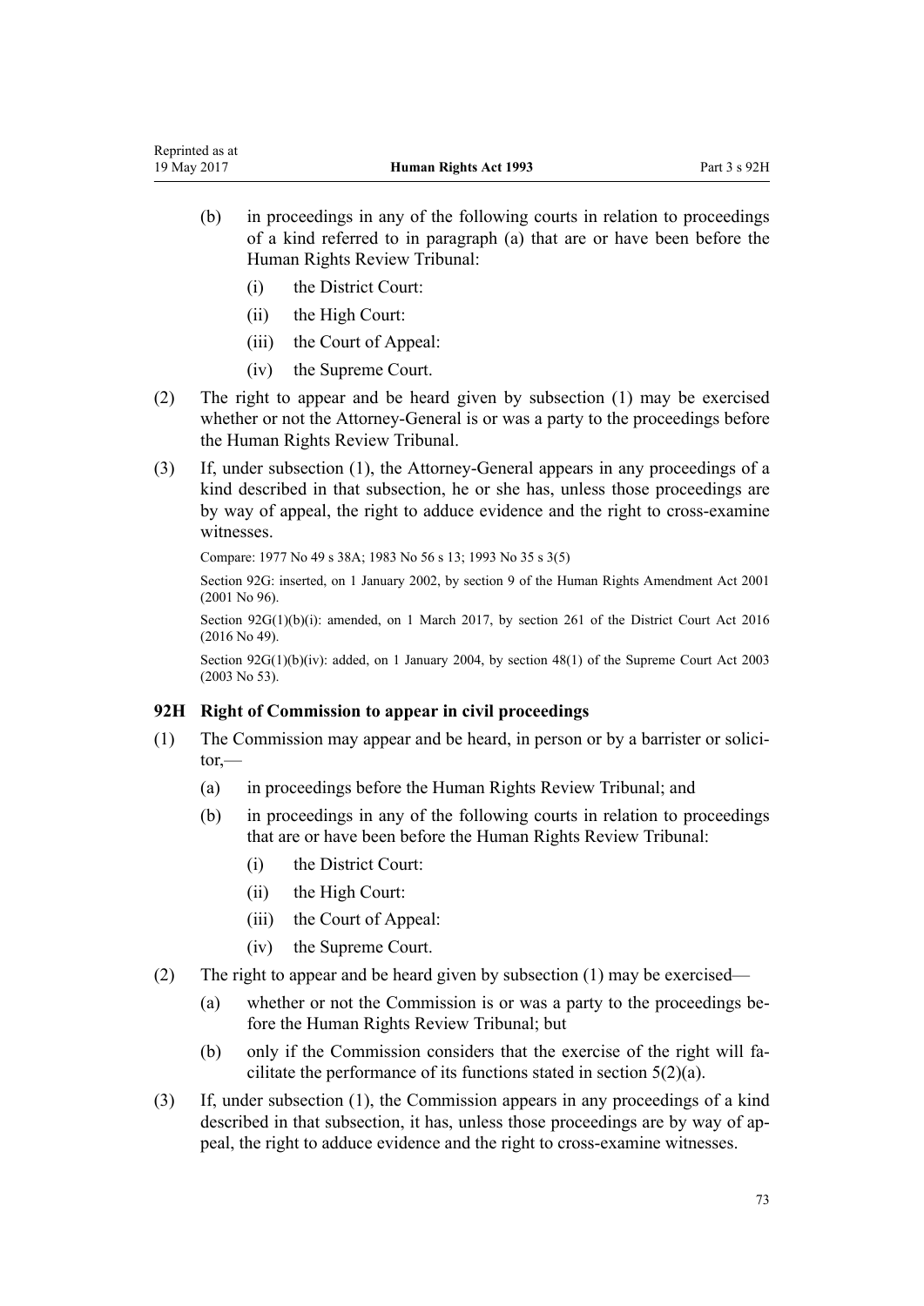(b) in proceedings in any of the following courts in relation to proceedings of a kind referred to in paragraph (a) that are or have been before the Human Rights Review Tribunal:

   (i) the District Court:

   (ii) the High Court:

   (iii) the Court of Appeal:

   (iv) the Supreme Court.

(2) The right to appear and be heard given by subsection (1) may be exercised whether or not the Attorney-General is or was a party to the proceedings before the Human Rights Review Tribunal.

(3) If, under subsection (1), the Attorney-General appears in any proceedings of a kind described in that subsection, he or she has, unless those proceedings are by way of appeal, the right to adduce evidence and the right to cross-examine witnesses.

Compare: 1977 No 49 s 38A; 1983 No 56 s 13; 1993 No 35 s 3(5)

Section 92G: inserted, on 1 January 2002, by section 9 of the Human Rights Amendment Act 2001 (2001 No 96).

Section 92G(1)(b)(i): amended, on 1 March 2017, by section 261 of the District Court Act 2016 (2016 No 49).

Section 92G(1)(b)(iv): added, on 1 January 2004, by section 48(1) of the Supreme Court Act 2003 (2003 No 53).

### 92H Right of Commission to appear in civil proceedings

(1) The Commission may appear and be heard, in person or by a barrister or solicitor,—

   (a) in proceedings before the Human Rights Review Tribunal; and

   (b) in proceedings in any of the following courts in relation to proceedings that are or have been before the Human Rights Review Tribunal:

      (i) the District Court:

      (ii) the High Court:

      (iii) the Court of Appeal:

      (iv) the Supreme Court.

(2) The right to appear and be heard given by subsection (1) may be exercised—

   (a) whether or not the Commission is or was a party to the proceedings before the Human Rights Review Tribunal; but

   (b) only if the Commission considers that the exercise of the right will facilitate the performance of its functions stated in section 5(2)(a).

(3) If, under subsection (1), the Commission appears in any proceedings of a kind described in that subsection, it has, unless those proceedings are by way of appeal, the right to adduce evidence and the right to cross-examine witnesses.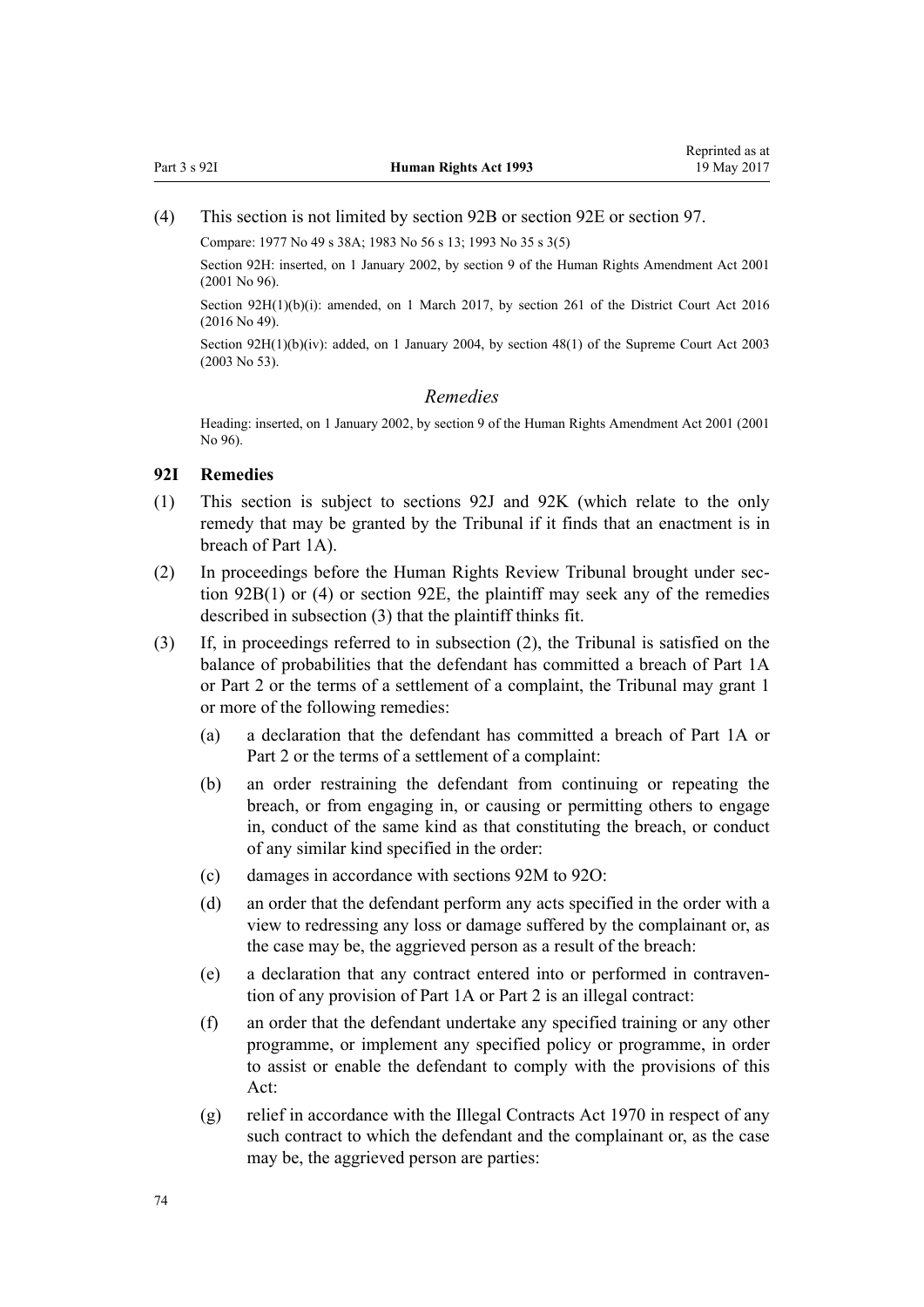(4) This section is not limited by section 92B or section 92E or section 97.

Compare: 1977 No 49 s 38A; 1983 No 56 s 13; 1993 No 35 s 3(5)

Section 92H: inserted, on 1 January 2002, by section 9 of the Human Rights Amendment Act 2001 (2001 No 96).

Section 92H(1)(b)(i): amended, on 1 March 2017, by section 261 of the District Court Act 2016 (2016 No 49).

Section 92H(1)(b)(iv): added, on 1 January 2004, by section 48(1) of the Supreme Court Act 2003 (2003 No 53).

### *Remedies*

Heading: inserted, on 1 January 2002, by section 9 of the Human Rights Amendment Act 2001 (2001 No 96).

### 92I Remedies

(1) This section is subject to sections 92J and 92K (which relate to the only remedy that may be granted by the Tribunal if it finds that an enactment is in breach of Part 1A).

(2) In proceedings before the Human Rights Review Tribunal brought under section 92B(1) or (4) or section 92E, the plaintiff may seek any of the remedies described in subsection (3) that the plaintiff thinks fit.

(3) If, in proceedings referred to in subsection (2), the Tribunal is satisfied on the balance of probabilities that the defendant has committed a breach of Part 1A or Part 2 or the terms of a settlement of a complaint, the Tribunal may grant 1 or more of the following remedies:

  (a) a declaration that the defendant has committed a breach of Part 1A or Part 2 or the terms of a settlement of a complaint:

  (b) an order restraining the defendant from continuing or repeating the breach, or from engaging in, or causing or permitting others to engage in, conduct of the same kind as that constituting the breach, or conduct of any similar kind specified in the order:

  (c) damages in accordance with sections 92M to 92O:

  (d) an order that the defendant perform any acts specified in the order with a view to redressing any loss or damage suffered by the complainant or, as the case may be, the aggrieved person as a result of the breach:

  (e) a declaration that any contract entered into or performed in contravention of any provision of Part 1A or Part 2 is an illegal contract:

  (f) an order that the defendant undertake any specified training or any other programme, or implement any specified policy or programme, in order to assist or enable the defendant to comply with the provisions of this Act:

  (g) relief in accordance with the Illegal Contracts Act 1970 in respect of any such contract to which the defendant and the complainant or, as the case may be, the aggrieved person are parties: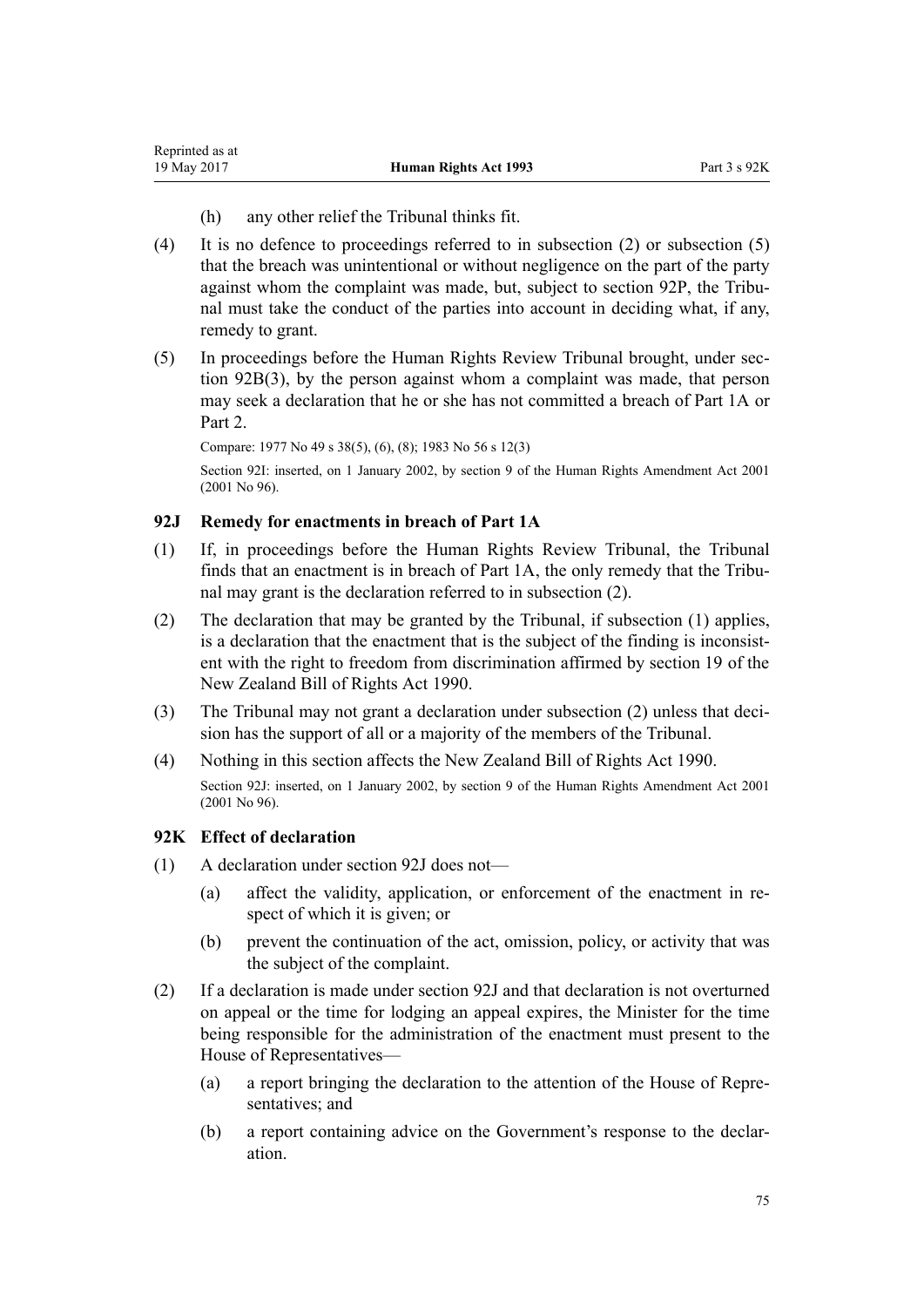(h) any other relief the Tribunal thinks fit.

(4) It is no defence to proceedings referred to in subsection (2) or subsection (5) that the breach was unintentional or without negligence on the part of the party against whom the complaint was made, but, subject to section 92P, the Tribunal must take the conduct of the parties into account in deciding what, if any, remedy to grant.

(5) In proceedings before the Human Rights Review Tribunal brought, under section 92B(3), by the person against whom a complaint was made, that person may seek a declaration that he or she has not committed a breach of Part 1A or Part 2.

Compare: 1977 No 49 s 38(5), (6), (8); 1983 No 56 s 12(3)

Section 92I: inserted, on 1 January 2002, by section 9 of the Human Rights Amendment Act 2001 (2001 No 96).

### 92J Remedy for enactments in breach of Part 1A

(1) If, in proceedings before the Human Rights Review Tribunal, the Tribunal finds that an enactment is in breach of Part 1A, the only remedy that the Tribunal may grant is the declaration referred to in subsection (2).

(2) The declaration that may be granted by the Tribunal, if subsection (1) applies, is a declaration that the enactment that is the subject of the finding is inconsistent with the right to freedom from discrimination affirmed by section 19 of the New Zealand Bill of Rights Act 1990.

(3) The Tribunal may not grant a declaration under subsection (2) unless that decision has the support of all or a majority of the members of the Tribunal.

(4) Nothing in this section affects the New Zealand Bill of Rights Act 1990.

Section 92J: inserted, on 1 January 2002, by section 9 of the Human Rights Amendment Act 2001 (2001 No 96).

### 92K Effect of declaration

(1) A declaration under section 92J does not—

(a) affect the validity, application, or enforcement of the enactment in respect of which it is given; or

(b) prevent the continuation of the act, omission, policy, or activity that was the subject of the complaint.

(2) If a declaration is made under section 92J and that declaration is not overturned on appeal or the time for lodging an appeal expires, the Minister for the time being responsible for the administration of the enactment must present to the House of Representatives—

(a) a report bringing the declaration to the attention of the House of Representatives; and

(b) a report containing advice on the Government's response to the declaration.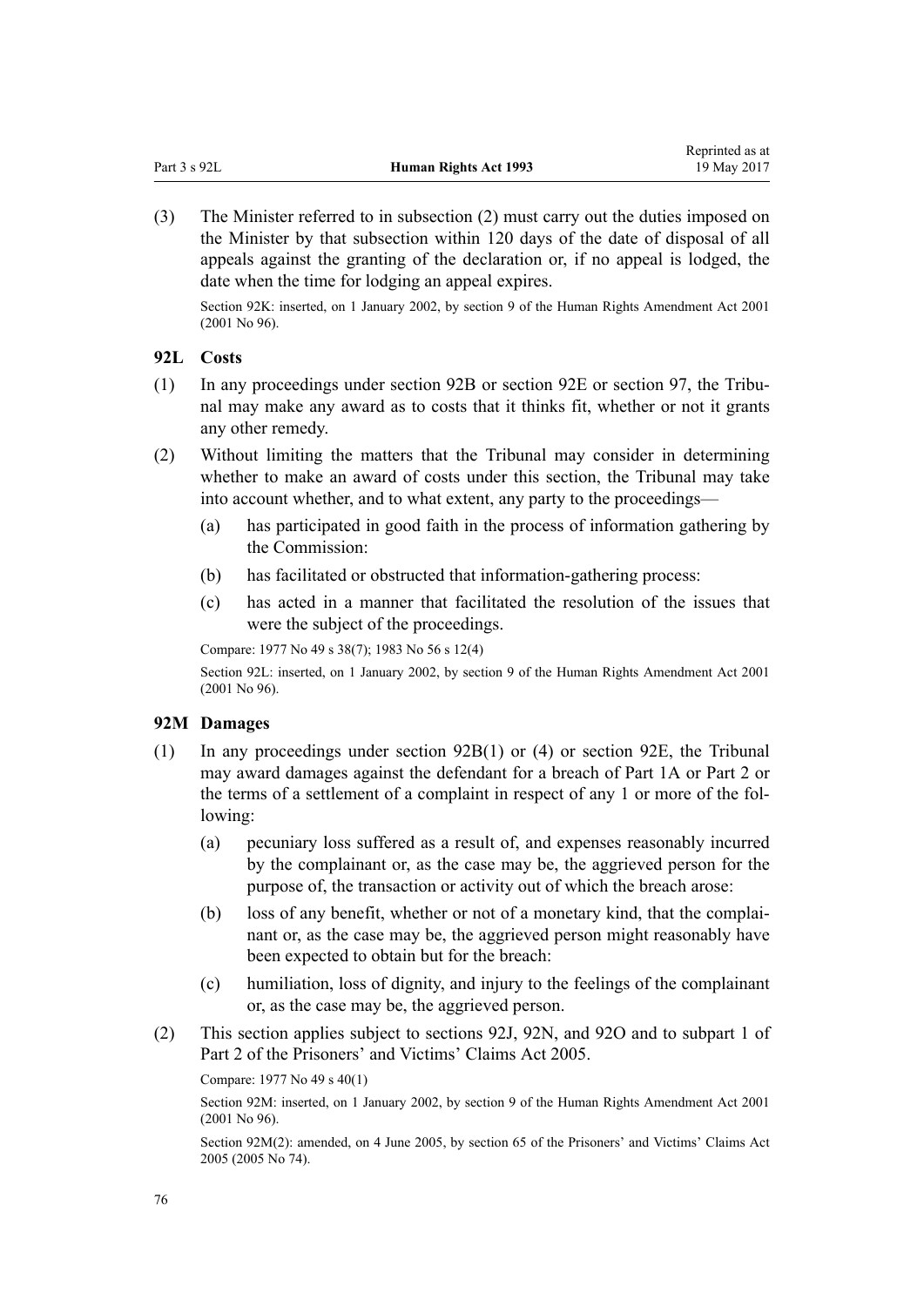(3) The Minister referred to in subsection (2) must carry out the duties imposed on the Minister by that subsection within 120 days of the date of disposal of all appeals against the granting of the declaration or, if no appeal is lodged, the date when the time for lodging an appeal expires.

Section 92K: inserted, on 1 January 2002, by section 9 of the Human Rights Amendment Act 2001 (2001 No 96).

### 92L Costs

(1) In any proceedings under section 92B or section 92E or section 97, the Tribunal may make any award as to costs that it thinks fit, whether or not it grants any other remedy.

(2) Without limiting the matters that the Tribunal may consider in determining whether to make an award of costs under this section, the Tribunal may take into account whether, and to what extent, any party to the proceedings—

- (a) has participated in good faith in the process of information gathering by the Commission:
- (b) has facilitated or obstructed that information-gathering process:
- (c) has acted in a manner that facilitated the resolution of the issues that were the subject of the proceedings.

Compare: 1977 No 49 s 38(7); 1983 No 56 s 12(4)

Section 92L: inserted, on 1 January 2002, by section 9 of the Human Rights Amendment Act 2001 (2001 No 96).

### 92M Damages

(1) In any proceedings under section 92B(1) or (4) or section 92E, the Tribunal may award damages against the defendant for a breach of Part 1A or Part 2 or the terms of a settlement of a complaint in respect of any 1 or more of the following:

- (a) pecuniary loss suffered as a result of, and expenses reasonably incurred by the complainant or, as the case may be, the aggrieved person for the purpose of, the transaction or activity out of which the breach arose:
- (b) loss of any benefit, whether or not of a monetary kind, that the complainant or, as the case may be, the aggrieved person might reasonably have been expected to obtain but for the breach:
- (c) humiliation, loss of dignity, and injury to the feelings of the complainant or, as the case may be, the aggrieved person.

(2) This section applies subject to sections 92J, 92N, and 92O and to subpart 1 of Part 2 of the Prisoners' and Victims' Claims Act 2005.

Compare: 1977 No 49 s 40(1)

Section 92M: inserted, on 1 January 2002, by section 9 of the Human Rights Amendment Act 2001 (2001 No 96).

Section 92M(2): amended, on 4 June 2005, by section 65 of the Prisoners' and Victims' Claims Act 2005 (2005 No 74).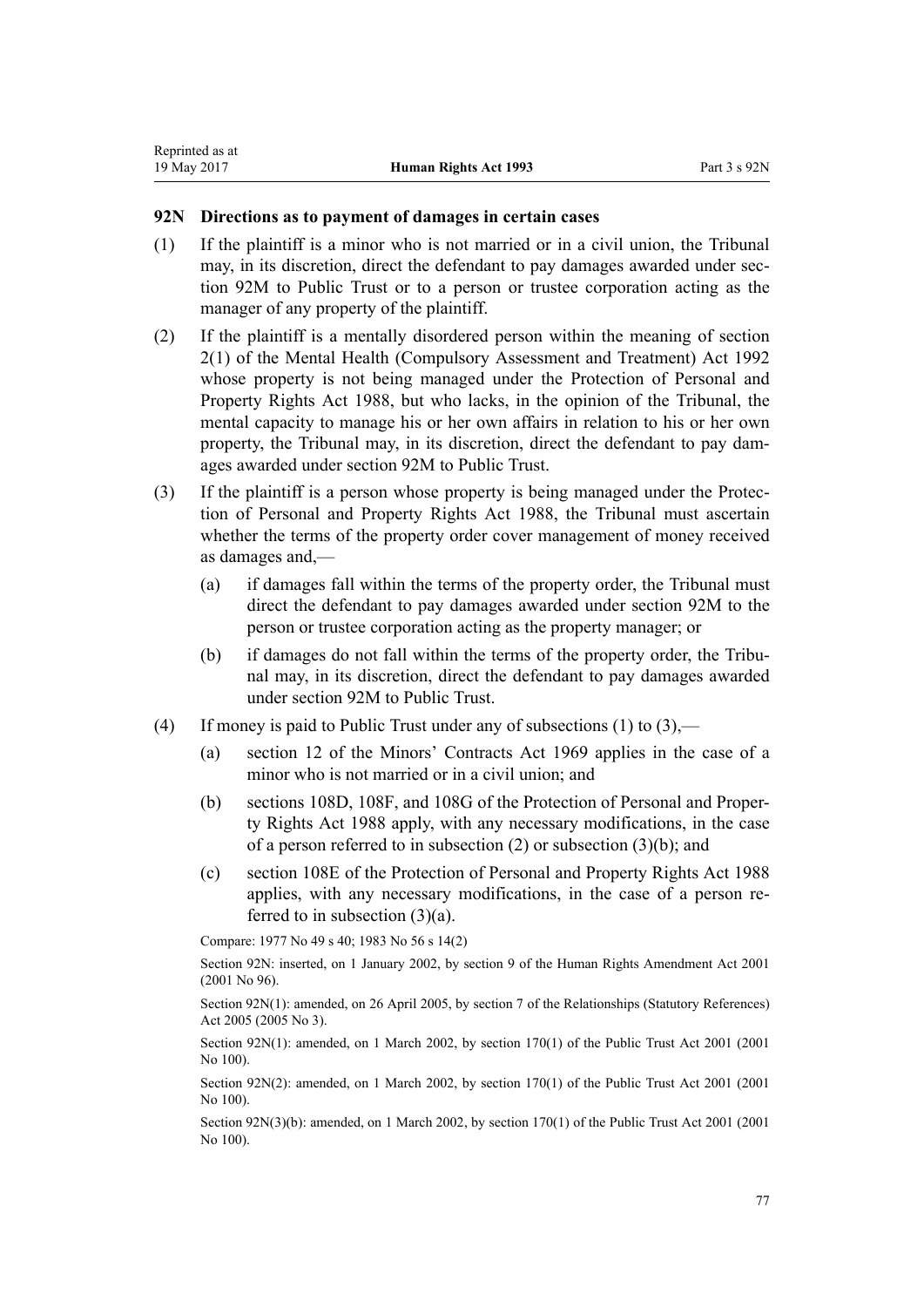### 92N Directions as to payment of damages in certain cases

(1) If the plaintiff is a minor who is not married or in a civil union, the Tribunal may, in its discretion, direct the defendant to pay damages awarded under section 92M to Public Trust or to a person or trustee corporation acting as the manager of any property of the plaintiff.

(2) If the plaintiff is a mentally disordered person within the meaning of section 2(1) of the Mental Health (Compulsory Assessment and Treatment) Act 1992 whose property is not being managed under the Protection of Personal and Property Rights Act 1988, but who lacks, in the opinion of the Tribunal, the mental capacity to manage his or her own affairs in relation to his or her own property, the Tribunal may, in its discretion, direct the defendant to pay damages awarded under section 92M to Public Trust.

(3) If the plaintiff is a person whose property is being managed under the Protection of Personal and Property Rights Act 1988, the Tribunal must ascertain whether the terms of the property order cover management of money received as damages and,—

- (a) if damages fall within the terms of the property order, the Tribunal must direct the defendant to pay damages awarded under section 92M to the person or trustee corporation acting as the property manager; or
- (b) if damages do not fall within the terms of the property order, the Tribunal may, in its discretion, direct the defendant to pay damages awarded under section 92M to Public Trust.

(4) If money is paid to Public Trust under any of subsections (1) to (3),—

- (a) section 12 of the Minors' Contracts Act 1969 applies in the case of a minor who is not married or in a civil union; and
- (b) sections 108D, 108F, and 108G of the Protection of Personal and Property Rights Act 1988 apply, with any necessary modifications, in the case of a person referred to in subsection (2) or subsection (3)(b); and
- (c) section 108E of the Protection of Personal and Property Rights Act 1988 applies, with any necessary modifications, in the case of a person referred to in subsection (3)(a).

Compare: 1977 No 49 s 40; 1983 No 56 s 14(2)

Section 92N: inserted, on 1 January 2002, by section 9 of the Human Rights Amendment Act 2001 (2001 No 96).

Section 92N(1): amended, on 26 April 2005, by section 7 of the Relationships (Statutory References) Act 2005 (2005 No 3).

Section 92N(1): amended, on 1 March 2002, by section 170(1) of the Public Trust Act 2001 (2001 No 100).

Section 92N(2): amended, on 1 March 2002, by section 170(1) of the Public Trust Act 2001 (2001 No 100).

Section 92N(3)(b): amended, on 1 March 2002, by section 170(1) of the Public Trust Act 2001 (2001 No 100).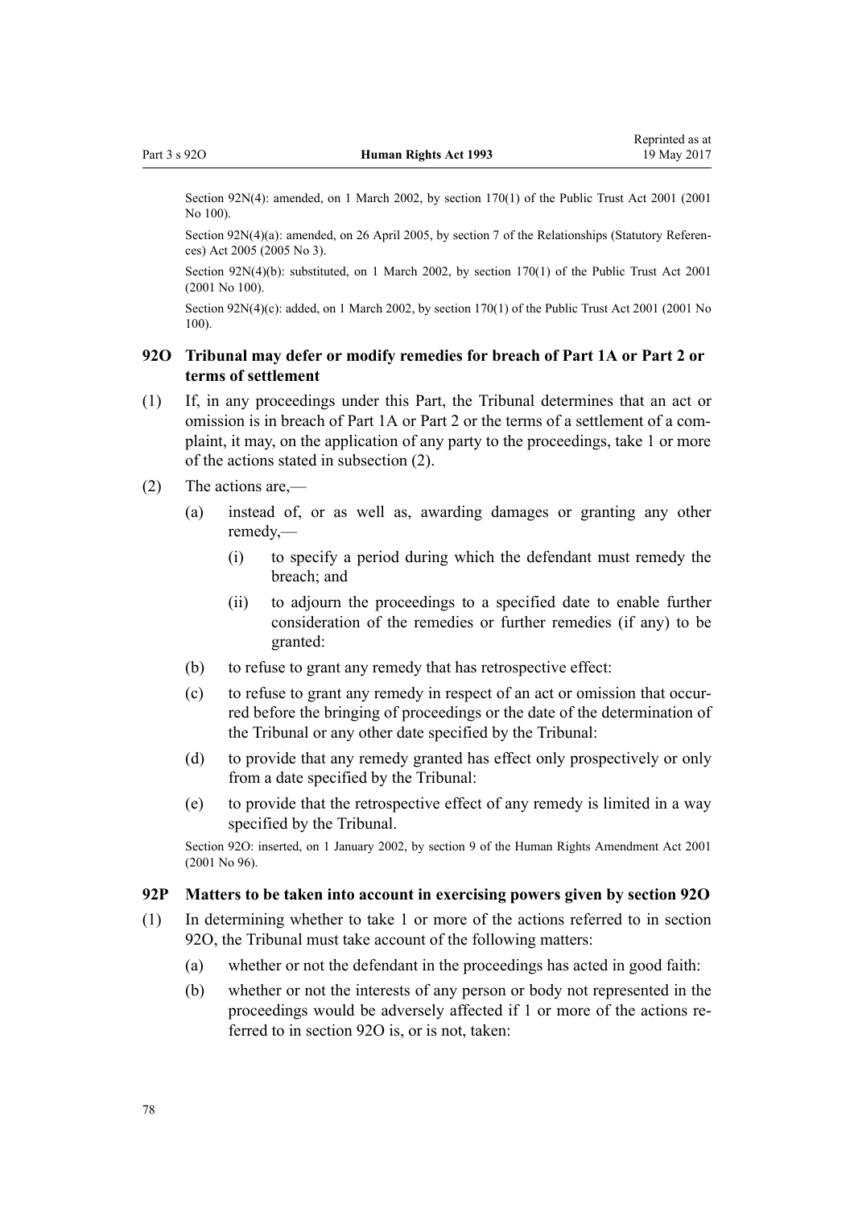Section 92N(4): amended, on 1 March 2002, by section 170(1) of the Public Trust Act 2001 (2001 No 100).

Section 92N(4)(a): amended, on 26 April 2005, by section 7 of the Relationships (Statutory References) Act 2005 (2005 No 3).

Section 92N(4)(b): substituted, on 1 March 2002, by section 170(1) of the Public Trust Act 2001 (2001 No 100).

Section 92N(4)(c): added, on 1 March 2002, by section 170(1) of the Public Trust Act 2001 (2001 No 100).

### 92O Tribunal may defer or modify remedies for breach of Part 1A or Part 2 or terms of settlement

(1) If, in any proceedings under this Part, the Tribunal determines that an act or omission is in breach of Part 1A or Part 2 or the terms of a settlement of a complaint, it may, on the application of any party to the proceedings, take 1 or more of the actions stated in subsection (2).

(2) The actions are,—

- (a) instead of, or as well as, awarding damages or granting any other remedy,—
  - (i) to specify a period during which the defendant must remedy the breach; and
  - (ii) to adjourn the proceedings to a specified date to enable further consideration of the remedies or further remedies (if any) to be granted:
- (b) to refuse to grant any remedy that has retrospective effect:
- (c) to refuse to grant any remedy in respect of an act or omission that occurred before the bringing of proceedings or the date of the determination of the Tribunal or any other date specified by the Tribunal:
- (d) to provide that any remedy granted has effect only prospectively or only from a date specified by the Tribunal:
- (e) to provide that the retrospective effect of any remedy is limited in a way specified by the Tribunal.

Section 92O: inserted, on 1 January 2002, by section 9 of the Human Rights Amendment Act 2001 (2001 No 96).

### 92P Matters to be taken into account in exercising powers given by section 92O

(1) In determining whether to take 1 or more of the actions referred to in section 92O, the Tribunal must take account of the following matters:

- (a) whether or not the defendant in the proceedings has acted in good faith:
- (b) whether or not the interests of any person or body not represented in the proceedings would be adversely affected if 1 or more of the actions referred to in section 92O is, or is not, taken: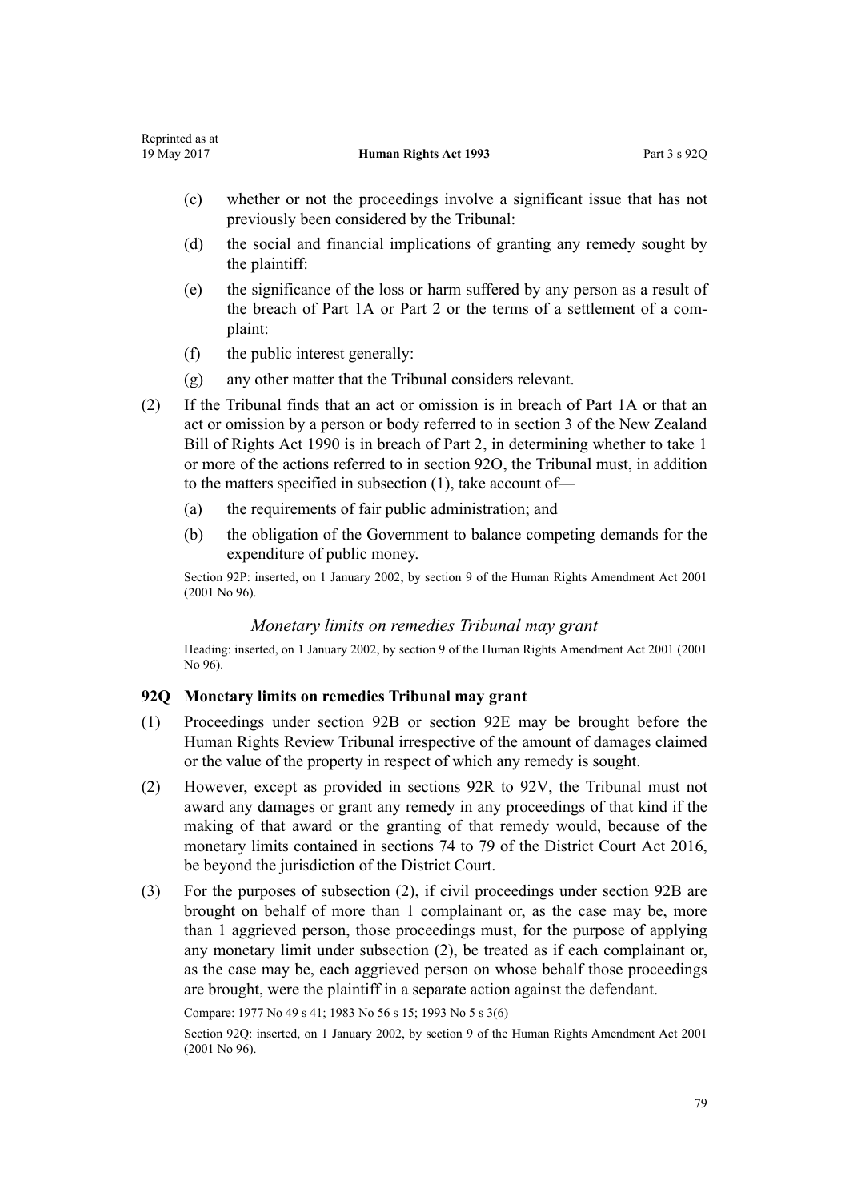(c) whether or not the proceedings involve a significant issue that has not previously been considered by the Tribunal:

(d) the social and financial implications of granting any remedy sought by the plaintiff:

(e) the significance of the loss or harm suffered by any person as a result of the breach of Part 1A or Part 2 or the terms of a settlement of a complaint:

(f) the public interest generally:

(g) any other matter that the Tribunal considers relevant.

(2) If the Tribunal finds that an act or omission is in breach of Part 1A or that an act or omission by a person or body referred to in section 3 of the New Zealand Bill of Rights Act 1990 is in breach of Part 2, in determining whether to take 1 or more of the actions referred to in section 92O, the Tribunal must, in addition to the matters specified in subsection (1), take account of—

(a) the requirements of fair public administration; and

(b) the obligation of the Government to balance competing demands for the expenditure of public money.

Section 92P: inserted, on 1 January 2002, by section 9 of the Human Rights Amendment Act 2001 (2001 No 96).

*Monetary limits on remedies Tribunal may grant*

Heading: inserted, on 1 January 2002, by section 9 of the Human Rights Amendment Act 2001 (2001 No 96).

### 92Q Monetary limits on remedies Tribunal may grant

(1) Proceedings under section 92B or section 92E may be brought before the Human Rights Review Tribunal irrespective of the amount of damages claimed or the value of the property in respect of which any remedy is sought.

(2) However, except as provided in sections 92R to 92V, the Tribunal must not award any damages or grant any remedy in any proceedings of that kind if the making of that award or the granting of that remedy would, because of the monetary limits contained in sections 74 to 79 of the District Court Act 2016, be beyond the jurisdiction of the District Court.

(3) For the purposes of subsection (2), if civil proceedings under section 92B are brought on behalf of more than 1 complainant or, as the case may be, more than 1 aggrieved person, those proceedings must, for the purpose of applying any monetary limit under subsection (2), be treated as if each complainant or, as the case may be, each aggrieved person on whose behalf those proceedings are brought, were the plaintiff in a separate action against the defendant.

Compare: 1977 No 49 s 41; 1983 No 56 s 15; 1993 No 5 s 3(6)

Section 92Q: inserted, on 1 January 2002, by section 9 of the Human Rights Amendment Act 2001 (2001 No 96).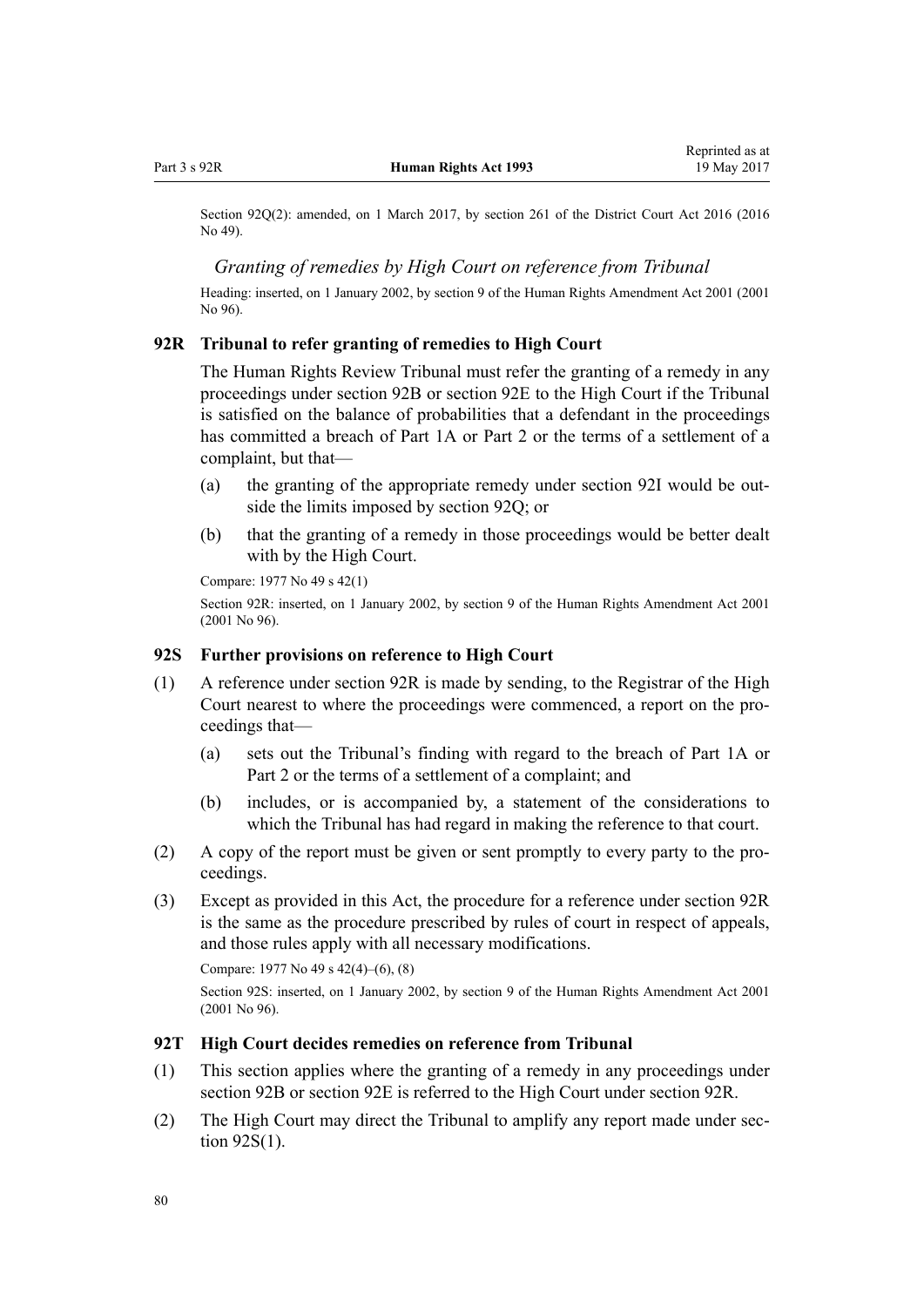Section 92Q(2): amended, on 1 March 2017, by section 261 of the District Court Act 2016 (2016 No 49).

*Granting of remedies by High Court on reference from Tribunal*

Heading: inserted, on 1 January 2002, by section 9 of the Human Rights Amendment Act 2001 (2001 No 96).

### 92R Tribunal to refer granting of remedies to High Court

The Human Rights Review Tribunal must refer the granting of a remedy in any proceedings under section 92B or section 92E to the High Court if the Tribunal is satisfied on the balance of probabilities that a defendant in the proceedings has committed a breach of Part 1A or Part 2 or the terms of a settlement of a complaint, but that—

(a) the granting of the appropriate remedy under section 92I would be outside the limits imposed by section 92Q; or

(b) that the granting of a remedy in those proceedings would be better dealt with by the High Court.

Compare: 1977 No 49 s 42(1)

Section 92R: inserted, on 1 January 2002, by section 9 of the Human Rights Amendment Act 2001 (2001 No 96).

### 92S Further provisions on reference to High Court

(1) A reference under section 92R is made by sending, to the Registrar of the High Court nearest to where the proceedings were commenced, a report on the proceedings that—

(a) sets out the Tribunal's finding with regard to the breach of Part 1A or Part 2 or the terms of a settlement of a complaint; and

(b) includes, or is accompanied by, a statement of the considerations to which the Tribunal has had regard in making the reference to that court.

(2) A copy of the report must be given or sent promptly to every party to the proceedings.

(3) Except as provided in this Act, the procedure for a reference under section 92R is the same as the procedure prescribed by rules of court in respect of appeals, and those rules apply with all necessary modifications.

Compare: 1977 No 49 s 42(4)–(6), (8)

Section 92S: inserted, on 1 January 2002, by section 9 of the Human Rights Amendment Act 2001 (2001 No 96).

### 92T High Court decides remedies on reference from Tribunal

(1) This section applies where the granting of a remedy in any proceedings under section 92B or section 92E is referred to the High Court under section 92R.

(2) The High Court may direct the Tribunal to amplify any report made under section 92S(1).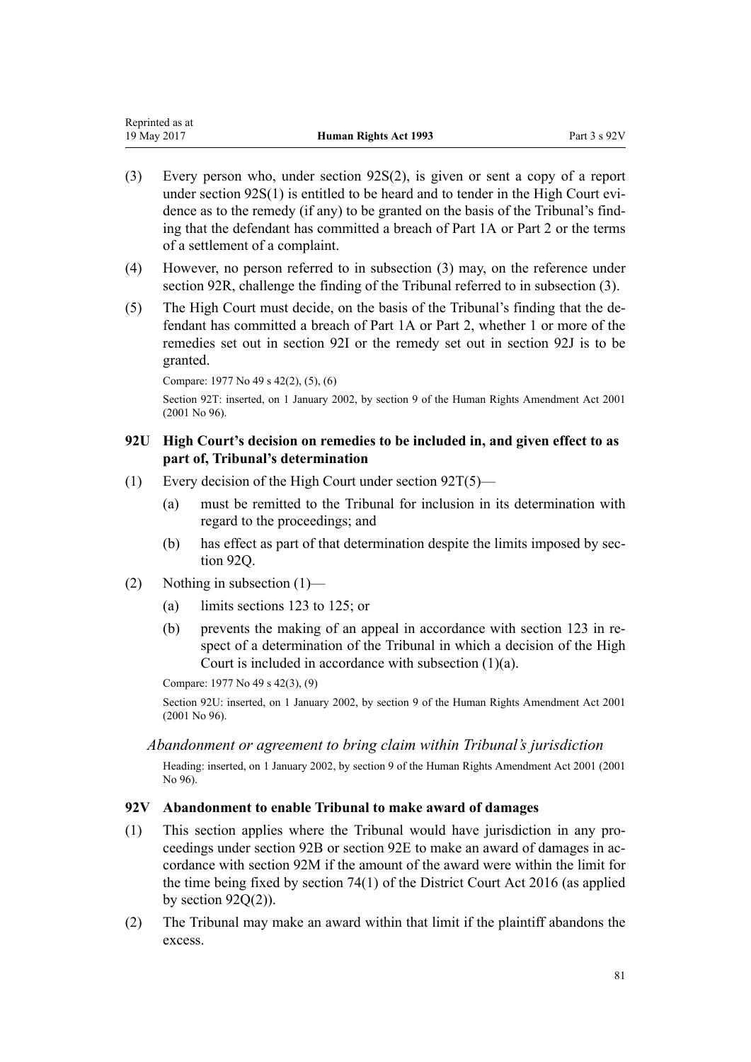(3) Every person who, under section 92S(2), is given or sent a copy of a report under section 92S(1) is entitled to be heard and to tender in the High Court evidence as to the remedy (if any) to be granted on the basis of the Tribunal's finding that the defendant has committed a breach of Part 1A or Part 2 or the terms of a settlement of a complaint.

(4) However, no person referred to in subsection (3) may, on the reference under section 92R, challenge the finding of the Tribunal referred to in subsection (3).

(5) The High Court must decide, on the basis of the Tribunal's finding that the defendant has committed a breach of Part 1A or Part 2, whether 1 or more of the remedies set out in section 92I or the remedy set out in section 92J is to be granted.

Compare: 1977 No 49 s 42(2), (5), (6)

Section 92T: inserted, on 1 January 2002, by section 9 of the Human Rights Amendment Act 2001 (2001 No 96).

### 92U High Court's decision on remedies to be included in, and given effect to as part of, Tribunal's determination

(1) Every decision of the High Court under section 92T(5)—

(a) must be remitted to the Tribunal for inclusion in its determination with regard to the proceedings; and

(b) has effect as part of that determination despite the limits imposed by section 92Q.

(2) Nothing in subsection (1)—

(a) limits sections 123 to 125; or

(b) prevents the making of an appeal in accordance with section 123 in respect of a determination of the Tribunal in which a decision of the High Court is included in accordance with subsection (1)(a).

Compare: 1977 No 49 s 42(3), (9)

Section 92U: inserted, on 1 January 2002, by section 9 of the Human Rights Amendment Act 2001 (2001 No 96).

*Abandonment or agreement to bring claim within Tribunal's jurisdiction*

Heading: inserted, on 1 January 2002, by section 9 of the Human Rights Amendment Act 2001 (2001 No 96).

### 92V Abandonment to enable Tribunal to make award of damages

(1) This section applies where the Tribunal would have jurisdiction in any proceedings under section 92B or section 92E to make an award of damages in accordance with section 92M if the amount of the award were within the limit for the time being fixed by section 74(1) of the District Court Act 2016 (as applied by section 92Q(2)).

(2) The Tribunal may make an award within that limit if the plaintiff abandons the excess.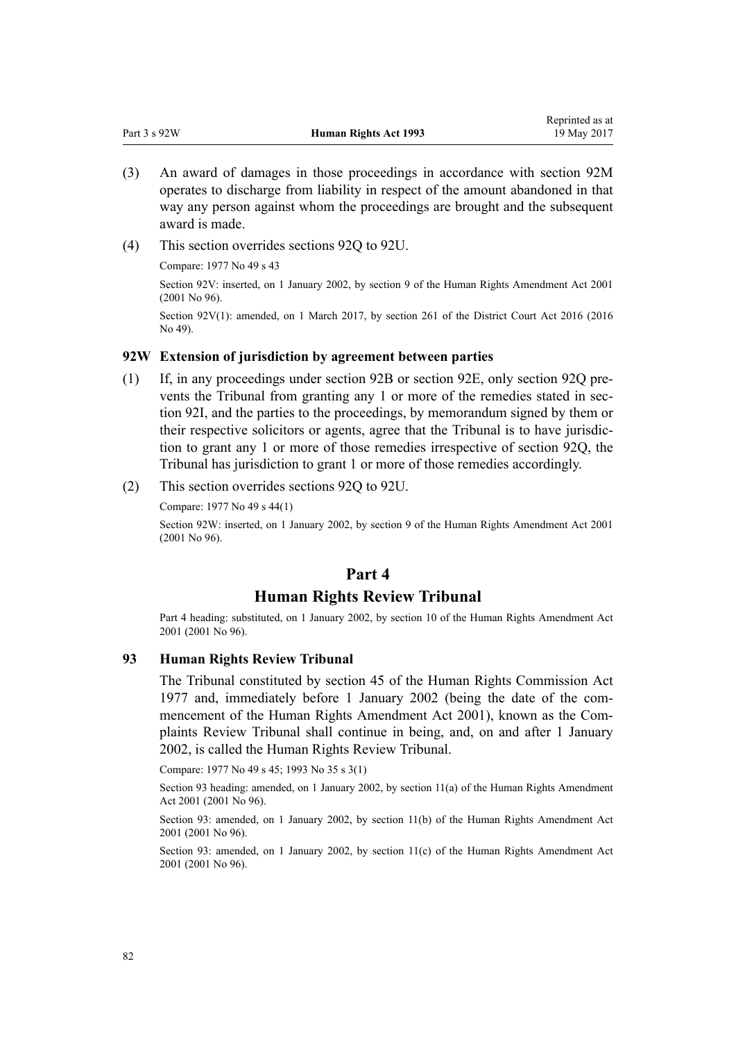(3) An award of damages in those proceedings in accordance with section 92M operates to discharge from liability in respect of the amount abandoned in that way any person against whom the proceedings are brought and the subsequent award is made.

(4) This section overrides sections 92Q to 92U.

Compare: 1977 No 49 s 43

Section 92V: inserted, on 1 January 2002, by section 9 of the Human Rights Amendment Act 2001 (2001 No 96).

Section 92V(1): amended, on 1 March 2017, by section 261 of the District Court Act 2016 (2016 No 49).

### 92W Extension of jurisdiction by agreement between parties

(1) If, in any proceedings under section 92B or section 92E, only section 92Q prevents the Tribunal from granting any 1 or more of the remedies stated in section 92I, and the parties to the proceedings, by memorandum signed by them or their respective solicitors or agents, agree that the Tribunal is to have jurisdiction to grant any 1 or more of those remedies irrespective of section 92Q, the Tribunal has jurisdiction to grant 1 or more of those remedies accordingly.

(2) This section overrides sections 92Q to 92U.

Compare: 1977 No 49 s 44(1)

Section 92W: inserted, on 1 January 2002, by section 9 of the Human Rights Amendment Act 2001 (2001 No 96).

## Part 4
## Human Rights Review Tribunal

Part 4 heading: substituted, on 1 January 2002, by section 10 of the Human Rights Amendment Act 2001 (2001 No 96).

### 93 Human Rights Review Tribunal

The Tribunal constituted by section 45 of the Human Rights Commission Act 1977 and, immediately before 1 January 2002 (being the date of the commencement of the Human Rights Amendment Act 2001), known as the Complaints Review Tribunal shall continue in being, and, on and after 1 January 2002, is called the Human Rights Review Tribunal.

Compare: 1977 No 49 s 45; 1993 No 35 s 3(1)

Section 93 heading: amended, on 1 January 2002, by section 11(a) of the Human Rights Amendment Act 2001 (2001 No 96).

Section 93: amended, on 1 January 2002, by section 11(b) of the Human Rights Amendment Act 2001 (2001 No 96).

Section 93: amended, on 1 January 2002, by section 11(c) of the Human Rights Amendment Act 2001 (2001 No 96).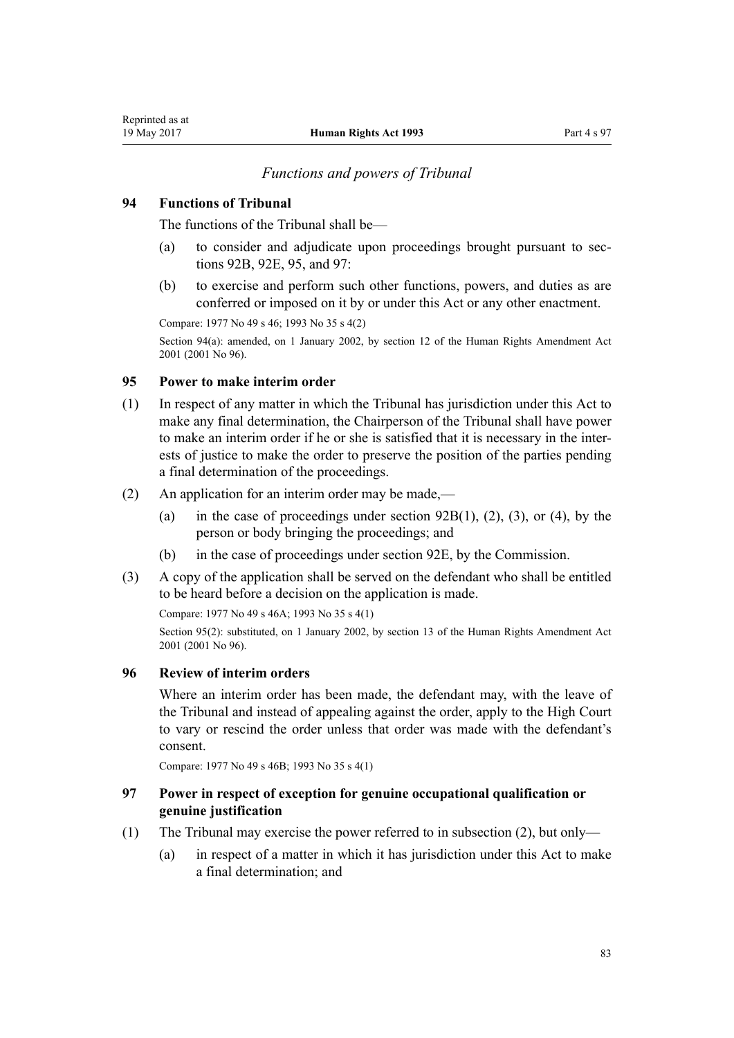*Functions and powers of Tribunal*

### 94 Functions of Tribunal

The functions of the Tribunal shall be—

(a) to consider and adjudicate upon proceedings brought pursuant to sections 92B, 92E, 95, and 97:

(b) to exercise and perform such other functions, powers, and duties as are conferred or imposed on it by or under this Act or any other enactment.

Compare: 1977 No 49 s 46; 1993 No 35 s 4(2)

Section 94(a): amended, on 1 January 2002, by section 12 of the Human Rights Amendment Act 2001 (2001 No 96).

### 95 Power to make interim order

(1) In respect of any matter in which the Tribunal has jurisdiction under this Act to make any final determination, the Chairperson of the Tribunal shall have power to make an interim order if he or she is satisfied that it is necessary in the interests of justice to make the order to preserve the position of the parties pending a final determination of the proceedings.

(2) An application for an interim order may be made,—

(a) in the case of proceedings under section 92B(1), (2), (3), or (4), by the person or body bringing the proceedings; and

(b) in the case of proceedings under section 92E, by the Commission.

(3) A copy of the application shall be served on the defendant who shall be entitled to be heard before a decision on the application is made.

Compare: 1977 No 49 s 46A; 1993 No 35 s 4(1)

Section 95(2): substituted, on 1 January 2002, by section 13 of the Human Rights Amendment Act 2001 (2001 No 96).

### 96 Review of interim orders

Where an interim order has been made, the defendant may, with the leave of the Tribunal and instead of appealing against the order, apply to the High Court to vary or rescind the order unless that order was made with the defendant's consent.

Compare: 1977 No 49 s 46B; 1993 No 35 s 4(1)

### 97 Power in respect of exception for genuine occupational qualification or genuine justification

(1) The Tribunal may exercise the power referred to in subsection (2), but only—

(a) in respect of a matter in which it has jurisdiction under this Act to make a final determination; and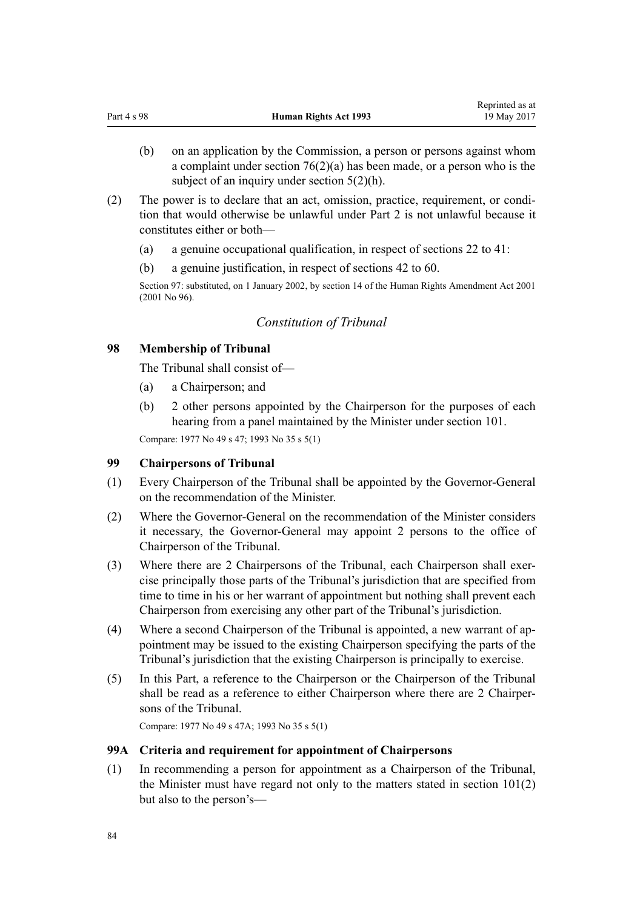(b) on an application by the Commission, a person or persons against whom a complaint under section 76(2)(a) has been made, or a person who is the subject of an inquiry under section 5(2)(h).

(2) The power is to declare that an act, omission, practice, requirement, or condition that would otherwise be unlawful under Part 2 is not unlawful because it constitutes either or both—

(a) a genuine occupational qualification, in respect of sections 22 to 41:

(b) a genuine justification, in respect of sections 42 to 60.

Section 97: substituted, on 1 January 2002, by section 14 of the Human Rights Amendment Act 2001 (2001 No 96).

### *Constitution of Tribunal*

### 98 Membership of Tribunal

The Tribunal shall consist of—

(a) a Chairperson; and

(b) 2 other persons appointed by the Chairperson for the purposes of each hearing from a panel maintained by the Minister under section 101.

Compare: 1977 No 49 s 47; 1993 No 35 s 5(1)

### 99 Chairpersons of Tribunal

(1) Every Chairperson of the Tribunal shall be appointed by the Governor-General on the recommendation of the Minister.

(2) Where the Governor-General on the recommendation of the Minister considers it necessary, the Governor-General may appoint 2 persons to the office of Chairperson of the Tribunal.

(3) Where there are 2 Chairpersons of the Tribunal, each Chairperson shall exercise principally those parts of the Tribunal's jurisdiction that are specified from time to time in his or her warrant of appointment but nothing shall prevent each Chairperson from exercising any other part of the Tribunal's jurisdiction.

(4) Where a second Chairperson of the Tribunal is appointed, a new warrant of appointment may be issued to the existing Chairperson specifying the parts of the Tribunal's jurisdiction that the existing Chairperson is principally to exercise.

(5) In this Part, a reference to the Chairperson or the Chairperson of the Tribunal shall be read as a reference to either Chairperson where there are 2 Chairpersons of the Tribunal.

Compare: 1977 No 49 s 47A; 1993 No 35 s 5(1)

### 99A Criteria and requirement for appointment of Chairpersons

(1) In recommending a person for appointment as a Chairperson of the Tribunal, the Minister must have regard not only to the matters stated in section 101(2) but also to the person's—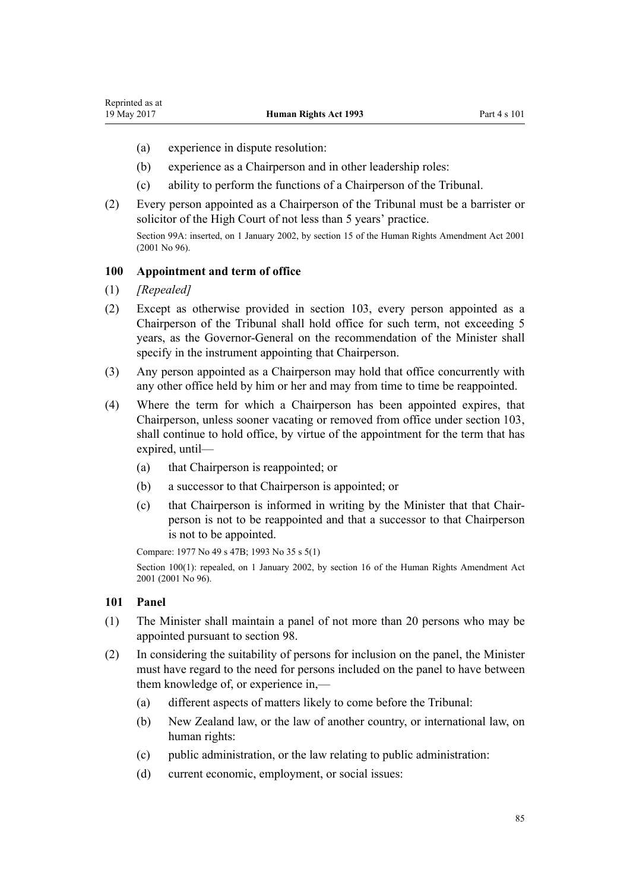(a) experience in dispute resolution:

(b) experience as a Chairperson and in other leadership roles:

(c) ability to perform the functions of a Chairperson of the Tribunal.

(2) Every person appointed as a Chairperson of the Tribunal must be a barrister or solicitor of the High Court of not less than 5 years' practice.

Section 99A: inserted, on 1 January 2002, by section 15 of the Human Rights Amendment Act 2001 (2001 No 96).

### 100 Appointment and term of office

(1) *[Repealed]*

(2) Except as otherwise provided in section 103, every person appointed as a Chairperson of the Tribunal shall hold office for such term, not exceeding 5 years, as the Governor-General on the recommendation of the Minister shall specify in the instrument appointing that Chairperson.

(3) Any person appointed as a Chairperson may hold that office concurrently with any other office held by him or her and may from time to time be reappointed.

(4) Where the term for which a Chairperson has been appointed expires, that Chairperson, unless sooner vacating or removed from office under section 103, shall continue to hold office, by virtue of the appointment for the term that has expired, until—

(a) that Chairperson is reappointed; or

(b) a successor to that Chairperson is appointed; or

(c) that Chairperson is informed in writing by the Minister that that Chairperson is not to be reappointed and that a successor to that Chairperson is not to be appointed.

Compare: 1977 No 49 s 47B; 1993 No 35 s 5(1)

Section 100(1): repealed, on 1 January 2002, by section 16 of the Human Rights Amendment Act 2001 (2001 No 96).

### 101 Panel

(1) The Minister shall maintain a panel of not more than 20 persons who may be appointed pursuant to section 98.

(2) In considering the suitability of persons for inclusion on the panel, the Minister must have regard to the need for persons included on the panel to have between them knowledge of, or experience in,—

(a) different aspects of matters likely to come before the Tribunal:

(b) New Zealand law, or the law of another country, or international law, on human rights:

(c) public administration, or the law relating to public administration:

(d) current economic, employment, or social issues: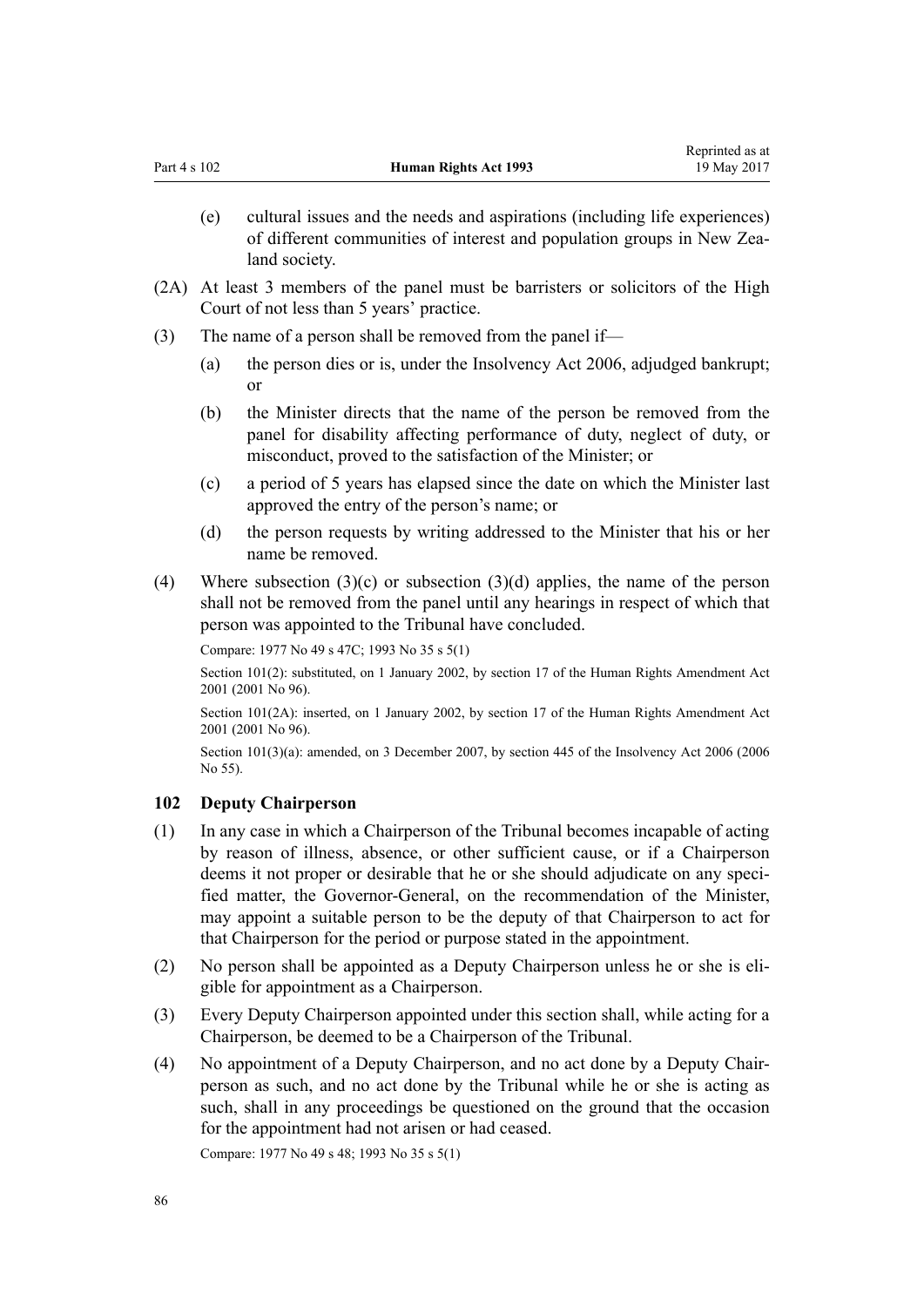(e) cultural issues and the needs and aspirations (including life experiences) of different communities of interest and population groups in New Zealand society.

(2A) At least 3 members of the panel must be barristers or solicitors of the High Court of not less than 5 years' practice.

(3) The name of a person shall be removed from the panel if—

(a) the person dies or is, under the Insolvency Act 2006, adjudged bankrupt; or

(b) the Minister directs that the name of the person be removed from the panel for disability affecting performance of duty, neglect of duty, or misconduct, proved to the satisfaction of the Minister; or

(c) a period of 5 years has elapsed since the date on which the Minister last approved the entry of the person's name; or

(d) the person requests by writing addressed to the Minister that his or her name be removed.

(4) Where subsection (3)(c) or subsection (3)(d) applies, the name of the person shall not be removed from the panel until any hearings in respect of which that person was appointed to the Tribunal have concluded.

Compare: 1977 No 49 s 47C; 1993 No 35 s 5(1)

Section 101(2): substituted, on 1 January 2002, by section 17 of the Human Rights Amendment Act 2001 (2001 No 96).

Section 101(2A): inserted, on 1 January 2002, by section 17 of the Human Rights Amendment Act 2001 (2001 No 96).

Section 101(3)(a): amended, on 3 December 2007, by section 445 of the Insolvency Act 2006 (2006 No 55).

### 102 Deputy Chairperson

(1) In any case in which a Chairperson of the Tribunal becomes incapable of acting by reason of illness, absence, or other sufficient cause, or if a Chairperson deems it not proper or desirable that he or she should adjudicate on any specified matter, the Governor-General, on the recommendation of the Minister, may appoint a suitable person to be the deputy of that Chairperson to act for that Chairperson for the period or purpose stated in the appointment.

(2) No person shall be appointed as a Deputy Chairperson unless he or she is eligible for appointment as a Chairperson.

(3) Every Deputy Chairperson appointed under this section shall, while acting for a Chairperson, be deemed to be a Chairperson of the Tribunal.

(4) No appointment of a Deputy Chairperson, and no act done by a Deputy Chairperson as such, and no act done by the Tribunal while he or she is acting as such, shall in any proceedings be questioned on the ground that the occasion for the appointment had not arisen or had ceased.

Compare: 1977 No 49 s 48; 1993 No 35 s 5(1)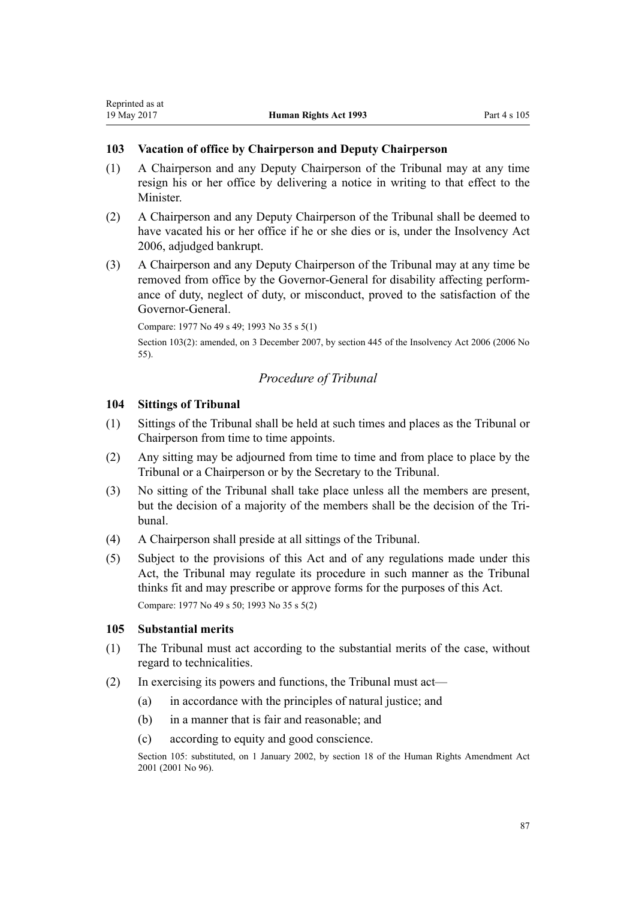### 103 Vacation of office by Chairperson and Deputy Chairperson

(1) A Chairperson and any Deputy Chairperson of the Tribunal may at any time resign his or her office by delivering a notice in writing to that effect to the Minister.

(2) A Chairperson and any Deputy Chairperson of the Tribunal shall be deemed to have vacated his or her office if he or she dies or is, under the Insolvency Act 2006, adjudged bankrupt.

(3) A Chairperson and any Deputy Chairperson of the Tribunal may at any time be removed from office by the Governor-General for disability affecting performance of duty, neglect of duty, or misconduct, proved to the satisfaction of the Governor-General.

Compare: 1977 No 49 s 49; 1993 No 35 s 5(1)

Section 103(2): amended, on 3 December 2007, by section 445 of the Insolvency Act 2006 (2006 No 55).

## *Procedure of Tribunal*

### 104 Sittings of Tribunal

(1) Sittings of the Tribunal shall be held at such times and places as the Tribunal or Chairperson from time to time appoints.

(2) Any sitting may be adjourned from time to time and from place to place by the Tribunal or a Chairperson or by the Secretary to the Tribunal.

(3) No sitting of the Tribunal shall take place unless all the members are present, but the decision of a majority of the members shall be the decision of the Tribunal.

(4) A Chairperson shall preside at all sittings of the Tribunal.

(5) Subject to the provisions of this Act and of any regulations made under this Act, the Tribunal may regulate its procedure in such manner as the Tribunal thinks fit and may prescribe or approve forms for the purposes of this Act.

Compare: 1977 No 49 s 50; 1993 No 35 s 5(2)

### 105 Substantial merits

(1) The Tribunal must act according to the substantial merits of the case, without regard to technicalities.

(2) In exercising its powers and functions, the Tribunal must act—

  (a) in accordance with the principles of natural justice; and

  (b) in a manner that is fair and reasonable; and

  (c) according to equity and good conscience.

Section 105: substituted, on 1 January 2002, by section 18 of the Human Rights Amendment Act 2001 (2001 No 96).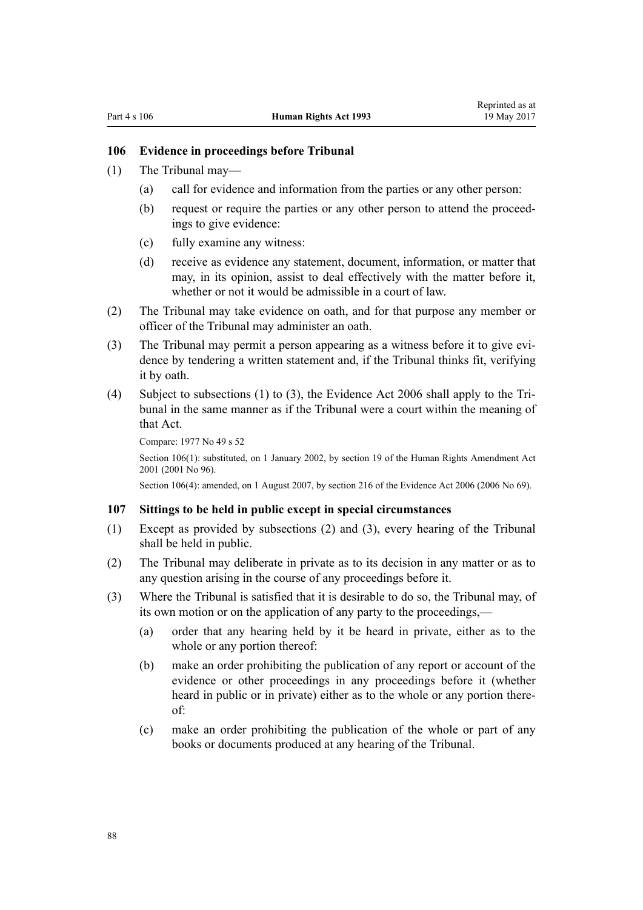## 106 Evidence in proceedings before Tribunal

(1) The Tribunal may—

(a) call for evidence and information from the parties or any other person:

(b) request or require the parties or any other person to attend the proceedings to give evidence:

(c) fully examine any witness:

(d) receive as evidence any statement, document, information, or matter that may, in its opinion, assist to deal effectively with the matter before it, whether or not it would be admissible in a court of law.

(2) The Tribunal may take evidence on oath, and for that purpose any member or officer of the Tribunal may administer an oath.

(3) The Tribunal may permit a person appearing as a witness before it to give evidence by tendering a written statement and, if the Tribunal thinks fit, verifying it by oath.

(4) Subject to subsections (1) to (3), the Evidence Act 2006 shall apply to the Tribunal in the same manner as if the Tribunal were a court within the meaning of that Act.

Compare: 1977 No 49 s 52

Section 106(1): substituted, on 1 January 2002, by section 19 of the Human Rights Amendment Act 2001 (2001 No 96).

Section 106(4): amended, on 1 August 2007, by section 216 of the Evidence Act 2006 (2006 No 69).

## 107 Sittings to be held in public except in special circumstances

(1) Except as provided by subsections (2) and (3), every hearing of the Tribunal shall be held in public.

(2) The Tribunal may deliberate in private as to its decision in any matter or as to any question arising in the course of any proceedings before it.

(3) Where the Tribunal is satisfied that it is desirable to do so, the Tribunal may, of its own motion or on the application of any party to the proceedings,—

(a) order that any hearing held by it be heard in private, either as to the whole or any portion thereof:

(b) make an order prohibiting the publication of any report or account of the evidence or other proceedings in any proceedings before it (whether heard in public or in private) either as to the whole or any portion thereof:

(c) make an order prohibiting the publication of the whole or part of any books or documents produced at any hearing of the Tribunal.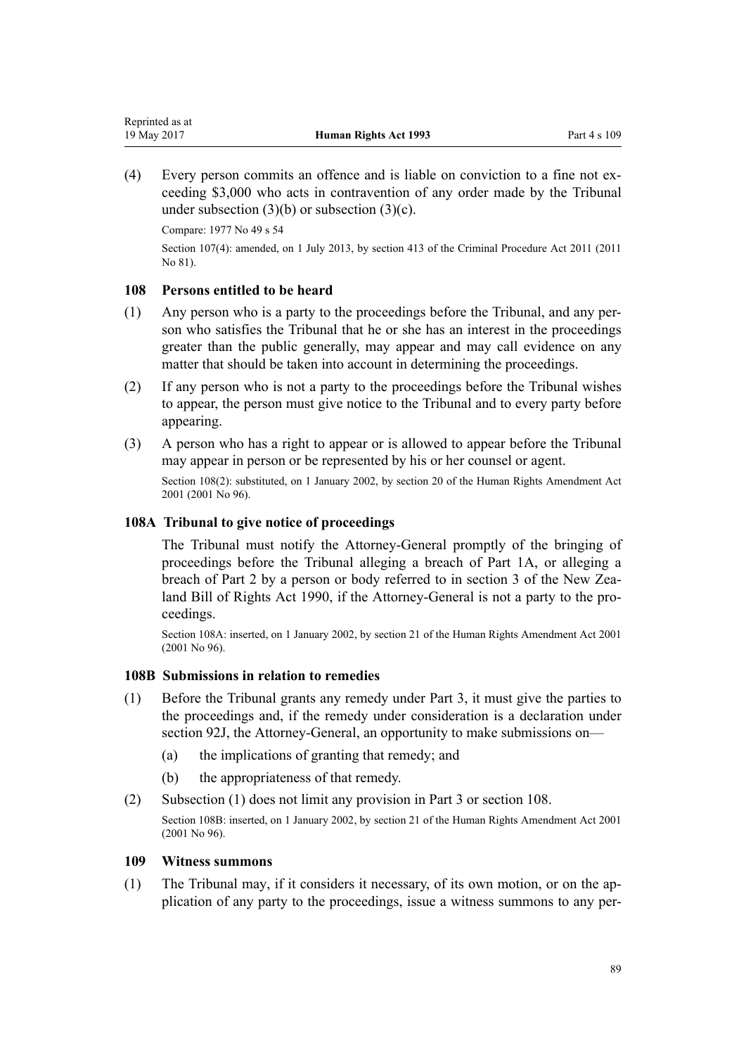(4) Every person commits an offence and is liable on conviction to a fine not exceeding $3,000 who acts in contravention of any order made by the Tribunal under subsection (3)(b) or subsection (3)(c).

Compare: 1977 No 49 s 54

Section 107(4): amended, on 1 July 2013, by section 413 of the Criminal Procedure Act 2011 (2011 No 81).

### 108 Persons entitled to be heard

(1) Any person who is a party to the proceedings before the Tribunal, and any person who satisfies the Tribunal that he or she has an interest in the proceedings greater than the public generally, may appear and may call evidence on any matter that should be taken into account in determining the proceedings.

(2) If any person who is not a party to the proceedings before the Tribunal wishes to appear, the person must give notice to the Tribunal and to every party before appearing.

(3) A person who has a right to appear or is allowed to appear before the Tribunal may appear in person or be represented by his or her counsel or agent.

Section 108(2): substituted, on 1 January 2002, by section 20 of the Human Rights Amendment Act 2001 (2001 No 96).

### 108A Tribunal to give notice of proceedings

The Tribunal must notify the Attorney-General promptly of the bringing of proceedings before the Tribunal alleging a breach of Part 1A, or alleging a breach of Part 2 by a person or body referred to in section 3 of the New Zealand Bill of Rights Act 1990, if the Attorney-General is not a party to the proceedings.

Section 108A: inserted, on 1 January 2002, by section 21 of the Human Rights Amendment Act 2001 (2001 No 96).

### 108B Submissions in relation to remedies

(1) Before the Tribunal grants any remedy under Part 3, it must give the parties to the proceedings and, if the remedy under consideration is a declaration under section 92J, the Attorney-General, an opportunity to make submissions on—

(a) the implications of granting that remedy; and

(b) the appropriateness of that remedy.

(2) Subsection (1) does not limit any provision in Part 3 or section 108.

Section 108B: inserted, on 1 January 2002, by section 21 of the Human Rights Amendment Act 2001 (2001 No 96).

### 109 Witness summons

(1) The Tribunal may, if it considers it necessary, of its own motion, or on the application of any party to the proceedings, issue a witness summons to any per-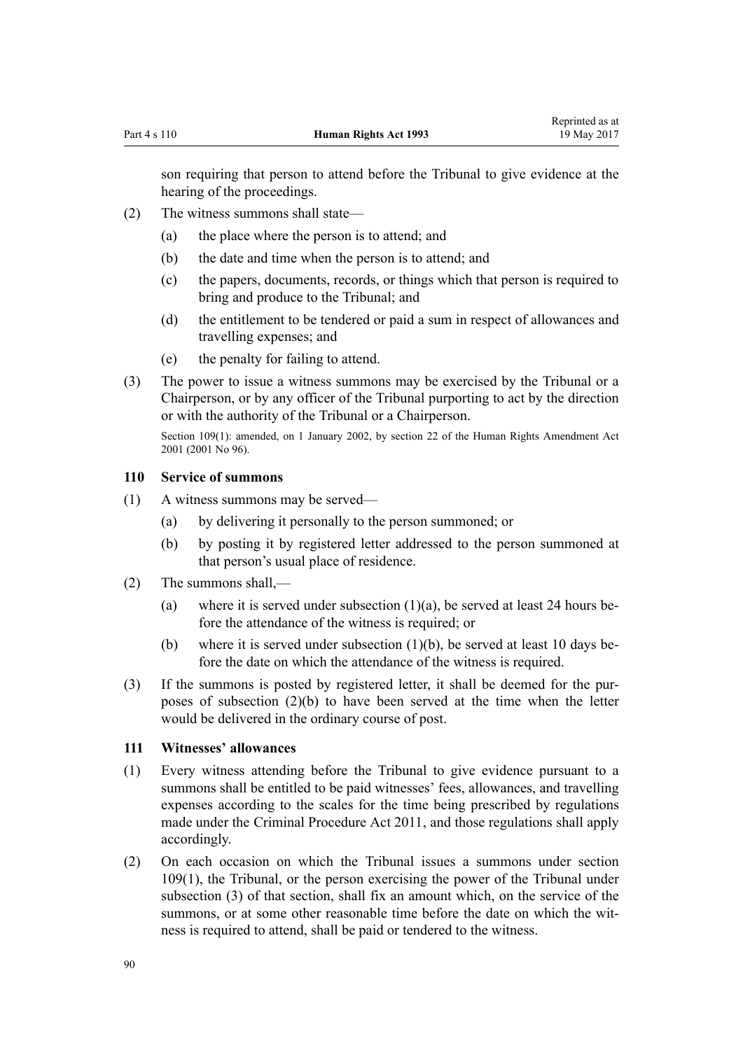son requiring that person to attend before the Tribunal to give evidence at the hearing of the proceedings.

(2) The witness summons shall state—

(a) the place where the person is to attend; and

(b) the date and time when the person is to attend; and

(c) the papers, documents, records, or things which that person is required to bring and produce to the Tribunal; and

(d) the entitlement to be tendered or paid a sum in respect of allowances and travelling expenses; and

(e) the penalty for failing to attend.

(3) The power to issue a witness summons may be exercised by the Tribunal or a Chairperson, or by any officer of the Tribunal purporting to act by the direction or with the authority of the Tribunal or a Chairperson.

Section 109(1): amended, on 1 January 2002, by section 22 of the Human Rights Amendment Act 2001 (2001 No 96).

### 110 Service of summons

(1) A witness summons may be served—

(a) by delivering it personally to the person summoned; or

(b) by posting it by registered letter addressed to the person summoned at that person's usual place of residence.

(2) The summons shall,—

(a) where it is served under subsection (1)(a), be served at least 24 hours before the attendance of the witness is required; or

(b) where it is served under subsection (1)(b), be served at least 10 days before the date on which the attendance of the witness is required.

(3) If the summons is posted by registered letter, it shall be deemed for the purposes of subsection (2)(b) to have been served at the time when the letter would be delivered in the ordinary course of post.

### 111 Witnesses' allowances

(1) Every witness attending before the Tribunal to give evidence pursuant to a summons shall be entitled to be paid witnesses' fees, allowances, and travelling expenses according to the scales for the time being prescribed by regulations made under the Criminal Procedure Act 2011, and those regulations shall apply accordingly.

(2) On each occasion on which the Tribunal issues a summons under section 109(1), the Tribunal, or the person exercising the power of the Tribunal under subsection (3) of that section, shall fix an amount which, on the service of the summons, or at some other reasonable time before the date on which the witness is required to attend, shall be paid or tendered to the witness.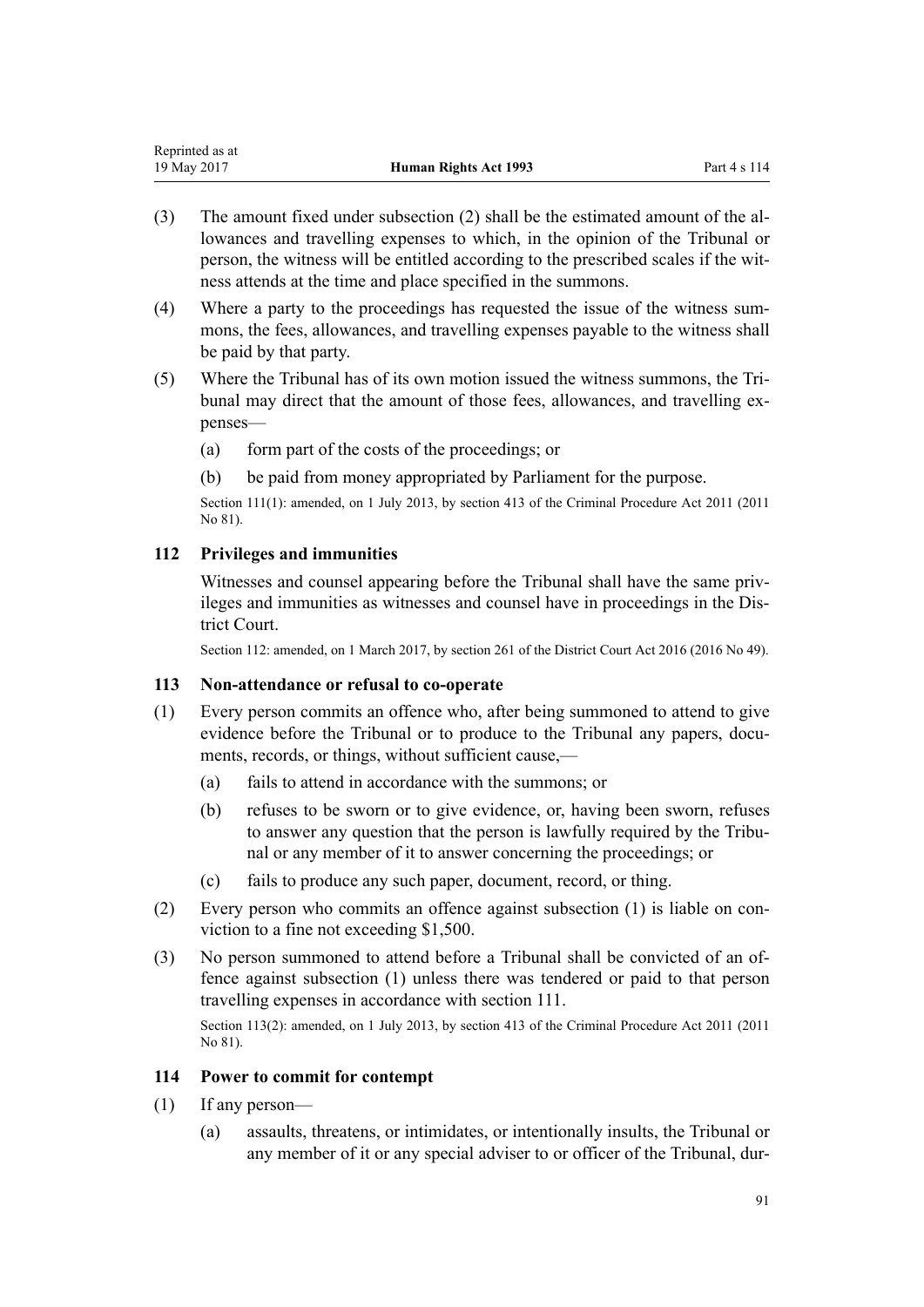(3) The amount fixed under subsection (2) shall be the estimated amount of the allowances and travelling expenses to which, in the opinion of the Tribunal or person, the witness will be entitled according to the prescribed scales if the witness attends at the time and place specified in the summons.

(4) Where a party to the proceedings has requested the issue of the witness summons, the fees, allowances, and travelling expenses payable to the witness shall be paid by that party.

(5) Where the Tribunal has of its own motion issued the witness summons, the Tribunal may direct that the amount of those fees, allowances, and travelling expenses—

(a) form part of the costs of the proceedings; or

(b) be paid from money appropriated by Parliament for the purpose.

Section 111(1): amended, on 1 July 2013, by section 413 of the Criminal Procedure Act 2011 (2011 No 81).

### 112 Privileges and immunities

Witnesses and counsel appearing before the Tribunal shall have the same privileges and immunities as witnesses and counsel have in proceedings in the District Court.

Section 112: amended, on 1 March 2017, by section 261 of the District Court Act 2016 (2016 No 49).

### 113 Non-attendance or refusal to co-operate

(1) Every person commits an offence who, after being summoned to attend to give evidence before the Tribunal or to produce to the Tribunal any papers, documents, records, or things, without sufficient cause,—

(a) fails to attend in accordance with the summons; or

(b) refuses to be sworn or to give evidence, or, having been sworn, refuses to answer any question that the person is lawfully required by the Tribunal or any member of it to answer concerning the proceedings; or

(c) fails to produce any such paper, document, record, or thing.

(2) Every person who commits an offence against subsection (1) is liable on conviction to a fine not exceeding $1,500.

(3) No person summoned to attend before a Tribunal shall be convicted of an offence against subsection (1) unless there was tendered or paid to that person travelling expenses in accordance with section 111.

Section 113(2): amended, on 1 July 2013, by section 413 of the Criminal Procedure Act 2011 (2011 No 81).

### 114 Power to commit for contempt

(1) If any person—

(a) assaults, threatens, or intimidates, or intentionally insults, the Tribunal or any member of it or any special adviser to or officer of the Tribunal, dur-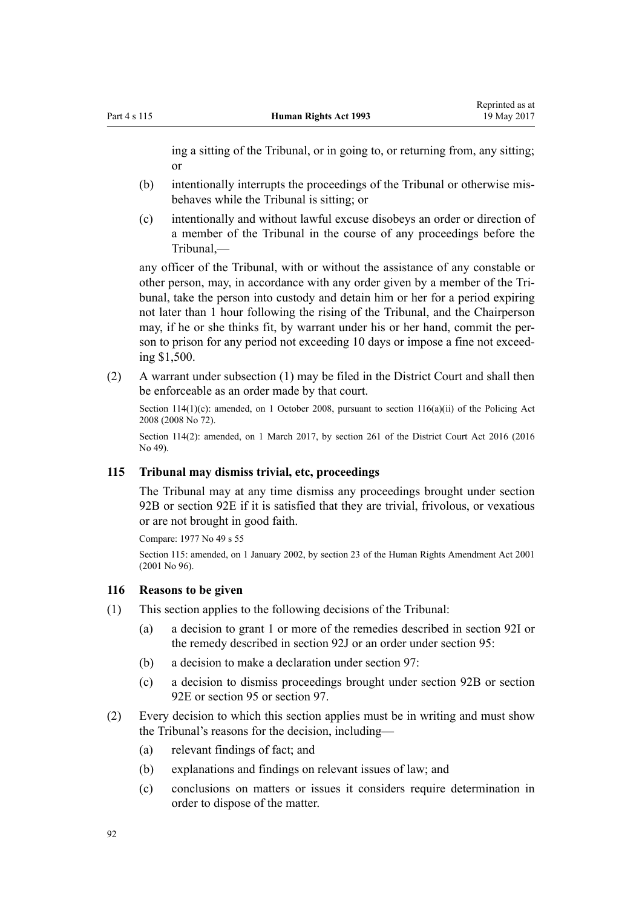ing a sitting of the Tribunal, or in going to, or returning from, any sitting; or

- (b) intentionally interrupts the proceedings of the Tribunal or otherwise misbehaves while the Tribunal is sitting; or
- (c) intentionally and without lawful excuse disobeys an order or direction of a member of the Tribunal in the course of any proceedings before the Tribunal,—

any officer of the Tribunal, with or without the assistance of any constable or other person, may, in accordance with any order given by a member of the Tribunal, take the person into custody and detain him or her for a period expiring not later than 1 hour following the rising of the Tribunal, and the Chairperson may, if he or she thinks fit, by warrant under his or her hand, commit the person to prison for any period not exceeding 10 days or impose a fine not exceeding $1,500.

(2) A warrant under subsection (1) may be filed in the District Court and shall then be enforceable as an order made by that court.

Section 114(1)(c): amended, on 1 October 2008, pursuant to section 116(a)(ii) of the Policing Act 2008 (2008 No 72).

Section 114(2): amended, on 1 March 2017, by section 261 of the District Court Act 2016 (2016 No 49).

### 115 Tribunal may dismiss trivial, etc, proceedings

The Tribunal may at any time dismiss any proceedings brought under section 92B or section 92E if it is satisfied that they are trivial, frivolous, or vexatious or are not brought in good faith.

Compare: 1977 No 49 s 55

Section 115: amended, on 1 January 2002, by section 23 of the Human Rights Amendment Act 2001 (2001 No 96).

### 116 Reasons to be given

(1) This section applies to the following decisions of the Tribunal:

- (a) a decision to grant 1 or more of the remedies described in section 92I or the remedy described in section 92J or an order under section 95:
- (b) a decision to make a declaration under section 97:
- (c) a decision to dismiss proceedings brought under section 92B or section 92E or section 95 or section 97.

(2) Every decision to which this section applies must be in writing and must show the Tribunal's reasons for the decision, including—

- (a) relevant findings of fact; and
- (b) explanations and findings on relevant issues of law; and
- (c) conclusions on matters or issues it considers require determination in order to dispose of the matter.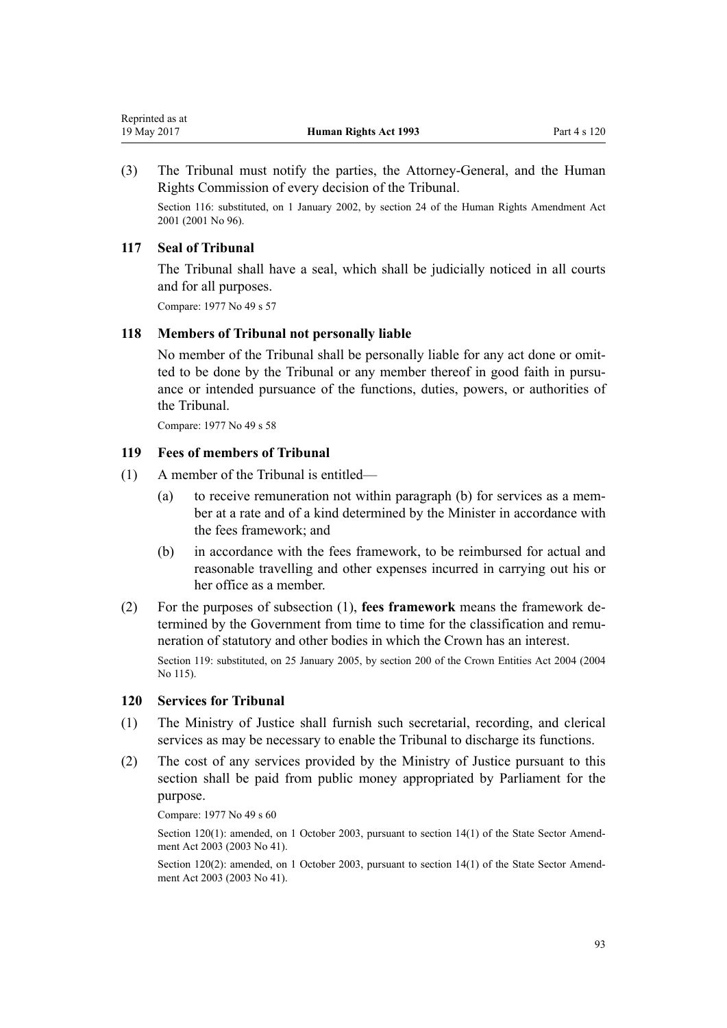(3) The Tribunal must notify the parties, the Attorney-General, and the Human Rights Commission of every decision of the Tribunal.

Section 116: substituted, on 1 January 2002, by section 24 of the Human Rights Amendment Act 2001 (2001 No 96).

### 117 Seal of Tribunal

The Tribunal shall have a seal, which shall be judicially noticed in all courts and for all purposes.

Compare: 1977 No 49 s 57

### 118 Members of Tribunal not personally liable

No member of the Tribunal shall be personally liable for any act done or omitted to be done by the Tribunal or any member thereof in good faith in pursuance or intended pursuance of the functions, duties, powers, or authorities of the Tribunal.

Compare: 1977 No 49 s 58

### 119 Fees of members of Tribunal

(1) A member of the Tribunal is entitled—

   (a) to receive remuneration not within paragraph (b) for services as a member at a rate and of a kind determined by the Minister in accordance with the fees framework; and

   (b) in accordance with the fees framework, to be reimbursed for actual and reasonable travelling and other expenses incurred in carrying out his or her office as a member.

(2) For the purposes of subsection (1), **fees framework** means the framework determined by the Government from time to time for the classification and remuneration of statutory and other bodies in which the Crown has an interest.

Section 119: substituted, on 25 January 2005, by section 200 of the Crown Entities Act 2004 (2004 No 115).

### 120 Services for Tribunal

(1) The Ministry of Justice shall furnish such secretarial, recording, and clerical services as may be necessary to enable the Tribunal to discharge its functions.

(2) The cost of any services provided by the Ministry of Justice pursuant to this section shall be paid from public money appropriated by Parliament for the purpose.

Compare: 1977 No 49 s 60

Section 120(1): amended, on 1 October 2003, pursuant to section 14(1) of the State Sector Amendment Act 2003 (2003 No 41).

Section 120(2): amended, on 1 October 2003, pursuant to section 14(1) of the State Sector Amendment Act 2003 (2003 No 41).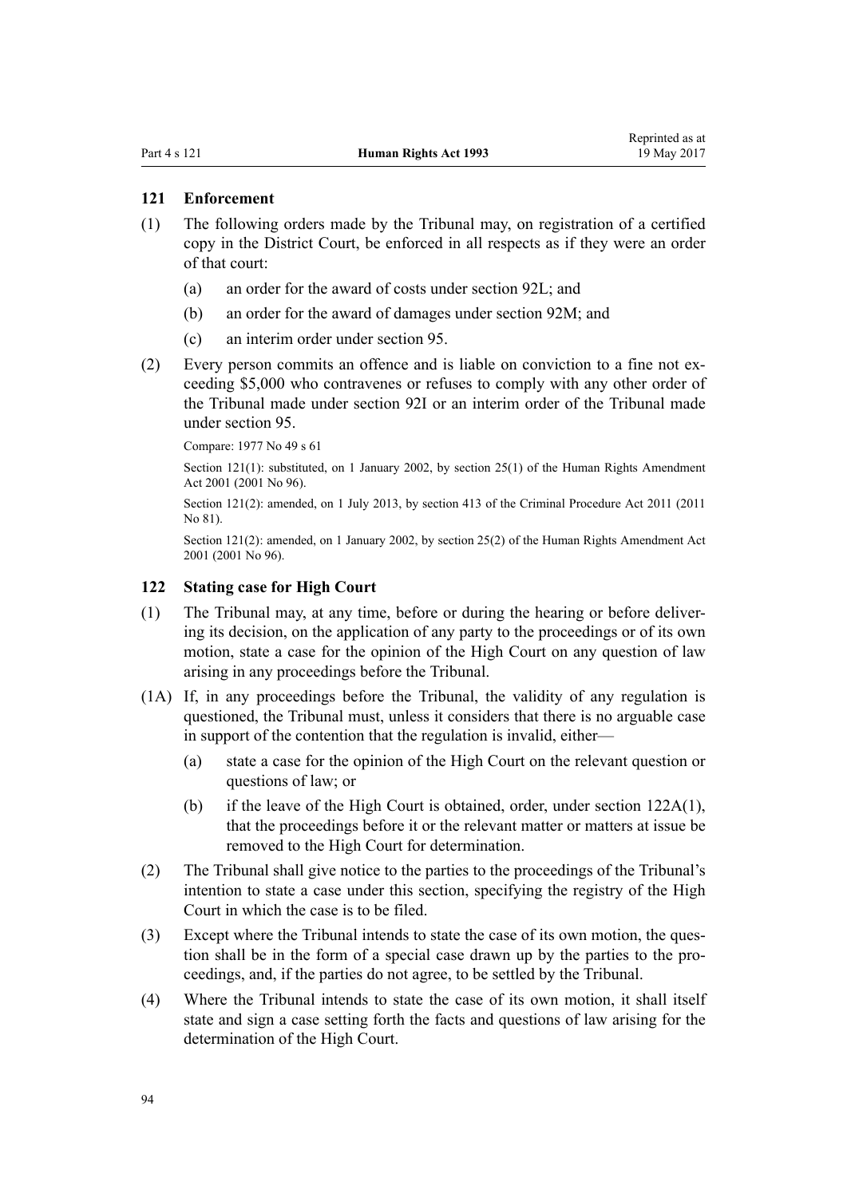### 121 Enforcement

(1) The following orders made by the Tribunal may, on registration of a certified copy in the District Court, be enforced in all respects as if they were an order of that court:

   (a) an order for the award of costs under section 92L; and

   (b) an order for the award of damages under section 92M; and

   (c) an interim order under section 95.

(2) Every person commits an offence and is liable on conviction to a fine not exceeding $5,000 who contravenes or refuses to comply with any other order of the Tribunal made under section 92I or an interim order of the Tribunal made under section 95.

Compare: 1977 No 49 s 61

Section 121(1): substituted, on 1 January 2002, by section 25(1) of the Human Rights Amendment Act 2001 (2001 No 96).

Section 121(2): amended, on 1 July 2013, by section 413 of the Criminal Procedure Act 2011 (2011 No 81).

Section 121(2): amended, on 1 January 2002, by section 25(2) of the Human Rights Amendment Act 2001 (2001 No 96).

### 122 Stating case for High Court

(1) The Tribunal may, at any time, before or during the hearing or before delivering its decision, on the application of any party to the proceedings or of its own motion, state a case for the opinion of the High Court on any question of law arising in any proceedings before the Tribunal.

(1A) If, in any proceedings before the Tribunal, the validity of any regulation is questioned, the Tribunal must, unless it considers that there is no arguable case in support of the contention that the regulation is invalid, either—

   (a) state a case for the opinion of the High Court on the relevant question or questions of law; or

   (b) if the leave of the High Court is obtained, order, under section 122A(1), that the proceedings before it or the relevant matter or matters at issue be removed to the High Court for determination.

(2) The Tribunal shall give notice to the parties to the proceedings of the Tribunal's intention to state a case under this section, specifying the registry of the High Court in which the case is to be filed.

(3) Except where the Tribunal intends to state the case of its own motion, the question shall be in the form of a special case drawn up by the parties to the proceedings, and, if the parties do not agree, to be settled by the Tribunal.

(4) Where the Tribunal intends to state the case of its own motion, it shall itself state and sign a case setting forth the facts and questions of law arising for the determination of the High Court.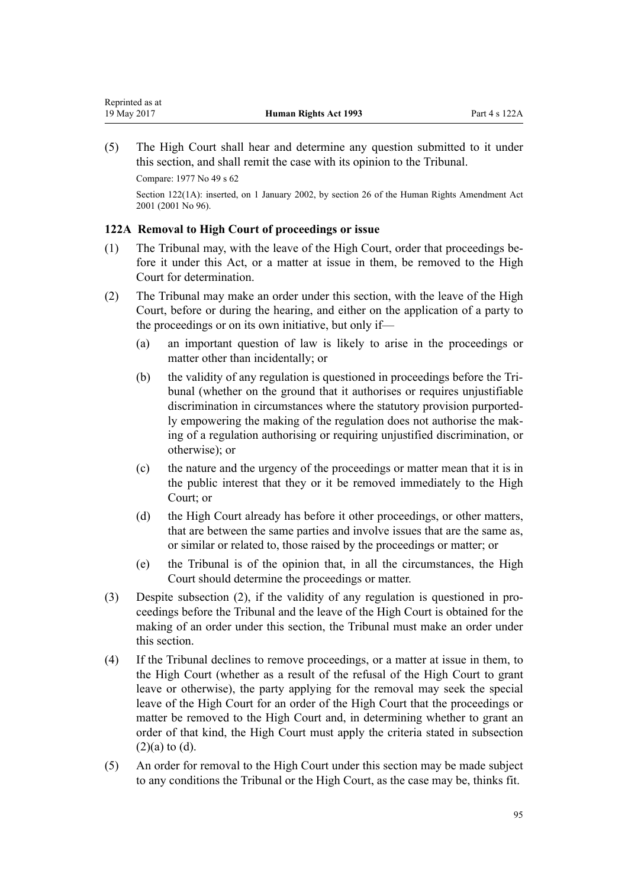(5) The High Court shall hear and determine any question submitted to it under this section, and shall remit the case with its opinion to the Tribunal.

Compare: 1977 No 49 s 62

Section 122(1A): inserted, on 1 January 2002, by section 26 of the Human Rights Amendment Act 2001 (2001 No 96).

### 122A Removal to High Court of proceedings or issue

(1) The Tribunal may, with the leave of the High Court, order that proceedings before it under this Act, or a matter at issue in them, be removed to the High Court for determination.

(2) The Tribunal may make an order under this section, with the leave of the High Court, before or during the hearing, and either on the application of a party to the proceedings or on its own initiative, but only if—

- (a) an important question of law is likely to arise in the proceedings or matter other than incidentally; or
- (b) the validity of any regulation is questioned in proceedings before the Tribunal (whether on the ground that it authorises or requires unjustifiable discrimination in circumstances where the statutory provision purportedly empowering the making of the regulation does not authorise the making of a regulation authorising or requiring unjustified discrimination, or otherwise); or
- (c) the nature and the urgency of the proceedings or matter mean that it is in the public interest that they or it be removed immediately to the High Court; or
- (d) the High Court already has before it other proceedings, or other matters, that are between the same parties and involve issues that are the same as, or similar or related to, those raised by the proceedings or matter; or
- (e) the Tribunal is of the opinion that, in all the circumstances, the High Court should determine the proceedings or matter.

(3) Despite subsection (2), if the validity of any regulation is questioned in proceedings before the Tribunal and the leave of the High Court is obtained for the making of an order under this section, the Tribunal must make an order under this section.

(4) If the Tribunal declines to remove proceedings, or a matter at issue in them, to the High Court (whether as a result of the refusal of the High Court to grant leave or otherwise), the party applying for the removal may seek the special leave of the High Court for an order of the High Court that the proceedings or matter be removed to the High Court and, in determining whether to grant an order of that kind, the High Court must apply the criteria stated in subsection (2)(a) to (d).

(5) An order for removal to the High Court under this section may be made subject to any conditions the Tribunal or the High Court, as the case may be, thinks fit.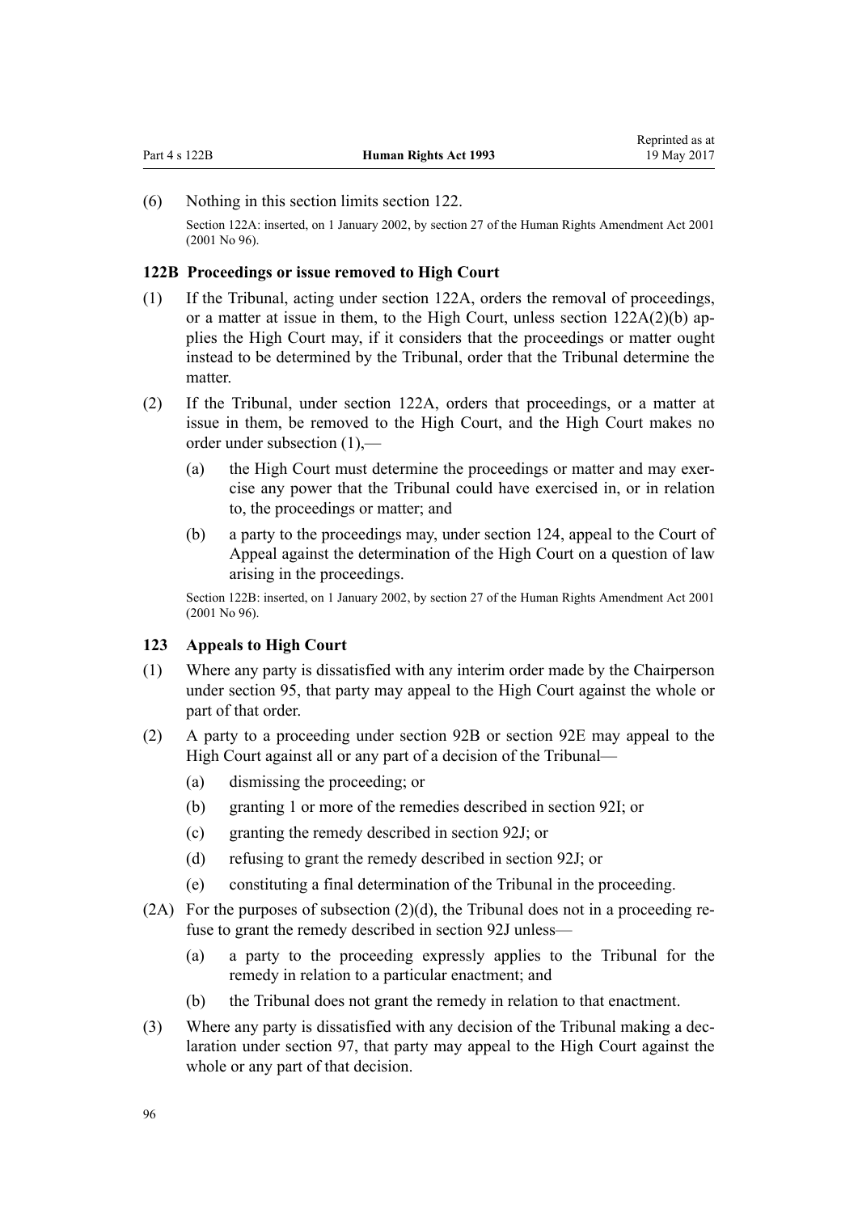(6) Nothing in this section limits section 122.

Section 122A: inserted, on 1 January 2002, by section 27 of the Human Rights Amendment Act 2001 (2001 No 96).

### 122B Proceedings or issue removed to High Court

(1) If the Tribunal, acting under section 122A, orders the removal of proceedings, or a matter at issue in them, to the High Court, unless section 122A(2)(b) applies the High Court may, if it considers that the proceedings or matter ought instead to be determined by the Tribunal, order that the Tribunal determine the matter.

(2) If the Tribunal, under section 122A, orders that proceedings, or a matter at issue in them, be removed to the High Court, and the High Court makes no order under subsection (1),—

(a) the High Court must determine the proceedings or matter and may exercise any power that the Tribunal could have exercised in, or in relation to, the proceedings or matter; and

(b) a party to the proceedings may, under section 124, appeal to the Court of Appeal against the determination of the High Court on a question of law arising in the proceedings.

Section 122B: inserted, on 1 January 2002, by section 27 of the Human Rights Amendment Act 2001 (2001 No 96).

### 123 Appeals to High Court

(1) Where any party is dissatisfied with any interim order made by the Chairperson under section 95, that party may appeal to the High Court against the whole or part of that order.

(2) A party to a proceeding under section 92B or section 92E may appeal to the High Court against all or any part of a decision of the Tribunal—

(a) dismissing the proceeding; or

(b) granting 1 or more of the remedies described in section 92I; or

(c) granting the remedy described in section 92J; or

(d) refusing to grant the remedy described in section 92J; or

(e) constituting a final determination of the Tribunal in the proceeding.

(2A) For the purposes of subsection (2)(d), the Tribunal does not in a proceeding refuse to grant the remedy described in section 92J unless—

(a) a party to the proceeding expressly applies to the Tribunal for the remedy in relation to a particular enactment; and

(b) the Tribunal does not grant the remedy in relation to that enactment.

(3) Where any party is dissatisfied with any decision of the Tribunal making a declaration under section 97, that party may appeal to the High Court against the whole or any part of that decision.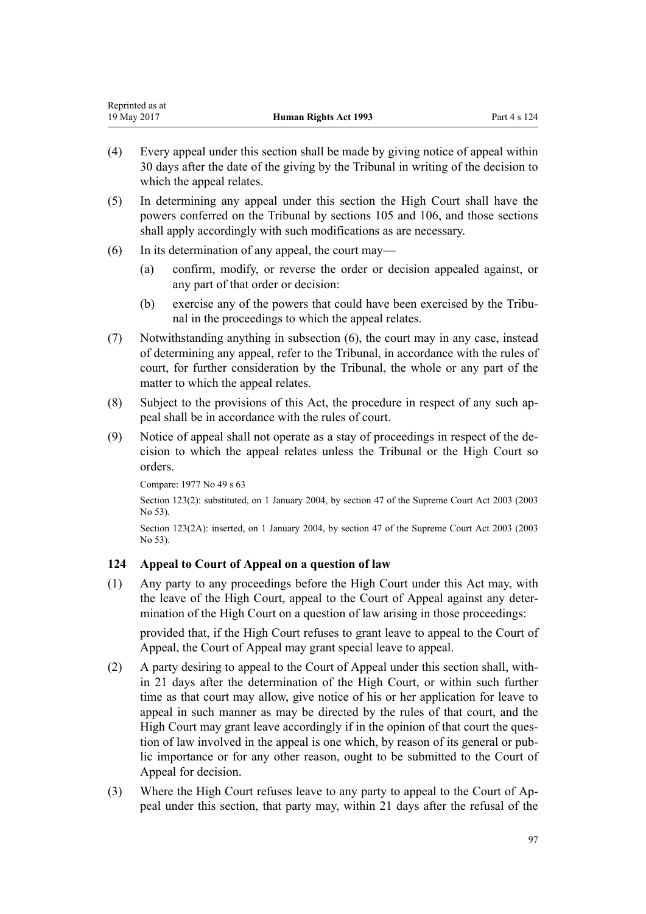(4) Every appeal under this section shall be made by giving notice of appeal within 30 days after the date of the giving by the Tribunal in writing of the decision to which the appeal relates.

(5) In determining any appeal under this section the High Court shall have the powers conferred on the Tribunal by sections 105 and 106, and those sections shall apply accordingly with such modifications as are necessary.

(6) In its determination of any appeal, the court may—

(a) confirm, modify, or reverse the order or decision appealed against, or any part of that order or decision:

(b) exercise any of the powers that could have been exercised by the Tribunal in the proceedings to which the appeal relates.

(7) Notwithstanding anything in subsection (6), the court may in any case, instead of determining any appeal, refer to the Tribunal, in accordance with the rules of court, for further consideration by the Tribunal, the whole or any part of the matter to which the appeal relates.

(8) Subject to the provisions of this Act, the procedure in respect of any such appeal shall be in accordance with the rules of court.

(9) Notice of appeal shall not operate as a stay of proceedings in respect of the decision to which the appeal relates unless the Tribunal or the High Court so orders.

Compare: 1977 No 49 s 63

Section 123(2): substituted, on 1 January 2004, by section 47 of the Supreme Court Act 2003 (2003 No 53).

Section 123(2A): inserted, on 1 January 2004, by section 47 of the Supreme Court Act 2003 (2003 No 53).

### 124 Appeal to Court of Appeal on a question of law

(1) Any party to any proceedings before the High Court under this Act may, with the leave of the High Court, appeal to the Court of Appeal against any determination of the High Court on a question of law arising in those proceedings:

provided that, if the High Court refuses to grant leave to appeal to the Court of Appeal, the Court of Appeal may grant special leave to appeal.

(2) A party desiring to appeal to the Court of Appeal under this section shall, within 21 days after the determination of the High Court, or within such further time as that court may allow, give notice of his or her application for leave to appeal in such manner as may be directed by the rules of that court, and the High Court may grant leave accordingly if in the opinion of that court the question of law involved in the appeal is one which, by reason of its general or public importance or for any other reason, ought to be submitted to the Court of Appeal for decision.

(3) Where the High Court refuses leave to any party to appeal to the Court of Appeal under this section, that party may, within 21 days after the refusal of the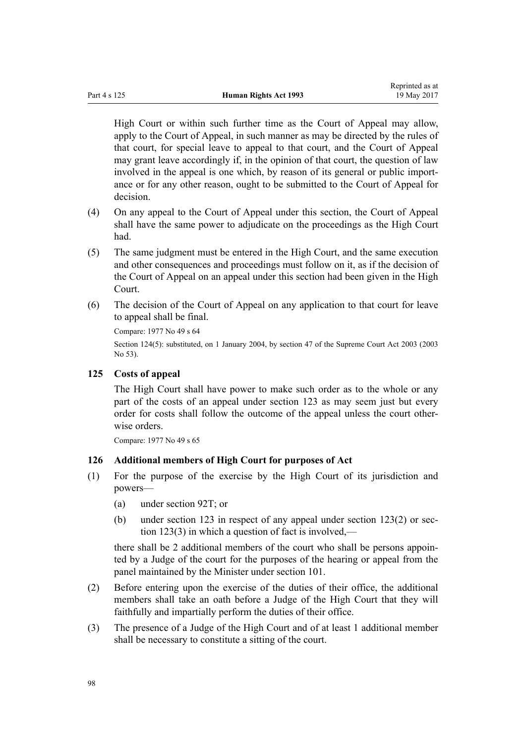High Court or within such further time as the Court of Appeal may allow, apply to the Court of Appeal, in such manner as may be directed by the rules of that court, for special leave to appeal to that court, and the Court of Appeal may grant leave accordingly if, in the opinion of that court, the question of law involved in the appeal is one which, by reason of its general or public importance or for any other reason, ought to be submitted to the Court of Appeal for decision.

(4) On any appeal to the Court of Appeal under this section, the Court of Appeal shall have the same power to adjudicate on the proceedings as the High Court had.

(5) The same judgment must be entered in the High Court, and the same execution and other consequences and proceedings must follow on it, as if the decision of the Court of Appeal on an appeal under this section had been given in the High Court.

(6) The decision of the Court of Appeal on any application to that court for leave to appeal shall be final.

Compare: 1977 No 49 s 64

Section 124(5): substituted, on 1 January 2004, by section 47 of the Supreme Court Act 2003 (2003 No 53).

### 125 Costs of appeal

The High Court shall have power to make such order as to the whole or any part of the costs of an appeal under section 123 as may seem just but every order for costs shall follow the outcome of the appeal unless the court otherwise orders.

Compare: 1977 No 49 s 65

### 126 Additional members of High Court for purposes of Act

(1) For the purpose of the exercise by the High Court of its jurisdiction and powers—

  (a) under section 92T; or

  (b) under section 123 in respect of any appeal under section 123(2) or section 123(3) in which a question of fact is involved,—

there shall be 2 additional members of the court who shall be persons appointed by a Judge of the court for the purposes of the hearing or appeal from the panel maintained by the Minister under section 101.

(2) Before entering upon the exercise of the duties of their office, the additional members shall take an oath before a Judge of the High Court that they will faithfully and impartially perform the duties of their office.

(3) The presence of a Judge of the High Court and of at least 1 additional member shall be necessary to constitute a sitting of the court.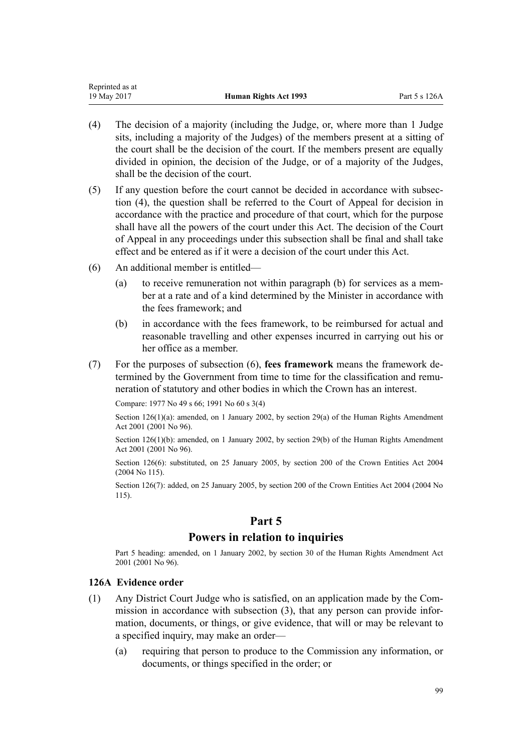(4) The decision of a majority (including the Judge, or, where more than 1 Judge sits, including a majority of the Judges) of the members present at a sitting of the court shall be the decision of the court. If the members present are equally divided in opinion, the decision of the Judge, or of a majority of the Judges, shall be the decision of the court.

(5) If any question before the court cannot be decided in accordance with subsection (4), the question shall be referred to the Court of Appeal for decision in accordance with the practice and procedure of that court, which for the purpose shall have all the powers of the court under this Act. The decision of the Court of Appeal in any proceedings under this subsection shall be final and shall take effect and be entered as if it were a decision of the court under this Act.

(6) An additional member is entitled—

(a) to receive remuneration not within paragraph (b) for services as a member at a rate and of a kind determined by the Minister in accordance with the fees framework; and

(b) in accordance with the fees framework, to be reimbursed for actual and reasonable travelling and other expenses incurred in carrying out his or her office as a member.

(7) For the purposes of subsection (6), **fees framework** means the framework determined by the Government from time to time for the classification and remuneration of statutory and other bodies in which the Crown has an interest.

Compare: 1977 No 49 s 66; 1991 No 60 s 3(4)

Section 126(1)(a): amended, on 1 January 2002, by section 29(a) of the Human Rights Amendment Act 2001 (2001 No 96).

Section 126(1)(b): amended, on 1 January 2002, by section 29(b) of the Human Rights Amendment Act 2001 (2001 No 96).

Section 126(6): substituted, on 25 January 2005, by section 200 of the Crown Entities Act 2004 (2004 No 115).

Section 126(7): added, on 25 January 2005, by section 200 of the Crown Entities Act 2004 (2004 No 115).

# Part 5

## Powers in relation to inquiries

Part 5 heading: amended, on 1 January 2002, by section 30 of the Human Rights Amendment Act 2001 (2001 No 96).

### 126A Evidence order

(1) Any District Court Judge who is satisfied, on an application made by the Commission in accordance with subsection (3), that any person can provide information, documents, or things, or give evidence, that will or may be relevant to a specified inquiry, may make an order—

(a) requiring that person to produce to the Commission any information, or documents, or things specified in the order; or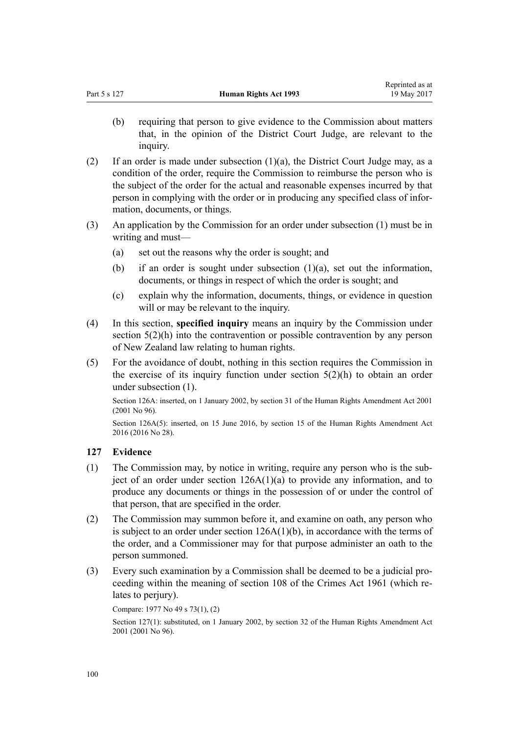(b) requiring that person to give evidence to the Commission about matters that, in the opinion of the District Court Judge, are relevant to the inquiry.

(2) If an order is made under subsection (1)(a), the District Court Judge may, as a condition of the order, require the Commission to reimburse the person who is the subject of the order for the actual and reasonable expenses incurred by that person in complying with the order or in producing any specified class of information, documents, or things.

(3) An application by the Commission for an order under subsection (1) must be in writing and must—

(a) set out the reasons why the order is sought; and

(b) if an order is sought under subsection (1)(a), set out the information, documents, or things in respect of which the order is sought; and

(c) explain why the information, documents, things, or evidence in question will or may be relevant to the inquiry.

(4) In this section, **specified inquiry** means an inquiry by the Commission under section 5(2)(h) into the contravention or possible contravention by any person of New Zealand law relating to human rights.

(5) For the avoidance of doubt, nothing in this section requires the Commission in the exercise of its inquiry function under section 5(2)(h) to obtain an order under subsection (1).

Section 126A: inserted, on 1 January 2002, by section 31 of the Human Rights Amendment Act 2001 (2001 No 96).

Section 126A(5): inserted, on 15 June 2016, by section 15 of the Human Rights Amendment Act 2016 (2016 No 28).

### 127 Evidence

(1) The Commission may, by notice in writing, require any person who is the subject of an order under section 126A(1)(a) to provide any information, and to produce any documents or things in the possession of or under the control of that person, that are specified in the order.

(2) The Commission may summon before it, and examine on oath, any person who is subject to an order under section 126A(1)(b), in accordance with the terms of the order, and a Commissioner may for that purpose administer an oath to the person summoned.

(3) Every such examination by a Commission shall be deemed to be a judicial proceeding within the meaning of section 108 of the Crimes Act 1961 (which relates to perjury).

Compare: 1977 No 49 s 73(1), (2)

Section 127(1): substituted, on 1 January 2002, by section 32 of the Human Rights Amendment Act 2001 (2001 No 96).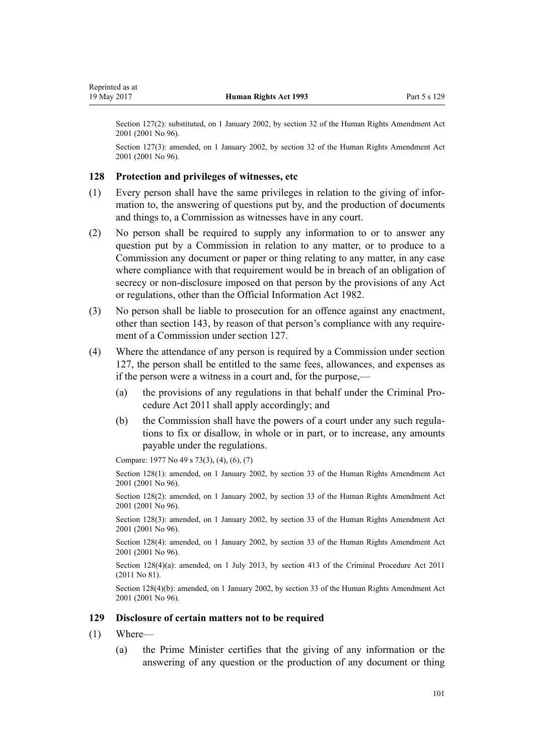Section 127(2): substituted, on 1 January 2002, by section 32 of the Human Rights Amendment Act 2001 (2001 No 96).

Section 127(3): amended, on 1 January 2002, by section 32 of the Human Rights Amendment Act 2001 (2001 No 96).

### 128 Protection and privileges of witnesses, etc

(1) Every person shall have the same privileges in relation to the giving of information to, the answering of questions put by, and the production of documents and things to, a Commission as witnesses have in any court.

(2) No person shall be required to supply any information to or to answer any question put by a Commission in relation to any matter, or to produce to a Commission any document or paper or thing relating to any matter, in any case where compliance with that requirement would be in breach of an obligation of secrecy or non-disclosure imposed on that person by the provisions of any Act or regulations, other than the Official Information Act 1982.

(3) No person shall be liable to prosecution for an offence against any enactment, other than section 143, by reason of that person's compliance with any requirement of a Commission under section 127.

(4) Where the attendance of any person is required by a Commission under section 127, the person shall be entitled to the same fees, allowances, and expenses as if the person were a witness in a court and, for the purpose,—

(a) the provisions of any regulations in that behalf under the Criminal Procedure Act 2011 shall apply accordingly; and

(b) the Commission shall have the powers of a court under any such regulations to fix or disallow, in whole or in part, or to increase, any amounts payable under the regulations.

Compare: 1977 No 49 s 73(3), (4), (6), (7)

Section 128(1): amended, on 1 January 2002, by section 33 of the Human Rights Amendment Act 2001 (2001 No 96).

Section 128(2): amended, on 1 January 2002, by section 33 of the Human Rights Amendment Act 2001 (2001 No 96).

Section 128(3): amended, on 1 January 2002, by section 33 of the Human Rights Amendment Act 2001 (2001 No 96).

Section 128(4): amended, on 1 January 2002, by section 33 of the Human Rights Amendment Act 2001 (2001 No 96).

Section 128(4)(a): amended, on 1 July 2013, by section 413 of the Criminal Procedure Act 2011 (2011 No 81).

Section 128(4)(b): amended, on 1 January 2002, by section 33 of the Human Rights Amendment Act 2001 (2001 No 96).

### 129 Disclosure of certain matters not to be required

(1) Where—

(a) the Prime Minister certifies that the giving of any information or the answering of any question or the production of any document or thing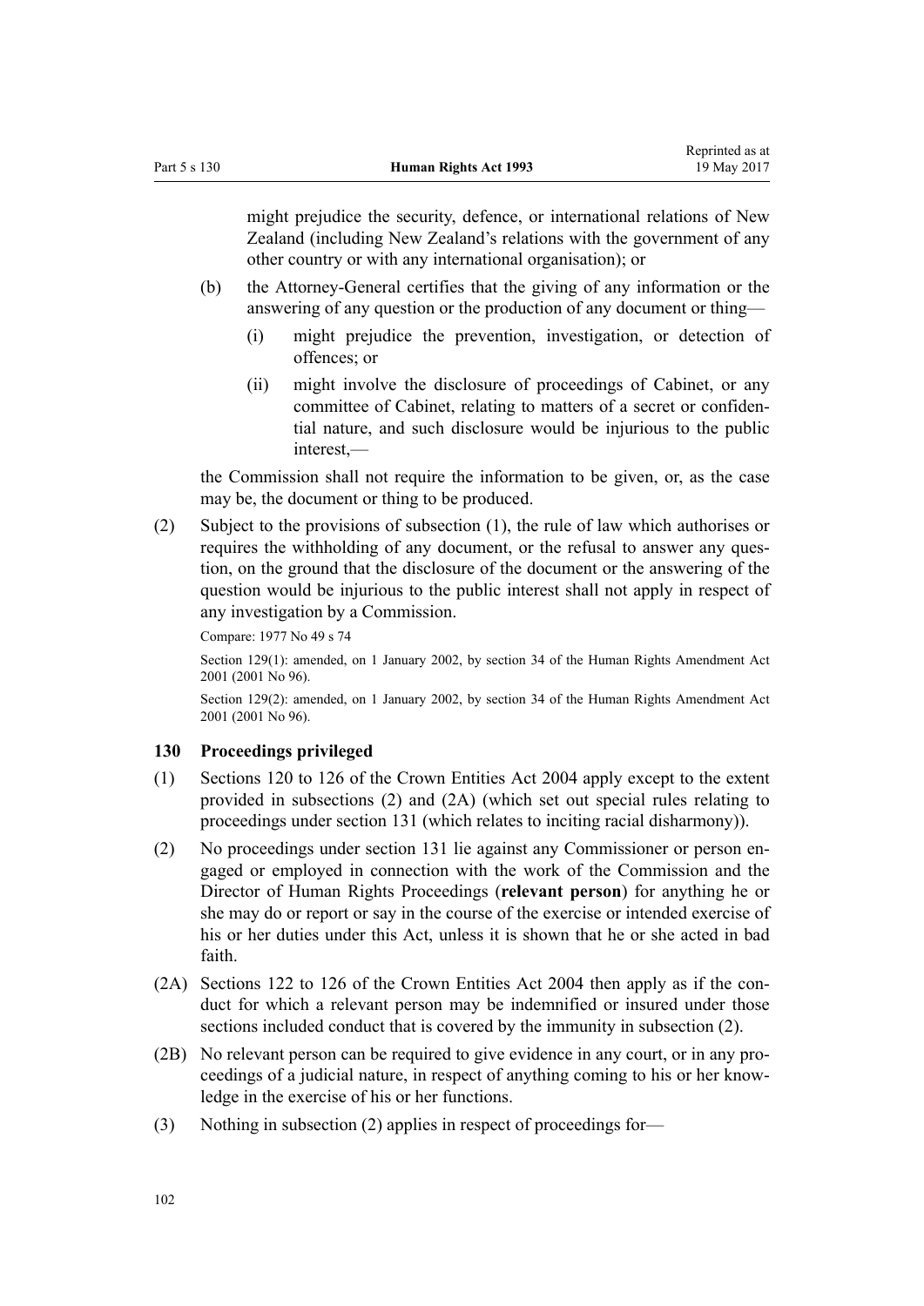might prejudice the security, defence, or international relations of New Zealand (including New Zealand's relations with the government of any other country or with any international organisation); or

(b) the Attorney-General certifies that the giving of any information or the answering of any question or the production of any document or thing—

(i) might prejudice the prevention, investigation, or detection of offences; or

(ii) might involve the disclosure of proceedings of Cabinet, or any committee of Cabinet, relating to matters of a secret or confidential nature, and such disclosure would be injurious to the public interest,—

the Commission shall not require the information to be given, or, as the case may be, the document or thing to be produced.

(2) Subject to the provisions of subsection (1), the rule of law which authorises or requires the withholding of any document, or the refusal to answer any question, on the ground that the disclosure of the document or the answering of the question would be injurious to the public interest shall not apply in respect of any investigation by a Commission.

Compare: 1977 No 49 s 74

Section 129(1): amended, on 1 January 2002, by section 34 of the Human Rights Amendment Act 2001 (2001 No 96).

Section 129(2): amended, on 1 January 2002, by section 34 of the Human Rights Amendment Act 2001 (2001 No 96).

### 130 Proceedings privileged

(1) Sections 120 to 126 of the Crown Entities Act 2004 apply except to the extent provided in subsections (2) and (2A) (which set out special rules relating to proceedings under section 131 (which relates to inciting racial disharmony)).

(2) No proceedings under section 131 lie against any Commissioner or person engaged or employed in connection with the work of the Commission and the Director of Human Rights Proceedings (**relevant person**) for anything he or she may do or report or say in the course of the exercise or intended exercise of his or her duties under this Act, unless it is shown that he or she acted in bad faith.

(2A) Sections 122 to 126 of the Crown Entities Act 2004 then apply as if the conduct for which a relevant person may be indemnified or insured under those sections included conduct that is covered by the immunity in subsection (2).

(2B) No relevant person can be required to give evidence in any court, or in any proceedings of a judicial nature, in respect of anything coming to his or her knowledge in the exercise of his or her functions.

(3) Nothing in subsection (2) applies in respect of proceedings for—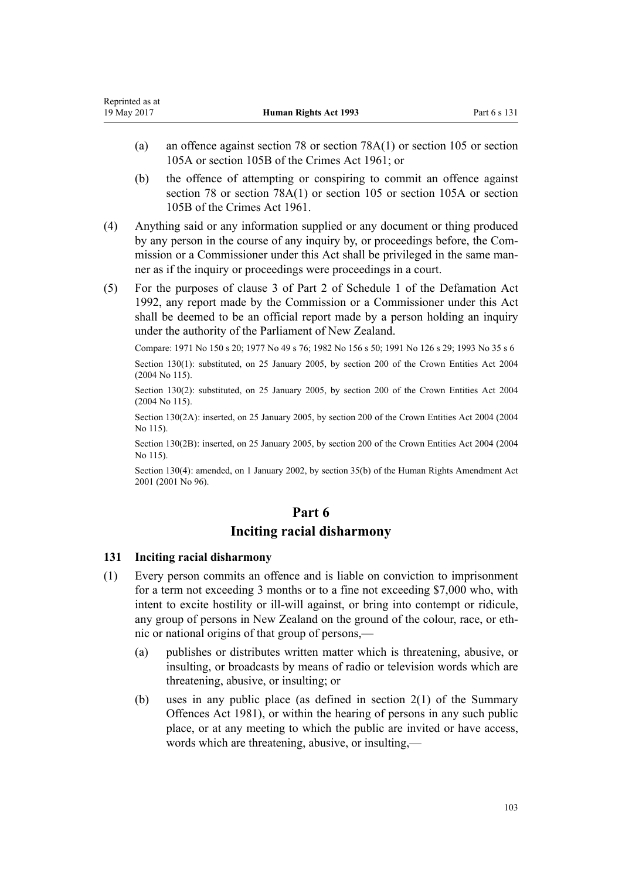(a) an offence against section 78 or section 78A(1) or section 105 or section 105A or section 105B of the Crimes Act 1961; or

(b) the offence of attempting or conspiring to commit an offence against section 78 or section 78A(1) or section 105 or section 105A or section 105B of the Crimes Act 1961.

(4) Anything said or any information supplied or any document or thing produced by any person in the course of any inquiry by, or proceedings before, the Commission or a Commissioner under this Act shall be privileged in the same manner as if the inquiry or proceedings were proceedings in a court.

(5) For the purposes of clause 3 of Part 2 of Schedule 1 of the Defamation Act 1992, any report made by the Commission or a Commissioner under this Act shall be deemed to be an official report made by a person holding an inquiry under the authority of the Parliament of New Zealand.

Compare: 1971 No 150 s 20; 1977 No 49 s 76; 1982 No 156 s 50; 1991 No 126 s 29; 1993 No 35 s 6

Section 130(1): substituted, on 25 January 2005, by section 200 of the Crown Entities Act 2004 (2004 No 115).

Section 130(2): substituted, on 25 January 2005, by section 200 of the Crown Entities Act 2004 (2004 No 115).

Section 130(2A): inserted, on 25 January 2005, by section 200 of the Crown Entities Act 2004 (2004 No 115).

Section 130(2B): inserted, on 25 January 2005, by section 200 of the Crown Entities Act 2004 (2004 No 115).

Section 130(4): amended, on 1 January 2002, by section 35(b) of the Human Rights Amendment Act 2001 (2001 No 96).

# Part 6
# Inciting racial disharmony

### 131 Inciting racial disharmony

(1) Every person commits an offence and is liable on conviction to imprisonment for a term not exceeding 3 months or to a fine not exceeding $7,000 who, with intent to excite hostility or ill-will against, or bring into contempt or ridicule, any group of persons in New Zealand on the ground of the colour, race, or ethnic or national origins of that group of persons,—

(a) publishes or distributes written matter which is threatening, abusive, or insulting, or broadcasts by means of radio or television words which are threatening, abusive, or insulting; or

(b) uses in any public place (as defined in section 2(1) of the Summary Offences Act 1981), or within the hearing of persons in any such public place, or at any meeting to which the public are invited or have access, words which are threatening, abusive, or insulting,—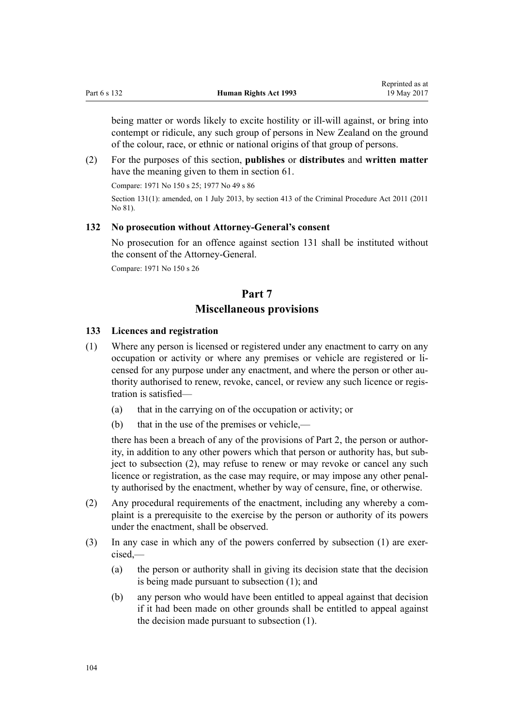being matter or words likely to excite hostility or ill-will against, or bring into contempt or ridicule, any such group of persons in New Zealand on the ground of the colour, race, or ethnic or national origins of that group of persons.

(2) For the purposes of this section, **publishes** or **distributes** and **written matter** have the meaning given to them in section 61.

Compare: 1971 No 150 s 25; 1977 No 49 s 86

Section 131(1): amended, on 1 July 2013, by section 413 of the Criminal Procedure Act 2011 (2011 No 81).

### 132 No prosecution without Attorney-General's consent

No prosecution for an offence against section 131 shall be instituted without the consent of the Attorney-General.

Compare: 1971 No 150 s 26

## Part 7
## Miscellaneous provisions

### 133 Licences and registration

(1) Where any person is licensed or registered under any enactment to carry on any occupation or activity or where any premises or vehicle are registered or licensed for any purpose under any enactment, and where the person or other authority authorised to renew, revoke, cancel, or review any such licence or registration is satisfied—

(a) that in the carrying on of the occupation or activity; or

(b) that in the use of the premises or vehicle,—

there has been a breach of any of the provisions of Part 2, the person or authority, in addition to any other powers which that person or authority has, but subject to subsection (2), may refuse to renew or may revoke or cancel any such licence or registration, as the case may require, or may impose any other penalty authorised by the enactment, whether by way of censure, fine, or otherwise.

(2) Any procedural requirements of the enactment, including any whereby a complaint is a prerequisite to the exercise by the person or authority of its powers under the enactment, shall be observed.

(3) In any case in which any of the powers conferred by subsection (1) are exercised,—

(a) the person or authority shall in giving its decision state that the decision is being made pursuant to subsection (1); and

(b) any person who would have been entitled to appeal against that decision if it had been made on other grounds shall be entitled to appeal against the decision made pursuant to subsection (1).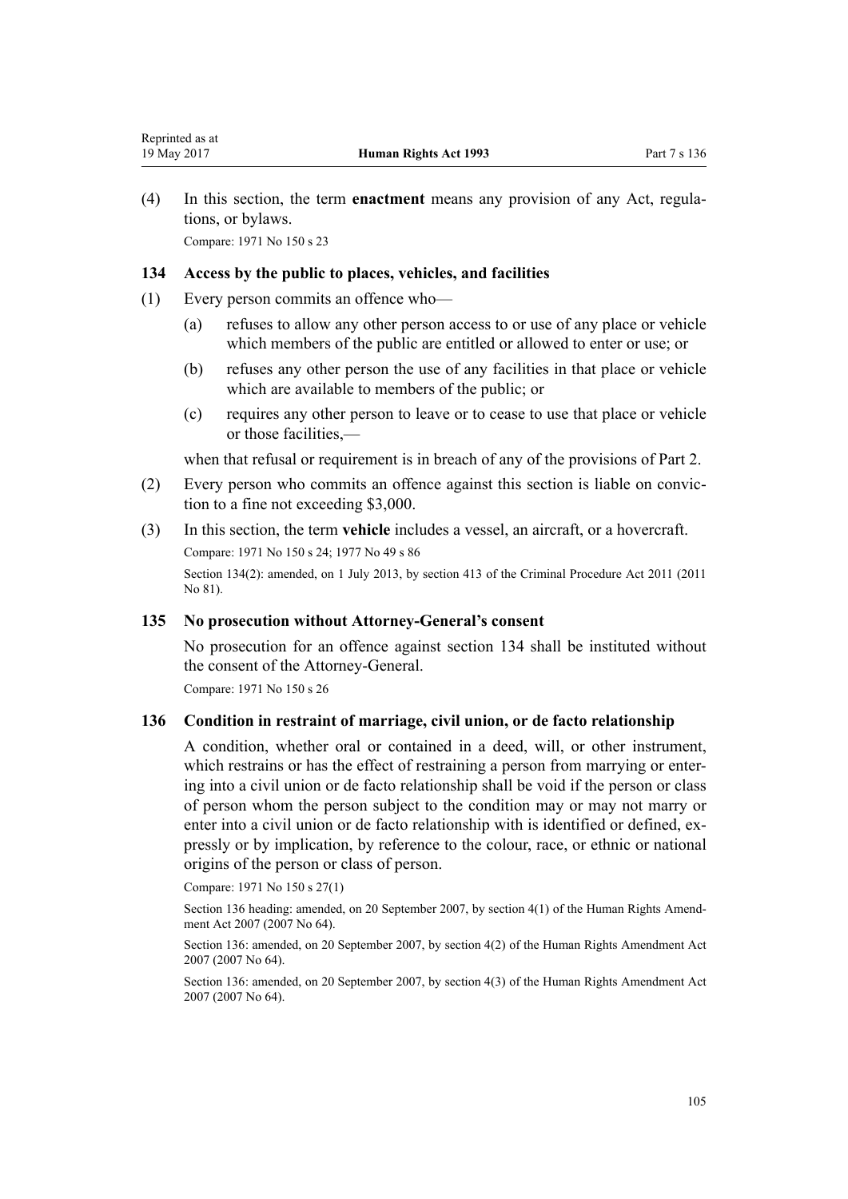(4) In this section, the term **enactment** means any provision of any Act, regulations, or bylaws.

Compare: 1971 No 150 s 23

### 134 Access by the public to places, vehicles, and facilities

(1) Every person commits an offence who—

  (a) refuses to allow any other person access to or use of any place or vehicle which members of the public are entitled or allowed to enter or use; or

  (b) refuses any other person the use of any facilities in that place or vehicle which are available to members of the public; or

  (c) requires any other person to leave or to cease to use that place or vehicle or those facilities,—

  when that refusal or requirement is in breach of any of the provisions of Part 2.

(2) Every person who commits an offence against this section is liable on conviction to a fine not exceeding $3,000.

(3) In this section, the term **vehicle** includes a vessel, an aircraft, or a hovercraft.

Compare: 1971 No 150 s 24; 1977 No 49 s 86

Section 134(2): amended, on 1 July 2013, by section 413 of the Criminal Procedure Act 2011 (2011 No 81).

### 135 No prosecution without Attorney-General's consent

No prosecution for an offence against section 134 shall be instituted without the consent of the Attorney-General.

Compare: 1971 No 150 s 26

### 136 Condition in restraint of marriage, civil union, or de facto relationship

A condition, whether oral or contained in a deed, will, or other instrument, which restrains or has the effect of restraining a person from marrying or entering into a civil union or de facto relationship shall be void if the person or class of person whom the person subject to the condition may or may not marry or enter into a civil union or de facto relationship with is identified or defined, expressly or by implication, by reference to the colour, race, or ethnic or national origins of the person or class of person.

Compare: 1971 No 150 s 27(1)

Section 136 heading: amended, on 20 September 2007, by section 4(1) of the Human Rights Amendment Act 2007 (2007 No 64).

Section 136: amended, on 20 September 2007, by section 4(2) of the Human Rights Amendment Act 2007 (2007 No 64).

Section 136: amended, on 20 September 2007, by section 4(3) of the Human Rights Amendment Act 2007 (2007 No 64).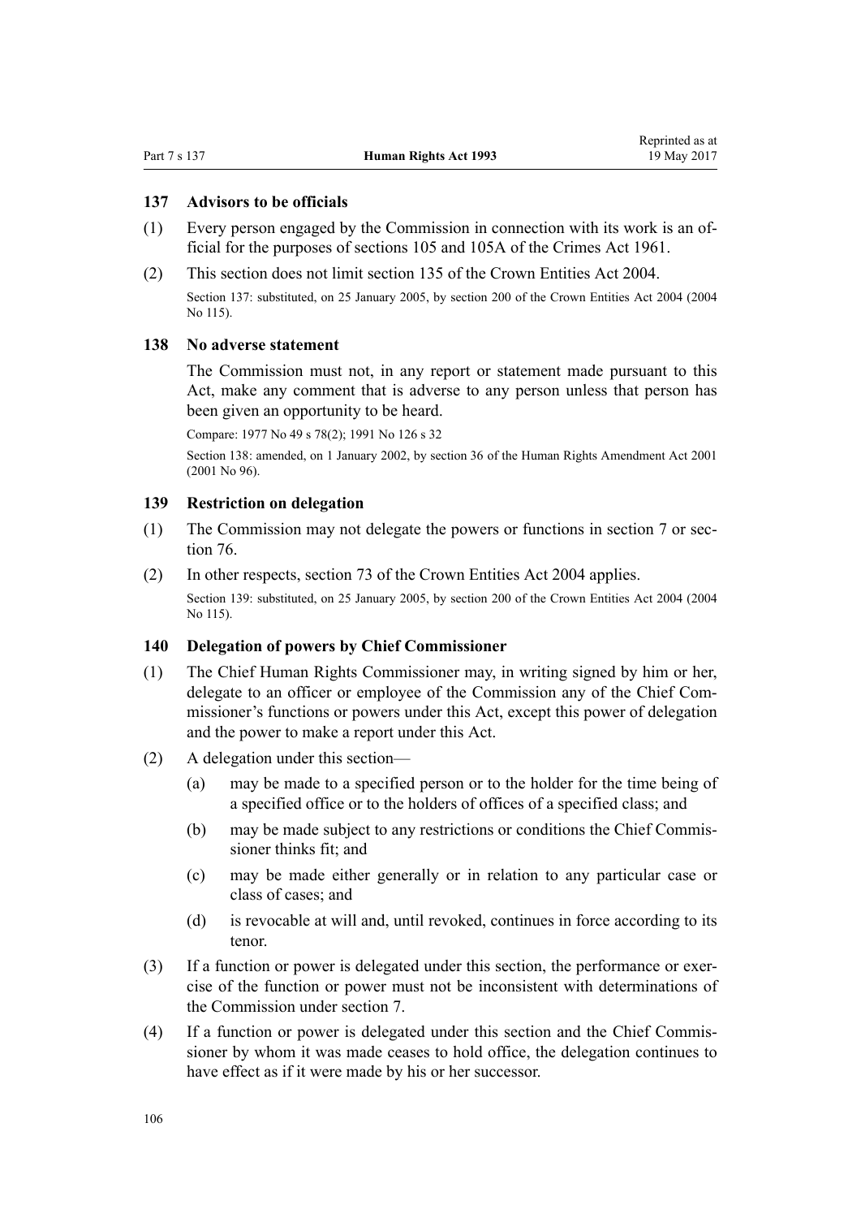### 137 Advisors to be officials

(1) Every person engaged by the Commission in connection with its work is an official for the purposes of sections 105 and 105A of the Crimes Act 1961.

(2) This section does not limit section 135 of the Crown Entities Act 2004.

Section 137: substituted, on 25 January 2005, by section 200 of the Crown Entities Act 2004 (2004 No 115).

### 138 No adverse statement

The Commission must not, in any report or statement made pursuant to this Act, make any comment that is adverse to any person unless that person has been given an opportunity to be heard.

Compare: 1977 No 49 s 78(2); 1991 No 126 s 32

Section 138: amended, on 1 January 2002, by section 36 of the Human Rights Amendment Act 2001 (2001 No 96).

### 139 Restriction on delegation

(1) The Commission may not delegate the powers or functions in section 7 or section 76.

(2) In other respects, section 73 of the Crown Entities Act 2004 applies.

Section 139: substituted, on 25 January 2005, by section 200 of the Crown Entities Act 2004 (2004 No 115).

### 140 Delegation of powers by Chief Commissioner

(1) The Chief Human Rights Commissioner may, in writing signed by him or her, delegate to an officer or employee of the Commission any of the Chief Commissioner's functions or powers under this Act, except this power of delegation and the power to make a report under this Act.

(2) A delegation under this section—

  (a) may be made to a specified person or to the holder for the time being of a specified office or to the holders of offices of a specified class; and

  (b) may be made subject to any restrictions or conditions the Chief Commissioner thinks fit; and

  (c) may be made either generally or in relation to any particular case or class of cases; and

  (d) is revocable at will and, until revoked, continues in force according to its tenor.

(3) If a function or power is delegated under this section, the performance or exercise of the function or power must not be inconsistent with determinations of the Commission under section 7.

(4) If a function or power is delegated under this section and the Chief Commissioner by whom it was made ceases to hold office, the delegation continues to have effect as if it were made by his or her successor.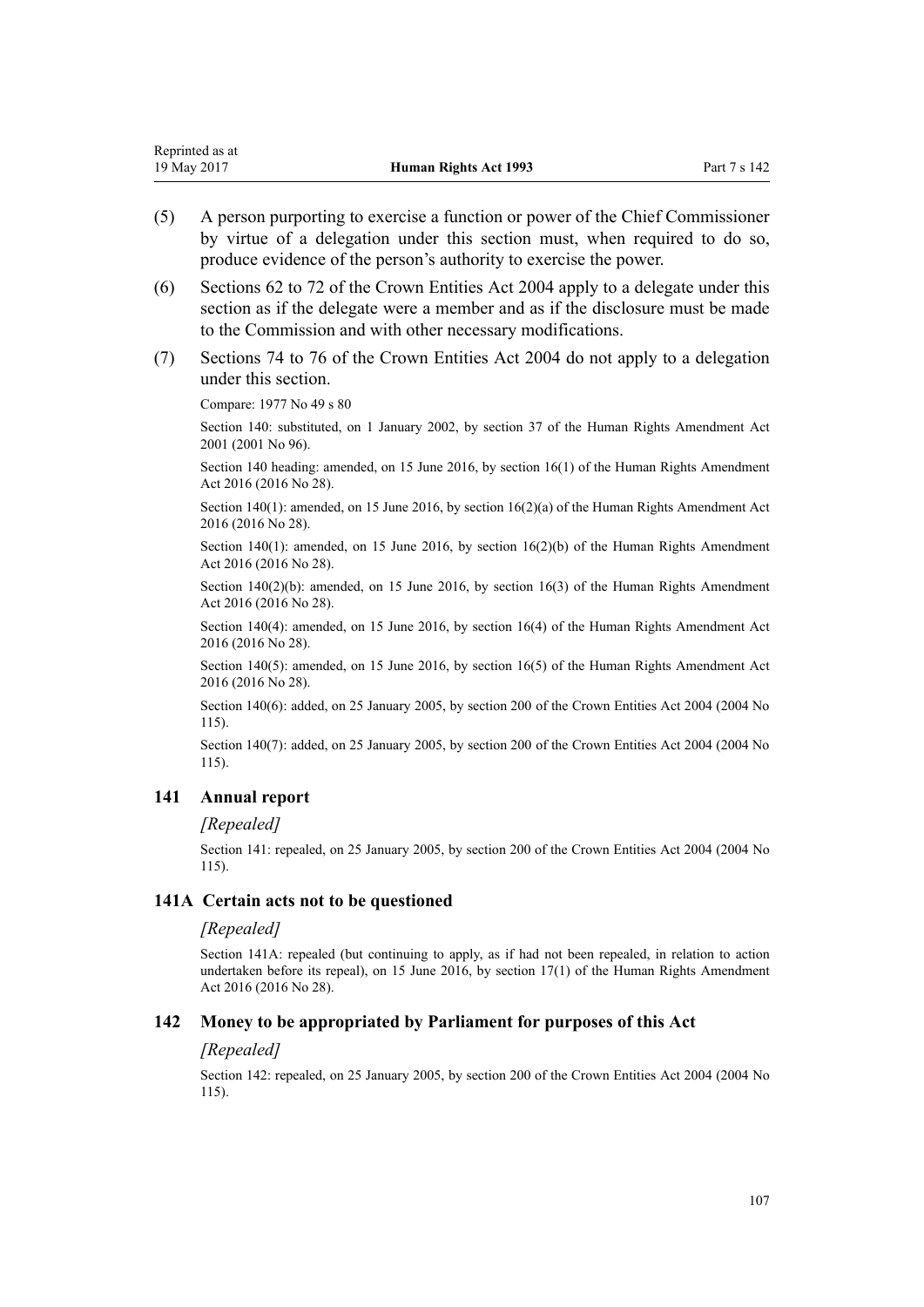(5) A person purporting to exercise a function or power of the Chief Commissioner by virtue of a delegation under this section must, when required to do so, produce evidence of the person's authority to exercise the power.

(6) Sections 62 to 72 of the Crown Entities Act 2004 apply to a delegate under this section as if the delegate were a member and as if the disclosure must be made to the Commission and with other necessary modifications.

(7) Sections 74 to 76 of the Crown Entities Act 2004 do not apply to a delegation under this section.

Compare: 1977 No 49 s 80

Section 140: substituted, on 1 January 2002, by section 37 of the Human Rights Amendment Act 2001 (2001 No 96).

Section 140 heading: amended, on 15 June 2016, by section 16(1) of the Human Rights Amendment Act 2016 (2016 No 28).

Section 140(1): amended, on 15 June 2016, by section 16(2)(a) of the Human Rights Amendment Act 2016 (2016 No 28).

Section 140(1): amended, on 15 June 2016, by section 16(2)(b) of the Human Rights Amendment Act 2016 (2016 No 28).

Section 140(2)(b): amended, on 15 June 2016, by section 16(3) of the Human Rights Amendment Act 2016 (2016 No 28).

Section 140(4): amended, on 15 June 2016, by section 16(4) of the Human Rights Amendment Act 2016 (2016 No 28).

Section 140(5): amended, on 15 June 2016, by section 16(5) of the Human Rights Amendment Act 2016 (2016 No 28).

Section 140(6): added, on 25 January 2005, by section 200 of the Crown Entities Act 2004 (2004 No 115).

Section 140(7): added, on 25 January 2005, by section 200 of the Crown Entities Act 2004 (2004 No 115).

### 141 Annual report

*[Repealed]*

Section 141: repealed, on 25 January 2005, by section 200 of the Crown Entities Act 2004 (2004 No 115).

### 141A Certain acts not to be questioned

*[Repealed]*

Section 141A: repealed (but continuing to apply, as if had not been repealed, in relation to action undertaken before its repeal), on 15 June 2016, by section 17(1) of the Human Rights Amendment Act 2016 (2016 No 28).

### 142 Money to be appropriated by Parliament for purposes of this Act

*[Repealed]*

Section 142: repealed, on 25 January 2005, by section 200 of the Crown Entities Act 2004 (2004 No 115).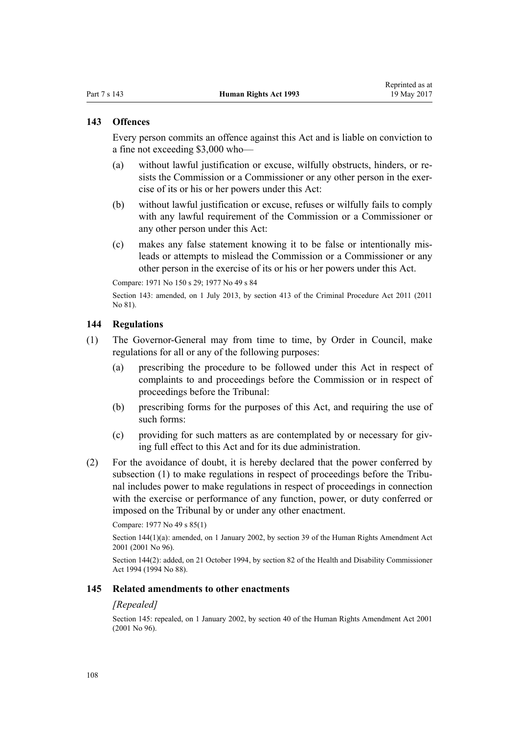## 143 Offences

Every person commits an offence against this Act and is liable on conviction to a fine not exceeding $3,000 who—

(a) without lawful justification or excuse, wilfully obstructs, hinders, or resists the Commission or a Commissioner or any other person in the exercise of its or his or her powers under this Act:

(b) without lawful justification or excuse, refuses or wilfully fails to comply with any lawful requirement of the Commission or a Commissioner or any other person under this Act:

(c) makes any false statement knowing it to be false or intentionally misleads or attempts to mislead the Commission or a Commissioner or any other person in the exercise of its or his or her powers under this Act.

Compare: 1971 No 150 s 29; 1977 No 49 s 84

Section 143: amended, on 1 July 2013, by section 413 of the Criminal Procedure Act 2011 (2011 No 81).

## 144 Regulations

(1) The Governor-General may from time to time, by Order in Council, make regulations for all or any of the following purposes:

(a) prescribing the procedure to be followed under this Act in respect of complaints to and proceedings before the Commission or in respect of proceedings before the Tribunal:

(b) prescribing forms for the purposes of this Act, and requiring the use of such forms:

(c) providing for such matters as are contemplated by or necessary for giving full effect to this Act and for its due administration.

(2) For the avoidance of doubt, it is hereby declared that the power conferred by subsection (1) to make regulations in respect of proceedings before the Tribunal includes power to make regulations in respect of proceedings in connection with the exercise or performance of any function, power, or duty conferred or imposed on the Tribunal by or under any other enactment.

Compare: 1977 No 49 s 85(1)

Section 144(1)(a): amended, on 1 January 2002, by section 39 of the Human Rights Amendment Act 2001 (2001 No 96).

Section 144(2): added, on 21 October 1994, by section 82 of the Health and Disability Commissioner Act 1994 (1994 No 88).

## 145 Related amendments to other enactments

*[Repealed]*

Section 145: repealed, on 1 January 2002, by section 40 of the Human Rights Amendment Act 2001 (2001 No 96).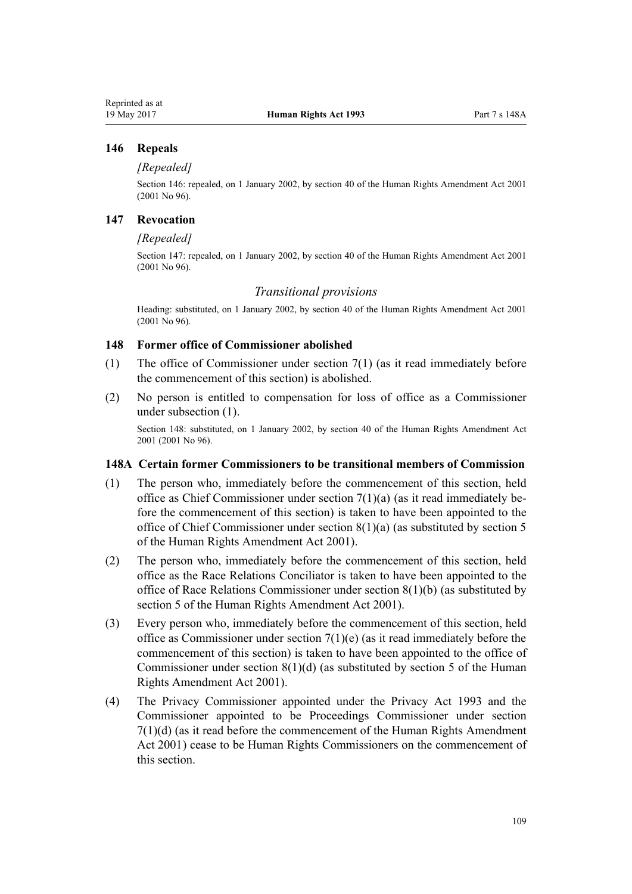### 146 Repeals

*[Repealed]*

Section 146: repealed, on 1 January 2002, by section 40 of the Human Rights Amendment Act 2001 (2001 No 96).

### 147 Revocation

*[Repealed]*

Section 147: repealed, on 1 January 2002, by section 40 of the Human Rights Amendment Act 2001 (2001 No 96).

## *Transitional provisions*

Heading: substituted, on 1 January 2002, by section 40 of the Human Rights Amendment Act 2001 (2001 No 96).

### 148 Former office of Commissioner abolished

(1) The office of Commissioner under section 7(1) (as it read immediately before the commencement of this section) is abolished.

(2) No person is entitled to compensation for loss of office as a Commissioner under subsection (1).

Section 148: substituted, on 1 January 2002, by section 40 of the Human Rights Amendment Act 2001 (2001 No 96).

### 148A Certain former Commissioners to be transitional members of Commission

(1) The person who, immediately before the commencement of this section, held office as Chief Commissioner under section 7(1)(a) (as it read immediately before the commencement of this section) is taken to have been appointed to the office of Chief Commissioner under section 8(1)(a) (as substituted by section 5 of the Human Rights Amendment Act 2001).

(2) The person who, immediately before the commencement of this section, held office as the Race Relations Conciliator is taken to have been appointed to the office of Race Relations Commissioner under section 8(1)(b) (as substituted by section 5 of the Human Rights Amendment Act 2001).

(3) Every person who, immediately before the commencement of this section, held office as Commissioner under section 7(1)(e) (as it read immediately before the commencement of this section) is taken to have been appointed to the office of Commissioner under section 8(1)(d) (as substituted by section 5 of the Human Rights Amendment Act 2001).

(4) The Privacy Commissioner appointed under the Privacy Act 1993 and the Commissioner appointed to be Proceedings Commissioner under section 7(1)(d) (as it read before the commencement of the Human Rights Amendment Act 2001) cease to be Human Rights Commissioners on the commencement of this section.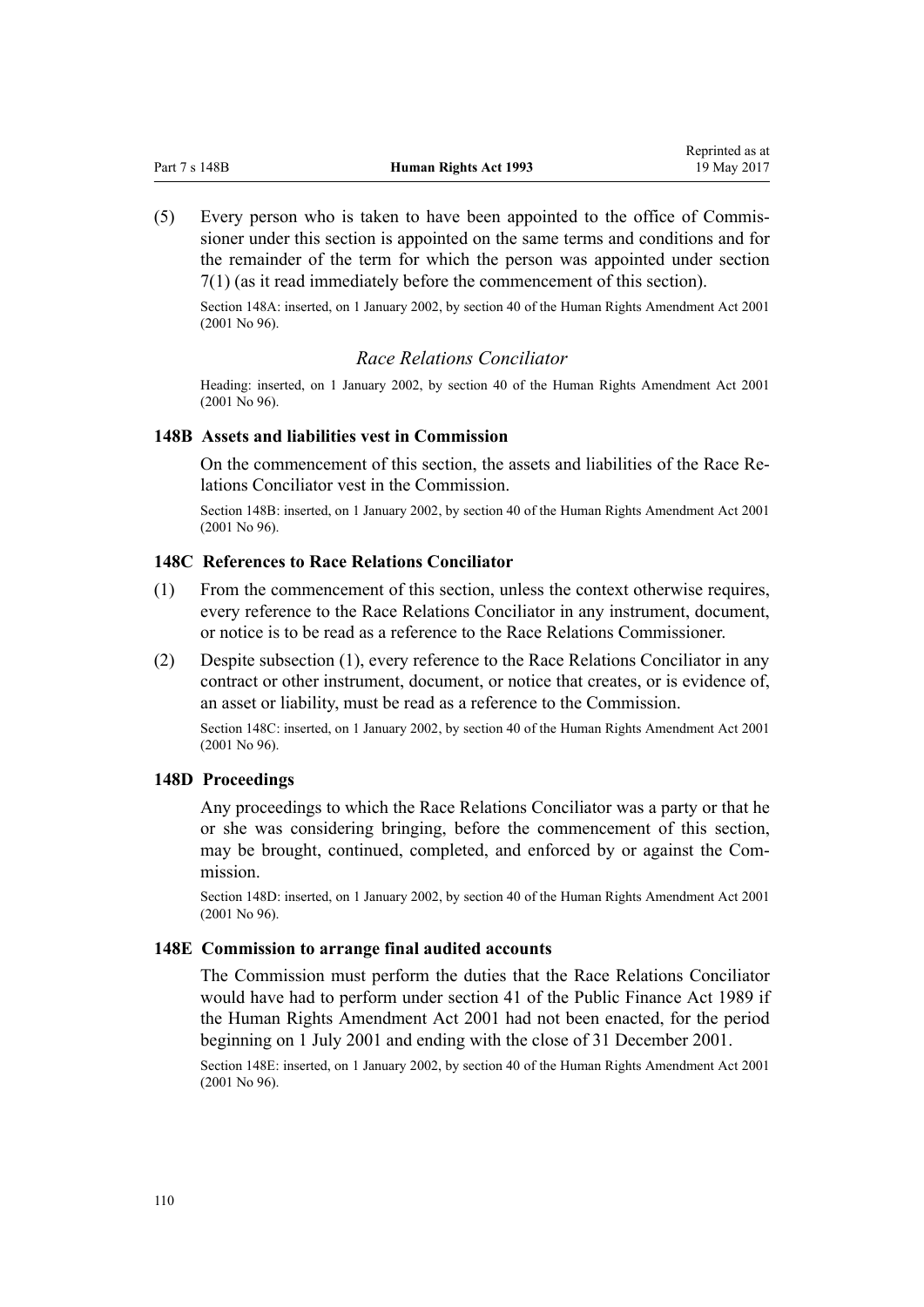(5) Every person who is taken to have been appointed to the office of Commissioner under this section is appointed on the same terms and conditions and for the remainder of the term for which the person was appointed under section 7(1) (as it read immediately before the commencement of this section).

Section 148A: inserted, on 1 January 2002, by section 40 of the Human Rights Amendment Act 2001 (2001 No 96).

### *Race Relations Conciliator*

Heading: inserted, on 1 January 2002, by section 40 of the Human Rights Amendment Act 2001 (2001 No 96).

#### 148B Assets and liabilities vest in Commission

On the commencement of this section, the assets and liabilities of the Race Relations Conciliator vest in the Commission.

Section 148B: inserted, on 1 January 2002, by section 40 of the Human Rights Amendment Act 2001 (2001 No 96).

#### 148C References to Race Relations Conciliator

(1) From the commencement of this section, unless the context otherwise requires, every reference to the Race Relations Conciliator in any instrument, document, or notice is to be read as a reference to the Race Relations Commissioner.

(2) Despite subsection (1), every reference to the Race Relations Conciliator in any contract or other instrument, document, or notice that creates, or is evidence of, an asset or liability, must be read as a reference to the Commission.

Section 148C: inserted, on 1 January 2002, by section 40 of the Human Rights Amendment Act 2001 (2001 No 96).

#### 148D Proceedings

Any proceedings to which the Race Relations Conciliator was a party or that he or she was considering bringing, before the commencement of this section, may be brought, continued, completed, and enforced by or against the Commission.

Section 148D: inserted, on 1 January 2002, by section 40 of the Human Rights Amendment Act 2001 (2001 No 96).

#### 148E Commission to arrange final audited accounts

The Commission must perform the duties that the Race Relations Conciliator would have had to perform under section 41 of the Public Finance Act 1989 if the Human Rights Amendment Act 2001 had not been enacted, for the period beginning on 1 July 2001 and ending with the close of 31 December 2001.

Section 148E: inserted, on 1 January 2002, by section 40 of the Human Rights Amendment Act 2001 (2001 No 96).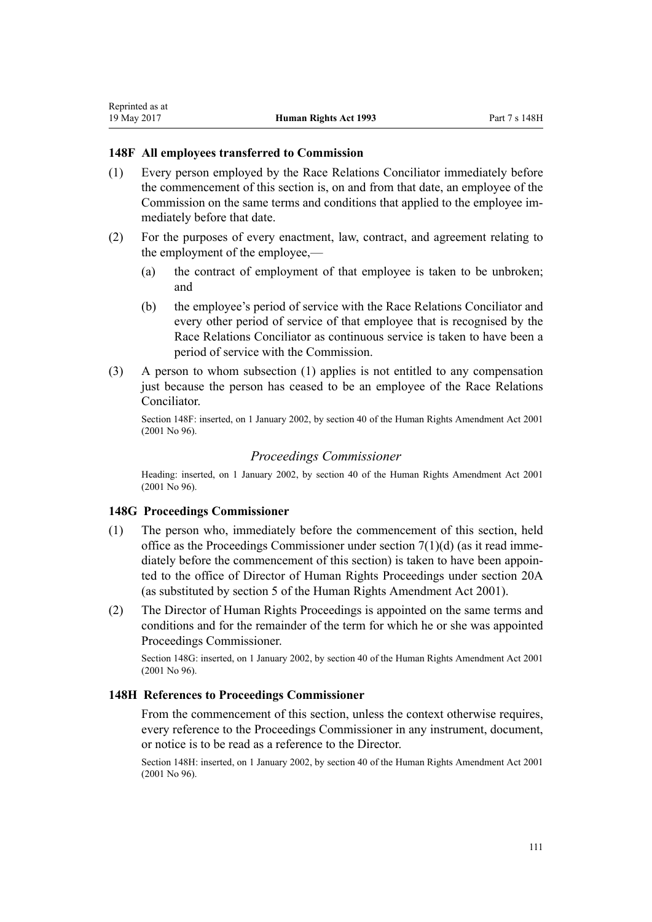### 148F All employees transferred to Commission

(1) Every person employed by the Race Relations Conciliator immediately before the commencement of this section is, on and from that date, an employee of the Commission on the same terms and conditions that applied to the employee immediately before that date.

(2) For the purposes of every enactment, law, contract, and agreement relating to the employment of the employee,—

  (a) the contract of employment of that employee is taken to be unbroken; and

  (b) the employee's period of service with the Race Relations Conciliator and every other period of service of that employee that is recognised by the Race Relations Conciliator as continuous service is taken to have been a period of service with the Commission.

(3) A person to whom subsection (1) applies is not entitled to any compensation just because the person has ceased to be an employee of the Race Relations Conciliator.

Section 148F: inserted, on 1 January 2002, by section 40 of the Human Rights Amendment Act 2001 (2001 No 96).

## *Proceedings Commissioner*

Heading: inserted, on 1 January 2002, by section 40 of the Human Rights Amendment Act 2001 (2001 No 96).

### 148G Proceedings Commissioner

(1) The person who, immediately before the commencement of this section, held office as the Proceedings Commissioner under section 7(1)(d) (as it read immediately before the commencement of this section) is taken to have been appointed to the office of Director of Human Rights Proceedings under section 20A (as substituted by section 5 of the Human Rights Amendment Act 2001).

(2) The Director of Human Rights Proceedings is appointed on the same terms and conditions and for the remainder of the term for which he or she was appointed Proceedings Commissioner.

Section 148G: inserted, on 1 January 2002, by section 40 of the Human Rights Amendment Act 2001 (2001 No 96).

### 148H References to Proceedings Commissioner

From the commencement of this section, unless the context otherwise requires, every reference to the Proceedings Commissioner in any instrument, document, or notice is to be read as a reference to the Director.

Section 148H: inserted, on 1 January 2002, by section 40 of the Human Rights Amendment Act 2001 (2001 No 96).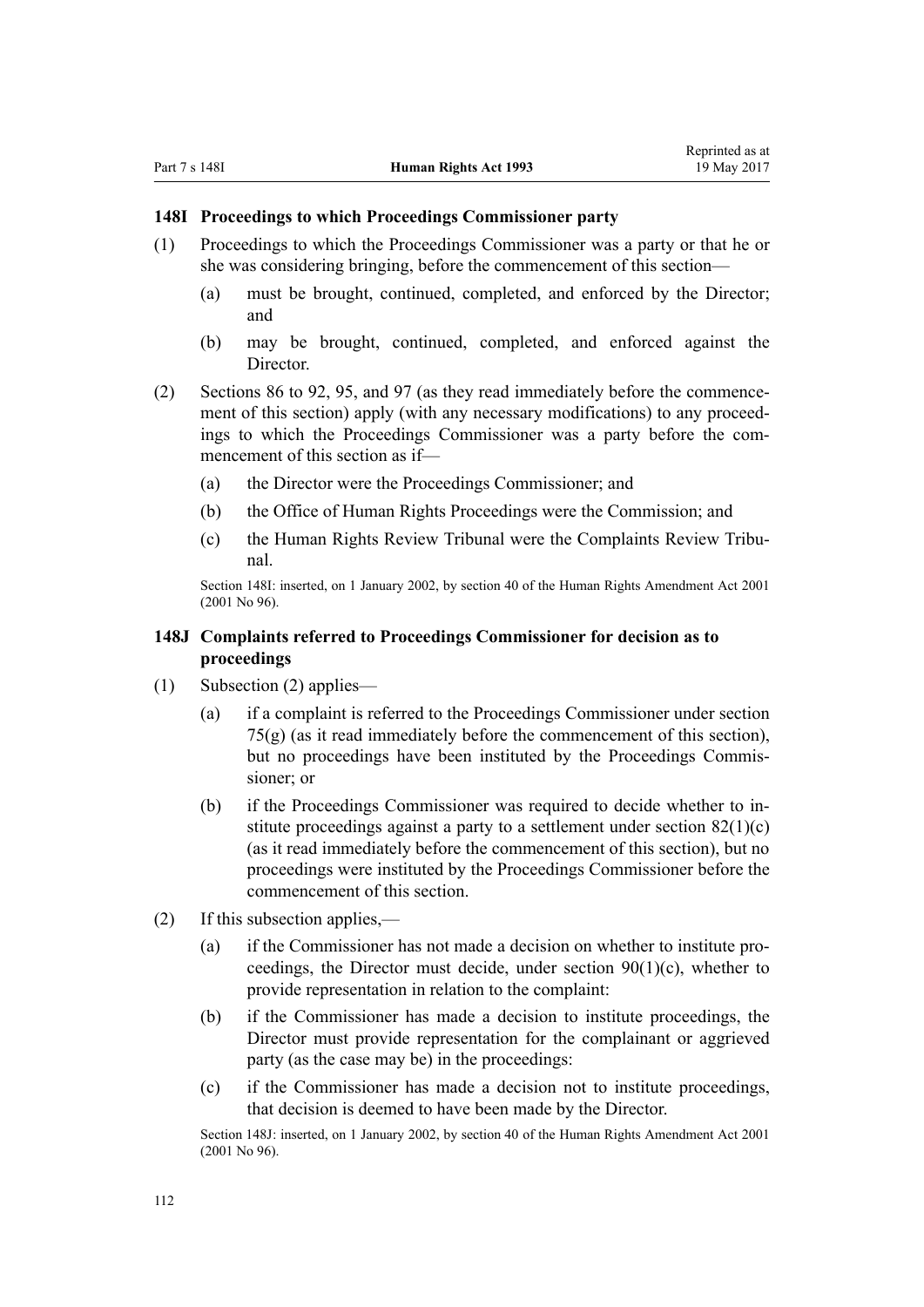### 148I Proceedings to which Proceedings Commissioner party

(1) Proceedings to which the Proceedings Commissioner was a party or that he or she was considering bringing, before the commencement of this section—

  (a) must be brought, continued, completed, and enforced by the Director; and

  (b) may be brought, continued, completed, and enforced against the Director.

(2) Sections 86 to 92, 95, and 97 (as they read immediately before the commencement of this section) apply (with any necessary modifications) to any proceedings to which the Proceedings Commissioner was a party before the commencement of this section as if—

  (a) the Director were the Proceedings Commissioner; and

  (b) the Office of Human Rights Proceedings were the Commission; and

  (c) the Human Rights Review Tribunal were the Complaints Review Tribunal.

Section 148I: inserted, on 1 January 2002, by section 40 of the Human Rights Amendment Act 2001 (2001 No 96).

### 148J Complaints referred to Proceedings Commissioner for decision as to proceedings

(1) Subsection (2) applies—

  (a) if a complaint is referred to the Proceedings Commissioner under section 75(g) (as it read immediately before the commencement of this section), but no proceedings have been instituted by the Proceedings Commissioner; or

  (b) if the Proceedings Commissioner was required to decide whether to institute proceedings against a party to a settlement under section 82(1)(c) (as it read immediately before the commencement of this section), but no proceedings were instituted by the Proceedings Commissioner before the commencement of this section.

(2) If this subsection applies,—

  (a) if the Commissioner has not made a decision on whether to institute proceedings, the Director must decide, under section 90(1)(c), whether to provide representation in relation to the complaint:

  (b) if the Commissioner has made a decision to institute proceedings, the Director must provide representation for the complainant or aggrieved party (as the case may be) in the proceedings:

  (c) if the Commissioner has made a decision not to institute proceedings, that decision is deemed to have been made by the Director.

Section 148J: inserted, on 1 January 2002, by section 40 of the Human Rights Amendment Act 2001 (2001 No 96).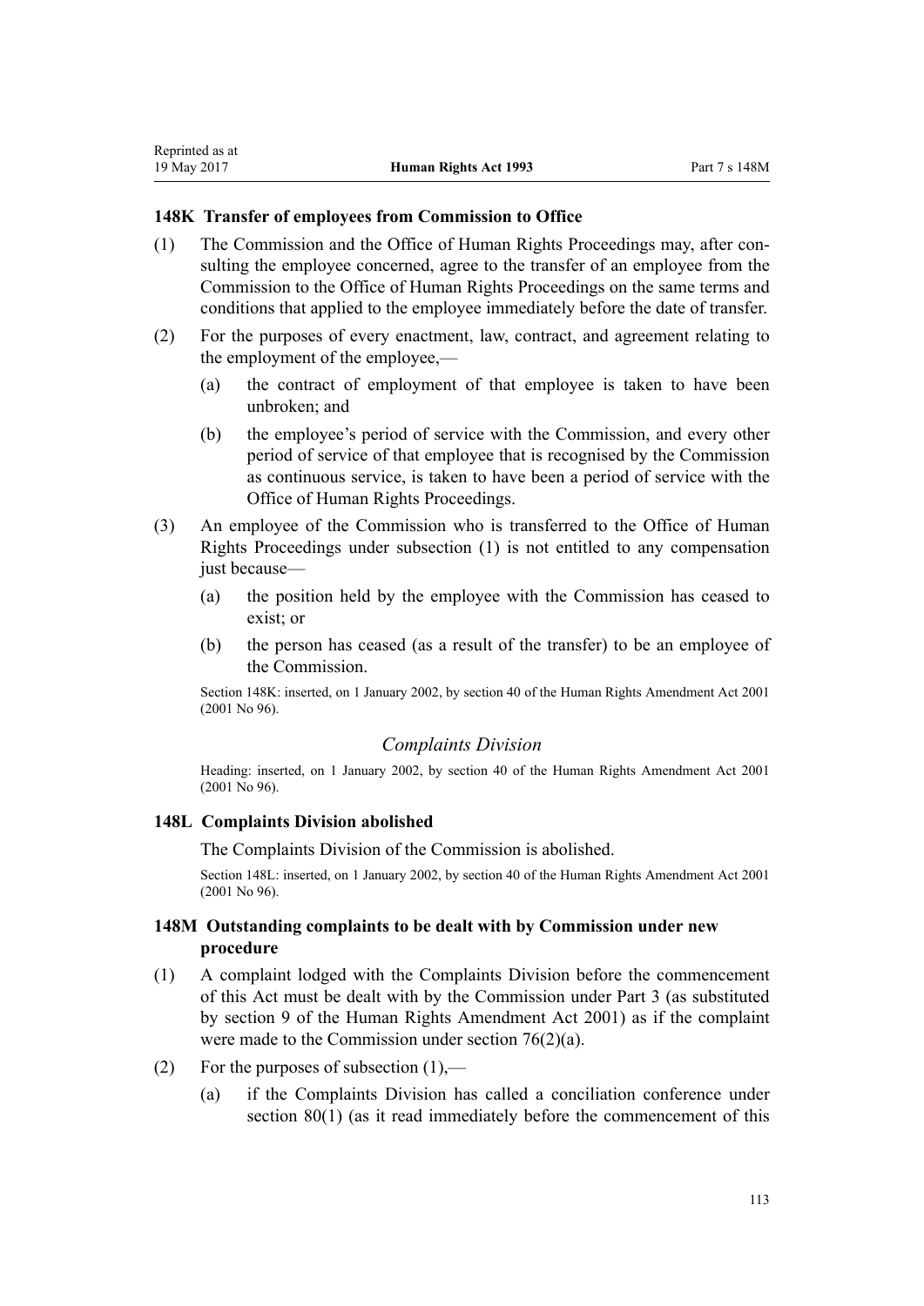### 148K Transfer of employees from Commission to Office

(1) The Commission and the Office of Human Rights Proceedings may, after consulting the employee concerned, agree to the transfer of an employee from the Commission to the Office of Human Rights Proceedings on the same terms and conditions that applied to the employee immediately before the date of transfer.

(2) For the purposes of every enactment, law, contract, and agreement relating to the employment of the employee,—

  (a) the contract of employment of that employee is taken to have been unbroken; and

  (b) the employee's period of service with the Commission, and every other period of service of that employee that is recognised by the Commission as continuous service, is taken to have been a period of service with the Office of Human Rights Proceedings.

(3) An employee of the Commission who is transferred to the Office of Human Rights Proceedings under subsection (1) is not entitled to any compensation just because—

  (a) the position held by the employee with the Commission has ceased to exist; or

  (b) the person has ceased (as a result of the transfer) to be an employee of the Commission.

Section 148K: inserted, on 1 January 2002, by section 40 of the Human Rights Amendment Act 2001 (2001 No 96).

## *Complaints Division*

Heading: inserted, on 1 January 2002, by section 40 of the Human Rights Amendment Act 2001 (2001 No 96).

### 148L Complaints Division abolished

The Complaints Division of the Commission is abolished.

Section 148L: inserted, on 1 January 2002, by section 40 of the Human Rights Amendment Act 2001 (2001 No 96).

### 148M Outstanding complaints to be dealt with by Commission under new procedure

(1) A complaint lodged with the Complaints Division before the commencement of this Act must be dealt with by the Commission under Part 3 (as substituted by section 9 of the Human Rights Amendment Act 2001) as if the complaint were made to the Commission under section 76(2)(a).

(2) For the purposes of subsection (1),—

  (a) if the Complaints Division has called a conciliation conference under section 80(1) (as it read immediately before the commencement of this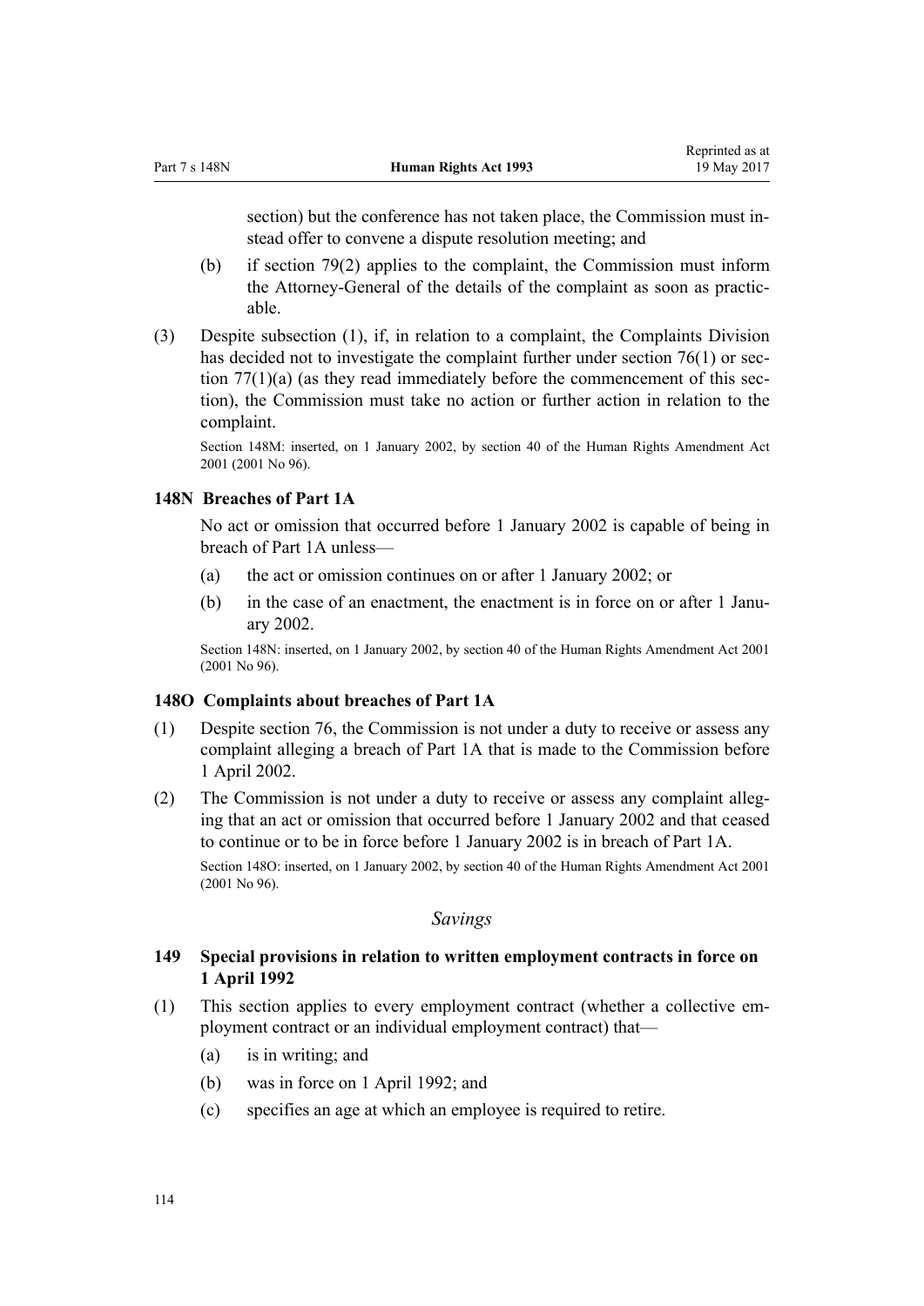section) but the conference has not taken place, the Commission must instead offer to convene a dispute resolution meeting; and

(b) if section 79(2) applies to the complaint, the Commission must inform the Attorney-General of the details of the complaint as soon as practicable.

(3) Despite subsection (1), if, in relation to a complaint, the Complaints Division has decided not to investigate the complaint further under section 76(1) or section 77(1)(a) (as they read immediately before the commencement of this section), the Commission must take no action or further action in relation to the complaint.

Section 148M: inserted, on 1 January 2002, by section 40 of the Human Rights Amendment Act 2001 (2001 No 96).

### 148N Breaches of Part 1A

No act or omission that occurred before 1 January 2002 is capable of being in breach of Part 1A unless—

(a) the act or omission continues on or after 1 January 2002; or

(b) in the case of an enactment, the enactment is in force on or after 1 January 2002.

Section 148N: inserted, on 1 January 2002, by section 40 of the Human Rights Amendment Act 2001 (2001 No 96).

### 148O Complaints about breaches of Part 1A

(1) Despite section 76, the Commission is not under a duty to receive or assess any complaint alleging a breach of Part 1A that is made to the Commission before 1 April 2002.

(2) The Commission is not under a duty to receive or assess any complaint alleging that an act or omission that occurred before 1 January 2002 and that ceased to continue or to be in force before 1 January 2002 is in breach of Part 1A.

Section 148O: inserted, on 1 January 2002, by section 40 of the Human Rights Amendment Act 2001 (2001 No 96).

## *Savings*

### 149 Special provisions in relation to written employment contracts in force on 1 April 1992

(1) This section applies to every employment contract (whether a collective employment contract or an individual employment contract) that—

(a) is in writing; and

(b) was in force on 1 April 1992; and

(c) specifies an age at which an employee is required to retire.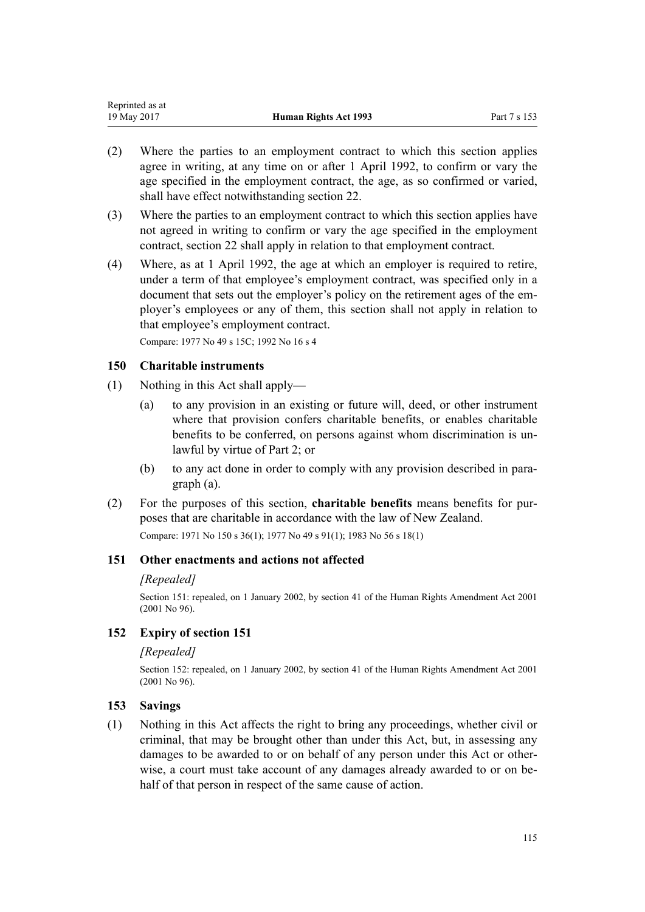(2) Where the parties to an employment contract to which this section applies agree in writing, at any time on or after 1 April 1992, to confirm or vary the age specified in the employment contract, the age, as so confirmed or varied, shall have effect notwithstanding section 22.

(3) Where the parties to an employment contract to which this section applies have not agreed in writing to confirm or vary the age specified in the employment contract, section 22 shall apply in relation to that employment contract.

(4) Where, as at 1 April 1992, the age at which an employer is required to retire, under a term of that employee's employment contract, was specified only in a document that sets out the employer's policy on the retirement ages of the employer's employees or any of them, this section shall not apply in relation to that employee's employment contract.

Compare: 1977 No 49 s 15C; 1992 No 16 s 4

### 150 Charitable instruments

(1) Nothing in this Act shall apply—

   (a) to any provision in an existing or future will, deed, or other instrument where that provision confers charitable benefits, or enables charitable benefits to be conferred, on persons against whom discrimination is unlawful by virtue of Part 2; or

   (b) to any act done in order to comply with any provision described in paragraph (a).

(2) For the purposes of this section, **charitable benefits** means benefits for purposes that are charitable in accordance with the law of New Zealand.

Compare: 1971 No 150 s 36(1); 1977 No 49 s 91(1); 1983 No 56 s 18(1)

### 151 Other enactments and actions not affected

*[Repealed]*

Section 151: repealed, on 1 January 2002, by section 41 of the Human Rights Amendment Act 2001 (2001 No 96).

### 152 Expiry of section 151

*[Repealed]*

Section 152: repealed, on 1 January 2002, by section 41 of the Human Rights Amendment Act 2001 (2001 No 96).

### 153 Savings

(1) Nothing in this Act affects the right to bring any proceedings, whether civil or criminal, that may be brought other than under this Act, but, in assessing any damages to be awarded to or on behalf of any person under this Act or otherwise, a court must take account of any damages already awarded to or on behalf of that person in respect of the same cause of action.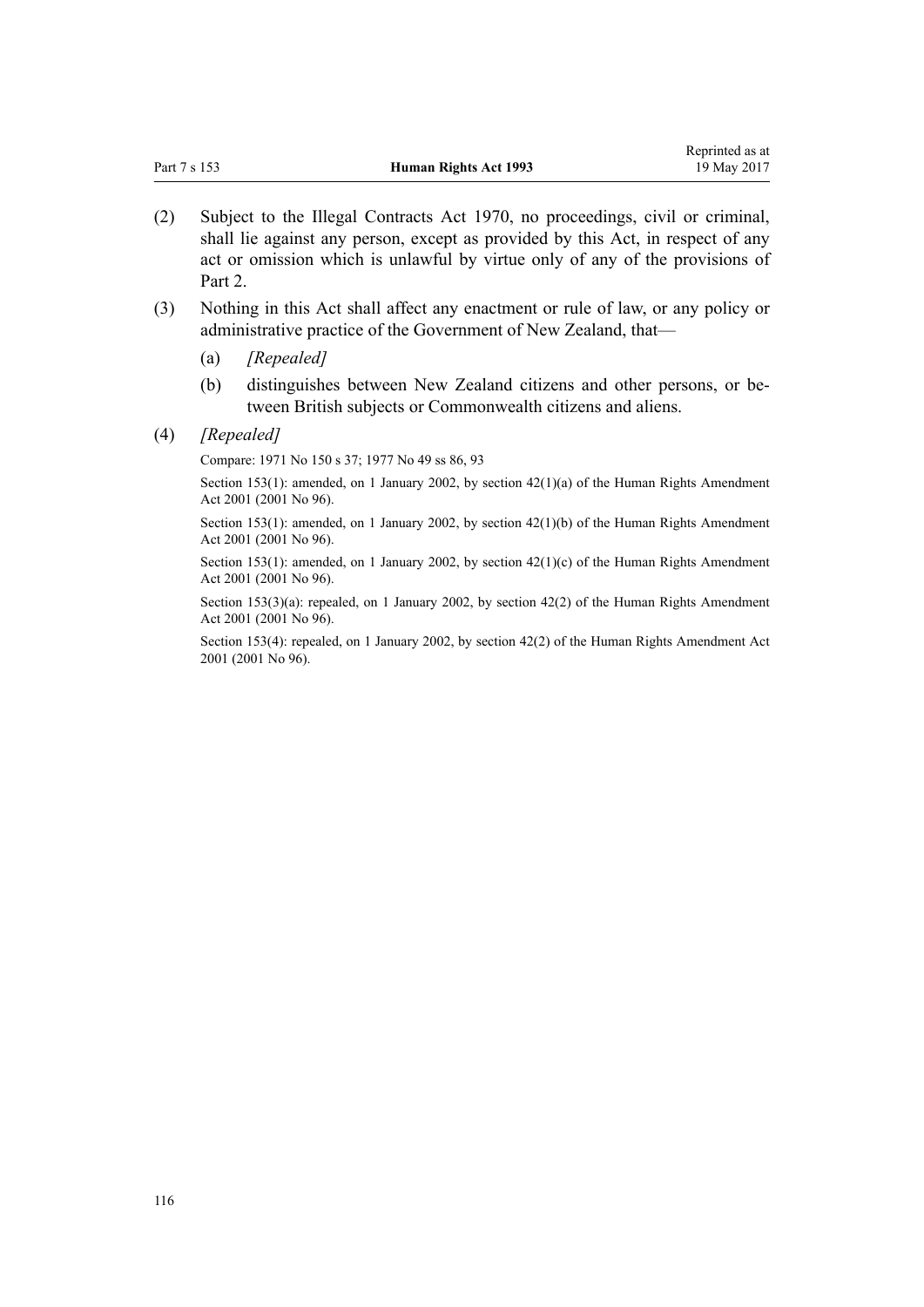(2) Subject to the Illegal Contracts Act 1970, no proceedings, civil or criminal, shall lie against any person, except as provided by this Act, in respect of any act or omission which is unlawful by virtue only of any of the provisions of Part 2.

(3) Nothing in this Act shall affect any enactment or rule of law, or any policy or administrative practice of the Government of New Zealand, that—

(a) *[Repealed]*

(b) distinguishes between New Zealand citizens and other persons, or between British subjects or Commonwealth citizens and aliens.

(4) *[Repealed]*

Compare: 1971 No 150 s 37; 1977 No 49 ss 86, 93

Section 153(1): amended, on 1 January 2002, by section 42(1)(a) of the Human Rights Amendment Act 2001 (2001 No 96).

Section 153(1): amended, on 1 January 2002, by section 42(1)(b) of the Human Rights Amendment Act 2001 (2001 No 96).

Section 153(1): amended, on 1 January 2002, by section 42(1)(c) of the Human Rights Amendment Act 2001 (2001 No 96).

Section 153(3)(a): repealed, on 1 January 2002, by section 42(2) of the Human Rights Amendment Act 2001 (2001 No 96).

Section 153(4): repealed, on 1 January 2002, by section 42(2) of the Human Rights Amendment Act 2001 (2001 No 96).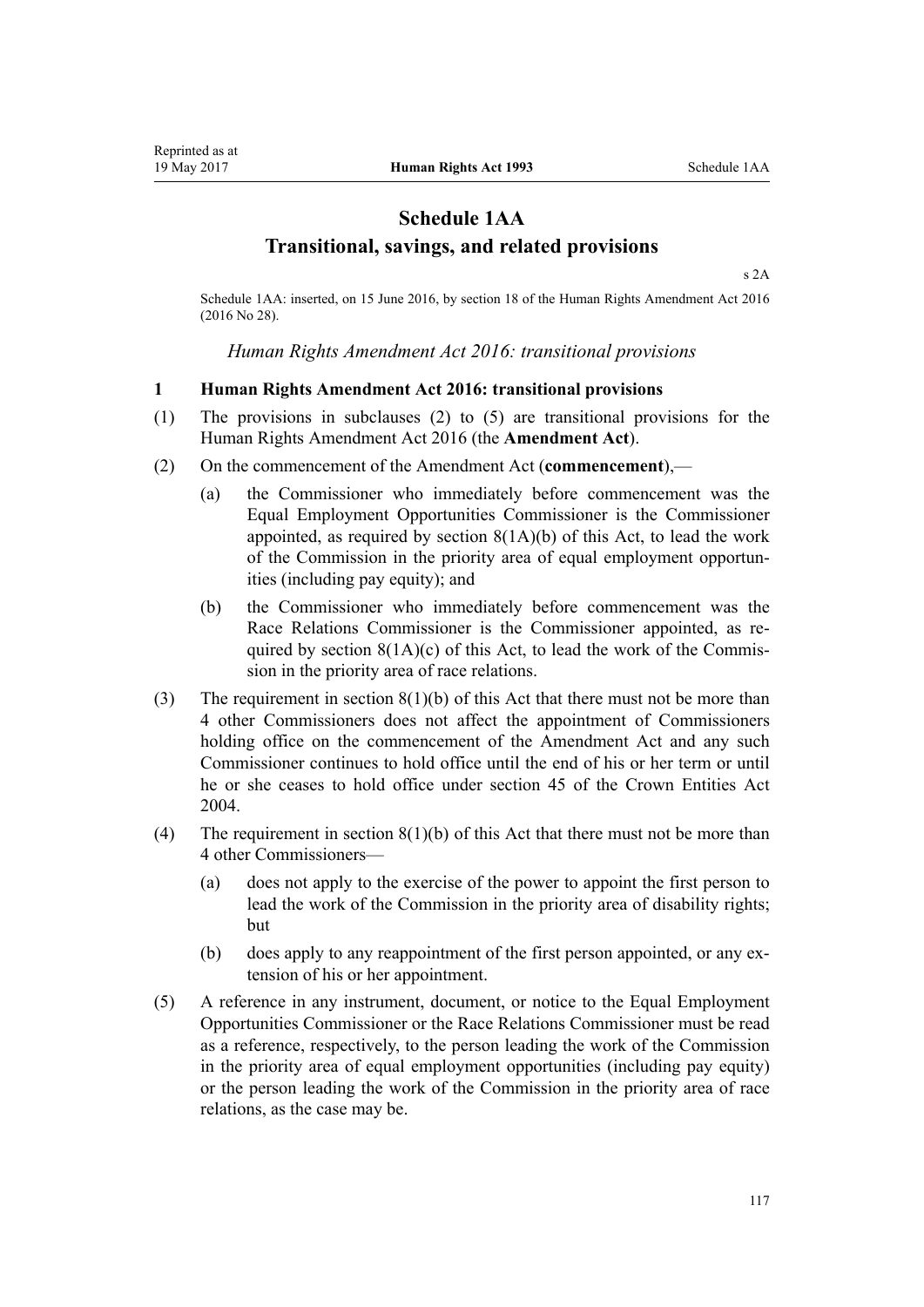# Schedule 1AA
## Transitional, savings, and related provisions

s 2A

Schedule 1AA: inserted, on 15 June 2016, by section 18 of the Human Rights Amendment Act 2016 (2016 No 28).

*Human Rights Amendment Act 2016: transitional provisions*

### 1 Human Rights Amendment Act 2016: transitional provisions

(1) The provisions in subclauses (2) to (5) are transitional provisions for the Human Rights Amendment Act 2016 (the **Amendment Act**).

(2) On the commencement of the Amendment Act (**commencement**),—

(a) the Commissioner who immediately before commencement was the Equal Employment Opportunities Commissioner is the Commissioner appointed, as required by section 8(1A)(b) of this Act, to lead the work of the Commission in the priority area of equal employment opportunities (including pay equity); and

(b) the Commissioner who immediately before commencement was the Race Relations Commissioner is the Commissioner appointed, as required by section 8(1A)(c) of this Act, to lead the work of the Commission in the priority area of race relations.

(3) The requirement in section 8(1)(b) of this Act that there must not be more than 4 other Commissioners does not affect the appointment of Commissioners holding office on the commencement of the Amendment Act and any such Commissioner continues to hold office until the end of his or her term or until he or she ceases to hold office under section 45 of the Crown Entities Act 2004.

(4) The requirement in section 8(1)(b) of this Act that there must not be more than 4 other Commissioners—

(a) does not apply to the exercise of the power to appoint the first person to lead the work of the Commission in the priority area of disability rights; but

(b) does apply to any reappointment of the first person appointed, or any extension of his or her appointment.

(5) A reference in any instrument, document, or notice to the Equal Employment Opportunities Commissioner or the Race Relations Commissioner must be read as a reference, respectively, to the person leading the work of the Commission in the priority area of equal employment opportunities (including pay equity) or the person leading the work of the Commission in the priority area of race relations, as the case may be.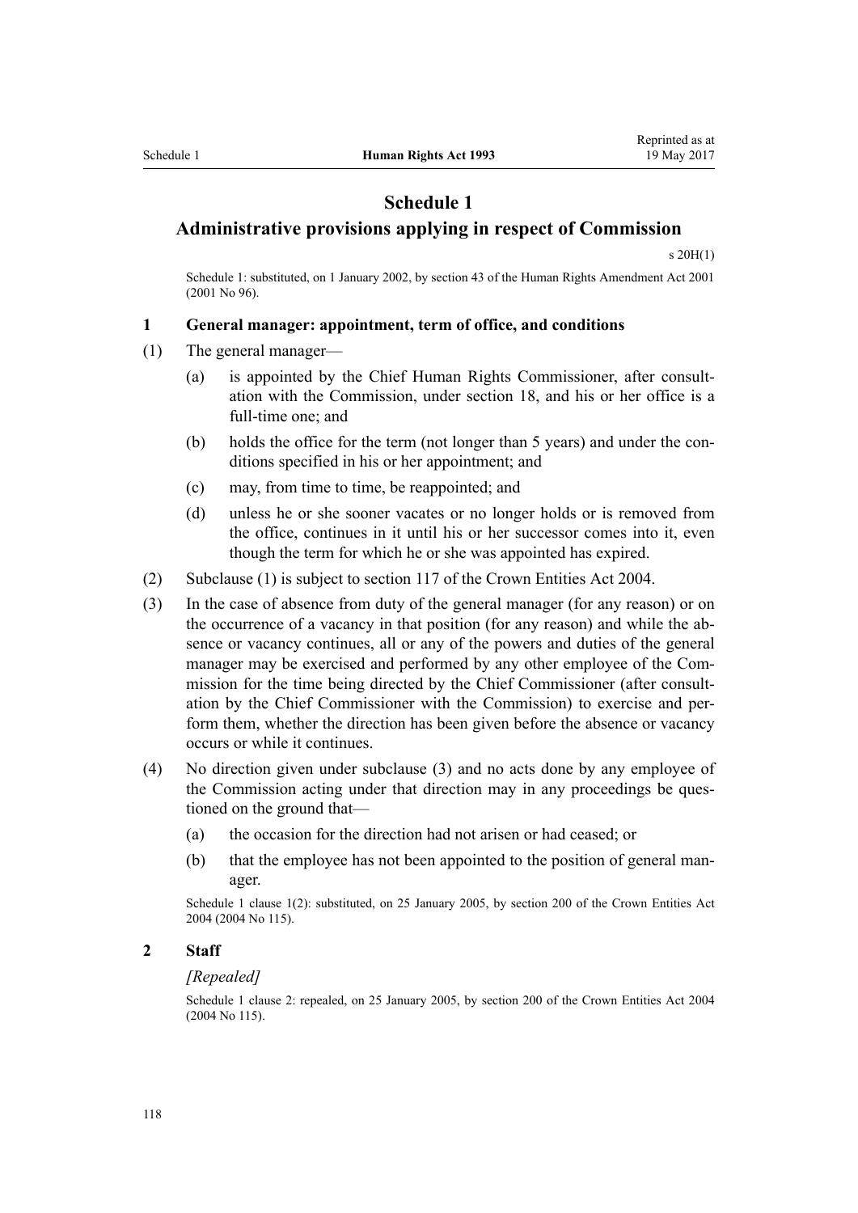# Schedule 1
## Administrative provisions applying in respect of Commission

s 20H(1)

Schedule 1: substituted, on 1 January 2002, by section 43 of the Human Rights Amendment Act 2001 (2001 No 96).

### 1 General manager: appointment, term of office, and conditions

(1) The general manager—

  (a) is appointed by the Chief Human Rights Commissioner, after consultation with the Commission, under section 18, and his or her office is a full-time one; and

  (b) holds the office for the term (not longer than 5 years) and under the conditions specified in his or her appointment; and

  (c) may, from time to time, be reappointed; and

  (d) unless he or she sooner vacates or no longer holds or is removed from the office, continues in it until his or her successor comes into it, even though the term for which he or she was appointed has expired.

(2) Subclause (1) is subject to section 117 of the Crown Entities Act 2004.

(3) In the case of absence from duty of the general manager (for any reason) or on the occurrence of a vacancy in that position (for any reason) and while the absence or vacancy continues, all or any of the powers and duties of the general manager may be exercised and performed by any other employee of the Commission for the time being directed by the Chief Commissioner (after consultation by the Chief Commissioner with the Commission) to exercise and perform them, whether the direction has been given before the absence or vacancy occurs or while it continues.

(4) No direction given under subclause (3) and no acts done by any employee of the Commission acting under that direction may in any proceedings be questioned on the ground that—

  (a) the occasion for the direction had not arisen or had ceased; or

  (b) that the employee has not been appointed to the position of general manager.

Schedule 1 clause 1(2): substituted, on 25 January 2005, by section 200 of the Crown Entities Act 2004 (2004 No 115).

### 2 Staff

*[Repealed]*

Schedule 1 clause 2: repealed, on 25 January 2005, by section 200 of the Crown Entities Act 2004 (2004 No 115).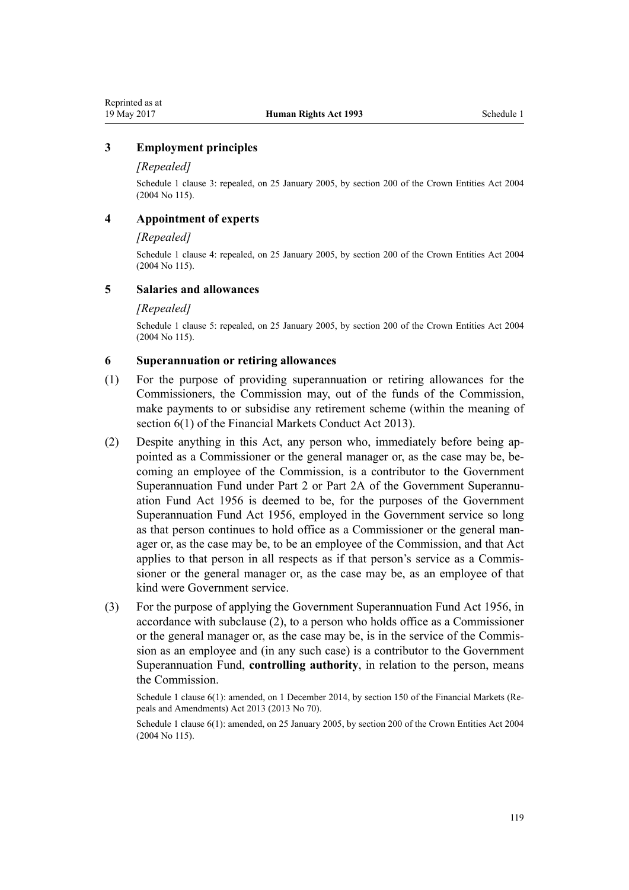### 3 Employment principles

*[Repealed]*

Schedule 1 clause 3: repealed, on 25 January 2005, by section 200 of the Crown Entities Act 2004 (2004 No 115).

### 4 Appointment of experts

*[Repealed]*

Schedule 1 clause 4: repealed, on 25 January 2005, by section 200 of the Crown Entities Act 2004 (2004 No 115).

### 5 Salaries and allowances

*[Repealed]*

Schedule 1 clause 5: repealed, on 25 January 2005, by section 200 of the Crown Entities Act 2004 (2004 No 115).

### 6 Superannuation or retiring allowances

(1) For the purpose of providing superannuation or retiring allowances for the Commissioners, the Commission may, out of the funds of the Commission, make payments to or subsidise any retirement scheme (within the meaning of section 6(1) of the Financial Markets Conduct Act 2013).

(2) Despite anything in this Act, any person who, immediately before being appointed as a Commissioner or the general manager or, as the case may be, becoming an employee of the Commission, is a contributor to the Government Superannuation Fund under Part 2 or Part 2A of the Government Superannuation Fund Act 1956 is deemed to be, for the purposes of the Government Superannuation Fund Act 1956, employed in the Government service so long as that person continues to hold office as a Commissioner or the general manager or, as the case may be, to be an employee of the Commission, and that Act applies to that person in all respects as if that person's service as a Commissioner or the general manager or, as the case may be, as an employee of that kind were Government service.

(3) For the purpose of applying the Government Superannuation Fund Act 1956, in accordance with subclause (2), to a person who holds office as a Commissioner or the general manager or, as the case may be, is in the service of the Commission as an employee and (in any such case) is a contributor to the Government Superannuation Fund, **controlling authority**, in relation to the person, means the Commission.

Schedule 1 clause 6(1): amended, on 1 December 2014, by section 150 of the Financial Markets (Repeals and Amendments) Act 2013 (2013 No 70).

Schedule 1 clause 6(1): amended, on 25 January 2005, by section 200 of the Crown Entities Act 2004 (2004 No 115).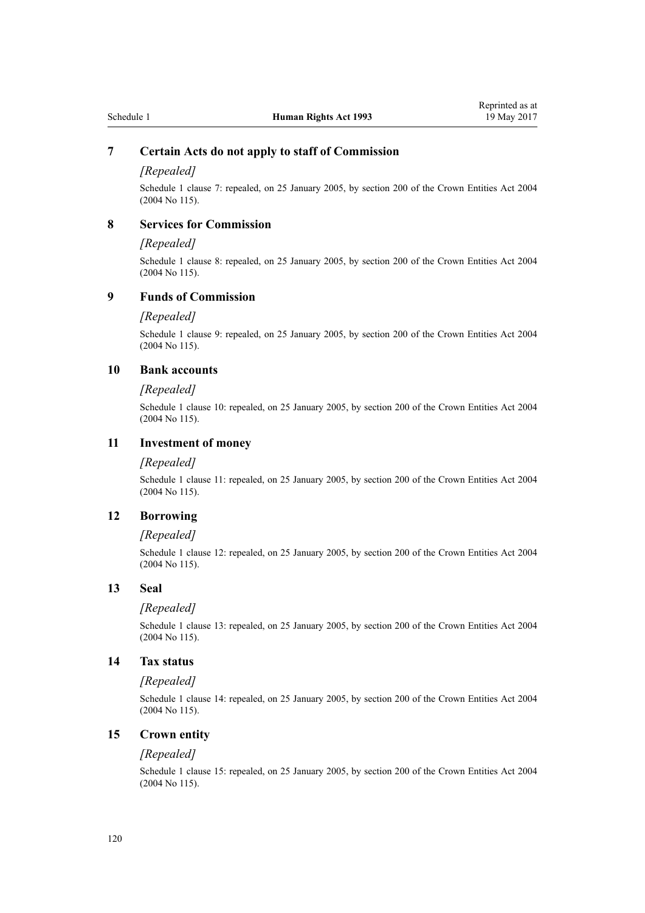### 7 Certain Acts do not apply to staff of Commission

*[Repealed]*

Schedule 1 clause 7: repealed, on 25 January 2005, by section 200 of the Crown Entities Act 2004 (2004 No 115).

### 8 Services for Commission

*[Repealed]*

Schedule 1 clause 8: repealed, on 25 January 2005, by section 200 of the Crown Entities Act 2004 (2004 No 115).

### 9 Funds of Commission

*[Repealed]*

Schedule 1 clause 9: repealed, on 25 January 2005, by section 200 of the Crown Entities Act 2004 (2004 No 115).

### 10 Bank accounts

*[Repealed]*

Schedule 1 clause 10: repealed, on 25 January 2005, by section 200 of the Crown Entities Act 2004 (2004 No 115).

### 11 Investment of money

*[Repealed]*

Schedule 1 clause 11: repealed, on 25 January 2005, by section 200 of the Crown Entities Act 2004 (2004 No 115).

### 12 Borrowing

*[Repealed]*

Schedule 1 clause 12: repealed, on 25 January 2005, by section 200 of the Crown Entities Act 2004 (2004 No 115).

### 13 Seal

*[Repealed]*

Schedule 1 clause 13: repealed, on 25 January 2005, by section 200 of the Crown Entities Act 2004 (2004 No 115).

### 14 Tax status

*[Repealed]*

Schedule 1 clause 14: repealed, on 25 January 2005, by section 200 of the Crown Entities Act 2004 (2004 No 115).

### 15 Crown entity

*[Repealed]*

Schedule 1 clause 15: repealed, on 25 January 2005, by section 200 of the Crown Entities Act 2004 (2004 No 115).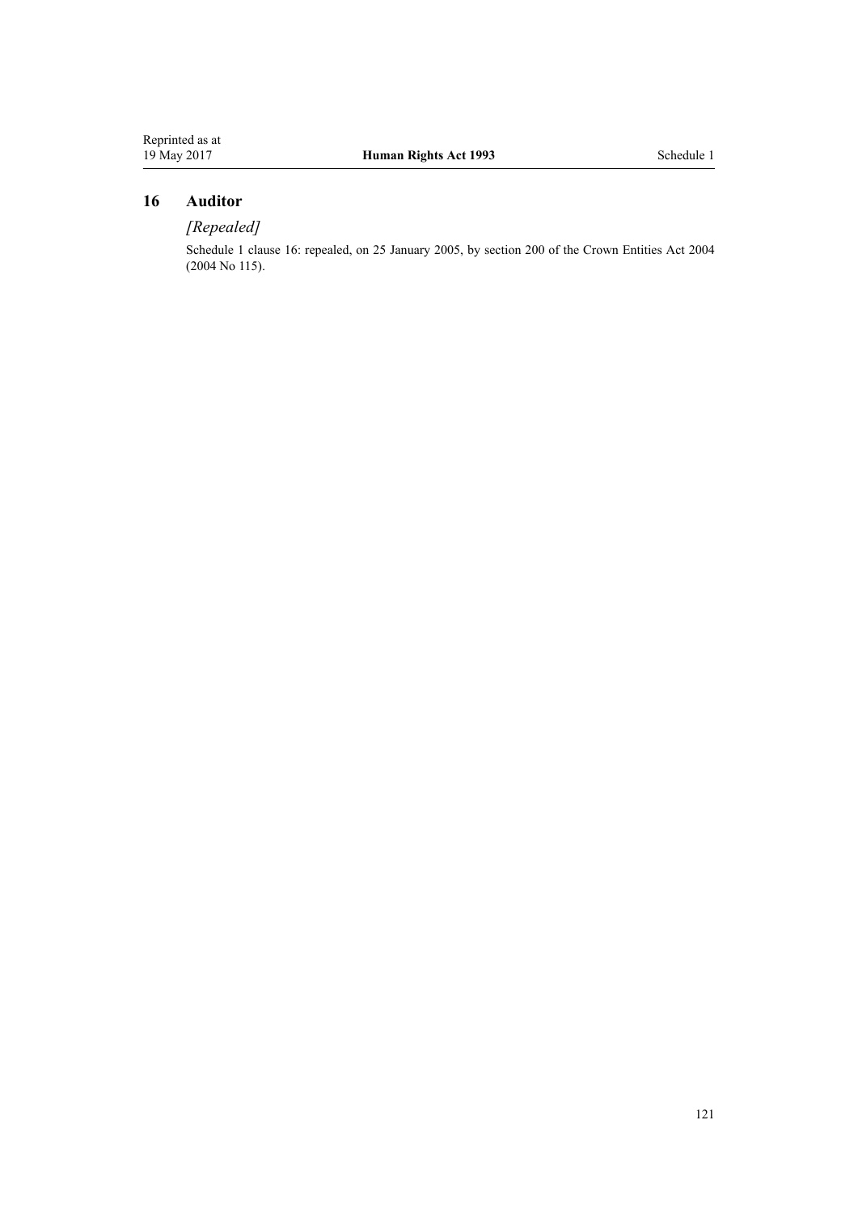### 16 Auditor

*[Repealed]*

Schedule 1 clause 16: repealed, on 25 January 2005, by section 200 of the Crown Entities Act 2004 (2004 No 115).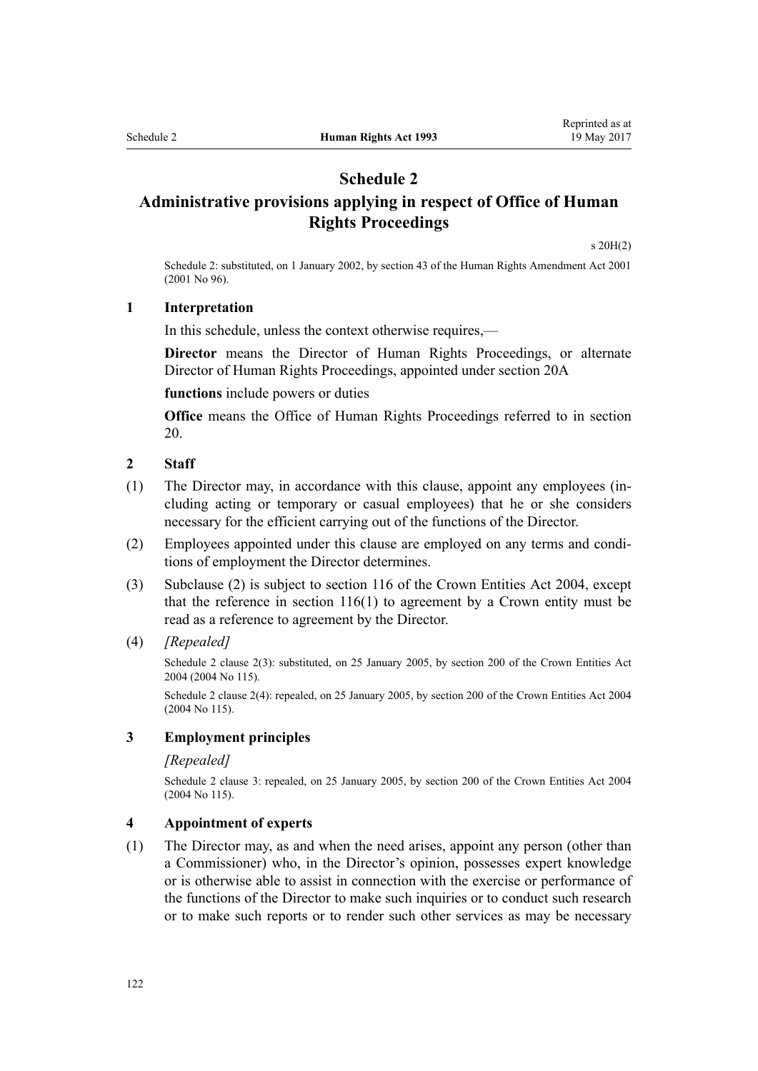# Schedule 2
## Administrative provisions applying in respect of Office of Human Rights Proceedings

s 20H(2)

Schedule 2: substituted, on 1 January 2002, by section 43 of the Human Rights Amendment Act 2001 (2001 No 96).

### 1 Interpretation

In this schedule, unless the context otherwise requires,—

**Director** means the Director of Human Rights Proceedings, or alternate Director of Human Rights Proceedings, appointed under section 20A

**functions** include powers or duties

**Office** means the Office of Human Rights Proceedings referred to in section 20.

### 2 Staff

(1) The Director may, in accordance with this clause, appoint any employees (including acting or temporary or casual employees) that he or she considers necessary for the efficient carrying out of the functions of the Director.

(2) Employees appointed under this clause are employed on any terms and conditions of employment the Director determines.

(3) Subclause (2) is subject to section 116 of the Crown Entities Act 2004, except that the reference in section 116(1) to agreement by a Crown entity must be read as a reference to agreement by the Director.

(4) *[Repealed]*

Schedule 2 clause 2(3): substituted, on 25 January 2005, by section 200 of the Crown Entities Act 2004 (2004 No 115).

Schedule 2 clause 2(4): repealed, on 25 January 2005, by section 200 of the Crown Entities Act 2004 (2004 No 115).

### 3 Employment principles

*[Repealed]*

Schedule 2 clause 3: repealed, on 25 January 2005, by section 200 of the Crown Entities Act 2004 (2004 No 115).

### 4 Appointment of experts

(1) The Director may, as and when the need arises, appoint any person (other than a Commissioner) who, in the Director's opinion, possesses expert knowledge or is otherwise able to assist in connection with the exercise or performance of the functions of the Director to make such inquiries or to conduct such research or to make such reports or to render such other services as may be necessary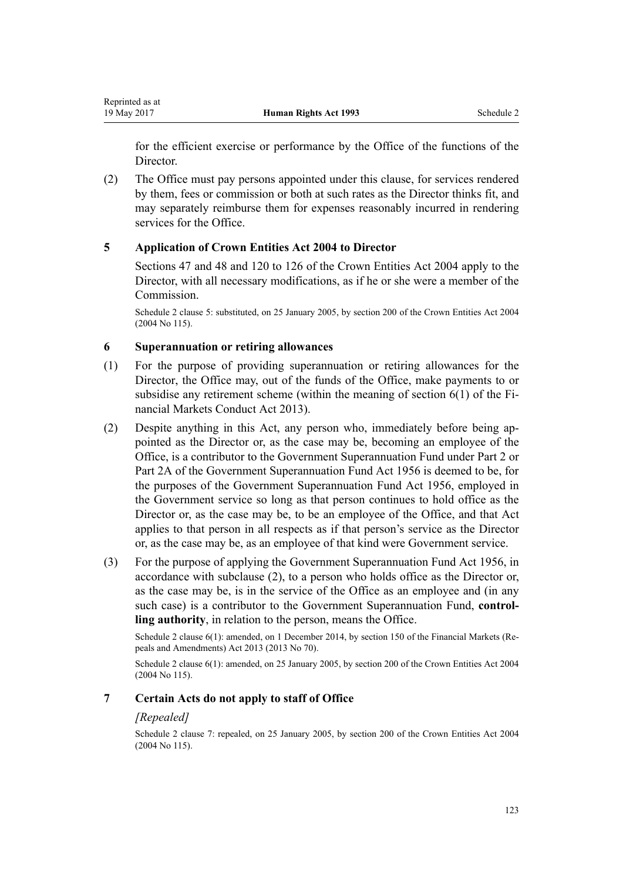for the efficient exercise or performance by the Office of the functions of the Director.

(2) The Office must pay persons appointed under this clause, for services rendered by them, fees or commission or both at such rates as the Director thinks fit, and may separately reimburse them for expenses reasonably incurred in rendering services for the Office.

### 5 Application of Crown Entities Act 2004 to Director

Sections 47 and 48 and 120 to 126 of the Crown Entities Act 2004 apply to the Director, with all necessary modifications, as if he or she were a member of the Commission.

Schedule 2 clause 5: substituted, on 25 January 2005, by section 200 of the Crown Entities Act 2004 (2004 No 115).

### 6 Superannuation or retiring allowances

(1) For the purpose of providing superannuation or retiring allowances for the Director, the Office may, out of the funds of the Office, make payments to or subsidise any retirement scheme (within the meaning of section 6(1) of the Financial Markets Conduct Act 2013).

(2) Despite anything in this Act, any person who, immediately before being appointed as the Director or, as the case may be, becoming an employee of the Office, is a contributor to the Government Superannuation Fund under Part 2 or Part 2A of the Government Superannuation Fund Act 1956 is deemed to be, for the purposes of the Government Superannuation Fund Act 1956, employed in the Government service so long as that person continues to hold office as the Director or, as the case may be, to be an employee of the Office, and that Act applies to that person in all respects as if that person's service as the Director or, as the case may be, as an employee of that kind were Government service.

(3) For the purpose of applying the Government Superannuation Fund Act 1956, in accordance with subclause (2), to a person who holds office as the Director or, as the case may be, is in the service of the Office as an employee and (in any such case) is a contributor to the Government Superannuation Fund, **controlling authority**, in relation to the person, means the Office.

Schedule 2 clause 6(1): amended, on 1 December 2014, by section 150 of the Financial Markets (Repeals and Amendments) Act 2013 (2013 No 70).

Schedule 2 clause 6(1): amended, on 25 January 2005, by section 200 of the Crown Entities Act 2004 (2004 No 115).

### 7 Certain Acts do not apply to staff of Office

*[Repealed]*

Schedule 2 clause 7: repealed, on 25 January 2005, by section 200 of the Crown Entities Act 2004 (2004 No 115).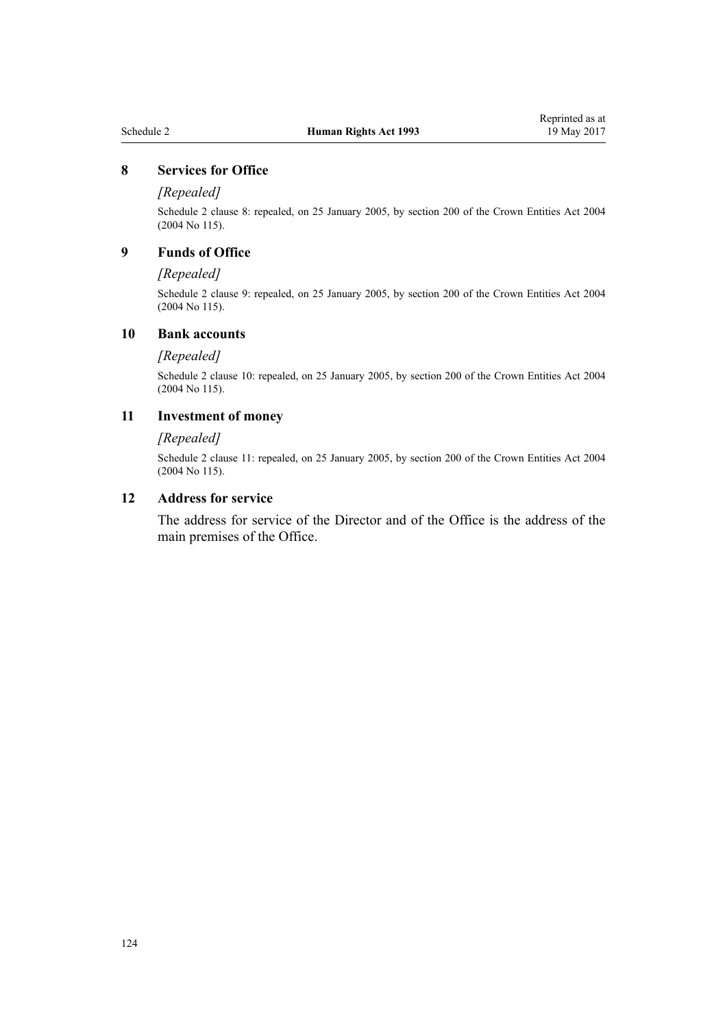### 8 Services for Office

*[Repealed]*

Schedule 2 clause 8: repealed, on 25 January 2005, by section 200 of the Crown Entities Act 2004 (2004 No 115).

### 9 Funds of Office

*[Repealed]*

Schedule 2 clause 9: repealed, on 25 January 2005, by section 200 of the Crown Entities Act 2004 (2004 No 115).

### 10 Bank accounts

*[Repealed]*

Schedule 2 clause 10: repealed, on 25 January 2005, by section 200 of the Crown Entities Act 2004 (2004 No 115).

### 11 Investment of money

*[Repealed]*

Schedule 2 clause 11: repealed, on 25 January 2005, by section 200 of the Crown Entities Act 2004 (2004 No 115).

### 12 Address for service

The address for service of the Director and of the Office is the address of the main premises of the Office.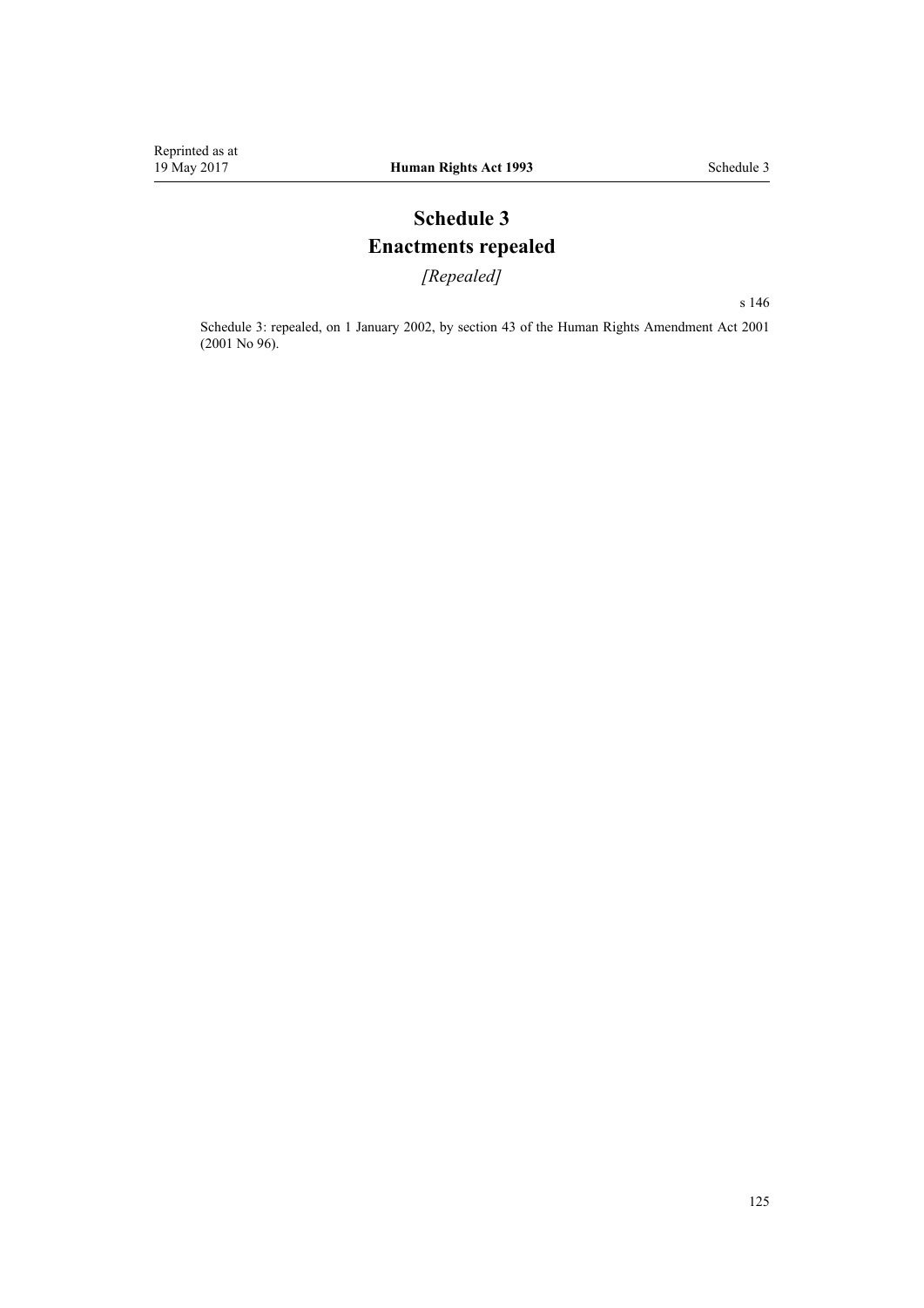# Schedule 3
# Enactments repealed

*[Repealed]*

s 146

Schedule 3: repealed, on 1 January 2002, by section 43 of the Human Rights Amendment Act 2001 (2001 No 96).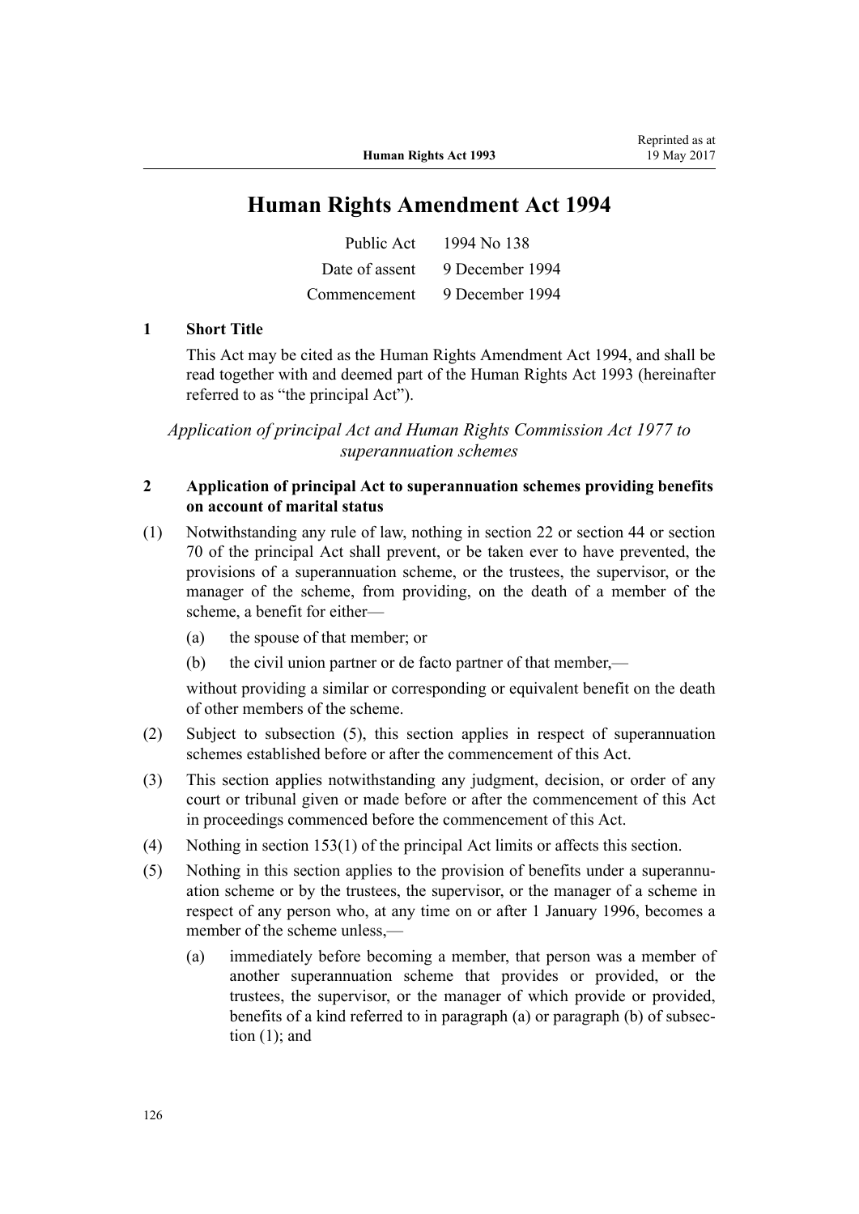# Human Rights Amendment Act 1994

| | |
|---|---|
| Public Act | 1994 No 138 |
| Date of assent | 9 December 1994 |
| Commencement | 9 December 1994 |

### 1 Short Title

This Act may be cited as the Human Rights Amendment Act 1994, and shall be read together with and deemed part of the Human Rights Act 1993 (hereinafter referred to as "the principal Act").

*Application of principal Act and Human Rights Commission Act 1977 to superannuation schemes*

### 2 Application of principal Act to superannuation schemes providing benefits on account of marital status

(1) Notwithstanding any rule of law, nothing in section 22 or section 44 or section 70 of the principal Act shall prevent, or be taken ever to have prevented, the provisions of a superannuation scheme, or the trustees, the supervisor, or the manager of the scheme, from providing, on the death of a member of the scheme, a benefit for either—

- (a) the spouse of that member; or
- (b) the civil union partner or de facto partner of that member,—

without providing a similar or corresponding or equivalent benefit on the death of other members of the scheme.

(2) Subject to subsection (5), this section applies in respect of superannuation schemes established before or after the commencement of this Act.

(3) This section applies notwithstanding any judgment, decision, or order of any court or tribunal given or made before or after the commencement of this Act in proceedings commenced before the commencement of this Act.

(4) Nothing in section 153(1) of the principal Act limits or affects this section.

(5) Nothing in this section applies to the provision of benefits under a superannuation scheme or by the trustees, the supervisor, or the manager of a scheme in respect of any person who, at any time on or after 1 January 1996, becomes a member of the scheme unless,—

- (a) immediately before becoming a member, that person was a member of another superannuation scheme that provides or provided, or the trustees, the supervisor, or the manager of which provide or provided, benefits of a kind referred to in paragraph (a) or paragraph (b) of subsection (1); and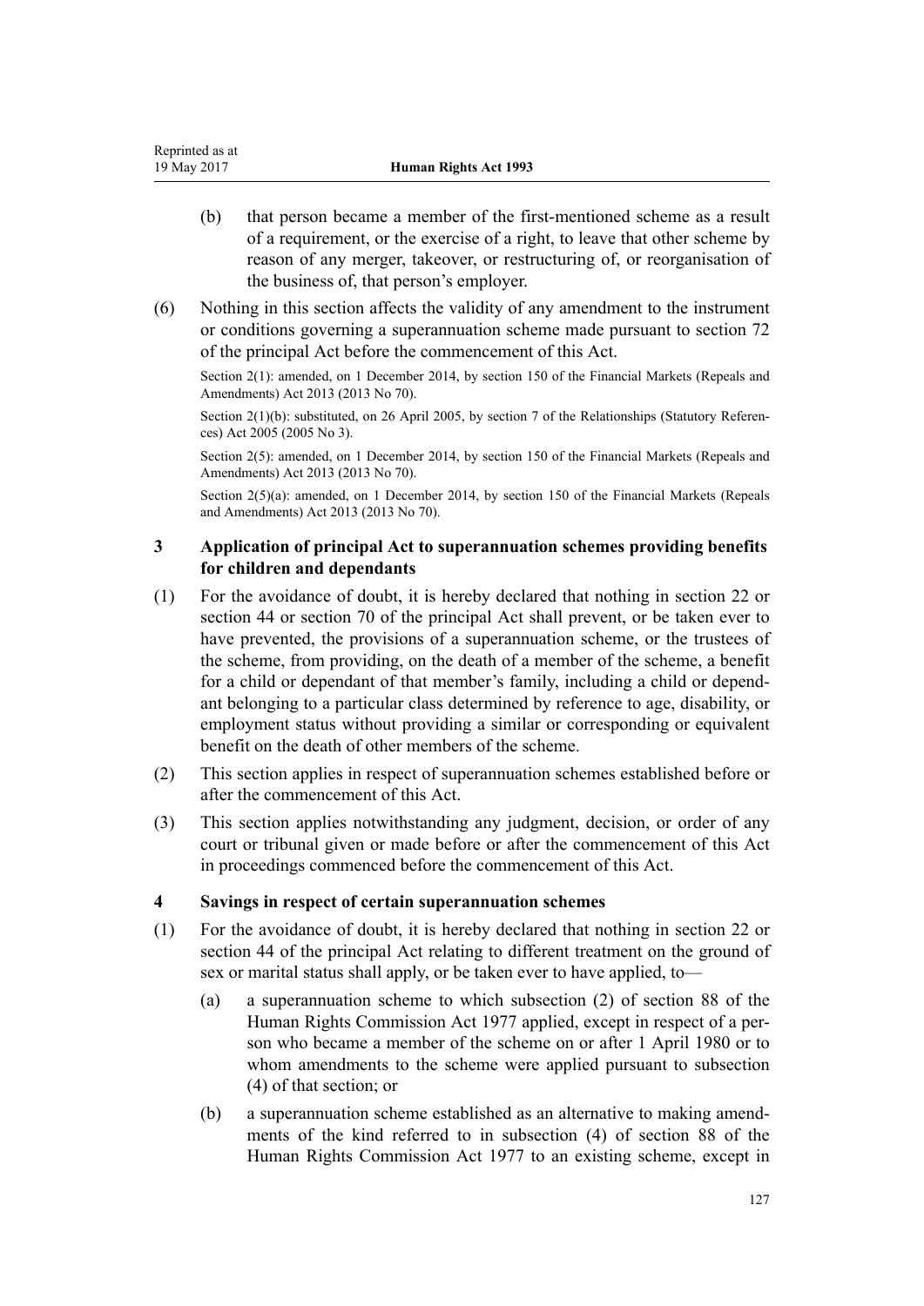(b) that person became a member of the first-mentioned scheme as a result of a requirement, or the exercise of a right, to leave that other scheme by reason of any merger, takeover, or restructuring of, or reorganisation of the business of, that person's employer.

(6) Nothing in this section affects the validity of any amendment to the instrument or conditions governing a superannuation scheme made pursuant to section 72 of the principal Act before the commencement of this Act.

Section 2(1): amended, on 1 December 2014, by section 150 of the Financial Markets (Repeals and Amendments) Act 2013 (2013 No 70).

Section 2(1)(b): substituted, on 26 April 2005, by section 7 of the Relationships (Statutory References) Act 2005 (2005 No 3).

Section 2(5): amended, on 1 December 2014, by section 150 of the Financial Markets (Repeals and Amendments) Act 2013 (2013 No 70).

Section 2(5)(a): amended, on 1 December 2014, by section 150 of the Financial Markets (Repeals and Amendments) Act 2013 (2013 No 70).

### 3 Application of principal Act to superannuation schemes providing benefits for children and dependants

(1) For the avoidance of doubt, it is hereby declared that nothing in section 22 or section 44 or section 70 of the principal Act shall prevent, or be taken ever to have prevented, the provisions of a superannuation scheme, or the trustees of the scheme, from providing, on the death of a member of the scheme, a benefit for a child or dependant of that member's family, including a child or dependant belonging to a particular class determined by reference to age, disability, or employment status without providing a similar or corresponding or equivalent benefit on the death of other members of the scheme.

(2) This section applies in respect of superannuation schemes established before or after the commencement of this Act.

(3) This section applies notwithstanding any judgment, decision, or order of any court or tribunal given or made before or after the commencement of this Act in proceedings commenced before the commencement of this Act.

### 4 Savings in respect of certain superannuation schemes

(1) For the avoidance of doubt, it is hereby declared that nothing in section 22 or section 44 of the principal Act relating to different treatment on the ground of sex or marital status shall apply, or be taken ever to have applied, to—

(a) a superannuation scheme to which subsection (2) of section 88 of the Human Rights Commission Act 1977 applied, except in respect of a person who became a member of the scheme on or after 1 April 1980 or to whom amendments to the scheme were applied pursuant to subsection (4) of that section; or

(b) a superannuation scheme established as an alternative to making amendments of the kind referred to in subsection (4) of section 88 of the Human Rights Commission Act 1977 to an existing scheme, except in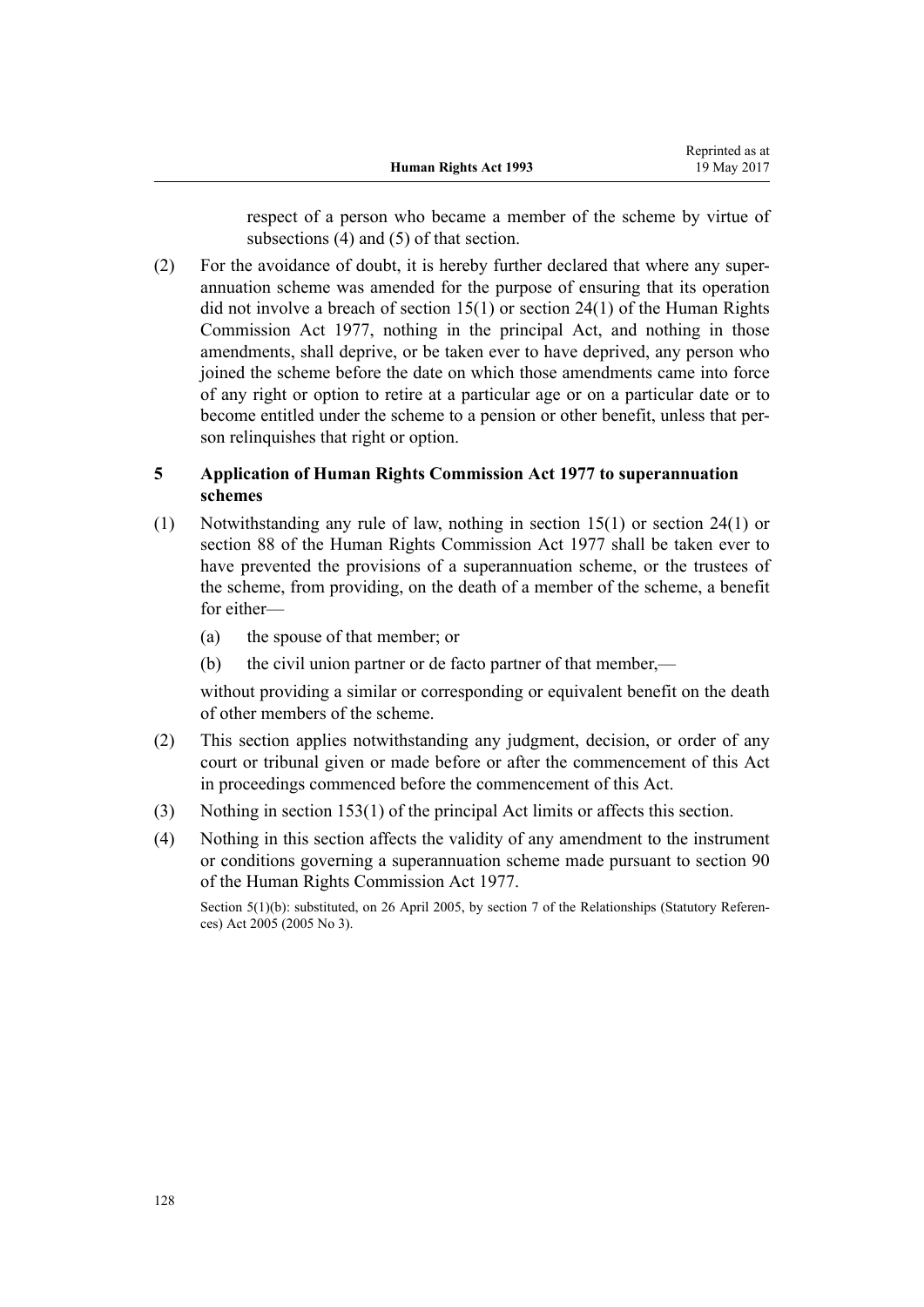respect of a person who became a member of the scheme by virtue of subsections (4) and (5) of that section.

(2) For the avoidance of doubt, it is hereby further declared that where any superannuation scheme was amended for the purpose of ensuring that its operation did not involve a breach of section 15(1) or section 24(1) of the Human Rights Commission Act 1977, nothing in the principal Act, and nothing in those amendments, shall deprive, or be taken ever to have deprived, any person who joined the scheme before the date on which those amendments came into force of any right or option to retire at a particular age or on a particular date or to become entitled under the scheme to a pension or other benefit, unless that person relinquishes that right or option.

### 5 Application of Human Rights Commission Act 1977 to superannuation schemes

(1) Notwithstanding any rule of law, nothing in section 15(1) or section 24(1) or section 88 of the Human Rights Commission Act 1977 shall be taken ever to have prevented the provisions of a superannuation scheme, or the trustees of the scheme, from providing, on the death of a member of the scheme, a benefit for either—

(a) the spouse of that member; or

(b) the civil union partner or de facto partner of that member,—

without providing a similar or corresponding or equivalent benefit on the death of other members of the scheme.

(2) This section applies notwithstanding any judgment, decision, or order of any court or tribunal given or made before or after the commencement of this Act in proceedings commenced before the commencement of this Act.

(3) Nothing in section 153(1) of the principal Act limits or affects this section.

(4) Nothing in this section affects the validity of any amendment to the instrument or conditions governing a superannuation scheme made pursuant to section 90 of the Human Rights Commission Act 1977.

Section 5(1)(b): substituted, on 26 April 2005, by section 7 of the Relationships (Statutory References) Act 2005 (2005 No 3).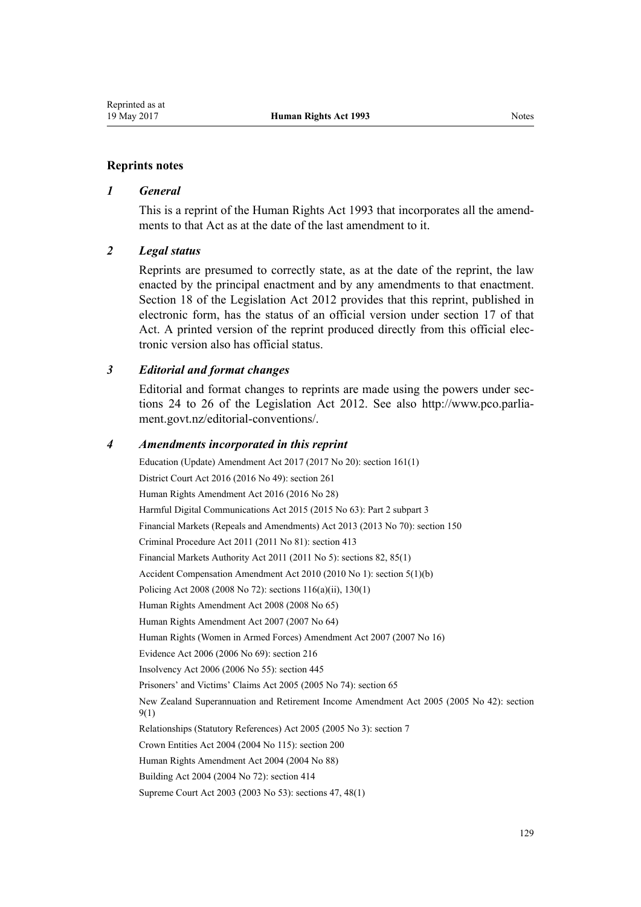## Reprints notes

### *1 General*

This is a reprint of the Human Rights Act 1993 that incorporates all the amendments to that Act as at the date of the last amendment to it.

### *2 Legal status*

Reprints are presumed to correctly state, as at the date of the reprint, the law enacted by the principal enactment and by any amendments to that enactment. Section 18 of the Legislation Act 2012 provides that this reprint, published in electronic form, has the status of an official version under section 17 of that Act. A printed version of the reprint produced directly from this official electronic version also has official status.

### *3 Editorial and format changes*

Editorial and format changes to reprints are made using the powers under sections 24 to 26 of the Legislation Act 2012. See also http://www.pco.parliament.govt.nz/editorial-conventions/.

### *4 Amendments incorporated in this reprint*

Education (Update) Amendment Act 2017 (2017 No 20): section 161(1)

District Court Act 2016 (2016 No 49): section 261

Human Rights Amendment Act 2016 (2016 No 28)

Harmful Digital Communications Act 2015 (2015 No 63): Part 2 subpart 3

Financial Markets (Repeals and Amendments) Act 2013 (2013 No 70): section 150

Criminal Procedure Act 2011 (2011 No 81): section 413

Financial Markets Authority Act 2011 (2011 No 5): sections 82, 85(1)

Accident Compensation Amendment Act 2010 (2010 No 1): section 5(1)(b)

Policing Act 2008 (2008 No 72): sections 116(a)(ii), 130(1)

Human Rights Amendment Act 2008 (2008 No 65)

Human Rights Amendment Act 2007 (2007 No 64)

Human Rights (Women in Armed Forces) Amendment Act 2007 (2007 No 16)

Evidence Act 2006 (2006 No 69): section 216

Insolvency Act 2006 (2006 No 55): section 445

Prisoners' and Victims' Claims Act 2005 (2005 No 74): section 65

New Zealand Superannuation and Retirement Income Amendment Act 2005 (2005 No 42): section 9(1)

Relationships (Statutory References) Act 2005 (2005 No 3): section 7

Crown Entities Act 2004 (2004 No 115): section 200

Human Rights Amendment Act 2004 (2004 No 88)

Building Act 2004 (2004 No 72): section 414

Supreme Court Act 2003 (2003 No 53): sections 47, 48(1)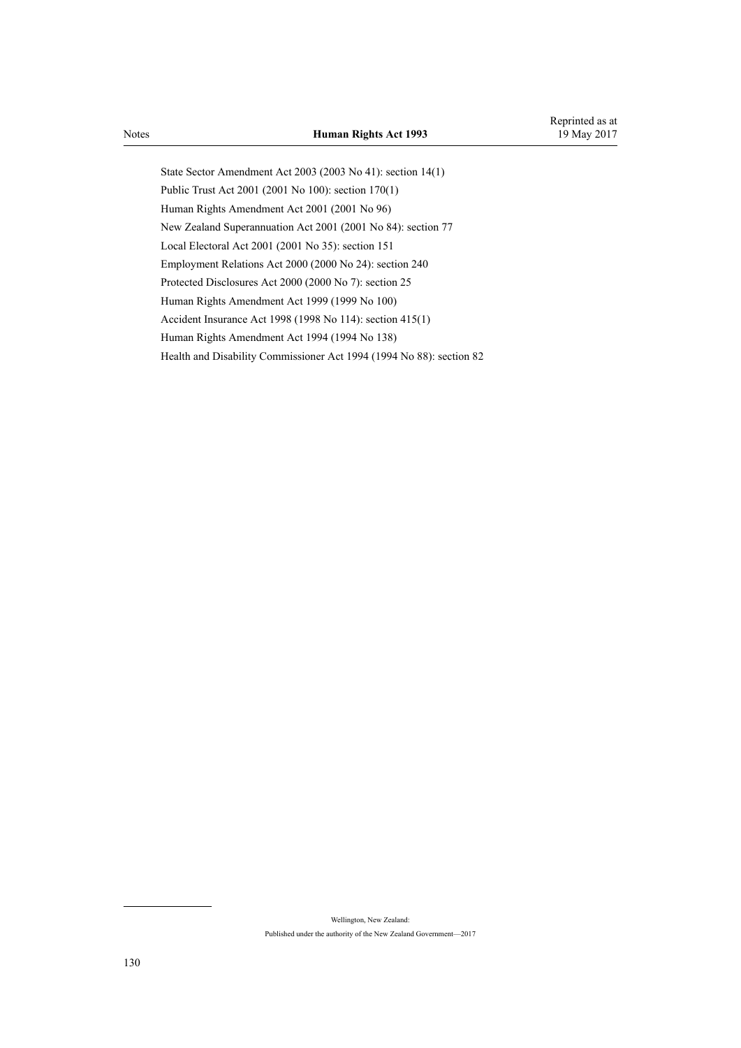State Sector Amendment Act 2003 (2003 No 41): section 14(1)

Public Trust Act 2001 (2001 No 100): section 170(1)

Human Rights Amendment Act 2001 (2001 No 96)

New Zealand Superannuation Act 2001 (2001 No 84): section 77

Local Electoral Act 2001 (2001 No 35): section 151

Employment Relations Act 2000 (2000 No 24): section 240

Protected Disclosures Act 2000 (2000 No 7): section 25

Human Rights Amendment Act 1999 (1999 No 100)

Accident Insurance Act 1998 (1998 No 114): section 415(1)

Human Rights Amendment Act 1994 (1994 No 138)

Health and Disability Commissioner Act 1994 (1994 No 88): section 82

Wellington, New Zealand:

Published under the authority of the New Zealand Government—2017